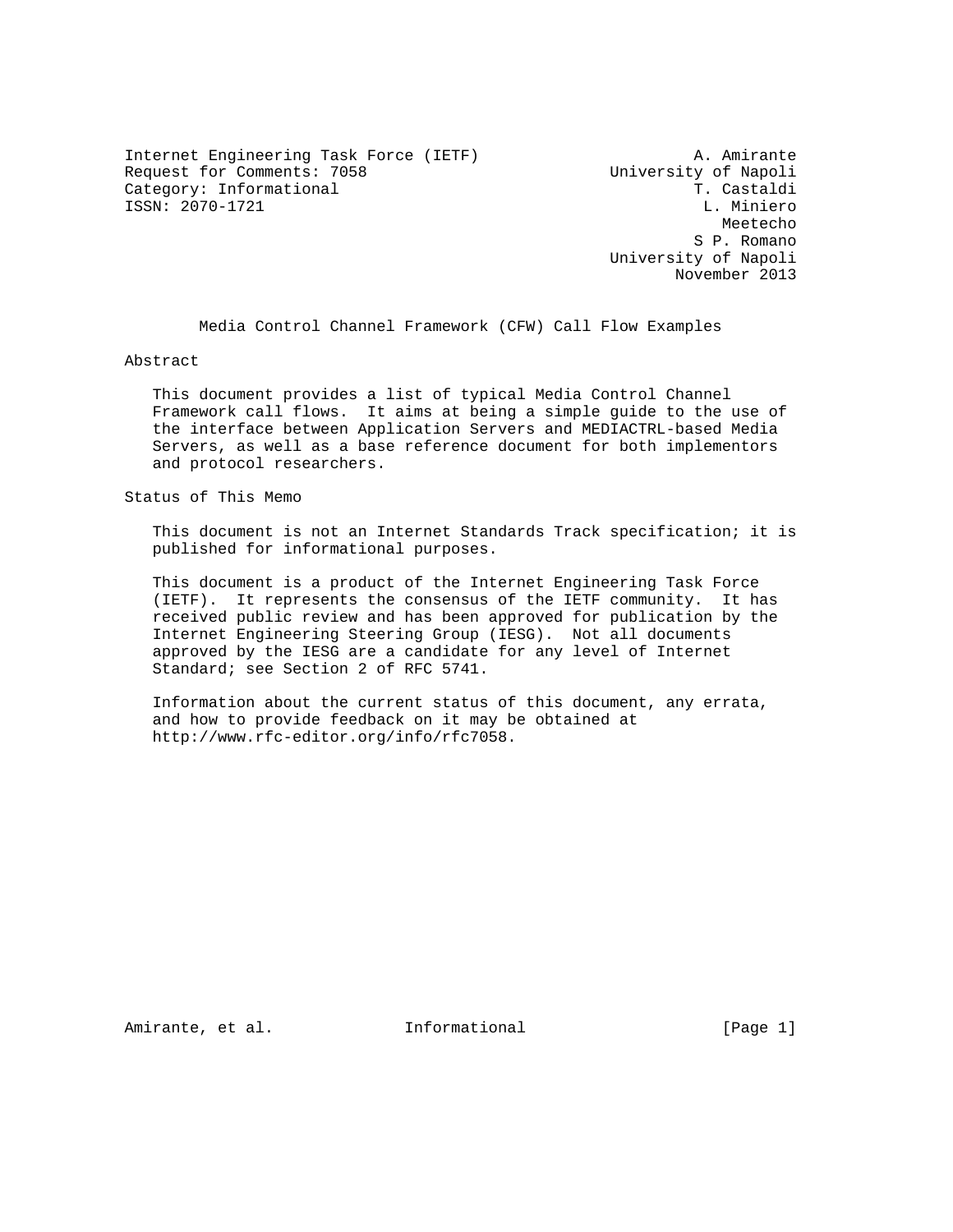Internet Engineering Task Force (IETF)  
Request for Comments: 7058  
Category: Informational  
ISSN: 2070-1721

A. Amirante  
University of Napoli  
T. Castaldi  
L. Miniero  
Meetecho  
S P. Romano  
University of Napoli  
November 2013

# Media Control Channel Framework (CFW) Call Flow Examples

## Abstract

This document provides a list of typical Media Control Channel Framework call flows. It aims at being a simple guide to the use of the interface between Application Servers and MEDIACTRL-based Media Servers, as well as a base reference document for both implementors and protocol researchers.

## Status of This Memo

This document is not an Internet Standards Track specification; it is published for informational purposes.

This document is a product of the Internet Engineering Task Force (IETF). It represents the consensus of the IETF community. It has received public review and has been approved for publication by the Internet Engineering Steering Group (IESG). Not all documents approved by the IESG are a candidate for any level of Internet Standard; see Section 2 of RFC 5741.

Information about the current status of this document, any errata, and how to provide feedback on it may be obtained at http://www.rfc-editor.org/info/rfc7058.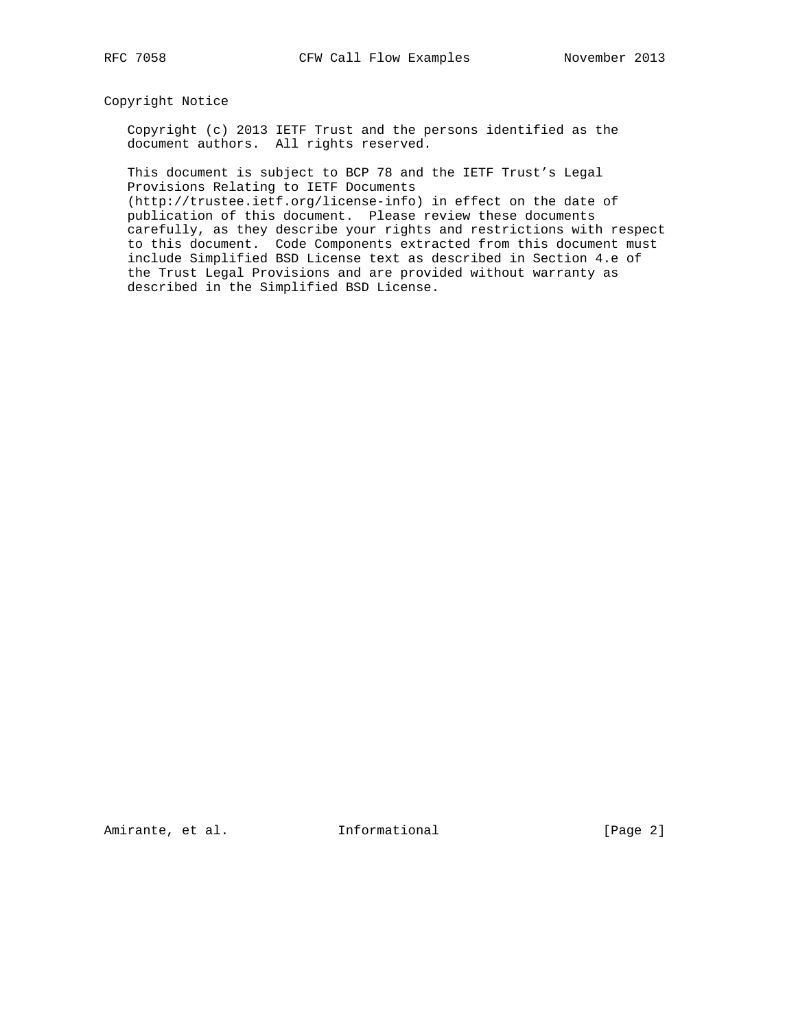## Copyright Notice

Copyright (c) 2013 IETF Trust and the persons identified as the document authors. All rights reserved.

This document is subject to BCP 78 and the IETF Trust's Legal Provisions Relating to IETF Documents (http://trustee.ietf.org/license-info) in effect on the date of publication of this document. Please review these documents carefully, as they describe your rights and restrictions with respect to this document. Code Components extracted from this document must include Simplified BSD License text as described in Section 4.e of the Trust Legal Provisions and are provided without warranty as described in the Simplified BSD License.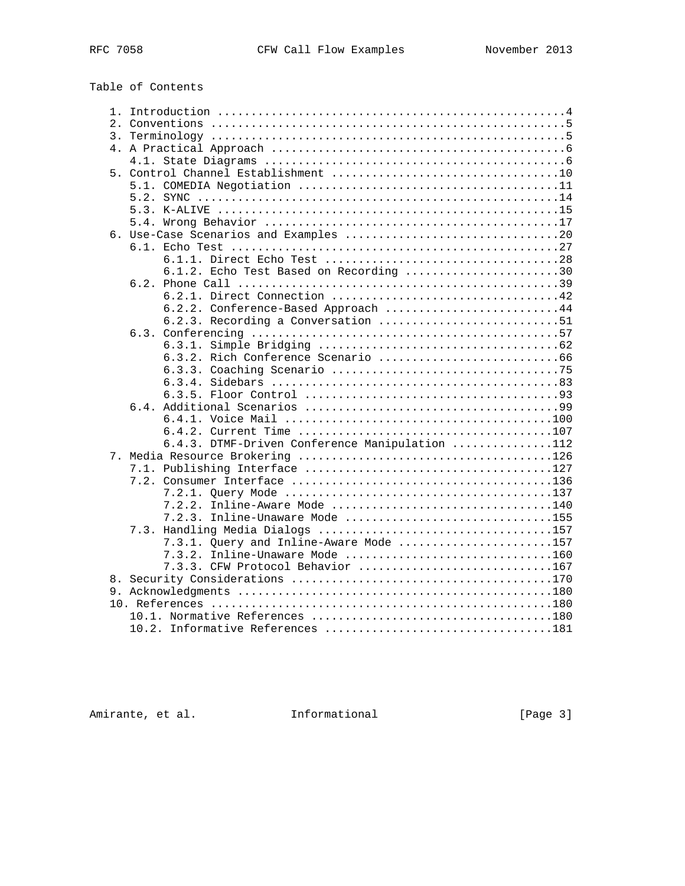## Table of Contents

```
   1. Introduction ....................................................4
   2. Conventions .....................................................5
   3. Terminology .....................................................5
   4. A Practical Approach ............................................6
      4.1. State Diagrams .............................................6
   5. Control Channel Establishment ..................................10
      5.1. COMEDIA Negotiation .......................................11
      5.2. SYNC ......................................................14
      5.3. K-ALIVE ...................................................15
      5.4. Wrong Behavior ............................................17
   6. Use-Case Scenarios and Examples ................................20
      6.1. Echo Test .................................................27
           6.1.1. Direct Echo Test ...................................28
           6.1.2. Echo Test Based on Recording .......................30
      6.2. Phone Call ................................................39
           6.2.1. Direct Connection ..................................42
           6.2.2. Conference-Based Approach ..........................44
           6.2.3. Recording a Conversation ...........................51
      6.3. Conferencing ..............................................57
           6.3.1. Simple Bridging ....................................62
           6.3.2. Rich Conference Scenario ...........................66
           6.3.3. Coaching Scenario ..................................75
           6.3.4. Sidebars ...........................................83
           6.3.5. Floor Control ......................................93
      6.4. Additional Scenarios ......................................99
           6.4.1. Voice Mail ........................................100
           6.4.2. Current Time ......................................107
           6.4.3. DTMF-Driven Conference Manipulation ...............112
   7. Media Resource Brokering .......................................126
      7.1. Publishing Interface .....................................127
      7.2. Consumer Interface .......................................136
           7.2.1. Query Mode ........................................137
           7.2.2. Inline-Aware Mode .................................140
           7.2.3. Inline-Unaware Mode ...............................155
      7.3. Handling Media Dialogs ...................................157
           7.3.1. Query and Inline-Aware Mode .......................157
           7.3.2. Inline-Unaware Mode ...............................160
           7.3.3. CFW Protocol Behavior .............................167
   8. Security Considerations ........................................170
   9. Acknowledgments ................................................180
   10. References ....................................................180
      10.1. Normative References .....................................180
      10.2. Informative References ...................................181
```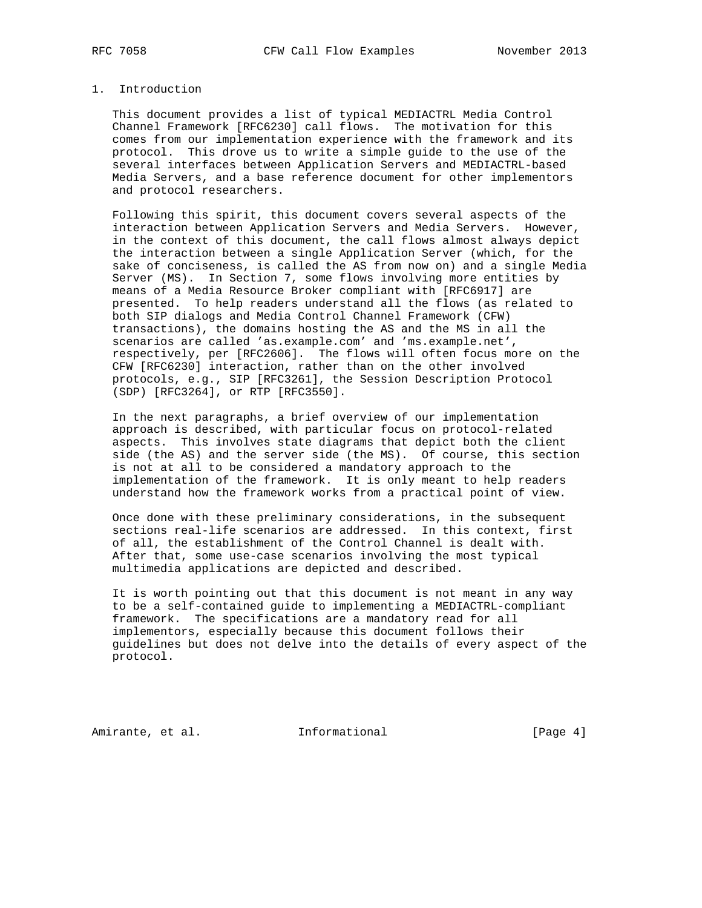# 1. Introduction

This document provides a list of typical MEDIACTRL Media Control Channel Framework [RFC6230] call flows. The motivation for this comes from our implementation experience with the framework and its protocol. This drove us to write a simple guide to the use of the several interfaces between Application Servers and MEDIACTRL-based Media Servers, and a base reference document for other implementors and protocol researchers.

Following this spirit, this document covers several aspects of the interaction between Application Servers and Media Servers. However, in the context of this document, the call flows almost always depict the interaction between a single Application Server (which, for the sake of conciseness, is called the AS from now on) and a single Media Server (MS). In Section 7, some flows involving more entities by means of a Media Resource Broker compliant with [RFC6917] are presented. To help readers understand all the flows (as related to both SIP dialogs and Media Control Channel Framework (CFW) transactions), the domains hosting the AS and the MS in all the scenarios are called 'as.example.com' and 'ms.example.net', respectively, per [RFC2606]. The flows will often focus more on the CFW [RFC6230] interaction, rather than on the other involved protocols, e.g., SIP [RFC3261], the Session Description Protocol (SDP) [RFC3264], or RTP [RFC3550].

In the next paragraphs, a brief overview of our implementation approach is described, with particular focus on protocol-related aspects. This involves state diagrams that depict both the client side (the AS) and the server side (the MS). Of course, this section is not at all to be considered a mandatory approach to the implementation of the framework. It is only meant to help readers understand how the framework works from a practical point of view.

Once done with these preliminary considerations, in the subsequent sections real-life scenarios are addressed. In this context, first of all, the establishment of the Control Channel is dealt with. After that, some use-case scenarios involving the most typical multimedia applications are depicted and described.

It is worth pointing out that this document is not meant in any way to be a self-contained guide to implementing a MEDIACTRL-compliant framework. The specifications are a mandatory read for all implementors, especially because this document follows their guidelines but does not delve into the details of every aspect of the protocol.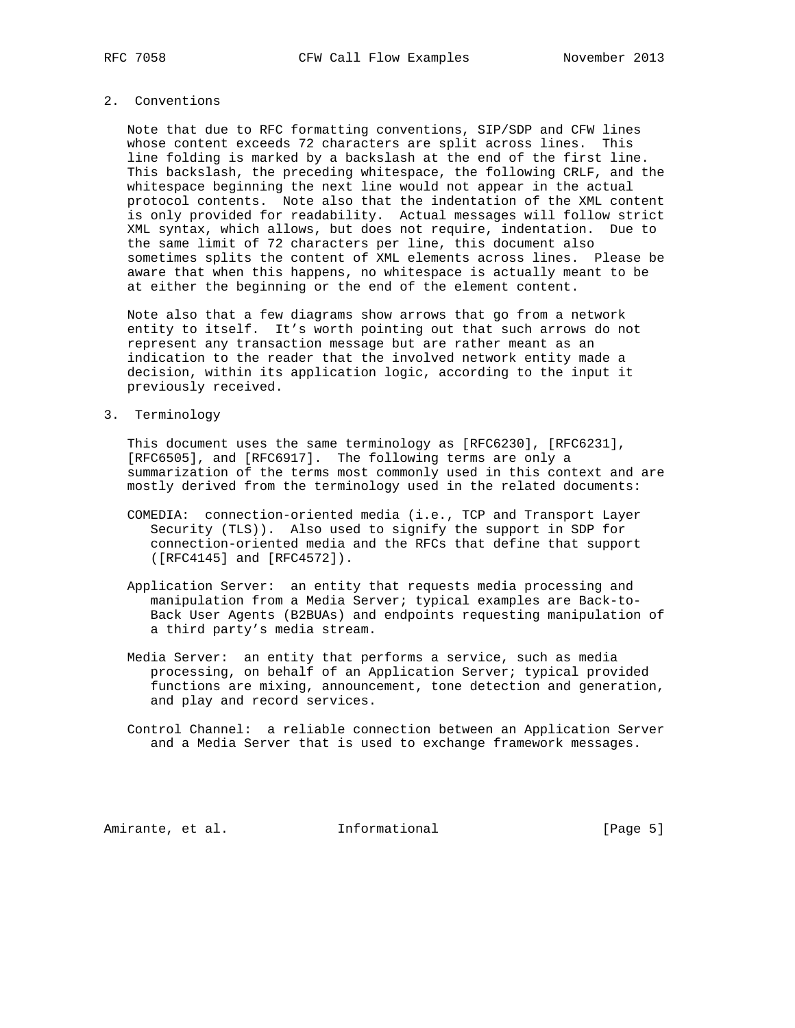## 2. Conventions

Note that due to RFC formatting conventions, SIP/SDP and CFW lines whose content exceeds 72 characters are split across lines. This line folding is marked by a backslash at the end of the first line. This backslash, the preceding whitespace, the following CRLF, and the whitespace beginning the next line would not appear in the actual protocol contents. Note also that the indentation of the XML content is only provided for readability. Actual messages will follow strict XML syntax, which allows, but does not require, indentation. Due to the same limit of 72 characters per line, this document also sometimes splits the content of XML elements across lines. Please be aware that when this happens, no whitespace is actually meant to be at either the beginning or the end of the element content.

Note also that a few diagrams show arrows that go from a network entity to itself. It's worth pointing out that such arrows do not represent any transaction message but are rather meant as an indication to the reader that the involved network entity made a decision, within its application logic, according to the input it previously received.

## 3. Terminology

This document uses the same terminology as [RFC6230], [RFC6231], [RFC6505], and [RFC6917]. The following terms are only a summarization of the terms most commonly used in this context and are mostly derived from the terminology used in the related documents:

COMEDIA: connection-oriented media (i.e., TCP and Transport Layer Security (TLS)). Also used to signify the support in SDP for connection-oriented media and the RFCs that define that support ([RFC4145] and [RFC4572]).

Application Server: an entity that requests media processing and manipulation from a Media Server; typical examples are Back-to-Back User Agents (B2BUAs) and endpoints requesting manipulation of a third party's media stream.

Media Server: an entity that performs a service, such as media processing, on behalf of an Application Server; typical provided functions are mixing, announcement, tone detection and generation, and play and record services.

Control Channel: a reliable connection between an Application Server and a Media Server that is used to exchange framework messages.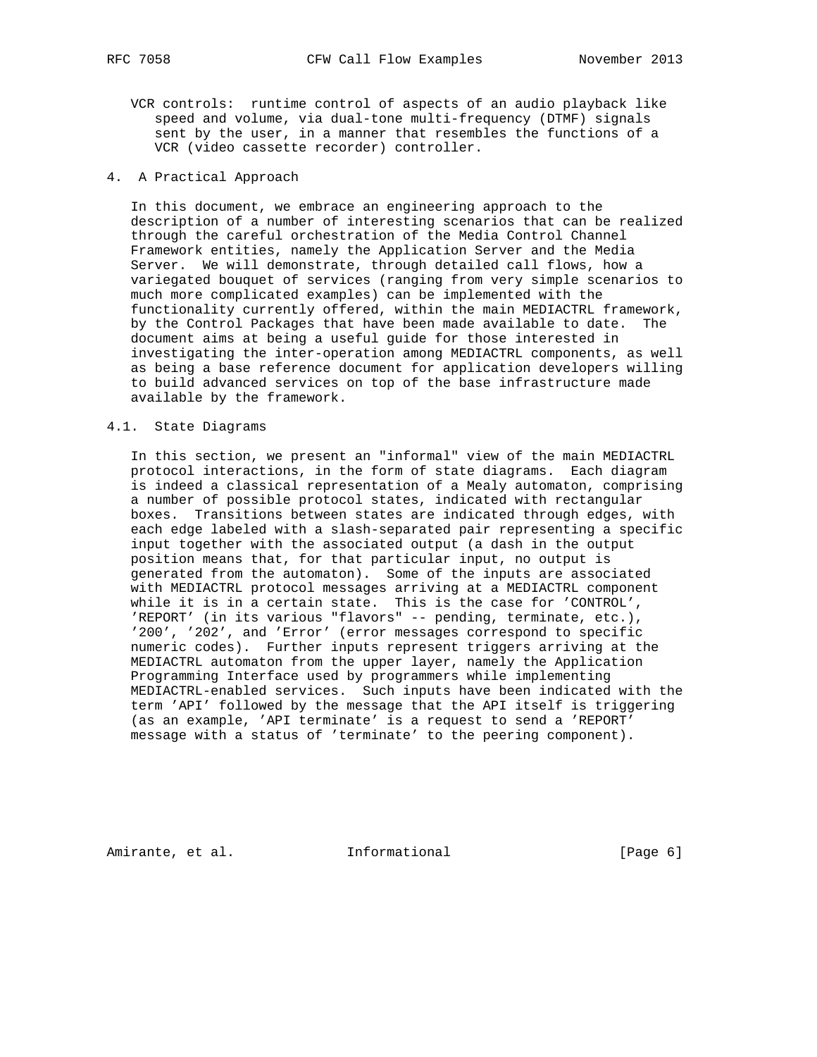VCR controls: runtime control of aspects of an audio playback like speed and volume, via dual-tone multi-frequency (DTMF) signals sent by the user, in a manner that resembles the functions of a VCR (video cassette recorder) controller.

## 4. A Practical Approach

In this document, we embrace an engineering approach to the description of a number of interesting scenarios that can be realized through the careful orchestration of the Media Control Channel Framework entities, namely the Application Server and the Media Server. We will demonstrate, through detailed call flows, how a variegated bouquet of services (ranging from very simple scenarios to much more complicated examples) can be implemented with the functionality currently offered, within the main MEDIACTRL framework, by the Control Packages that have been made available to date. The document aims at being a useful guide for those interested in investigating the inter-operation among MEDIACTRL components, as well as being a base reference document for application developers willing to build advanced services on top of the base infrastructure made available by the framework.

### 4.1. State Diagrams

In this section, we present an "informal" view of the main MEDIACTRL protocol interactions, in the form of state diagrams. Each diagram is indeed a classical representation of a Mealy automaton, comprising a number of possible protocol states, indicated with rectangular boxes. Transitions between states are indicated through edges, with each edge labeled with a slash-separated pair representing a specific input together with the associated output (a dash in the output position means that, for that particular input, no output is generated from the automaton). Some of the inputs are associated with MEDIACTRL protocol messages arriving at a MEDIACTRL component while it is in a certain state. This is the case for 'CONTROL', 'REPORT' (in its various "flavors" -- pending, terminate, etc.), '200', '202', and 'Error' (error messages correspond to specific numeric codes). Further inputs represent triggers arriving at the MEDIACTRL automaton from the upper layer, namely the Application Programming Interface used by programmers while implementing MEDIACTRL-enabled services. Such inputs have been indicated with the term 'API' followed by the message that the API itself is triggering (as an example, 'API terminate' is a request to send a 'REPORT' message with a status of 'terminate' to the peering component).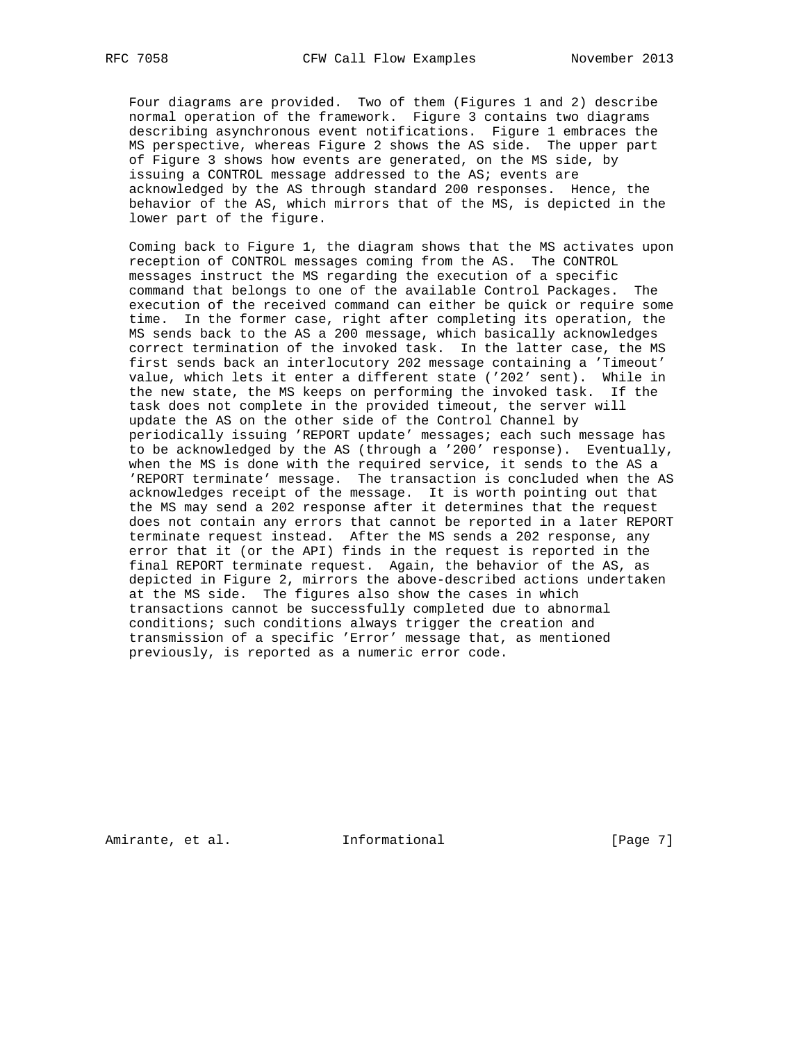Four diagrams are provided. Two of them (Figures 1 and 2) describe normal operation of the framework. Figure 3 contains two diagrams describing asynchronous event notifications. Figure 1 embraces the MS perspective, whereas Figure 2 shows the AS side. The upper part of Figure 3 shows how events are generated, on the MS side, by issuing a CONTROL message addressed to the AS; events are acknowledged by the AS through standard 200 responses. Hence, the behavior of the AS, which mirrors that of the MS, is depicted in the lower part of the figure.

Coming back to Figure 1, the diagram shows that the MS activates upon reception of CONTROL messages coming from the AS. The CONTROL messages instruct the MS regarding the execution of a specific command that belongs to one of the available Control Packages. The execution of the received command can either be quick or require some time. In the former case, right after completing its operation, the MS sends back to the AS a 200 message, which basically acknowledges correct termination of the invoked task. In the latter case, the MS first sends back an interlocutory 202 message containing a 'Timeout' value, which lets it enter a different state ('202' sent). While in the new state, the MS keeps on performing the invoked task. If the task does not complete in the provided timeout, the server will update the AS on the other side of the Control Channel by periodically issuing 'REPORT update' messages; each such message has to be acknowledged by the AS (through a '200' response). Eventually, when the MS is done with the required service, it sends to the AS a 'REPORT terminate' message. The transaction is concluded when the AS acknowledges receipt of the message. It is worth pointing out that the MS may send a 202 response after it determines that the request does not contain any errors that cannot be reported in a later REPORT terminate request instead. After the MS sends a 202 response, any error that it (or the API) finds in the request is reported in the final REPORT terminate request. Again, the behavior of the AS, as depicted in Figure 2, mirrors the above-described actions undertaken at the MS side. The figures also show the cases in which transactions cannot be successfully completed due to abnormal conditions; such conditions always trigger the creation and transmission of a specific 'Error' message that, as mentioned previously, is reported as a numeric error code.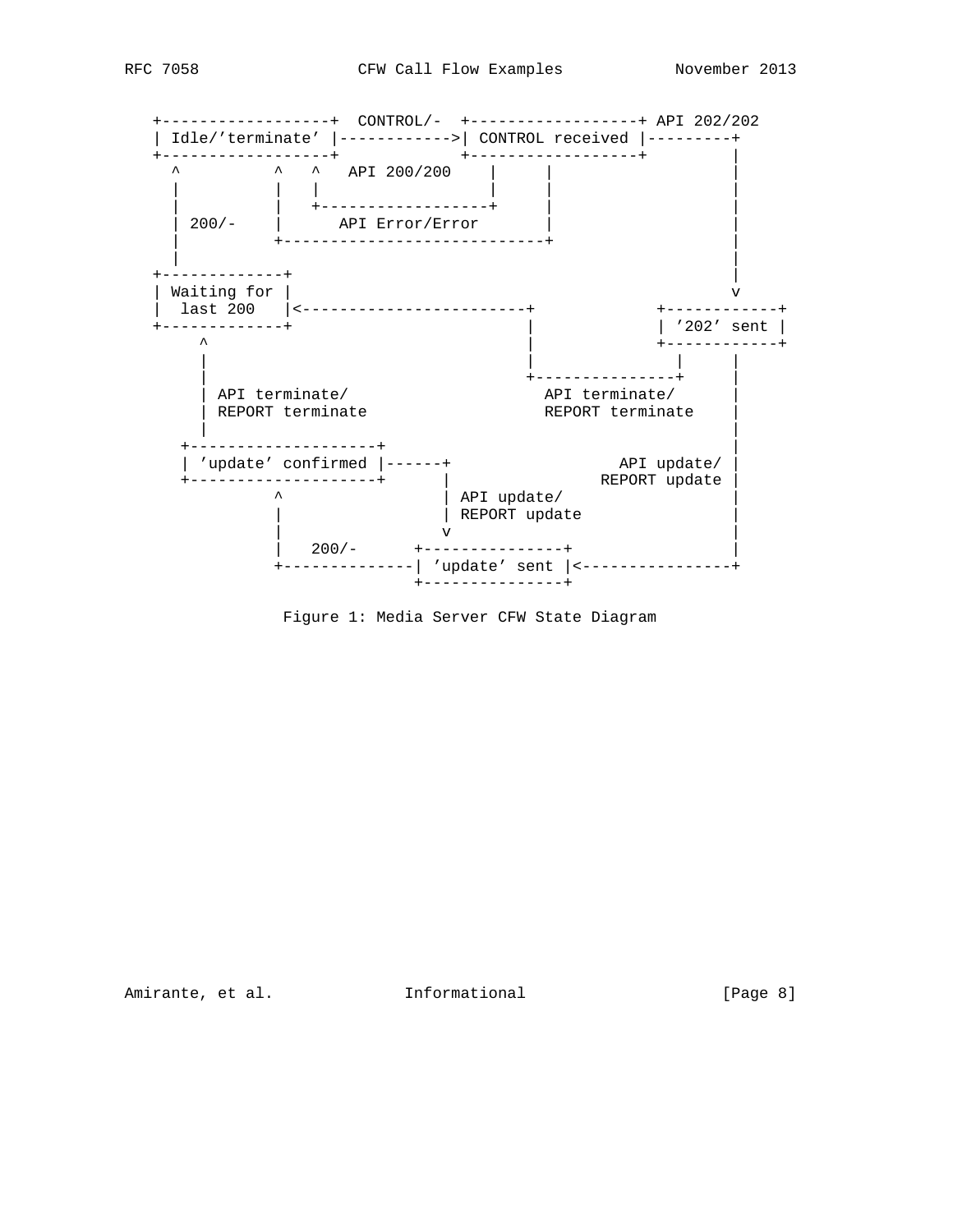```
   +------------------+  CONTROL/-  +------------------+ API 202/202
   | Idle/'terminate' |------------>| CONTROL received |---------+
   +------------------+             +------------------+         |
     ^          ^   ^   API 200/200    |     |                   |
     |          |   |                  |     |                   |
     |          |   +------------------+     |                   |
     | 200/-    |      API Error/Error       |                   |
     |          +----------------------------+                   |
     |                                                           |
   +-------------+                                               |
   | Waiting for |                                               v
   |  last 200   |<------------------------+            +------------+
   +-------------+                         |            | '202' sent |
        ^                                  |            +------------+
        |                                  |              |     |
        |                                  +--------------+     |
        | API terminate/                     API terminate/     |
        | REPORT terminate                   REPORT terminate   |
        |                                                       |
      +--------------------+                                    |
      | 'update' confirmed |------+                API update/  |
      +--------------------+      |              REPORT update  |
               ^                  | API update/                 |
               |                  | REPORT update               |
               |                  v                             |
               |   200/-      +---------------+                 |
               +--------------| 'update' sent |<----------------+
                              +---------------+
```

Figure 1: Media Server CFW State Diagram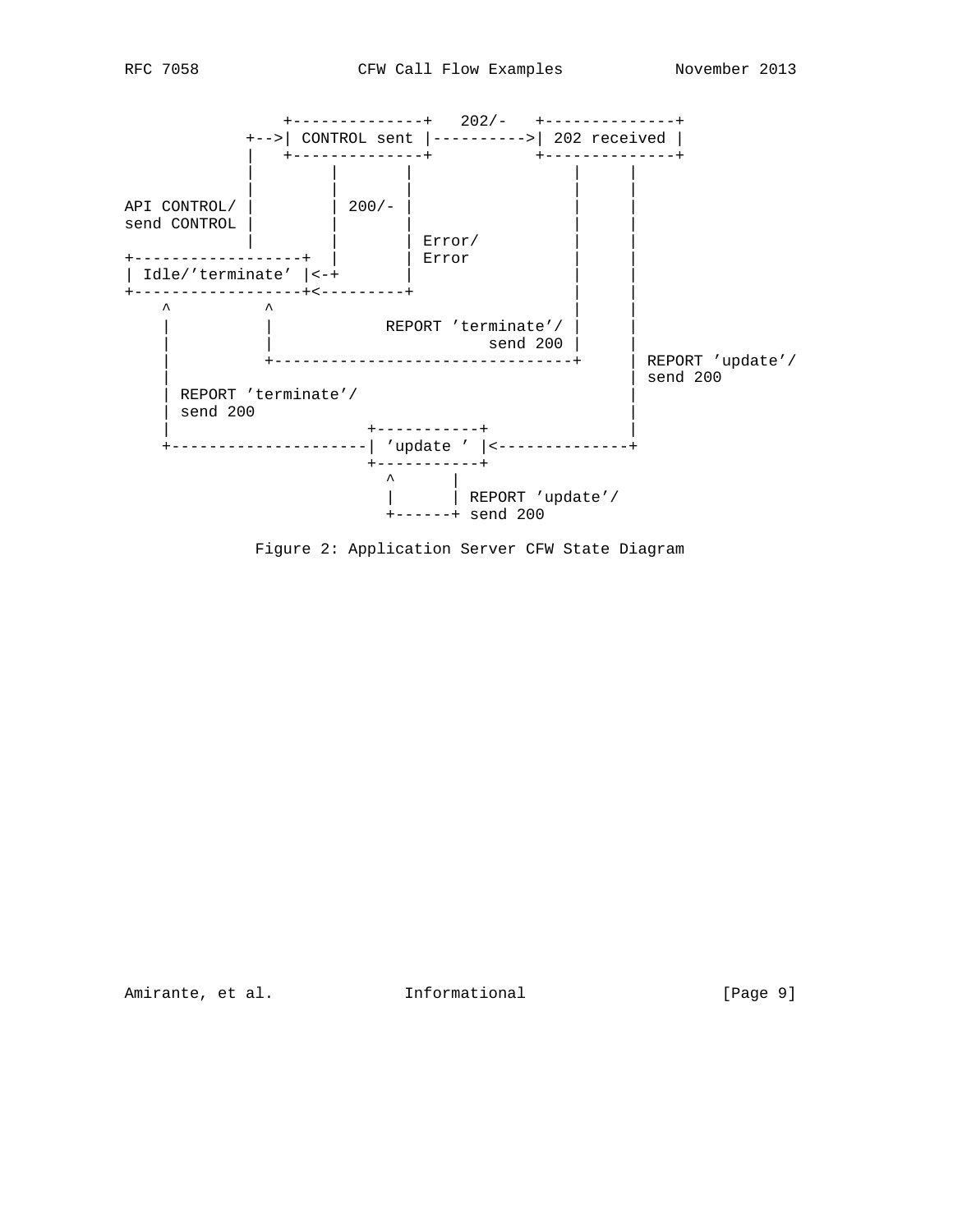```
                +--------------+   202/-   +--------------+
            +-->| CONTROL sent |---------->| 202 received |
            |   +--------------+           +--------------+
            |        |       |                 |      |
            |        |       |                 |      |
API CONTROL/ |        | 200/- |                 |      |
send CONTROL |        |       |                 |      |
            |        |       | Error/          |      |
+-----------------+  |       | Error           |      |
| Idle/'terminate' |<-+       |                 |      |
+-----------------+<---------+                 |      |
    ^         ^                                |      |
    |         |           REPORT 'terminate'/ |      |
    |         |                      send 200 |      |
    |         +-------------------------------+      | REPORT 'update'/
    |                                                | send 200
    | REPORT 'terminate'/                            |
    | send 200                                       |
    |                     +-----------+              |
    +---------------------| 'update ' |<-------------+
                          +-----------+
                            ^      |
                            |      | REPORT 'update'/
                            +------+ send 200
```

Figure 2: Application Server CFW State Diagram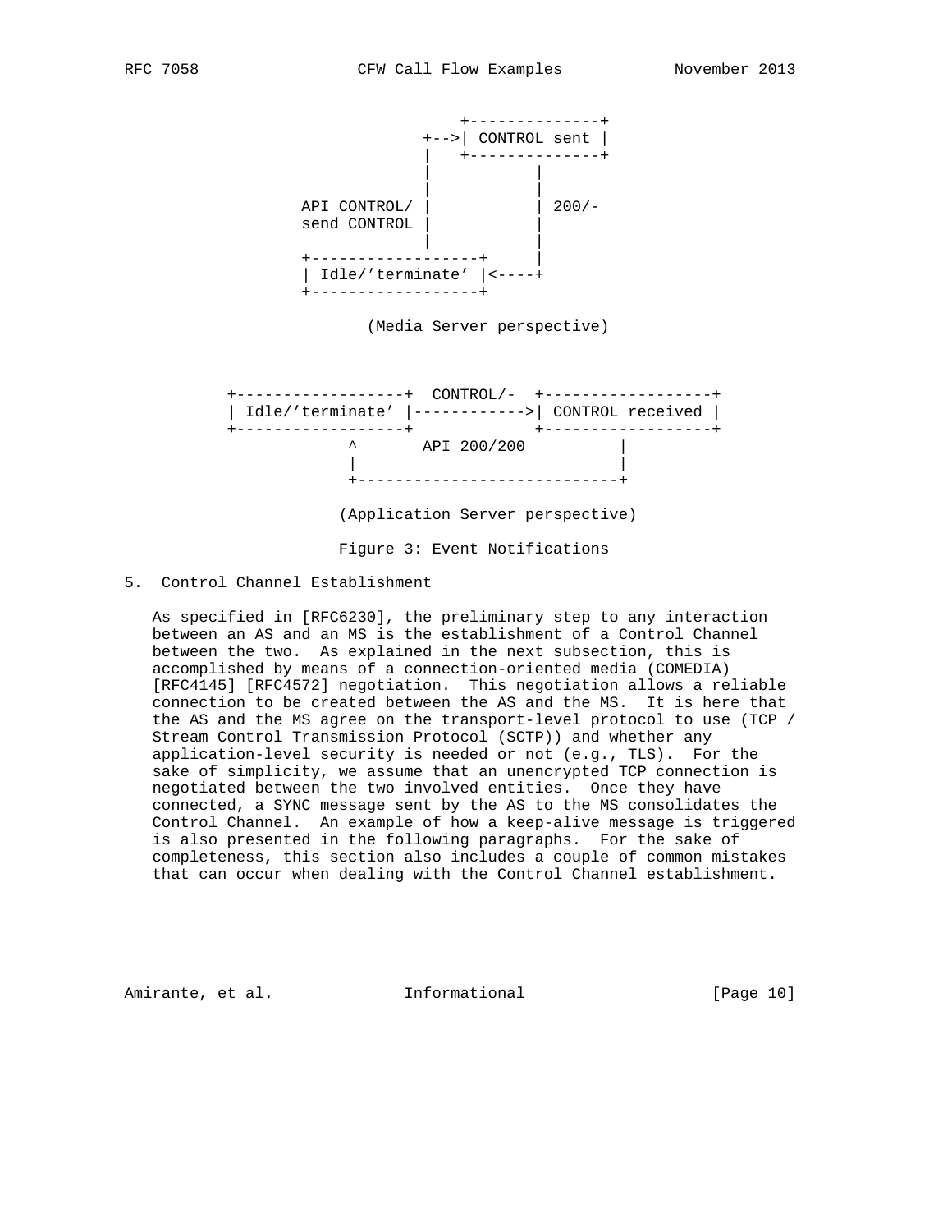```
                     +--------------+
                 +-->| CONTROL sent |
                 |   +--------------+
                 |           |
                 |           |
    API CONTROL/ |           | 200/-
    send CONTROL |           |
                 |           |
    +------------------+     |
    | Idle/'terminate' |<----+
    +------------------+

           (Media Server perspective)


 +------------------+  CONTROL/-  +------------------+
 | Idle/'terminate' |------------>| CONTROL received |
 +------------------+             +------------------+
            ^       API 200/200          |
            |                            |
            +----------------------------+

          (Application Server perspective)
```

Figure 3: Event Notifications

## 5. Control Channel Establishment

As specified in [RFC6230], the preliminary step to any interaction between an AS and an MS is the establishment of a Control Channel between the two. As explained in the next subsection, this is accomplished by means of a connection-oriented media (COMEDIA) [RFC4145] [RFC4572] negotiation. This negotiation allows a reliable connection to be created between the AS and the MS. It is here that the AS and the MS agree on the transport-level protocol to use (TCP / Stream Control Transmission Protocol (SCTP)) and whether any application-level security is needed or not (e.g., TLS). For the sake of simplicity, we assume that an unencrypted TCP connection is negotiated between the two involved entities. Once they have connected, a SYNC message sent by the AS to the MS consolidates the Control Channel. An example of how a keep-alive message is triggered is also presented in the following paragraphs. For the sake of completeness, this section also includes a couple of common mistakes that can occur when dealing with the Control Channel establishment.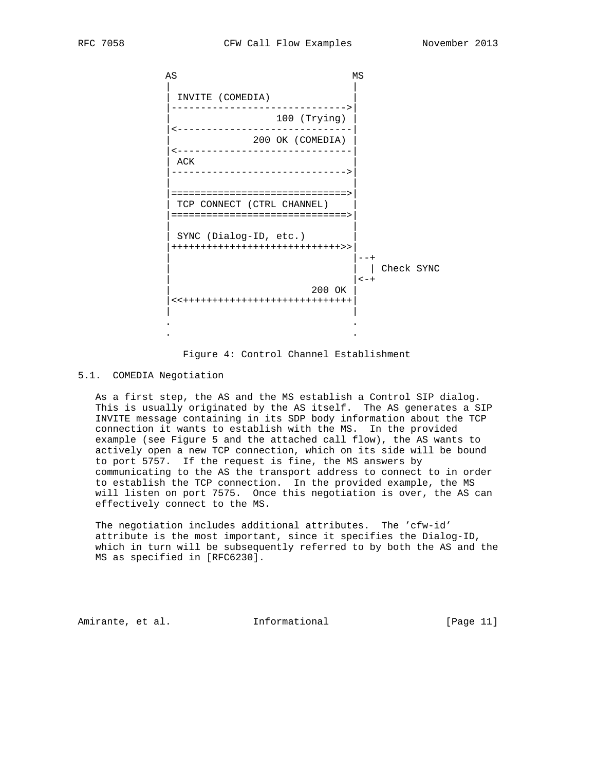```
             AS                             MS
             |                              |
             | INVITE (COMEDIA)             |
             |----------------------------->|
             |                100 (Trying)  |
             |<-----------------------------|
             |              200 OK (COMEDIA)|
             |<-----------------------------|
             | ACK                          |
             |----------------------------->|
             |                              |
             |=============================>|
             | TCP CONNECT (CTRL CHANNEL)   |
             |=============================>|
             |                              |
             | SYNC (Dialog-ID, etc.)       |
             |++++++++++++++++++++++++++++>>|
             |                              |--+
             |                              |  | Check SYNC
             |                              |<-+
             |                        200 OK|
             |<<++++++++++++++++++++++++++++|
             |                              |
             .                              .
             .                              .
```

Figure 4: Control Channel Establishment

## 5.1. COMEDIA Negotiation

As a first step, the AS and the MS establish a Control SIP dialog. This is usually originated by the AS itself. The AS generates a SIP INVITE message containing in its SDP body information about the TCP connection it wants to establish with the MS. In the provided example (see Figure 5 and the attached call flow), the AS wants to actively open a new TCP connection, which on its side will be bound to port 5757. If the request is fine, the MS answers by communicating to the AS the transport address to connect to in order to establish the TCP connection. In the provided example, the MS will listen on port 7575. Once this negotiation is over, the AS can effectively connect to the MS.

The negotiation includes additional attributes. The 'cfw-id' attribute is the most important, since it specifies the Dialog-ID, which in turn will be subsequently referred to by both the AS and the MS as specified in [RFC6230].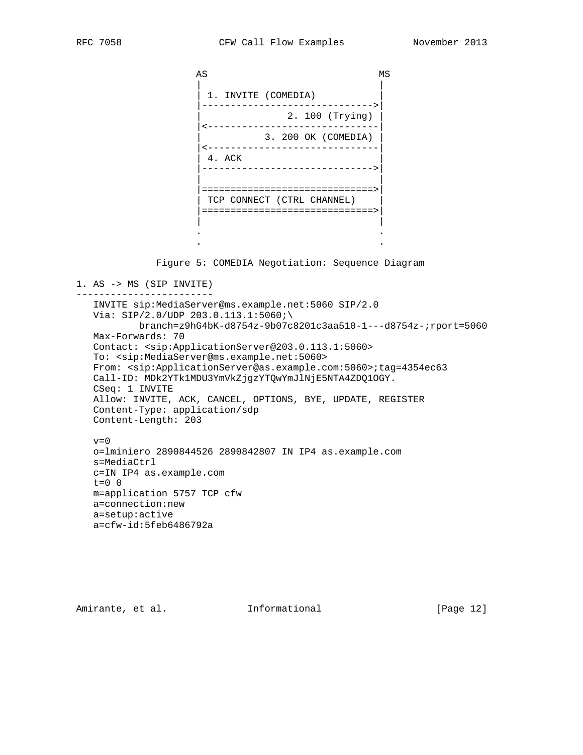```
                    AS                             MS
                    |                              |
                    | 1. INVITE (COMEDIA)          |
                    |----------------------------->|
                    |               2. 100 (Trying) |
                    |<-----------------------------|
                    |           3. 200 OK (COMEDIA) |
                    |<-----------------------------|
                    | 4. ACK                       |
                    |----------------------------->|
                    |                              |
                    |==============================>|
                    | TCP CONNECT (CTRL CHANNEL)    |
                    |==============================>|
                    |                              |
                    .                              .
                    .                              .
```

Figure 5: COMEDIA Negotiation: Sequence Diagram

```
1. AS -> MS (SIP INVITE)
------------------------
   INVITE sip:MediaServer@ms.example.net:5060 SIP/2.0
   Via: SIP/2.0/UDP 203.0.113.1:5060;\
          branch=z9hG4bK-d8754z-9b07c8201c3aa510-1---d8754z-;rport=5060
   Max-Forwards: 70
   Contact: <sip:ApplicationServer@203.0.113.1:5060>
   To: <sip:MediaServer@ms.example.net:5060>
   From: <sip:ApplicationServer@as.example.com:5060>;tag=4354ec63
   Call-ID: MDk2YTk1MDU3YmVkZjgzYTQwYmJlNjE5NTA4ZDQ1OGY.
   CSeq: 1 INVITE
   Allow: INVITE, ACK, CANCEL, OPTIONS, BYE, UPDATE, REGISTER
   Content-Type: application/sdp
   Content-Length: 203

   v=0
   o=lminiero 2890844526 2890842807 IN IP4 as.example.com
   s=MediaCtrl
   c=IN IP4 as.example.com
   t=0 0
   m=application 5757 TCP cfw
   a=connection:new
   a=setup:active
   a=cfw-id:5feb6486792a
```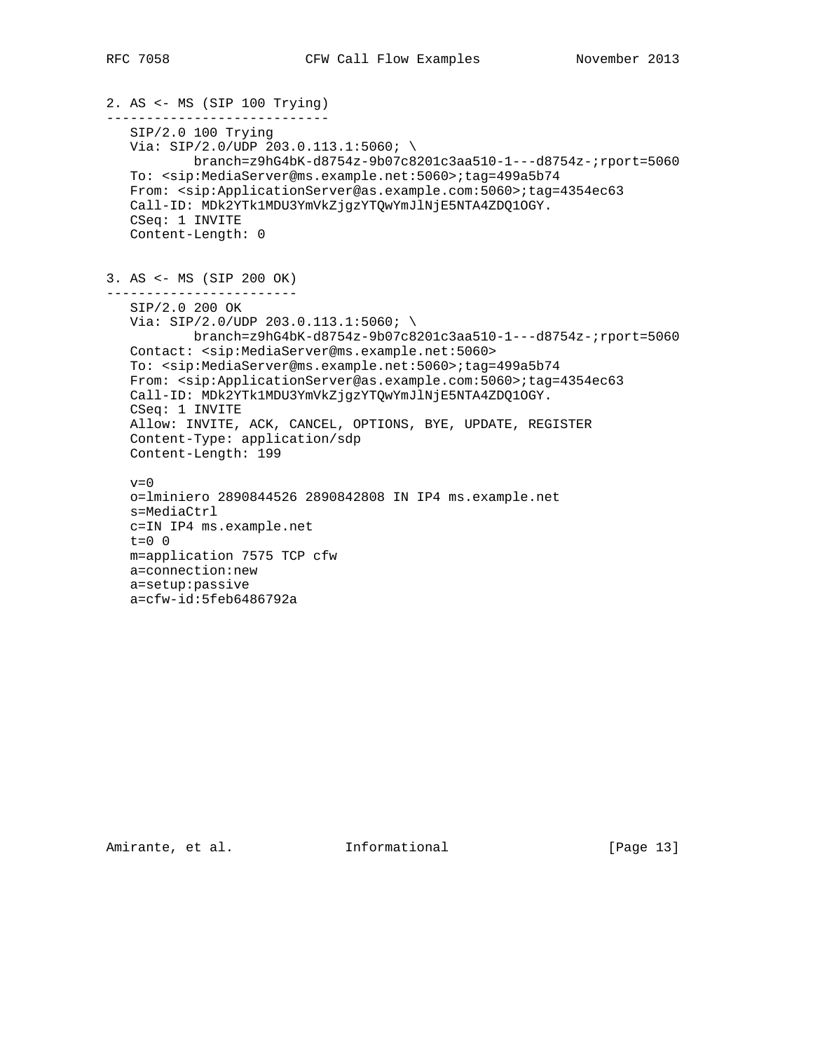2. AS <- MS (SIP 100 Trying)
----------------------------

```
SIP/2.0 100 Trying
Via: SIP/2.0/UDP 203.0.113.1:5060; \
        branch=z9hG4bK-d8754z-9b07c8201c3aa510-1---d8754z-;rport=5060
To: <sip:MediaServer@ms.example.net:5060>;tag=499a5b74
From: <sip:ApplicationServer@as.example.com:5060>;tag=4354ec63
Call-ID: MDk2YTk1MDU3YmVkZjgzYTQwYmJlNjE5NTA4ZDQ1OGY.
CSeq: 1 INVITE
Content-Length: 0
```

3. AS <- MS (SIP 200 OK)
------------------------

```
SIP/2.0 200 OK
Via: SIP/2.0/UDP 203.0.113.1:5060; \
        branch=z9hG4bK-d8754z-9b07c8201c3aa510-1---d8754z-;rport=5060
Contact: <sip:MediaServer@ms.example.net:5060>
To: <sip:MediaServer@ms.example.net:5060>;tag=499a5b74
From: <sip:ApplicationServer@as.example.com:5060>;tag=4354ec63
Call-ID: MDk2YTk1MDU3YmVkZjgzYTQwYmJlNjE5NTA4ZDQ1OGY.
CSeq: 1 INVITE
Allow: INVITE, ACK, CANCEL, OPTIONS, BYE, UPDATE, REGISTER
Content-Type: application/sdp
Content-Length: 199

v=0
o=lminiero 2890844526 2890842808 IN IP4 ms.example.net
s=MediaCtrl
c=IN IP4 ms.example.net
t=0 0
m=application 7575 TCP cfw
a=connection:new
a=setup:passive
a=cfw-id:5feb6486792a
```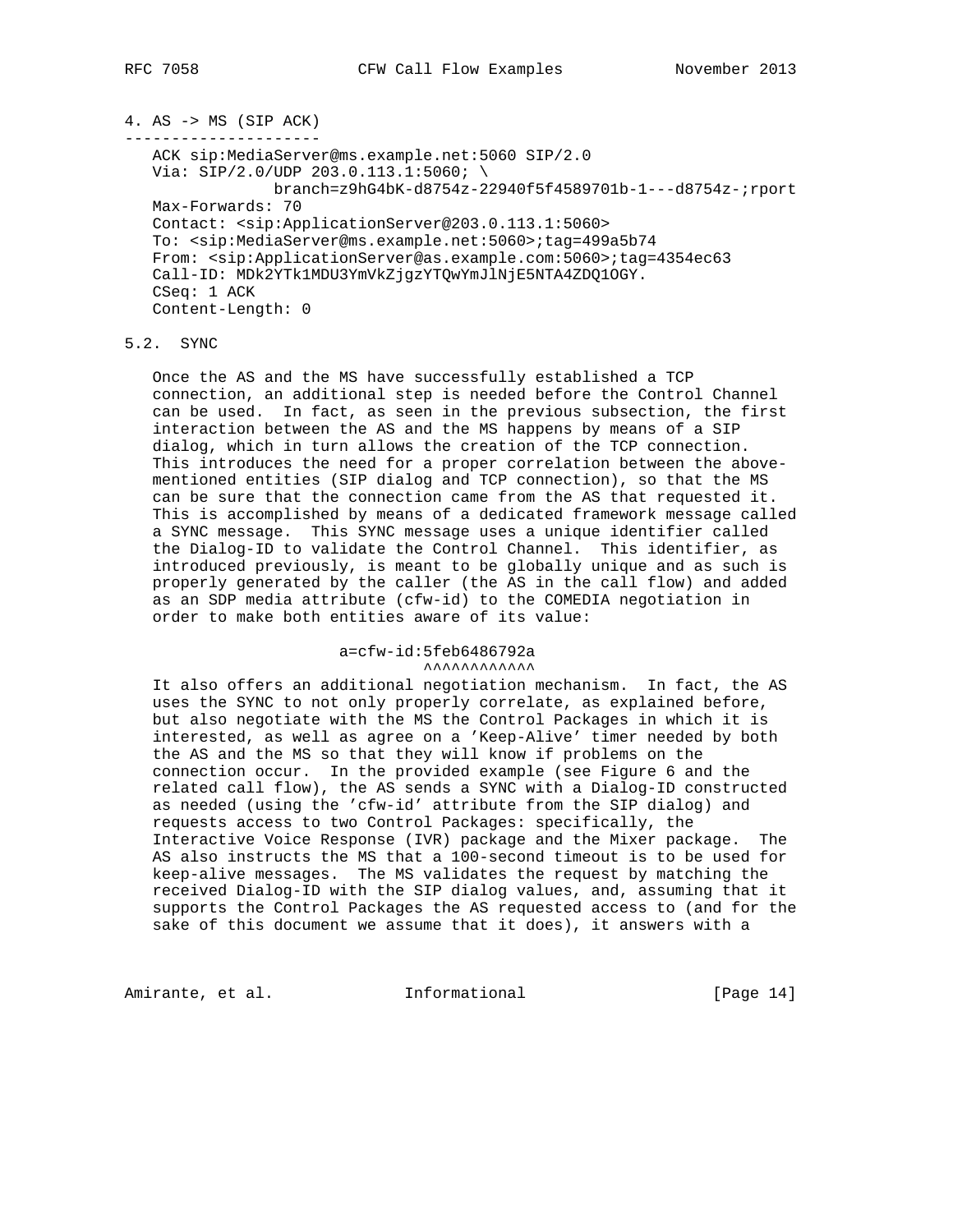```
4. AS -> MS (SIP ACK)
---------------------
   ACK sip:MediaServer@ms.example.net:5060 SIP/2.0
   Via: SIP/2.0/UDP 203.0.113.1:5060; \
              branch=z9hG4bK-d8754z-22940f5f4589701b-1---d8754z-;rport
   Max-Forwards: 70
   Contact: <sip:ApplicationServer@203.0.113.1:5060>
   To: <sip:MediaServer@ms.example.net:5060>;tag=499a5b74
   From: <sip:ApplicationServer@as.example.com:5060>;tag=4354ec63
   Call-ID: MDk2YTk1MDU3YmVkZjgzYTQwYmJlNjE5NTA4ZDQ1OGY.
   CSeq: 1 ACK
   Content-Length: 0
```

## 5.2. SYNC

Once the AS and the MS have successfully established a TCP connection, an additional step is needed before the Control Channel can be used. In fact, as seen in the previous subsection, the first interaction between the AS and the MS happens by means of a SIP dialog, which in turn allows the creation of the TCP connection. This introduces the need for a proper correlation between the above-mentioned entities (SIP dialog and TCP connection), so that the MS can be sure that the connection came from the AS that requested it. This is accomplished by means of a dedicated framework message called a SYNC message. This SYNC message uses a unique identifier called the Dialog-ID to validate the Control Channel. This identifier, as introduced previously, is meant to be globally unique and as such is properly generated by the caller (the AS in the call flow) and added as an SDP media attribute (cfw-id) to the COMEDIA negotiation in order to make both entities aware of its value:

```
                     a=cfw-id:5feb6486792a
                              ^^^^^^^^^^^^
```

It also offers an additional negotiation mechanism. In fact, the AS uses the SYNC to not only properly correlate, as explained before, but also negotiate with the MS the Control Packages in which it is interested, as well as agree on a 'Keep-Alive' timer needed by both the AS and the MS so that they will know if problems on the connection occur. In the provided example (see Figure 6 and the related call flow), the AS sends a SYNC with a Dialog-ID constructed as needed (using the 'cfw-id' attribute from the SIP dialog) and requests access to two Control Packages: specifically, the Interactive Voice Response (IVR) package and the Mixer package. The AS also instructs the MS that a 100-second timeout is to be used for keep-alive messages. The MS validates the request by matching the received Dialog-ID with the SIP dialog values, and, assuming that it supports the Control Packages the AS requested access to (and for the sake of this document we assume that it does), it answers with a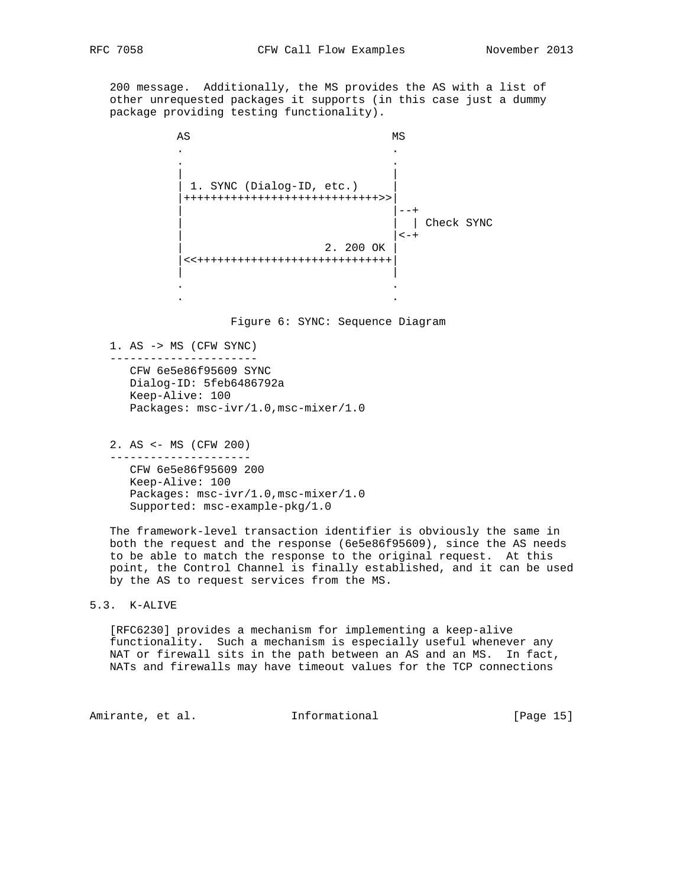200 message. Additionally, the MS provides the AS with a list of other unrequested packages it supports (in this case just a dummy package providing testing functionality).

```
          AS                              MS
          .                               .
          .                               .
          |                               |
          | 1. SYNC (Dialog-ID, etc.)     |
          |+++++++++++++++++++++++++++++>>|
          |                               |--+
          |                               |  | Check SYNC
          |                               |<-+
          |                     2. 200 OK |
          |<<+++++++++++++++++++++++++++++|
          |                               |
          .                               .
          .                               .
```

Figure 6: SYNC: Sequence Diagram

```
1. AS -> MS (CFW SYNC)
----------------------
   CFW 6e5e86f95609 SYNC
   Dialog-ID: 5feb6486792a
   Keep-Alive: 100
   Packages: msc-ivr/1.0,msc-mixer/1.0


2. AS <- MS (CFW 200)
---------------------
   CFW 6e5e86f95609 200
   Keep-Alive: 100
   Packages: msc-ivr/1.0,msc-mixer/1.0
   Supported: msc-example-pkg/1.0
```

The framework-level transaction identifier is obviously the same in both the request and the response (6e5e86f95609), since the AS needs to be able to match the response to the original request. At this point, the Control Channel is finally established, and it can be used by the AS to request services from the MS.

## 5.3. K-ALIVE

[RFC6230] provides a mechanism for implementing a keep-alive functionality. Such a mechanism is especially useful whenever any NAT or firewall sits in the path between an AS and an MS. In fact, NATs and firewalls may have timeout values for the TCP connections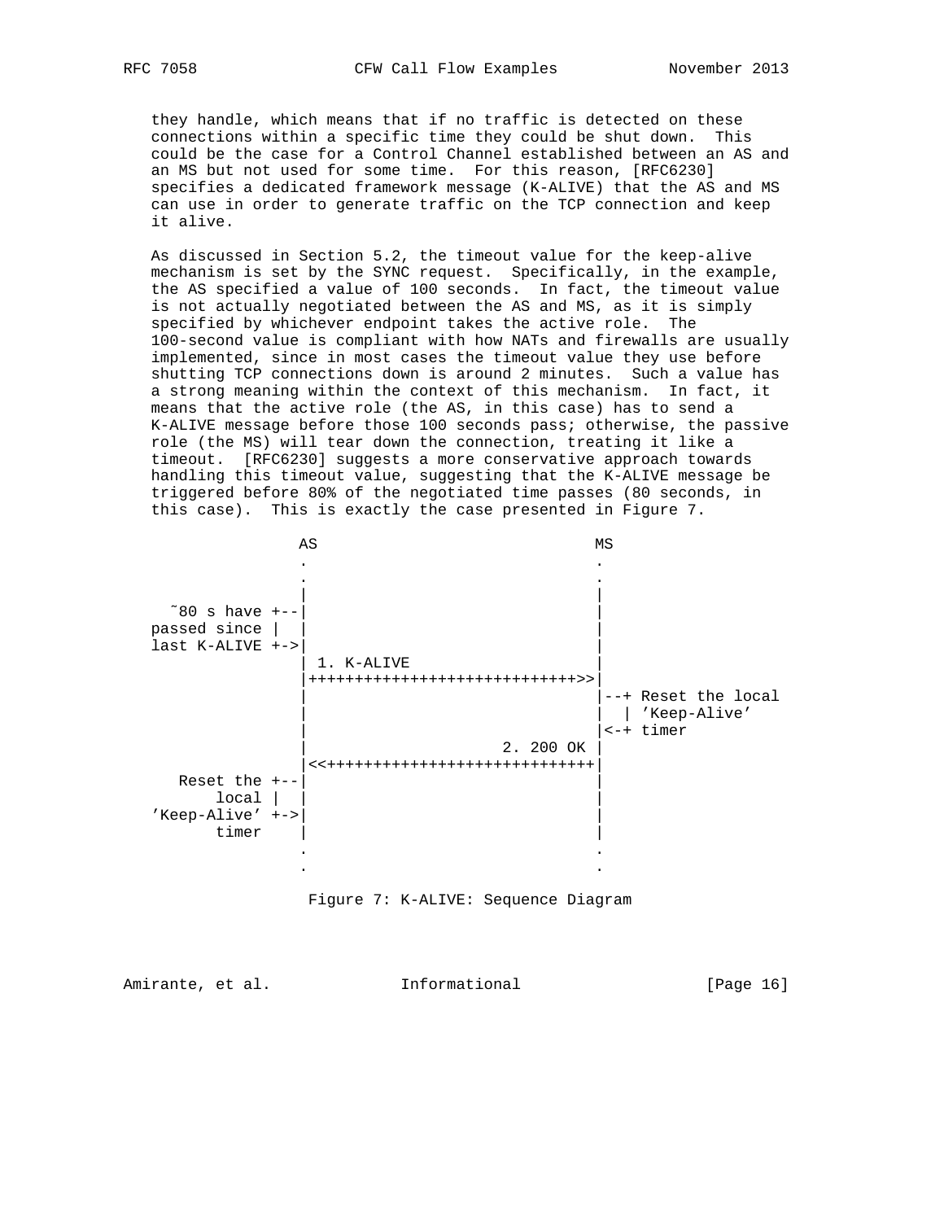they handle, which means that if no traffic is detected on these connections within a specific time they could be shut down. This could be the case for a Control Channel established between an AS and an MS but not used for some time. For this reason, [RFC6230] specifies a dedicated framework message (K-ALIVE) that the AS and MS can use in order to generate traffic on the TCP connection and keep it alive.

As discussed in Section 5.2, the timeout value for the keep-alive mechanism is set by the SYNC request. Specifically, in the example, the AS specified a value of 100 seconds. In fact, the timeout value is not actually negotiated between the AS and MS, as it is simply specified by whichever endpoint takes the active role. The 100-second value is compliant with how NATs and firewalls are usually implemented, since in most cases the timeout value they use before shutting TCP connections down is around 2 minutes. Such a value has a strong meaning within the context of this mechanism. In fact, it means that the active role (the AS, in this case) has to send a K-ALIVE message before those 100 seconds pass; otherwise, the passive role (the MS) will tear down the connection, treating it like a timeout. [RFC6230] suggests a more conservative approach towards handling this timeout value, suggesting that the K-ALIVE message be triggered before 80% of the negotiated time passes (80 seconds, in this case). This is exactly the case presented in Figure 7.

```
                  AS                             MS
                  .                              .
                  .                              .
                  |                              |
   ~80 s have +--|                              |
  passed since |  |                              |
  last K-ALIVE +->|                              |
                  | 1. K-ALIVE                   |
                  |++++++++++++++++++++++++++++>>|
                  |                              |--+ Reset the local
                  |                              |  | 'Keep-Alive'
                  |                              |<-+ timer
                  |                     2. 200 OK |
                  |<<++++++++++++++++++++++++++++|
     Reset the +--|                              |
         local |  |                              |
  'Keep-Alive' +->|                              |
         timer    |                              |
                  .                              .
                  .                              .
```

Figure 7: K-ALIVE: Sequence Diagram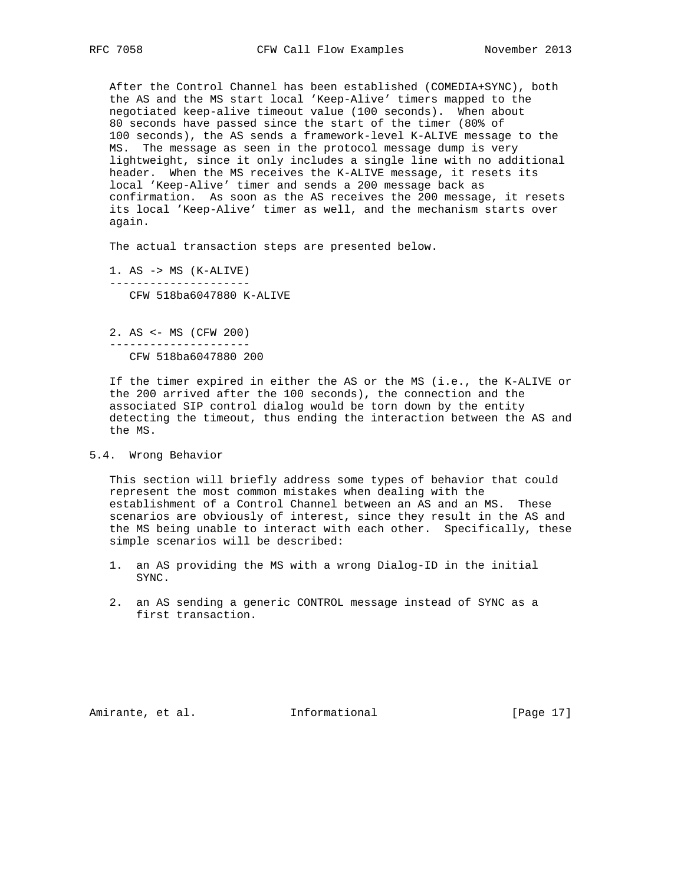After the Control Channel has been established (COMEDIA+SYNC), both the AS and the MS start local 'Keep-Alive' timers mapped to the negotiated keep-alive timeout value (100 seconds). When about 80 seconds have passed since the start of the timer (80% of 100 seconds), the AS sends a framework-level K-ALIVE message to the MS. The message as seen in the protocol message dump is very lightweight, since it only includes a single line with no additional header. When the MS receives the K-ALIVE message, it resets its local 'Keep-Alive' timer and sends a 200 message back as confirmation. As soon as the AS receives the 200 message, it resets its local 'Keep-Alive' timer as well, and the mechanism starts over again.

The actual transaction steps are presented below.

```
1. AS -> MS (K-ALIVE)
---------------------
   CFW 518ba6047880 K-ALIVE


2. AS <- MS (CFW 200)
---------------------
   CFW 518ba6047880 200
```

If the timer expired in either the AS or the MS (i.e., the K-ALIVE or the 200 arrived after the 100 seconds), the connection and the associated SIP control dialog would be torn down by the entity detecting the timeout, thus ending the interaction between the AS and the MS.

## 5.4. Wrong Behavior

This section will briefly address some types of behavior that could represent the most common mistakes when dealing with the establishment of a Control Channel between an AS and an MS. These scenarios are obviously of interest, since they result in the AS and the MS being unable to interact with each other. Specifically, these simple scenarios will be described:

1. an AS providing the MS with a wrong Dialog-ID in the initial SYNC.

2. an AS sending a generic CONTROL message instead of SYNC as a first transaction.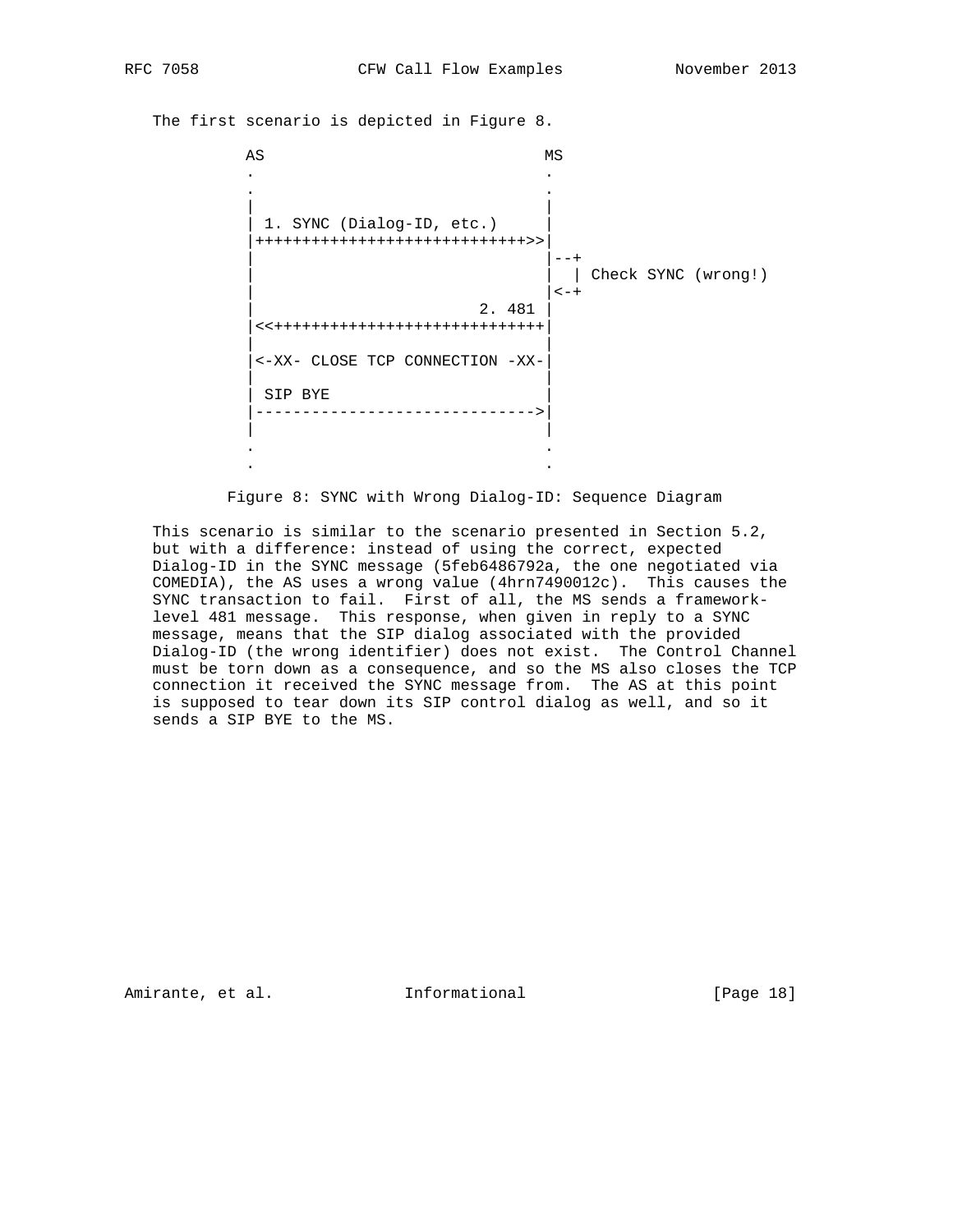The first scenario is depicted in Figure 8.

```
          AS                             MS
          .                              .
          .                              .
          |                              |
          | 1. SYNC (Dialog-ID, etc.)    |
          |+++++++++++++++++++++++++++++>>|
          |                              |--+
          |                              |  | Check SYNC (wrong!)
          |                              |<-+
          |                       2. 481 |
          |<<+++++++++++++++++++++++++++++|
          |                              |
          |<-XX- CLOSE TCP CONNECTION -XX-|
          |                              |
          | SIP BYE                      |
          |------------------------------>|
          |                              |
          .                              .
          .                              .
```

Figure 8: SYNC with Wrong Dialog-ID: Sequence Diagram

This scenario is similar to the scenario presented in Section 5.2, but with a difference: instead of using the correct, expected Dialog-ID in the SYNC message (5feb6486792a, the one negotiated via COMEDIA), the AS uses a wrong value (4hrn7490012c). This causes the SYNC transaction to fail. First of all, the MS sends a framework-level 481 message. This response, when given in reply to a SYNC message, means that the SIP dialog associated with the provided Dialog-ID (the wrong identifier) does not exist. The Control Channel must be torn down as a consequence, and so the MS also closes the TCP connection it received the SYNC message from. The AS at this point is supposed to tear down its SIP control dialog as well, and so it sends a SIP BYE to the MS.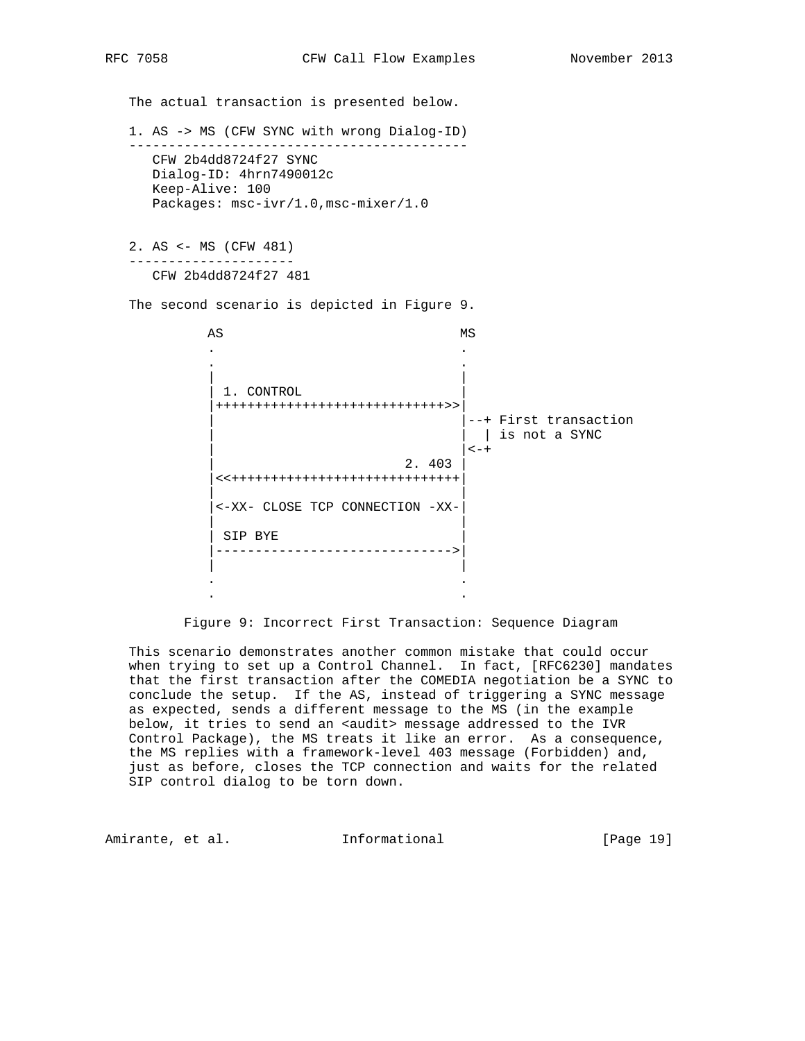The actual transaction is presented below.

1. AS -> MS (CFW SYNC with wrong Dialog-ID)

```
-------------------------------------------
   CFW 2b4dd8724f27 SYNC
   Dialog-ID: 4hrn7490012c
   Keep-Alive: 100
   Packages: msc-ivr/1.0,msc-mixer/1.0
```

2. AS <- MS (CFW 481)

```
---------------------
   CFW 2b4dd8724f27 481
```

The second scenario is depicted in Figure 9.

```
          AS                               MS
          .                                .
          .                                .
          |                                |
          | 1. CONTROL                     |
          |+++++++++++++++++++++++++++++>>|
          |                                |--+ First transaction
          |                                |  | is not a SYNC
          |                                |<-+
          |                         2. 403 |
          |<<++++++++++++++++++++++++++++|
          |                                |
          |<-XX- CLOSE TCP CONNECTION -XX-|
          |                                |
          | SIP BYE                        |
          |------------------------------>|
          |                                |
          .                                .
          .                                .
```

Figure 9: Incorrect First Transaction: Sequence Diagram

This scenario demonstrates another common mistake that could occur when trying to set up a Control Channel. In fact, [RFC6230] mandates that the first transaction after the COMEDIA negotiation be a SYNC to conclude the setup. If the AS, instead of triggering a SYNC message as expected, sends a different message to the MS (in the example below, it tries to send an <audit> message addressed to the IVR Control Package), the MS treats it like an error. As a consequence, the MS replies with a framework-level 403 message (Forbidden) and, just as before, closes the TCP connection and waits for the related SIP control dialog to be torn down.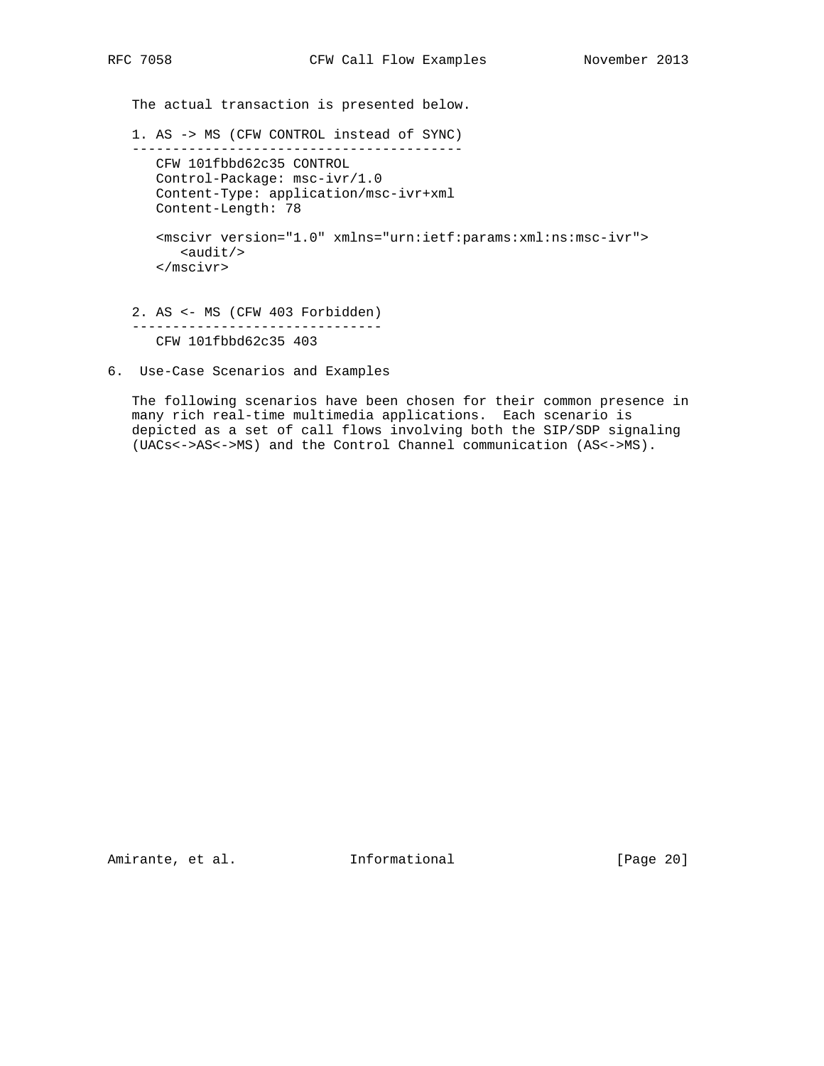The actual transaction is presented below.

1. AS -> MS (CFW CONTROL instead of SYNC)

```
CFW 101fbbd62c35 CONTROL
Control-Package: msc-ivr/1.0
Content-Type: application/msc-ivr+xml
Content-Length: 78

<mscivr version="1.0" xmlns="urn:ietf:params:xml:ns:msc-ivr">
   <audit/>
</mscivr>
```

2. AS <- MS (CFW 403 Forbidden)

```
CFW 101fbbd62c35 403
```

## 6. Use-Case Scenarios and Examples

The following scenarios have been chosen for their common presence in many rich real-time multimedia applications. Each scenario is depicted as a set of call flows involving both the SIP/SDP signaling (UACs<->AS<->MS) and the Control Channel communication (AS<->MS).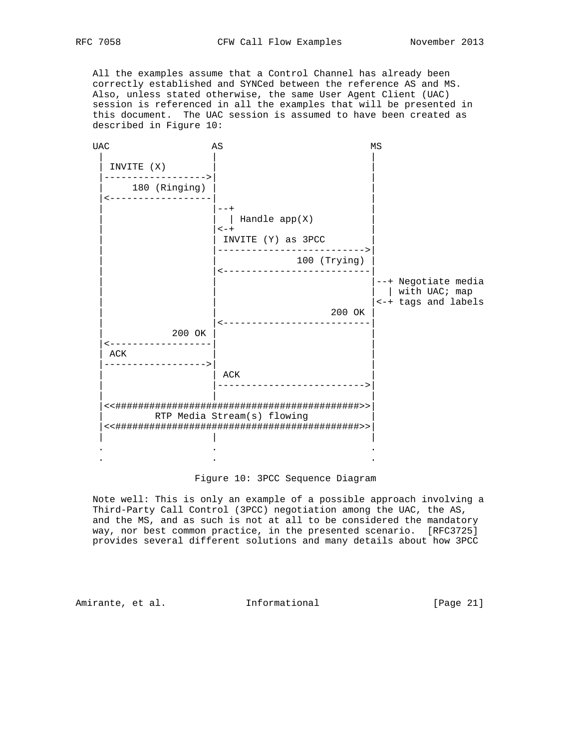All the examples assume that a Control Channel has already been correctly established and SYNCed between the reference AS and MS. Also, unless stated otherwise, the same User Agent Client (UAC) session is referenced in all the examples that will be presented in this document. The UAC session is assumed to have been created as described in Figure 10:

```
UAC                  AS                          MS
 |                   |                           |
 | INVITE (X)        |                           |
 |------------------>|                           |
 |     180 (Ringing) |                           |
 |<------------------|                           |
 |                   |--+                        |
 |                   |  | Handle app(X)          |
 |                   |<-+                        |
 |                   | INVITE (Y) as 3PCC        |
 |                   |-------------------------->|
 |                   |              100 (Trying) |
 |                   |<--------------------------|
 |                   |                           |--+ Negotiate media
 |                   |                           |  | with UAC; map
 |                   |                           |<-+ tags and labels
 |                   |                    200 OK |
 |                   |<--------------------------|
 |            200 OK |                           |
 |<------------------|                           |
 | ACK               |                           |
 |------------------>|                           |
 |                   | ACK                       |
 |                   |-------------------------->|
 |                   |                           |
 |<<###########################################>>|
 |          RTP Media Stream(s) flowing          |
 |<<###########################################>>|
 |                   |                           |
 .                   .                           .
 .                   .                           .
```

Figure 10: 3PCC Sequence Diagram

Note well: This is only an example of a possible approach involving a Third-Party Call Control (3PCC) negotiation among the UAC, the AS, and the MS, and as such is not at all to be considered the mandatory way, nor best common practice, in the presented scenario. [RFC3725] provides several different solutions and many details about how 3PCC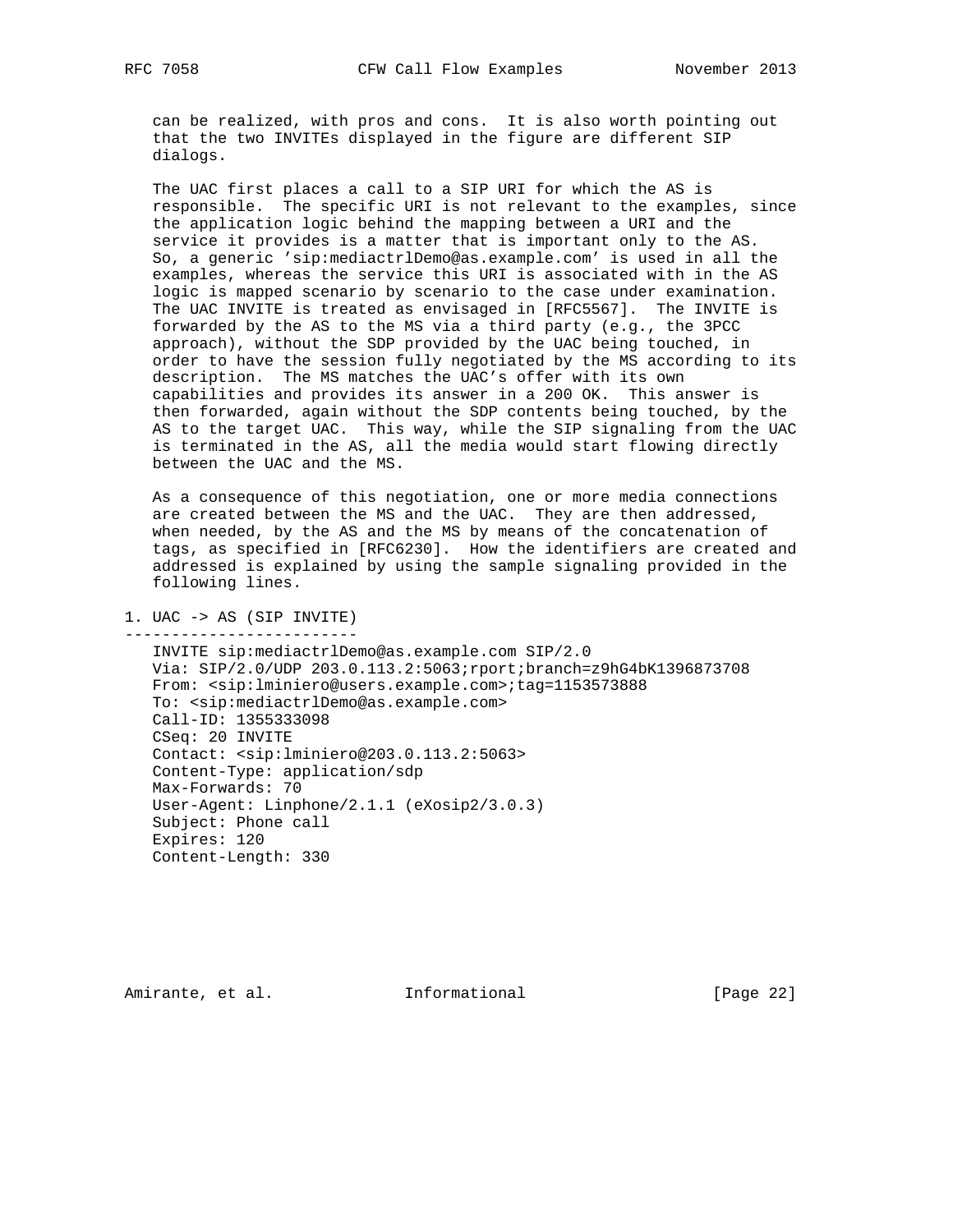can be realized, with pros and cons. It is also worth pointing out that the two INVITEs displayed in the figure are different SIP dialogs.

The UAC first places a call to a SIP URI for which the AS is responsible. The specific URI is not relevant to the examples, since the application logic behind the mapping between a URI and the service it provides is a matter that is important only to the AS. So, a generic 'sip:mediactrlDemo@as.example.com' is used in all the examples, whereas the service this URI is associated with in the AS logic is mapped scenario by scenario to the case under examination. The UAC INVITE is treated as envisaged in [RFC5567]. The INVITE is forwarded by the AS to the MS via a third party (e.g., the 3PCC approach), without the SDP provided by the UAC being touched, in order to have the session fully negotiated by the MS according to its description. The MS matches the UAC's offer with its own capabilities and provides its answer in a 200 OK. This answer is then forwarded, again without the SDP contents being touched, by the AS to the target UAC. This way, while the SIP signaling from the UAC is terminated in the AS, all the media would start flowing directly between the UAC and the MS.

As a consequence of this negotiation, one or more media connections are created between the MS and the UAC. They are then addressed, when needed, by the AS and the MS by means of the concatenation of tags, as specified in [RFC6230]. How the identifiers are created and addressed is explained by using the sample signaling provided in the following lines.

1. UAC -> AS (SIP INVITE)

```
-------------------------
   INVITE sip:mediactrlDemo@as.example.com SIP/2.0
   Via: SIP/2.0/UDP 203.0.113.2:5063;rport;branch=z9hG4bK1396873708
   From: <sip:lminiero@users.example.com>;tag=1153573888
   To: <sip:mediactrlDemo@as.example.com>
   Call-ID: 1355333098
   CSeq: 20 INVITE
   Contact: <sip:lminiero@203.0.113.2:5063>
   Content-Type: application/sdp
   Max-Forwards: 70
   User-Agent: Linphone/2.1.1 (eXosip2/3.0.3)
   Subject: Phone call
   Expires: 120
   Content-Length: 330
```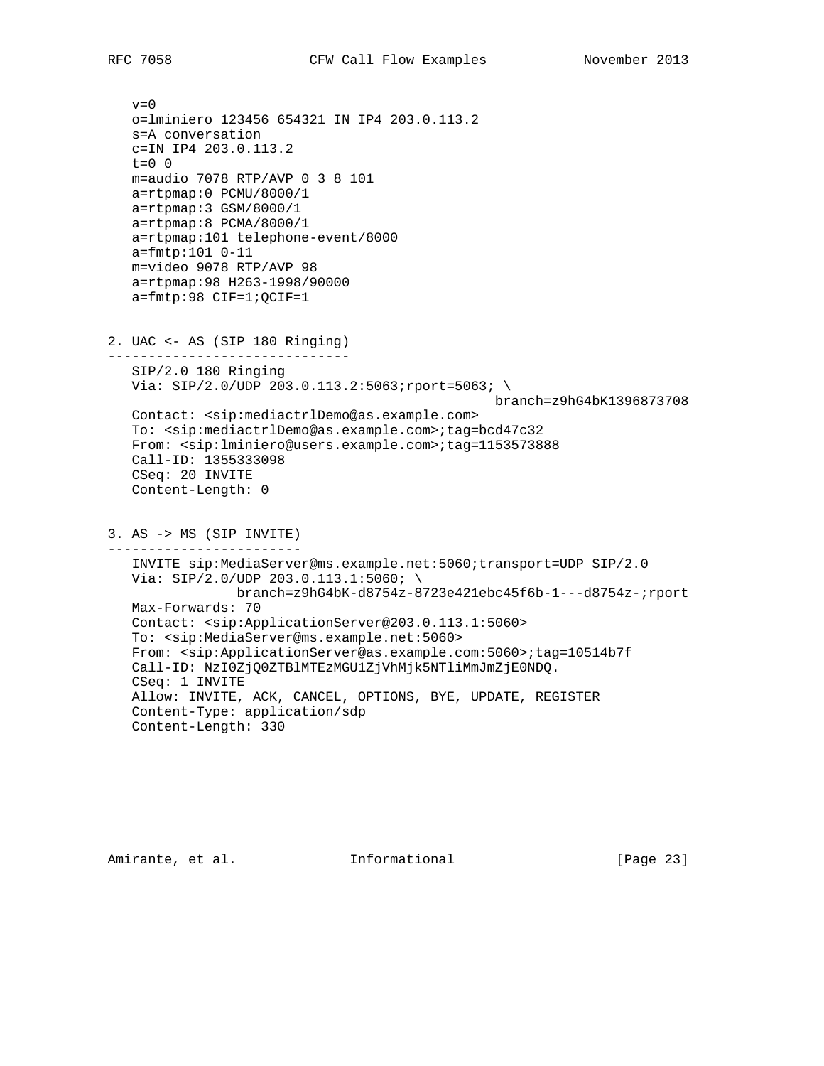```
v=0
o=lminiero 123456 654321 IN IP4 203.0.113.2
s=A conversation
c=IN IP4 203.0.113.2
t=0 0
m=audio 7078 RTP/AVP 0 3 8 101
a=rtpmap:0 PCMU/8000/1
a=rtpmap:3 GSM/8000/1
a=rtpmap:8 PCMA/8000/1
a=rtpmap:101 telephone-event/8000
a=fmtp:101 0-11
m=video 9078 RTP/AVP 98
a=rtpmap:98 H263-1998/90000
a=fmtp:98 CIF=1;QCIF=1
```

2. UAC <- AS (SIP 180 Ringing)
------------------------------

```
SIP/2.0 180 Ringing
Via: SIP/2.0/UDP 203.0.113.2:5063;rport=5063; \
                                        branch=z9hG4bK1396873708
Contact: <sip:mediactrlDemo@as.example.com>
To: <sip:mediactrlDemo@as.example.com>;tag=bcd47c32
From: <sip:lminiero@users.example.com>;tag=1153573888
Call-ID: 1355333098
CSeq: 20 INVITE
Content-Length: 0
```

3. AS -> MS (SIP INVITE)
------------------------

```
INVITE sip:MediaServer@ms.example.net:5060;transport=UDP SIP/2.0
Via: SIP/2.0/UDP 203.0.113.1:5060; \
           branch=z9hG4bK-d8754z-8723e421ebc45f6b-1---d8754z-;rport
Max-Forwards: 70
Contact: <sip:ApplicationServer@203.0.113.1:5060>
To: <sip:MediaServer@ms.example.net:5060>
From: <sip:ApplicationServer@as.example.com:5060>;tag=10514b7f
Call-ID: NzI0ZjQ0ZTBlMTEzMGU1ZjVhMjk5NTliMmJmZjE0NDQ.
CSeq: 1 INVITE
Allow: INVITE, ACK, CANCEL, OPTIONS, BYE, UPDATE, REGISTER
Content-Type: application/sdp
Content-Length: 330
```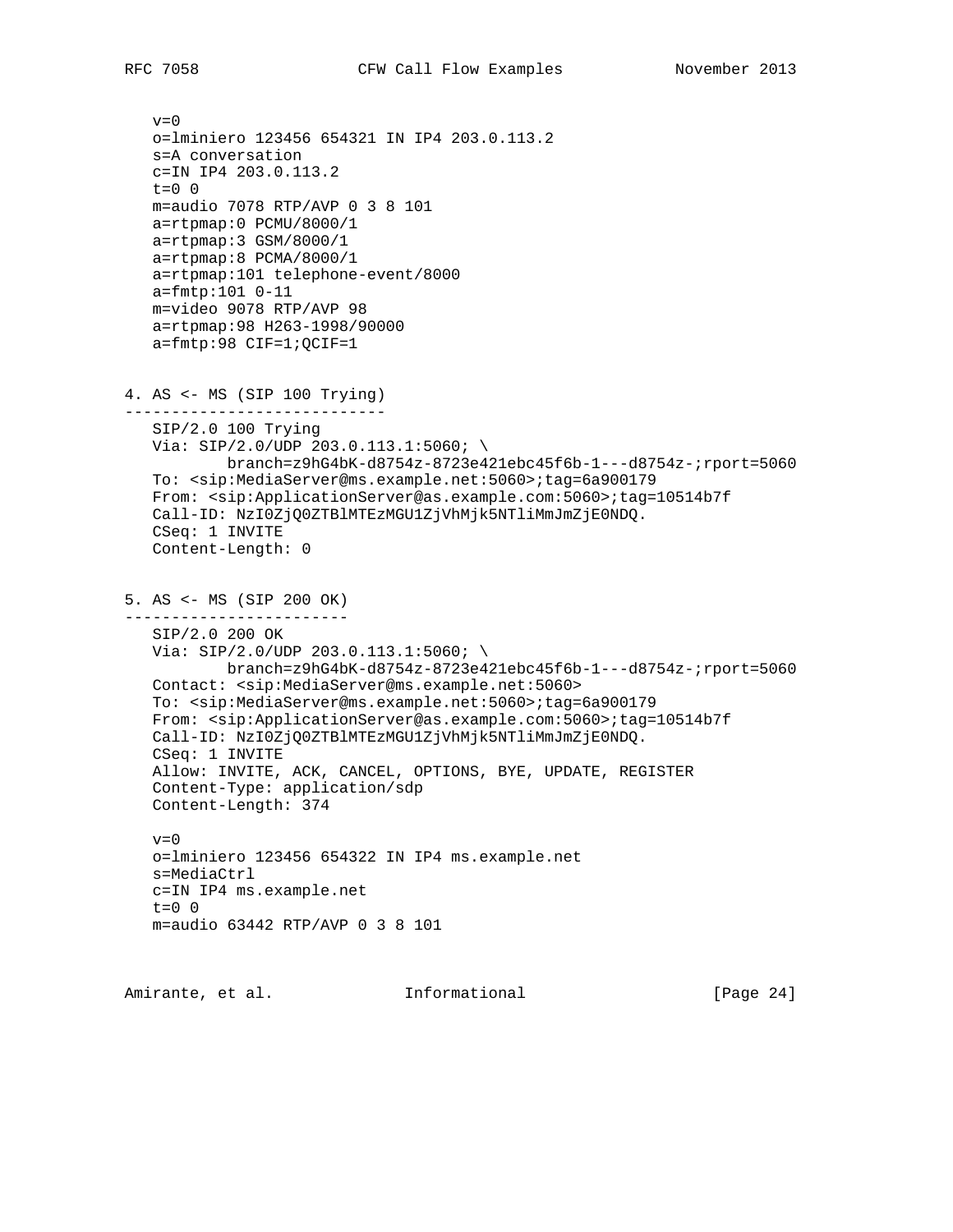```
v=0
o=lminiero 123456 654321 IN IP4 203.0.113.2
s=A conversation
c=IN IP4 203.0.113.2
t=0 0
m=audio 7078 RTP/AVP 0 3 8 101
a=rtpmap:0 PCMU/8000/1
a=rtpmap:3 GSM/8000/1
a=rtpmap:8 PCMA/8000/1
a=rtpmap:101 telephone-event/8000
a=fmtp:101 0-11
m=video 9078 RTP/AVP 98
a=rtpmap:98 H263-1998/90000
a=fmtp:98 CIF=1;QCIF=1
```

4. AS <- MS (SIP 100 Trying)

```
SIP/2.0 100 Trying
Via: SIP/2.0/UDP 203.0.113.1:5060; \
        branch=z9hG4bK-d8754z-8723e421ebc45f6b-1---d8754z-;rport=5060
To: <sip:MediaServer@ms.example.net:5060>;tag=6a900179
From: <sip:ApplicationServer@as.example.com:5060>;tag=10514b7f
Call-ID: NzI0ZjQ0ZTBlMTEzMGU1ZjVhMjk5NTliMmJmZjE0NDQ.
CSeq: 1 INVITE
Content-Length: 0
```

5. AS <- MS (SIP 200 OK)

```
SIP/2.0 200 OK
Via: SIP/2.0/UDP 203.0.113.1:5060; \
        branch=z9hG4bK-d8754z-8723e421ebc45f6b-1---d8754z-;rport=5060
Contact: <sip:MediaServer@ms.example.net:5060>
To: <sip:MediaServer@ms.example.net:5060>;tag=6a900179
From: <sip:ApplicationServer@as.example.com:5060>;tag=10514b7f
Call-ID: NzI0ZjQ0ZTBlMTEzMGU1ZjVhMjk5NTliMmJmZjE0NDQ.
CSeq: 1 INVITE
Allow: INVITE, ACK, CANCEL, OPTIONS, BYE, UPDATE, REGISTER
Content-Type: application/sdp
Content-Length: 374

v=0
o=lminiero 123456 654322 IN IP4 ms.example.net
s=MediaCtrl
c=IN IP4 ms.example.net
t=0 0
m=audio 63442 RTP/AVP 0 3 8 101
```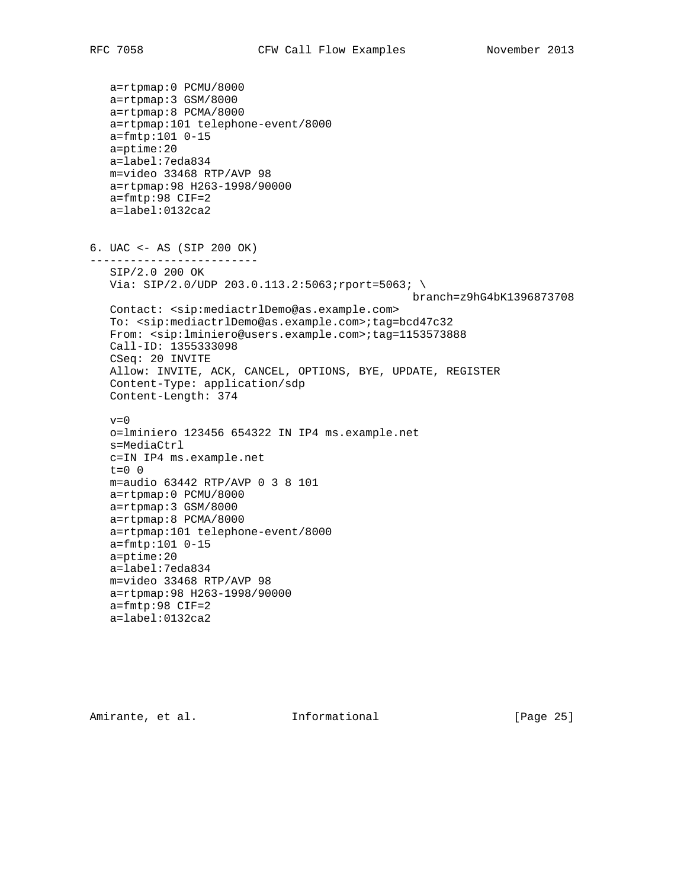```
   a=rtpmap:0 PCMU/8000
   a=rtpmap:3 GSM/8000
   a=rtpmap:8 PCMA/8000
   a=rtpmap:101 telephone-event/8000
   a=fmtp:101 0-15
   a=ptime:20
   a=label:7eda834
   m=video 33468 RTP/AVP 98
   a=rtpmap:98 H263-1998/90000
   a=fmtp:98 CIF=2
   a=label:0132ca2
```

```
6. UAC <- AS (SIP 200 OK)
-------------------------
   SIP/2.0 200 OK
   Via: SIP/2.0/UDP 203.0.113.2:5063;rport=5063; \
                                              branch=z9hG4bK1396873708
   Contact: <sip:mediactrlDemo@as.example.com>
   To: <sip:mediactrlDemo@as.example.com>;tag=bcd47c32
   From: <sip:lminiero@users.example.com>;tag=1153573888
   Call-ID: 1355333098
   CSeq: 20 INVITE
   Allow: INVITE, ACK, CANCEL, OPTIONS, BYE, UPDATE, REGISTER
   Content-Type: application/sdp
   Content-Length: 374

   v=0
   o=lminiero 123456 654322 IN IP4 ms.example.net
   s=MediaCtrl
   c=IN IP4 ms.example.net
   t=0 0
   m=audio 63442 RTP/AVP 0 3 8 101
   a=rtpmap:0 PCMU/8000
   a=rtpmap:3 GSM/8000
   a=rtpmap:8 PCMA/8000
   a=rtpmap:101 telephone-event/8000
   a=fmtp:101 0-15
   a=ptime:20
   a=label:7eda834
   m=video 33468 RTP/AVP 98
   a=rtpmap:98 H263-1998/90000
   a=fmtp:98 CIF=2
   a=label:0132ca2
```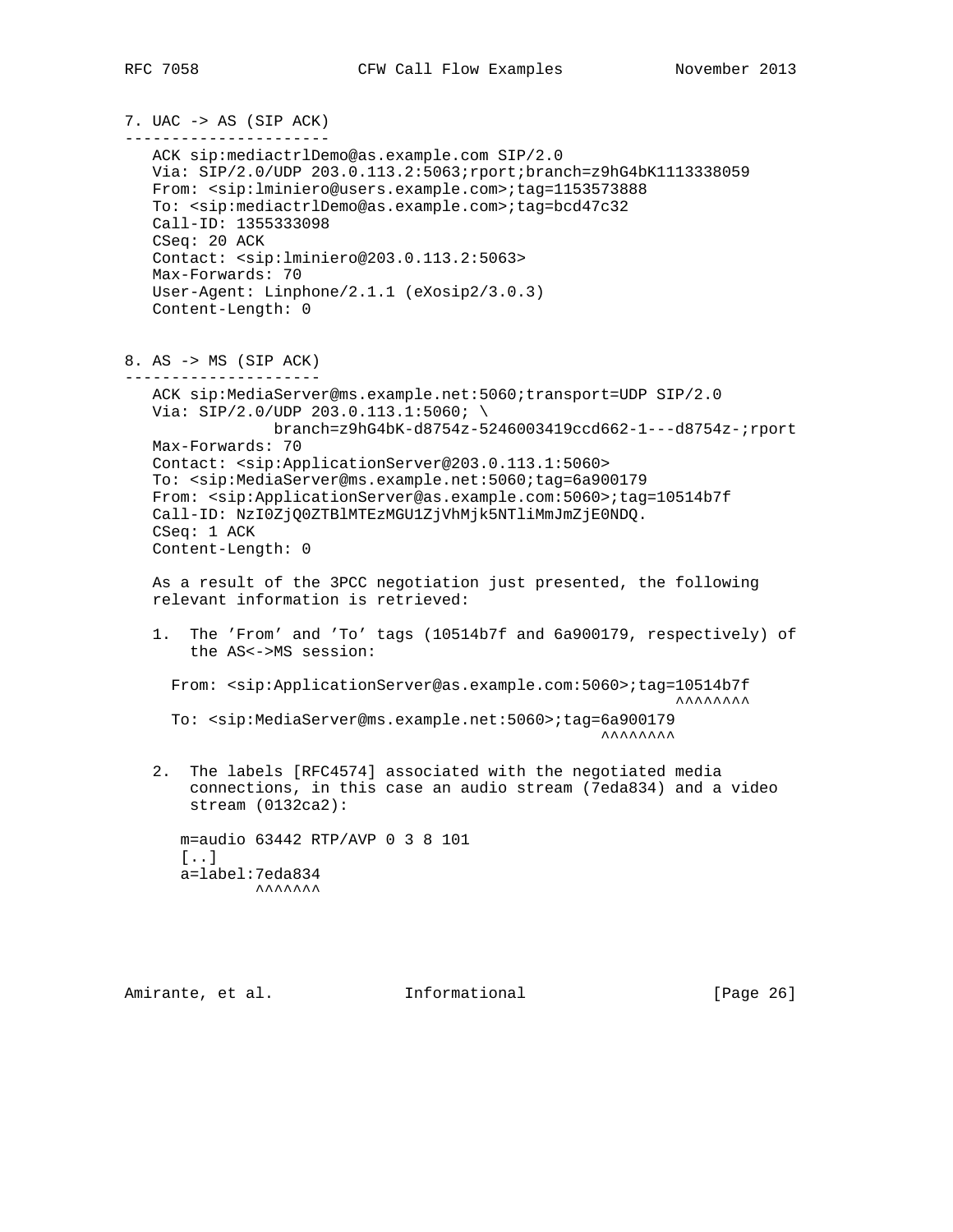7. UAC -> AS (SIP ACK)
----------------------

```
   ACK sip:mediactrlDemo@as.example.com SIP/2.0
   Via: SIP/2.0/UDP 203.0.113.2:5063;rport;branch=z9hG4bK1113338059
   From: <sip:lminiero@users.example.com>;tag=1153573888
   To: <sip:mediactrlDemo@as.example.com>;tag=bcd47c32
   Call-ID: 1355333098
   CSeq: 20 ACK
   Contact: <sip:lminiero@203.0.113.2:5063>
   Max-Forwards: 70
   User-Agent: Linphone/2.1.1 (eXosip2/3.0.3)
   Content-Length: 0
```

8. AS -> MS (SIP ACK)
---------------------

```
   ACK sip:MediaServer@ms.example.net:5060;transport=UDP SIP/2.0
   Via: SIP/2.0/UDP 203.0.113.1:5060; \
              branch=z9hG4bK-d8754z-5246003419ccd662-1---d8754z-;rport
   Max-Forwards: 70
   Contact: <sip:ApplicationServer@203.0.113.1:5060>
   To: <sip:MediaServer@ms.example.net:5060;tag=6a900179
   From: <sip:ApplicationServer@as.example.com:5060>;tag=10514b7f
   Call-ID: NzI0ZjQ0ZTBlMTEzMGU1ZjVhMjk5NTliMmJmZjE0NDQ.
   CSeq: 1 ACK
   Content-Length: 0
```

As a result of the 3PCC negotiation just presented, the following relevant information is retrieved:

1. The 'From' and 'To' tags (10514b7f and 6a900179, respectively) of the AS<->MS session:

```
     From: <sip:ApplicationServer@as.example.com:5060>;tag=10514b7f
                                                          ^^^^^^^^
     To: <sip:MediaServer@ms.example.net:5060>;tag=6a900179
                                                    ^^^^^^^^
```

2. The labels [RFC4574] associated with the negotiated media connections, in this case an audio stream (7eda834) and a video stream (0132ca2):

```
     m=audio 63442 RTP/AVP 0 3 8 101
     [..]
     a=label:7eda834
             ^^^^^^^
```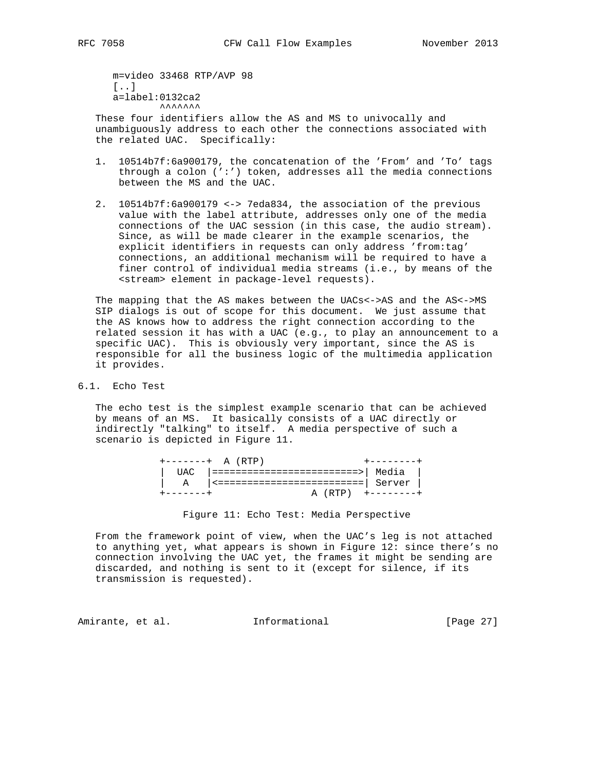```
m=video 33468 RTP/AVP 98
[..]
a=label:0132ca2
        ^^^^^^^
```

These four identifiers allow the AS and MS to univocally and unambiguously address to each other the connections associated with the related UAC. Specifically:

1. 10514b7f:6a900179, the concatenation of the 'From' and 'To' tags through a colon (':') token, addresses all the media connections between the MS and the UAC.

2. 10514b7f:6a900179 <-> 7eda834, the association of the previous value with the label attribute, addresses only one of the media connections of the UAC session (in this case, the audio stream). Since, as will be made clearer in the example scenarios, the explicit identifiers in requests can only address 'from:tag' connections, an additional mechanism will be required to have a finer control of individual media streams (i.e., by means of the <stream> element in package-level requests).

The mapping that the AS makes between the UACs<->AS and the AS<->MS SIP dialogs is out of scope for this document. We just assume that the AS knows how to address the right connection according to the related session it has with a UAC (e.g., to play an announcement to a specific UAC). This is obviously very important, since the AS is responsible for all the business logic of the multimedia application it provides.

## 6.1. Echo Test

The echo test is the simplest example scenario that can be achieved by means of an MS. It basically consists of a UAC directly or indirectly "talking" to itself. A media perspective of such a scenario is depicted in Figure 11.

```
+-------+  A (RTP)                 +--------+
|  UAC  |=========================>| Media  |
|   A   |<=========================| Server |
+-------+                 A (RTP)  +--------+
```

Figure 11: Echo Test: Media Perspective

From the framework point of view, when the UAC's leg is not attached to anything yet, what appears is shown in Figure 12: since there's no connection involving the UAC yet, the frames it might be sending are discarded, and nothing is sent to it (except for silence, if its transmission is requested).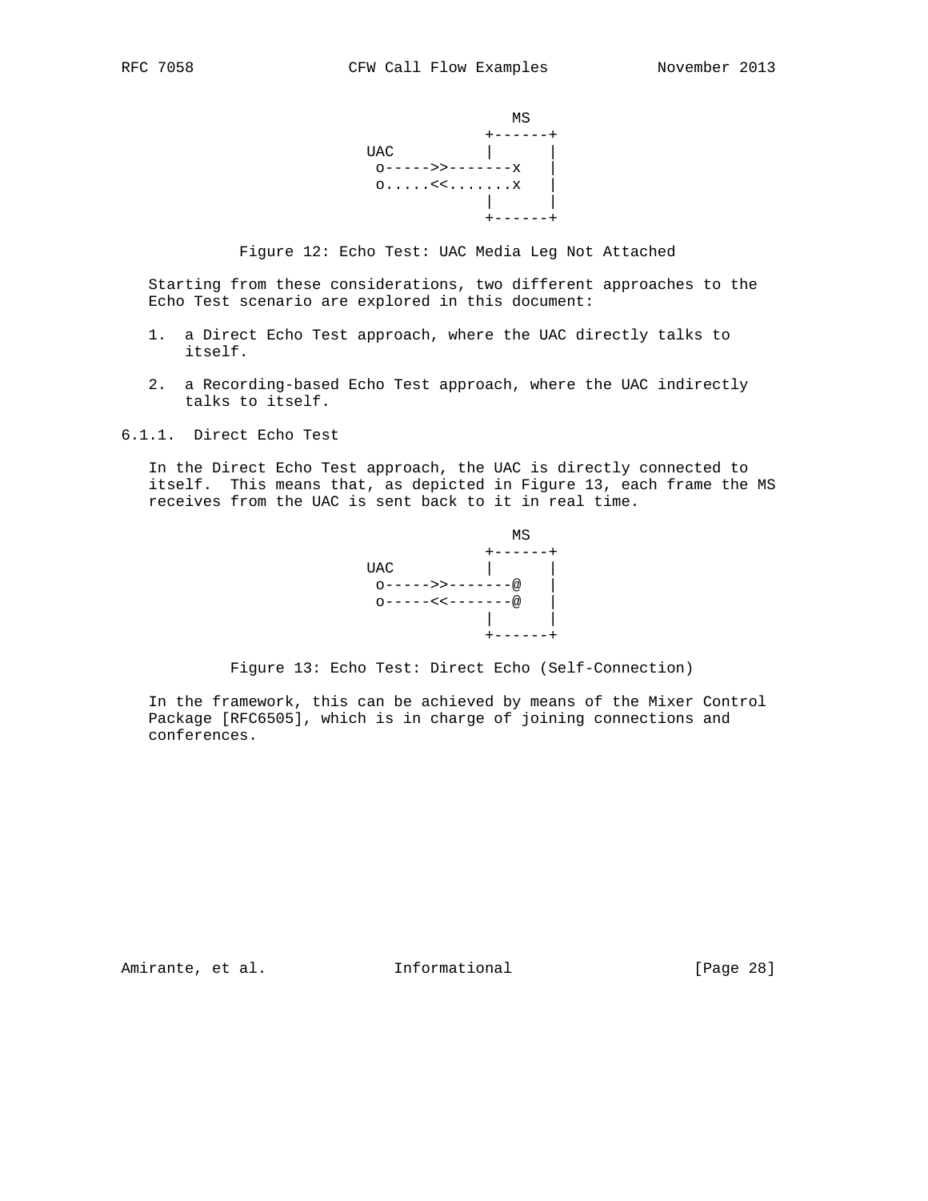```
                      MS
                   +------+
              UAC  |      |
               o----->>-------x   |
               o.....<<.......x   |
                   |      |
                   +------+
```

Figure 12: Echo Test: UAC Media Leg Not Attached

Starting from these considerations, two different approaches to the Echo Test scenario are explored in this document:

1. a Direct Echo Test approach, where the UAC directly talks to itself.

2. a Recording-based Echo Test approach, where the UAC indirectly talks to itself.

### 6.1.1. Direct Echo Test

In the Direct Echo Test approach, the UAC is directly connected to itself. This means that, as depicted in Figure 13, each frame the MS receives from the UAC is sent back to it in real time.

```
                      MS
                   +------+
              UAC  |      |
               o----->>-------@   |
               o-----<<-------@   |
                   |      |
                   +------+
```

Figure 13: Echo Test: Direct Echo (Self-Connection)

In the framework, this can be achieved by means of the Mixer Control Package [RFC6505], which is in charge of joining connections and conferences.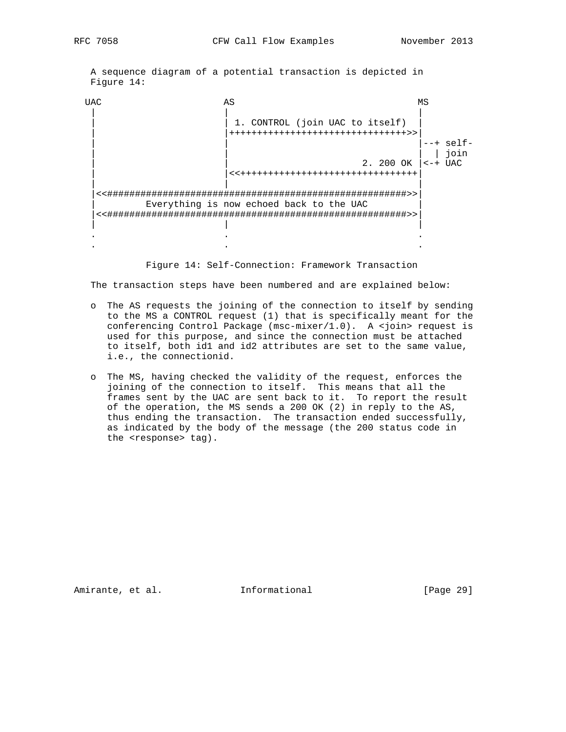A sequence diagram of a potential transaction is depicted in Figure 14:

```
 UAC                    AS                                MS
  |                      |                                 |
  |                      | 1. CONTROL (join UAC to itself) |
  |                      |++++++++++++++++++++++++++++++++>>|
  |                      |                                 |--+ self-
  |                      |                                 |  | join
  |                      |                        2. 200 OK |<-+ UAC
  |                      |<<++++++++++++++++++++++++++++++++|
  |                      |                                 |
  |<<######################################################>>|
  |         Everything is now echoed back to the UAC        |
  |<<######################################################>>|
  |                      |                                 |
  .                      .                                 .
  .                      .                                 .
```

Figure 14: Self-Connection: Framework Transaction

The transaction steps have been numbered and are explained below:

- The AS requests the joining of the connection to itself by sending to the MS a CONTROL request (1) that is specifically meant for the conferencing Control Package (msc-mixer/1.0). A <join> request is used for this purpose, and since the connection must be attached to itself, both id1 and id2 attributes are set to the same value, i.e., the connectionid.

- The MS, having checked the validity of the request, enforces the joining of the connection to itself. This means that all the frames sent by the UAC are sent back to it. To report the result of the operation, the MS sends a 200 OK (2) in reply to the AS, thus ending the transaction. The transaction ended successfully, as indicated by the body of the message (the 200 status code in the <response> tag).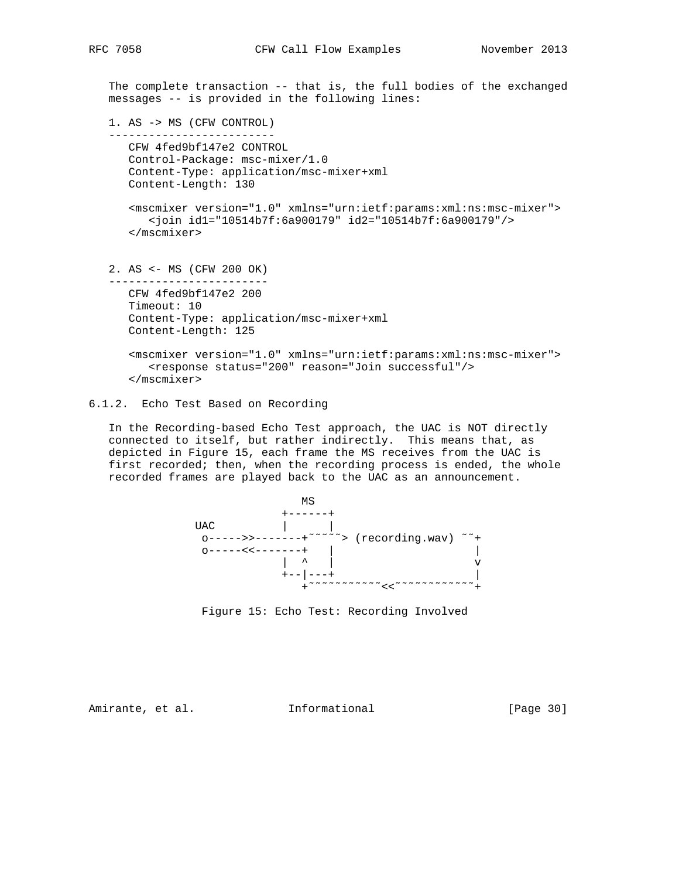The complete transaction -- that is, the full bodies of the exchanged messages -- is provided in the following lines:

```
1. AS -> MS (CFW CONTROL)
-------------------------
   CFW 4fed9bf147e2 CONTROL
   Control-Package: msc-mixer/1.0
   Content-Type: application/msc-mixer+xml
   Content-Length: 130

   <mscmixer version="1.0" xmlns="urn:ietf:params:xml:ns:msc-mixer">
      <join id1="10514b7f:6a900179" id2="10514b7f:6a900179"/>
   </mscmixer>


2. AS <- MS (CFW 200 OK)
------------------------
   CFW 4fed9bf147e2 200
   Timeout: 10
   Content-Type: application/msc-mixer+xml
   Content-Length: 125

   <mscmixer version="1.0" xmlns="urn:ietf:params:xml:ns:msc-mixer">
      <response status="200" reason="Join successful"/>
   </mscmixer>
```

### 6.1.2. Echo Test Based on Recording

In the Recording-based Echo Test approach, the UAC is NOT directly connected to itself, but rather indirectly. This means that, as depicted in Figure 15, each frame the MS receives from the UAC is first recorded; then, when the recording process is ended, the whole recorded frames are played back to the UAC as an announcement.

```
                       MS
                    +------+
          UAC       |      |
           o----->>-------+~~~~~> (recording.wav) ~~+
           o-----<<-------+    |                    |
                    |  ^   |                        v
                    +--|---+                        |
                       +~~~~~~~~~~~<<~~~~~~~~~~~~+
```

Figure 15: Echo Test: Recording Involved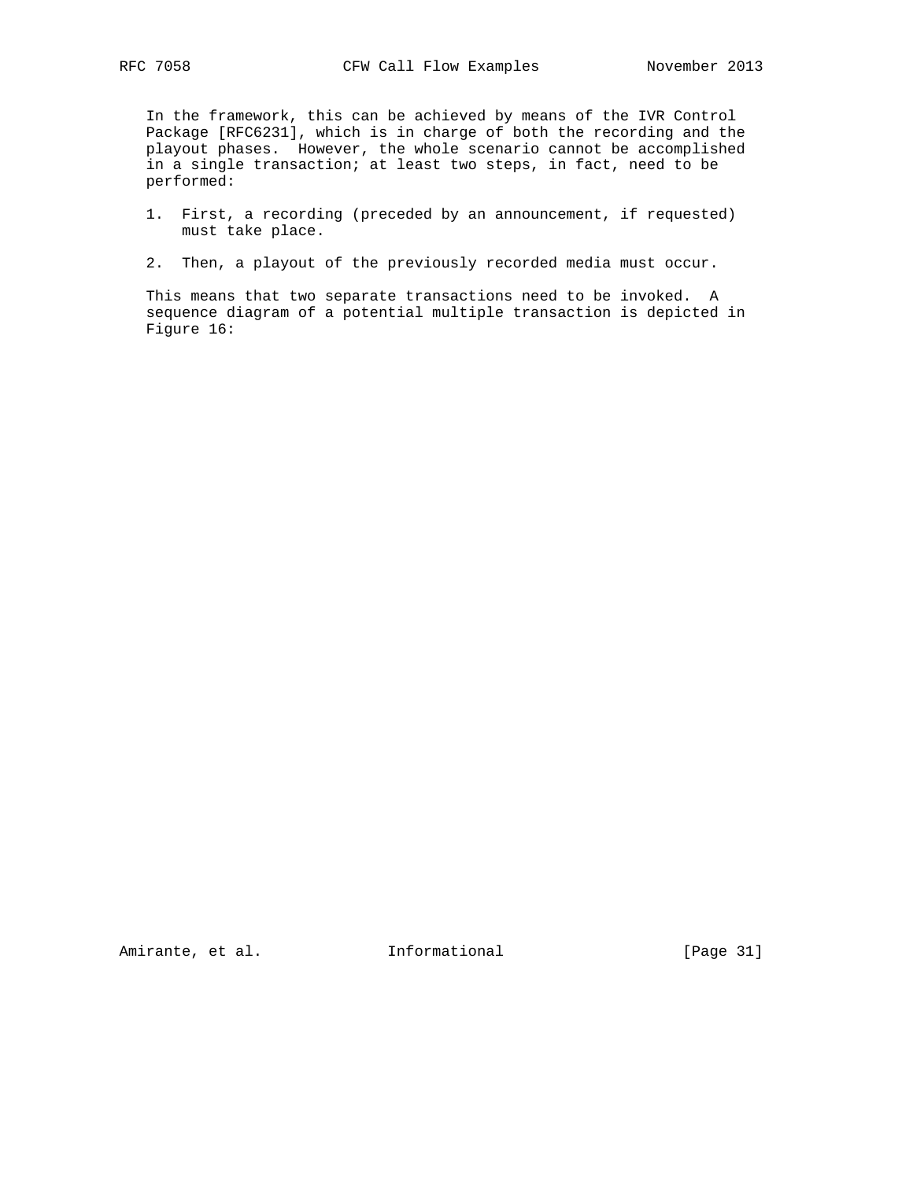In the framework, this can be achieved by means of the IVR Control Package [RFC6231], which is in charge of both the recording and the playout phases. However, the whole scenario cannot be accomplished in a single transaction; at least two steps, in fact, need to be performed:

1. First, a recording (preceded by an announcement, if requested) must take place.

2. Then, a playout of the previously recorded media must occur.

This means that two separate transactions need to be invoked. A sequence diagram of a potential multiple transaction is depicted in Figure 16: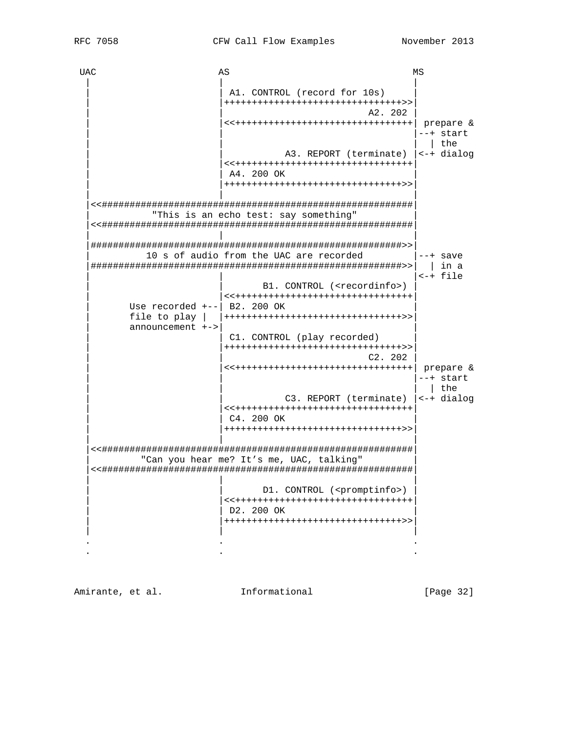```
 UAC                      AS                                  MS
  |                        |                                   |
  |                        | A1. CONTROL (record for 10s)      |
  |                        |++++++++++++++++++++++++++++++++>>|
  |                        |                           A2. 202 |
  |                        |<<++++++++++++++++++++++++++++++++| prepare &
  |                        |                                   |--+ start
  |                        |                                   |  | the
  |                        |             A3. REPORT (terminate) |<-+ dialog
  |                        |<<++++++++++++++++++++++++++++++++|
  |                        | A4. 200 OK                        |
  |                        |++++++++++++++++++++++++++++++++>>|
  |                        |                                   |
  |<<#########################################################|
  |           "This is an echo test: say something"           |
  |<<#########################################################|
  |                        |                                   |
  |#########################################################>>|
  |          10 s of audio from the UAC are recorded          |--+ save
  |#########################################################>>|  | in a
  |                        |                                   |<-+ file
  |                        |       B1. CONTROL (<recordinfo>) |
  |                        |<<++++++++++++++++++++++++++++++++|
  |       Use recorded +--| B2. 200 OK                        |
  |       file to play |  |++++++++++++++++++++++++++++++++>>|
  |       announcement +->|                                   |
  |                        | C1. CONTROL (play recorded)       |
  |                        |++++++++++++++++++++++++++++++++>>|
  |                        |                           C2. 202 |
  |                        |<<++++++++++++++++++++++++++++++++| prepare &
  |                        |                                   |--+ start
  |                        |                                   |  | the
  |                        |             C3. REPORT (terminate) |<-+ dialog
  |                        |<<++++++++++++++++++++++++++++++++|
  |                        | C4. 200 OK                        |
  |                        |++++++++++++++++++++++++++++++++>>|
  |                        |                                   |
  |<<#########################################################|
  |         "Can you hear me? It's me, UAC, talking"          |
  |<<#########################################################|
  |                        |                                   |
  |                        |       D1. CONTROL (<promptinfo>) |
  |                        |<<++++++++++++++++++++++++++++++++|
  |                        | D2. 200 OK                        |
  |                        |++++++++++++++++++++++++++++++++>>|
  |                        |                                   |
  .                        .                                   .
  .                        .                                   .
```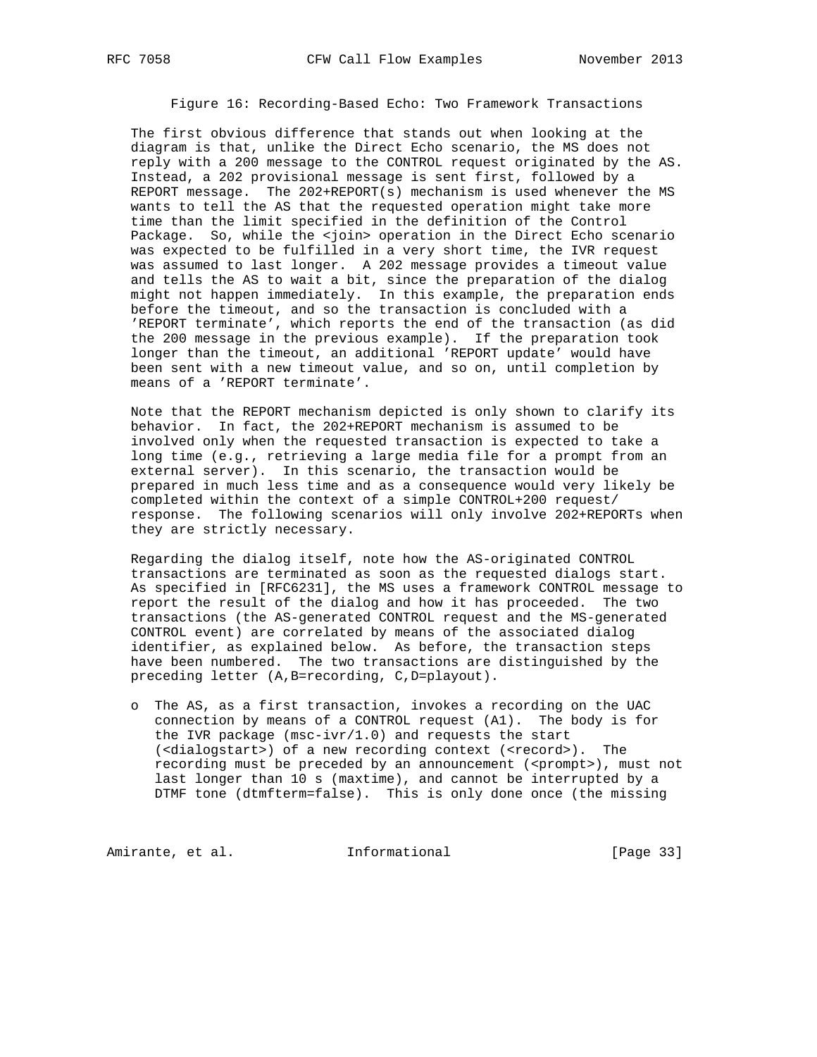Figure 16: Recording-Based Echo: Two Framework Transactions

The first obvious difference that stands out when looking at the diagram is that, unlike the Direct Echo scenario, the MS does not reply with a 200 message to the CONTROL request originated by the AS. Instead, a 202 provisional message is sent first, followed by a REPORT message. The 202+REPORT(s) mechanism is used whenever the MS wants to tell the AS that the requested operation might take more time than the limit specified in the definition of the Control Package. So, while the <join> operation in the Direct Echo scenario was expected to be fulfilled in a very short time, the IVR request was assumed to last longer. A 202 message provides a timeout value and tells the AS to wait a bit, since the preparation of the dialog might not happen immediately. In this example, the preparation ends before the timeout, and so the transaction is concluded with a 'REPORT terminate', which reports the end of the transaction (as did the 200 message in the previous example). If the preparation took longer than the timeout, an additional 'REPORT update' would have been sent with a new timeout value, and so on, until completion by means of a 'REPORT terminate'.

Note that the REPORT mechanism depicted is only shown to clarify its behavior. In fact, the 202+REPORT mechanism is assumed to be involved only when the requested transaction is expected to take a long time (e.g., retrieving a large media file for a prompt from an external server). In this scenario, the transaction would be prepared in much less time and as a consequence would very likely be completed within the context of a simple CONTROL+200 request/response. The following scenarios will only involve 202+REPORTs when they are strictly necessary.

Regarding the dialog itself, note how the AS-originated CONTROL transactions are terminated as soon as the requested dialogs start. As specified in [RFC6231], the MS uses a framework CONTROL message to report the result of the dialog and how it has proceeded. The two transactions (the AS-generated CONTROL request and the MS-generated CONTROL event) are correlated by means of the associated dialog identifier, as explained below. As before, the transaction steps have been numbered. The two transactions are distinguished by the preceding letter (A,B=recording, C,D=playout).

- The AS, as a first transaction, invokes a recording on the UAC connection by means of a CONTROL request (A1). The body is for the IVR package (msc-ivr/1.0) and requests the start (<dialogstart>) of a new recording context (<record>). The recording must be preceded by an announcement (<prompt>), must not last longer than 10 s (maxtime), and cannot be interrupted by a DTMF tone (dtmfterm=false). This is only done once (the missing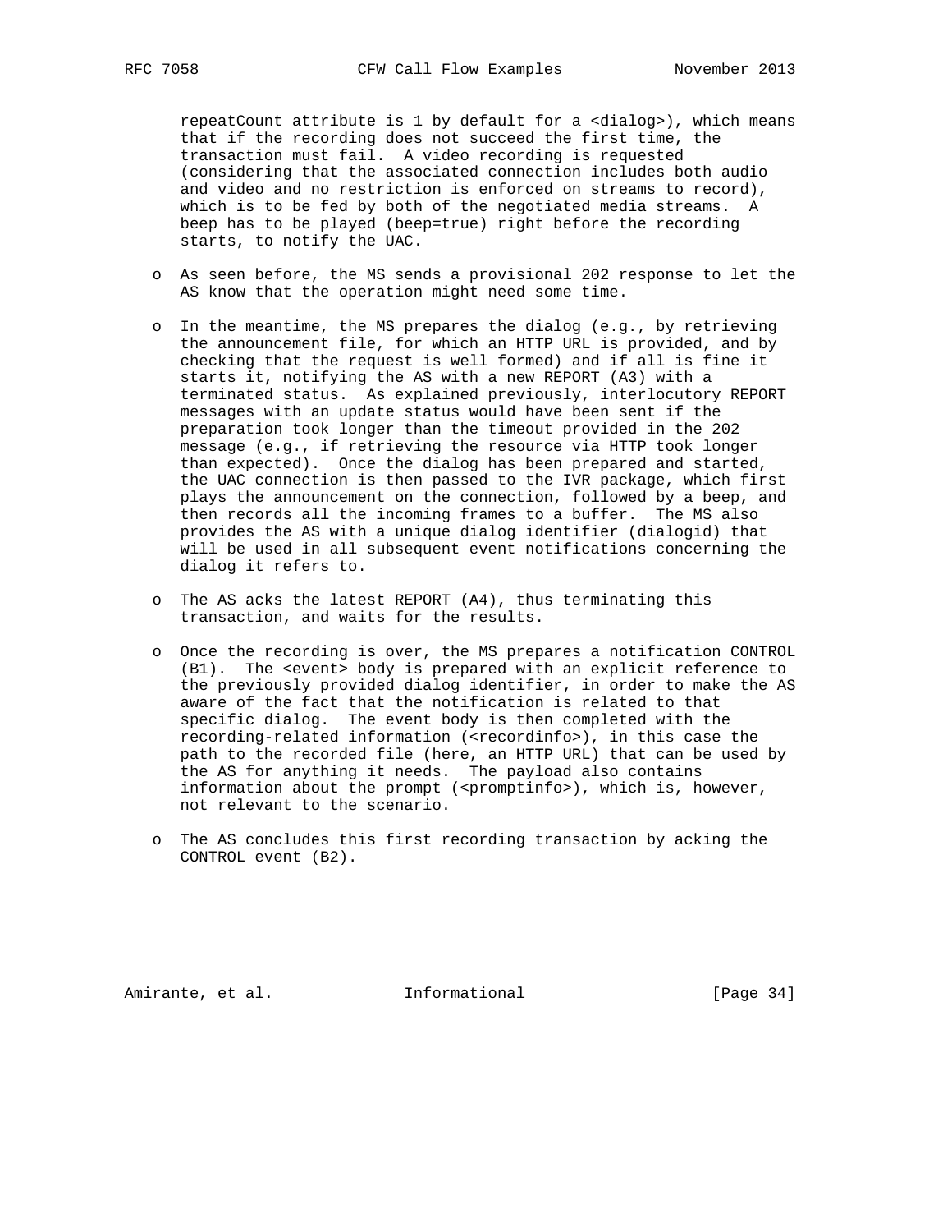repeatCount attribute is 1 by default for a <dialog>), which means that if the recording does not succeed the first time, the transaction must fail. A video recording is requested (considering that the associated connection includes both audio and video and no restriction is enforced on streams to record), which is to be fed by both of the negotiated media streams. A beep has to be played (beep=true) right before the recording starts, to notify the UAC.

- As seen before, the MS sends a provisional 202 response to let the AS know that the operation might need some time.

- In the meantime, the MS prepares the dialog (e.g., by retrieving the announcement file, for which an HTTP URL is provided, and by checking that the request is well formed) and if all is fine it starts it, notifying the AS with a new REPORT (A3) with a terminated status. As explained previously, interlocutory REPORT messages with an update status would have been sent if the preparation took longer than the timeout provided in the 202 message (e.g., if retrieving the resource via HTTP took longer than expected). Once the dialog has been prepared and started, the UAC connection is then passed to the IVR package, which first plays the announcement on the connection, followed by a beep, and then records all the incoming frames to a buffer. The MS also provides the AS with a unique dialog identifier (dialogid) that will be used in all subsequent event notifications concerning the dialog it refers to.

- The AS acks the latest REPORT (A4), thus terminating this transaction, and waits for the results.

- Once the recording is over, the MS prepares a notification CONTROL (B1). The <event> body is prepared with an explicit reference to the previously provided dialog identifier, in order to make the AS aware of the fact that the notification is related to that specific dialog. The event body is then completed with the recording-related information (<recordinfo>), in this case the path to the recorded file (here, an HTTP URL) that can be used by the AS for anything it needs. The payload also contains information about the prompt (<promptinfo>), which is, however, not relevant to the scenario.

- The AS concludes this first recording transaction by acking the CONTROL event (B2).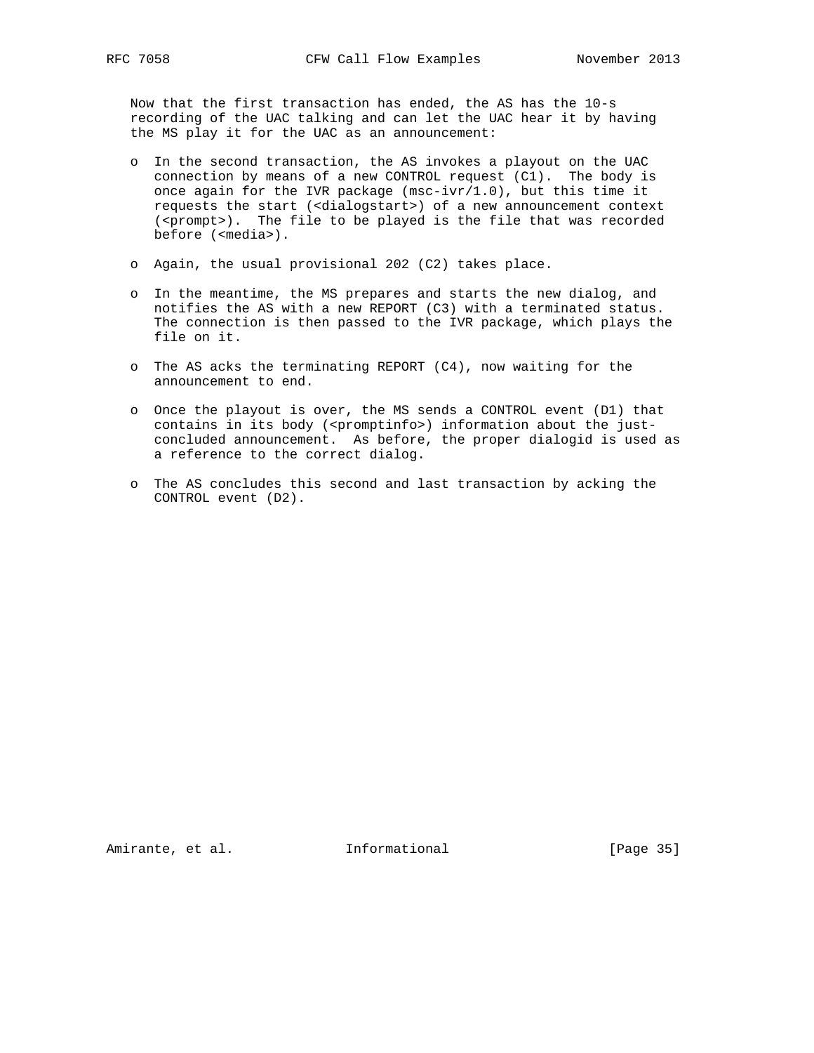Now that the first transaction has ended, the AS has the 10-s recording of the UAC talking and can let the UAC hear it by having the MS play it for the UAC as an announcement:

- In the second transaction, the AS invokes a playout on the UAC connection by means of a new CONTROL request (C1). The body is once again for the IVR package (msc-ivr/1.0), but this time it requests the start (<dialogstart>) of a new announcement context (<prompt>). The file to be played is the file that was recorded before (<media>).
- Again, the usual provisional 202 (C2) takes place.
- In the meantime, the MS prepares and starts the new dialog, and notifies the AS with a new REPORT (C3) with a terminated status. The connection is then passed to the IVR package, which plays the file on it.
- The AS acks the terminating REPORT (C4), now waiting for the announcement to end.
- Once the playout is over, the MS sends a CONTROL event (D1) that contains in its body (<promptinfo>) information about the just-concluded announcement. As before, the proper dialogid is used as a reference to the correct dialog.
- The AS concludes this second and last transaction by acking the CONTROL event (D2).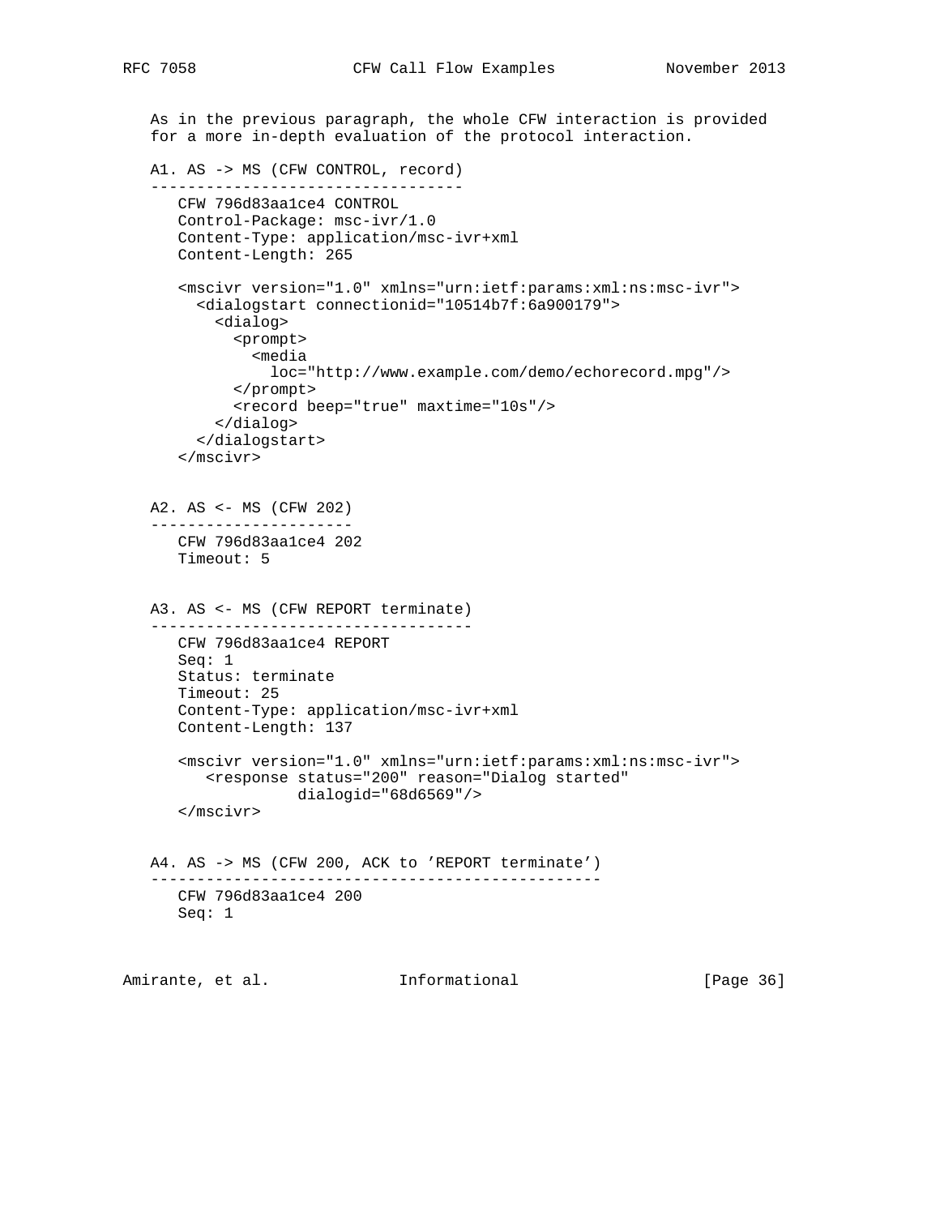As in the previous paragraph, the whole CFW interaction is provided for a more in-depth evaluation of the protocol interaction.

A1. AS -> MS (CFW CONTROL, record)

```
CFW 796d83aa1ce4 CONTROL
Control-Package: msc-ivr/1.0
Content-Type: application/msc-ivr+xml
Content-Length: 265

<mscivr version="1.0" xmlns="urn:ietf:params:xml:ns:msc-ivr">
  <dialogstart connectionid="10514b7f:6a900179">
    <dialog>
      <prompt>
        <media
          loc="http://www.example.com/demo/echorecord.mpg"/>
      </prompt>
      <record beep="true" maxtime="10s"/>
    </dialog>
  </dialogstart>
</mscivr>
```

A2. AS <- MS (CFW 202)

```
CFW 796d83aa1ce4 202
Timeout: 5
```

A3. AS <- MS (CFW REPORT terminate)

```
CFW 796d83aa1ce4 REPORT
Seq: 1
Status: terminate
Timeout: 25
Content-Type: application/msc-ivr+xml
Content-Length: 137

<mscivr version="1.0" xmlns="urn:ietf:params:xml:ns:msc-ivr">
   <response status="200" reason="Dialog started"
             dialogid="68d6569"/>
</mscivr>
```

A4. AS -> MS (CFW 200, ACK to 'REPORT terminate')

```
CFW 796d83aa1ce4 200
Seq: 1
```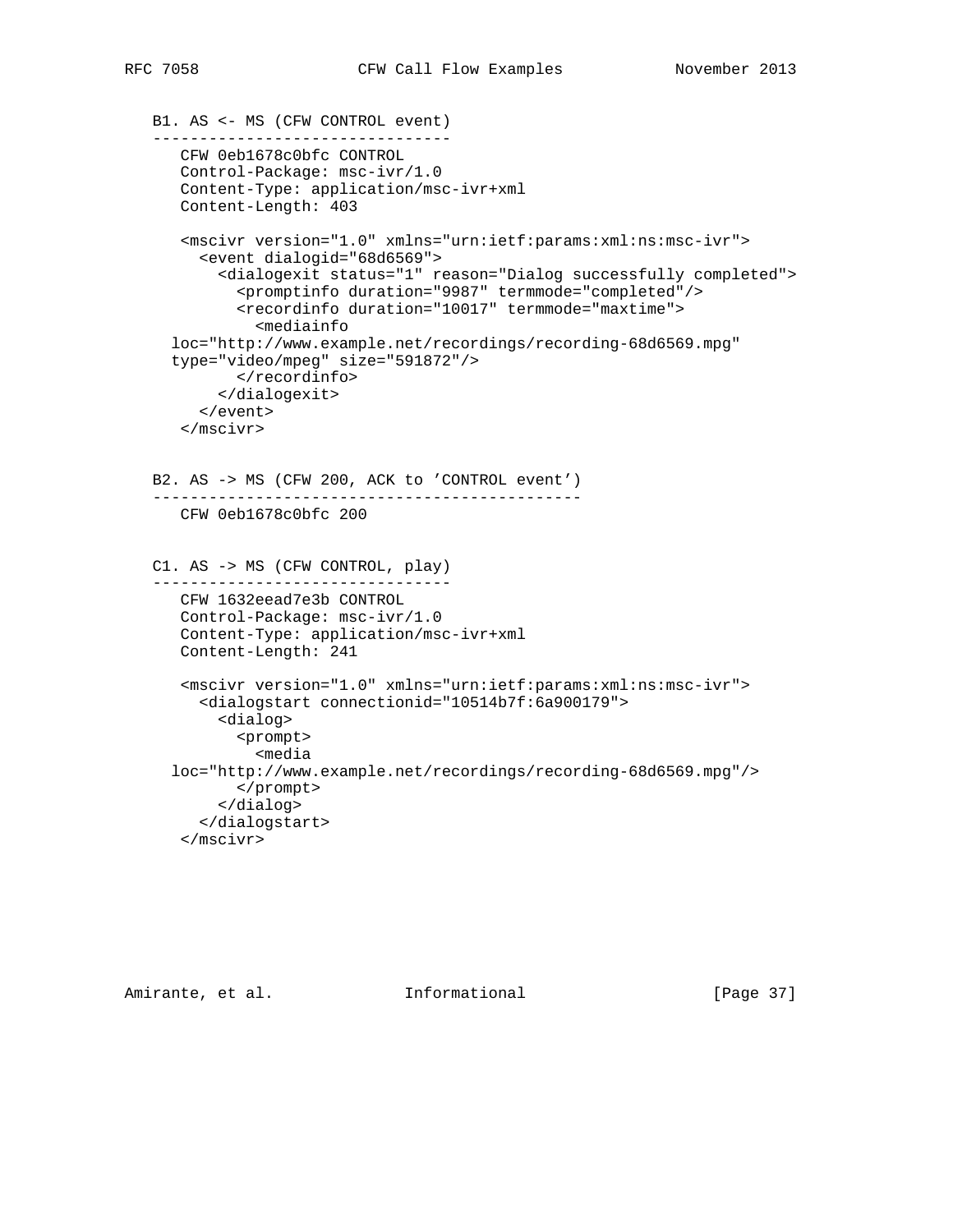B1. AS <- MS (CFW CONTROL event)
--------------------------------

```
CFW 0eb1678c0bfc CONTROL
Control-Package: msc-ivr/1.0
Content-Type: application/msc-ivr+xml
Content-Length: 403

<mscivr version="1.0" xmlns="urn:ietf:params:xml:ns:msc-ivr">
  <event dialogid="68d6569">
    <dialogexit status="1" reason="Dialog successfully completed">
      <promptinfo duration="9987" termmode="completed"/>
      <recordinfo duration="10017" termmode="maxtime">
        <mediainfo
loc="http://www.example.net/recordings/recording-68d6569.mpg"
type="video/mpeg" size="591872"/>
      </recordinfo>
    </dialogexit>
  </event>
</mscivr>
```

B2. AS -> MS (CFW 200, ACK to 'CONTROL event')
---------------------------------------------

```
CFW 0eb1678c0bfc 200
```

C1. AS -> MS (CFW CONTROL, play)
--------------------------------

```
CFW 1632eead7e3b CONTROL
Control-Package: msc-ivr/1.0
Content-Type: application/msc-ivr+xml
Content-Length: 241

<mscivr version="1.0" xmlns="urn:ietf:params:xml:ns:msc-ivr">
  <dialogstart connectionid="10514b7f:6a900179">
    <dialog>
      <prompt>
        <media
loc="http://www.example.net/recordings/recording-68d6569.mpg"/>
      </prompt>
    </dialog>
  </dialogstart>
</mscivr>
```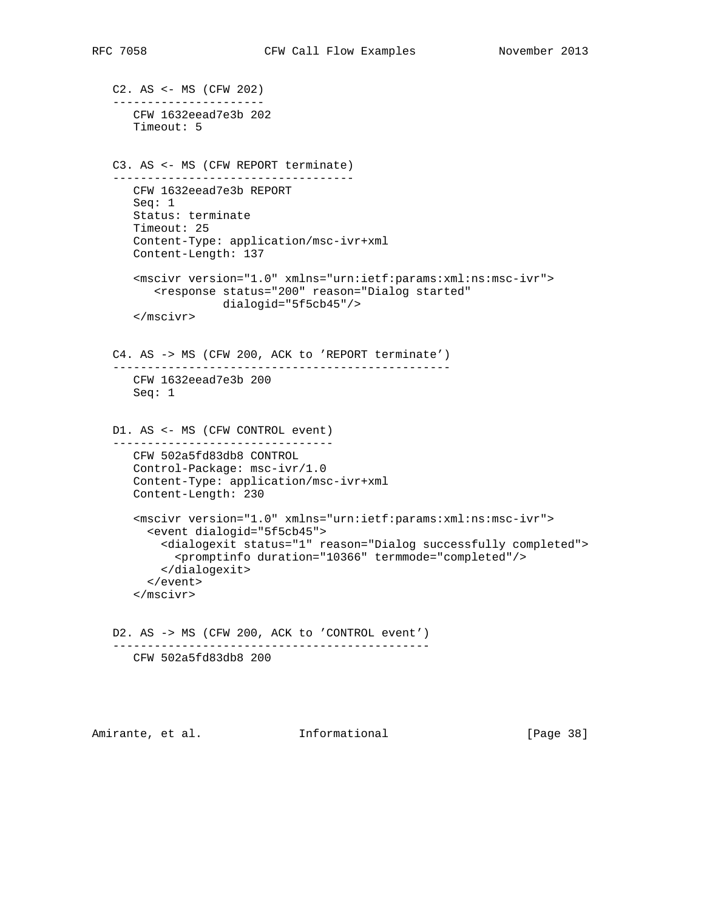C2. AS <- MS (CFW 202)
----------------------

```
CFW 1632eead7e3b 202
Timeout: 5
```

C3. AS <- MS (CFW REPORT terminate)
-----------------------------------

```
CFW 1632eead7e3b REPORT
Seq: 1
Status: terminate
Timeout: 25
Content-Type: application/msc-ivr+xml
Content-Length: 137

<mscivr version="1.0" xmlns="urn:ietf:params:xml:ns:msc-ivr">
   <response status="200" reason="Dialog started"
             dialogid="5f5cb45"/>
</mscivr>
```

C4. AS -> MS (CFW 200, ACK to 'REPORT terminate')
-------------------------------------------------

```
CFW 1632eead7e3b 200
Seq: 1
```

D1. AS <- MS (CFW CONTROL event)
--------------------------------

```
CFW 502a5fd83db8 CONTROL
Control-Package: msc-ivr/1.0
Content-Type: application/msc-ivr+xml
Content-Length: 230

<mscivr version="1.0" xmlns="urn:ietf:params:xml:ns:msc-ivr">
  <event dialogid="5f5cb45">
    <dialogexit status="1" reason="Dialog successfully completed">
      <promptinfo duration="10366" termmode="completed"/>
    </dialogexit>
  </event>
</mscivr>
```

D2. AS -> MS (CFW 200, ACK to 'CONTROL event')
----------------------------------------------

```
CFW 502a5fd83db8 200
```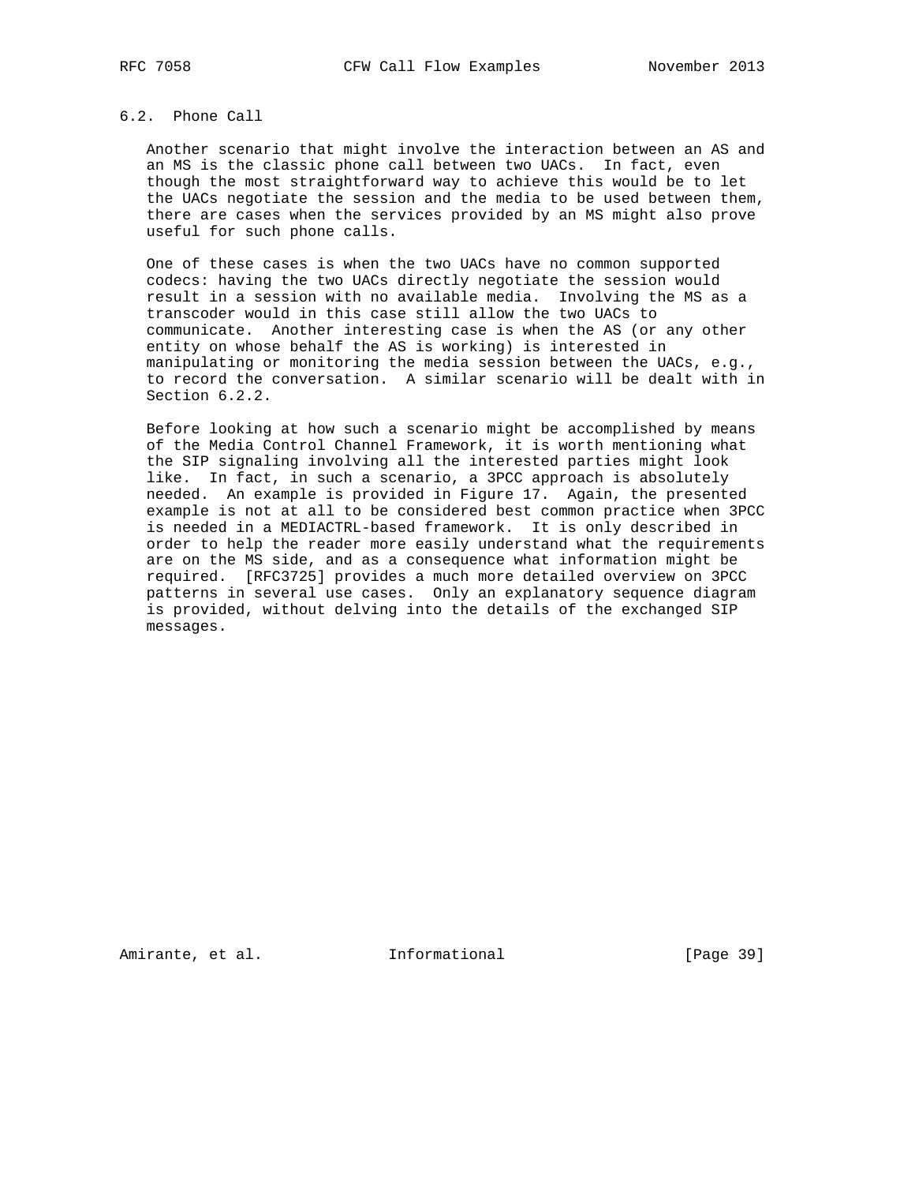## 6.2. Phone Call

Another scenario that might involve the interaction between an AS and an MS is the classic phone call between two UACs. In fact, even though the most straightforward way to achieve this would be to let the UACs negotiate the session and the media to be used between them, there are cases when the services provided by an MS might also prove useful for such phone calls.

One of these cases is when the two UACs have no common supported codecs: having the two UACs directly negotiate the session would result in a session with no available media. Involving the MS as a transcoder would in this case still allow the two UACs to communicate. Another interesting case is when the AS (or any other entity on whose behalf the AS is working) is interested in manipulating or monitoring the media session between the UACs, e.g., to record the conversation. A similar scenario will be dealt with in Section 6.2.2.

Before looking at how such a scenario might be accomplished by means of the Media Control Channel Framework, it is worth mentioning what the SIP signaling involving all the interested parties might look like. In fact, in such a scenario, a 3PCC approach is absolutely needed. An example is provided in Figure 17. Again, the presented example is not at all to be considered best common practice when 3PCC is needed in a MEDIACTRL-based framework. It is only described in order to help the reader more easily understand what the requirements are on the MS side, and as a consequence what information might be required. [RFC3725] provides a much more detailed overview on 3PCC patterns in several use cases. Only an explanatory sequence diagram is provided, without delving into the details of the exchanged SIP messages.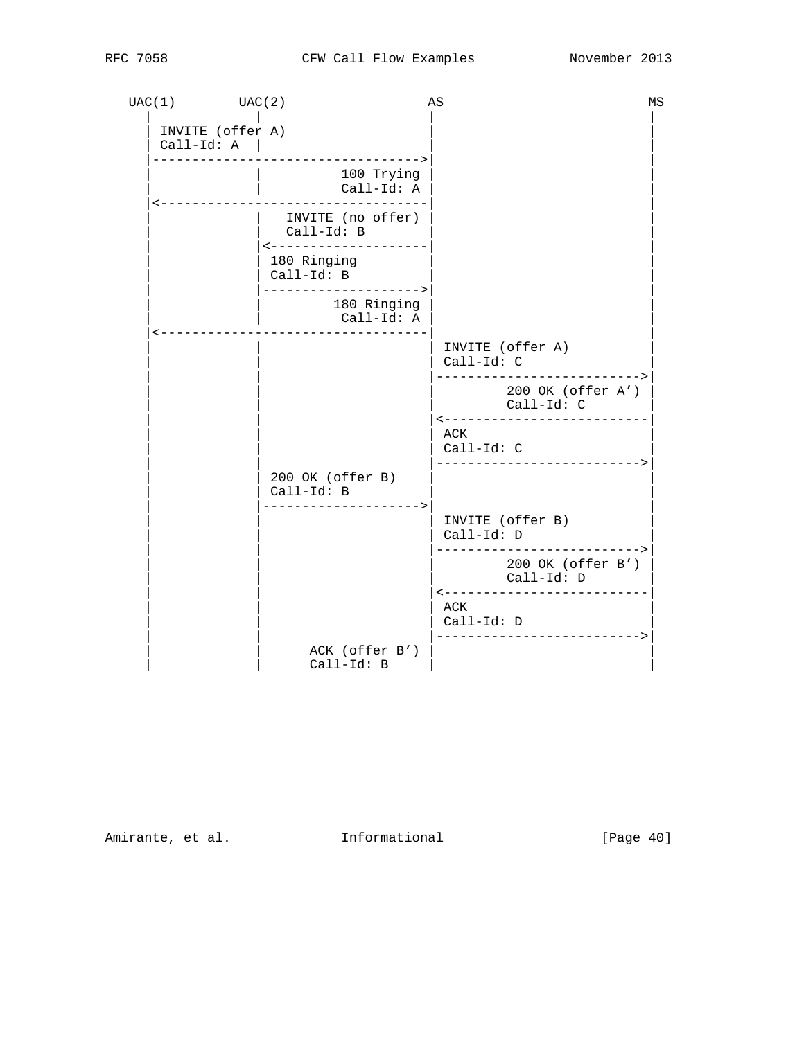```
   UAC(1)        UAC(2)                 AS                         MS
     |             |                    |                           |
     | INVITE (offer A)                 |                           |
     | Call-Id: A  |                    |                           |
     |--------------------------------->|                           |
     |             |         100 Trying |                           |
     |             |          Call-Id: A |                           |
     |<---------------------------------|                           |
     |             |   INVITE (no offer) |                           |
     |             |   Call-Id: B       |                           |
     |             |<-------------------|                           |
     |             | 180 Ringing        |                           |
     |             | Call-Id: B         |                           |
     |             |------------------->|                           |
     |             |        180 Ringing |                           |
     |             |         Call-Id: A |                           |
     |<---------------------------------|                           |
     |             |                    | INVITE (offer A)          |
     |             |                    | Call-Id: C                |
     |             |                    |-------------------------->|
     |             |                    |        200 OK (offer A')  |
     |             |                    |        Call-Id: C         |
     |             |                    |<--------------------------|
     |             |                    | ACK                       |
     |             |                    | Call-Id: C                |
     |             |                    |-------------------------->|
     |             | 200 OK (offer B)   |                           |
     |             | Call-Id: B         |                           |
     |             |------------------->|                           |
     |             |                    | INVITE (offer B)          |
     |             |                    | Call-Id: D                |
     |             |                    |-------------------------->|
     |             |                    |        200 OK (offer B')  |
     |             |                    |        Call-Id: D         |
     |             |                    |<--------------------------|
     |             |                    | ACK                       |
     |             |                    | Call-Id: D                |
     |             |                    |-------------------------->|
     |             |     ACK (offer B') |                           |
     |             |     Call-Id: B     |                           |
```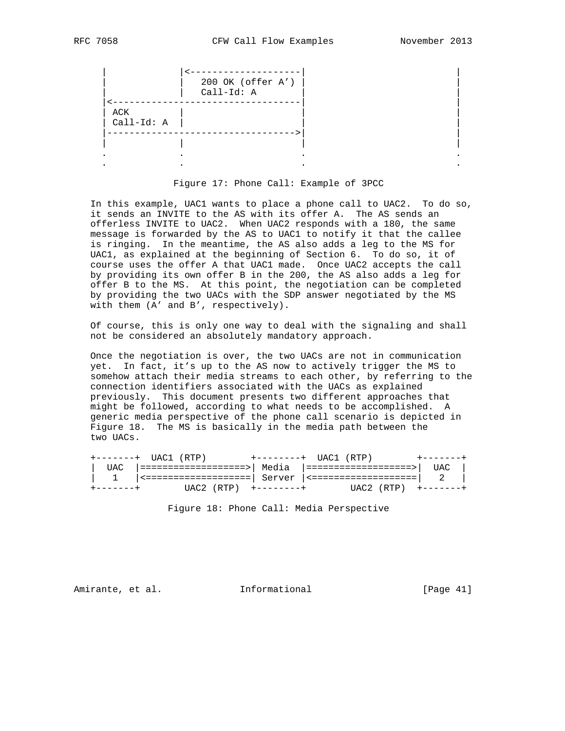```
   |             |<--------------------|                         |
   |             |   200 OK (offer A') |                         |
   |             |   Call-Id: A        |                         |
   |<----------------------------------|                         |
   | ACK         |                     |                         |
   | Call-Id: A  |                     |                         |
   |---------------------------------->|                         |
   |             |                     |                         |
   .             .                     .                         .
   .             .                     .                         .
```

Figure 17: Phone Call: Example of 3PCC

In this example, UAC1 wants to place a phone call to UAC2. To do so, it sends an INVITE to the AS with its offer A. The AS sends an offerless INVITE to UAC2. When UAC2 responds with a 180, the same message is forwarded by the AS to UAC1 to notify it that the callee is ringing. In the meantime, the AS also adds a leg to the MS for UAC1, as explained at the beginning of Section 6. To do so, it of course uses the offer A that UAC1 made. Once UAC2 accepts the call by providing its own offer B in the 200, the AS also adds a leg for offer B to the MS. At this point, the negotiation can be completed by providing the two UACs with the SDP answer negotiated by the MS with them (A' and B', respectively).

Of course, this is only one way to deal with the signaling and shall not be considered an absolutely mandatory approach.

Once the negotiation is over, the two UACs are not in communication yet. In fact, it's up to the AS now to actively trigger the MS to somehow attach their media streams to each other, by referring to the connection identifiers associated with the UACs as explained previously. This document presents two different approaches that might be followed, according to what needs to be accomplished. A generic media perspective of the phone call scenario is depicted in Figure 18. The MS is basically in the media path between the two UACs.

```
+-------+  UAC1 (RTP)       +--------+  UAC1 (RTP)       +-------+
|  UAC  |===================>| Media  |===================>|  UAC  |
|   1   |<===================| Server |<===================|   2   |
+-------+        UAC2 (RTP)  +--------+        UAC2 (RTP)  +-------+
```

Figure 18: Phone Call: Media Perspective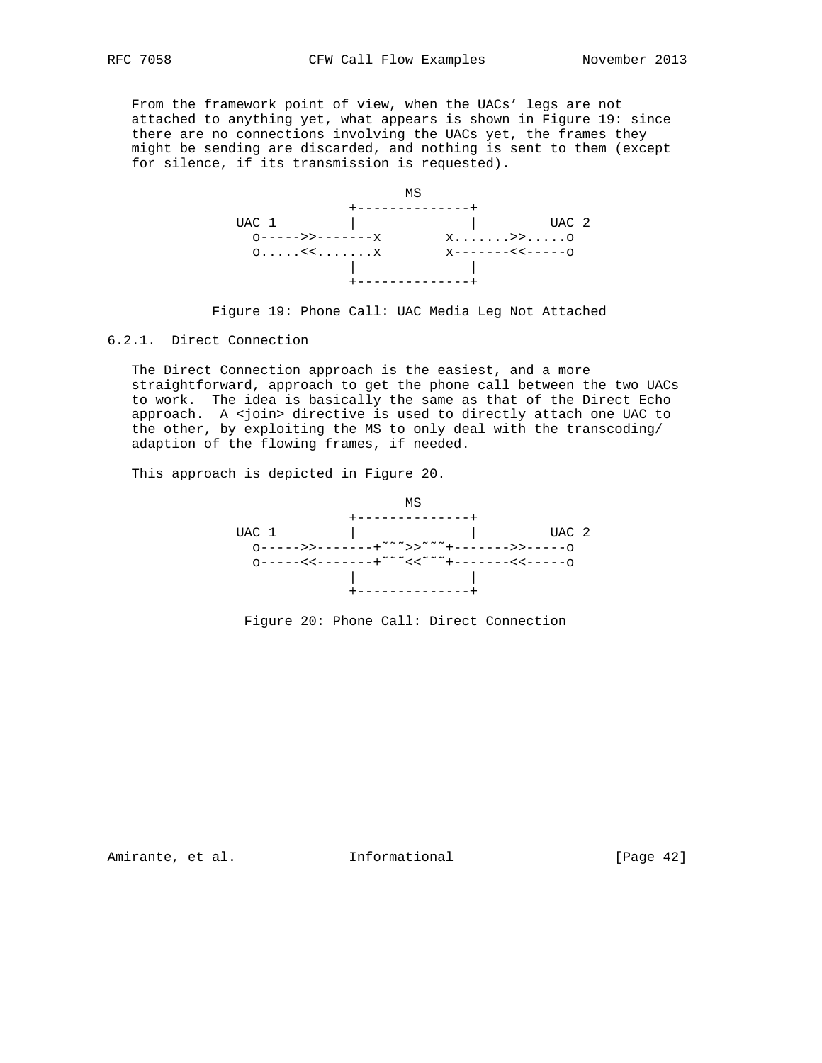From the framework point of view, when the UACs' legs are not attached to anything yet, what appears is shown in Figure 19: since there are no connections involving the UACs yet, the frames they might be sending are discarded, and nothing is sent to them (except for silence, if its transmission is requested).

```
                        MS
                 +--------------+
   UAC 1         |              |         UAC 2
     o----->>-------x        x.......>>.....o
     o.....<<.......x        x-------<<-----o
                 |              |
                 +--------------+
```

Figure 19: Phone Call: UAC Media Leg Not Attached

### 6.2.1. Direct Connection

The Direct Connection approach is the easiest, and a more straightforward, approach to get the phone call between the two UACs to work. The idea is basically the same as that of the Direct Echo approach. A <join> directive is used to directly attach one UAC to the other, by exploiting the MS to only deal with the transcoding/adaption of the flowing frames, if needed.

This approach is depicted in Figure 20.

```
                        MS
                 +--------------+
   UAC 1         |              |         UAC 2
     o----->>-------+~~~>>~~~+------->>-----o
     o-----<<-------+~~~<<~~~+-------<<-----o
                 |              |
                 +--------------+
```

Figure 20: Phone Call: Direct Connection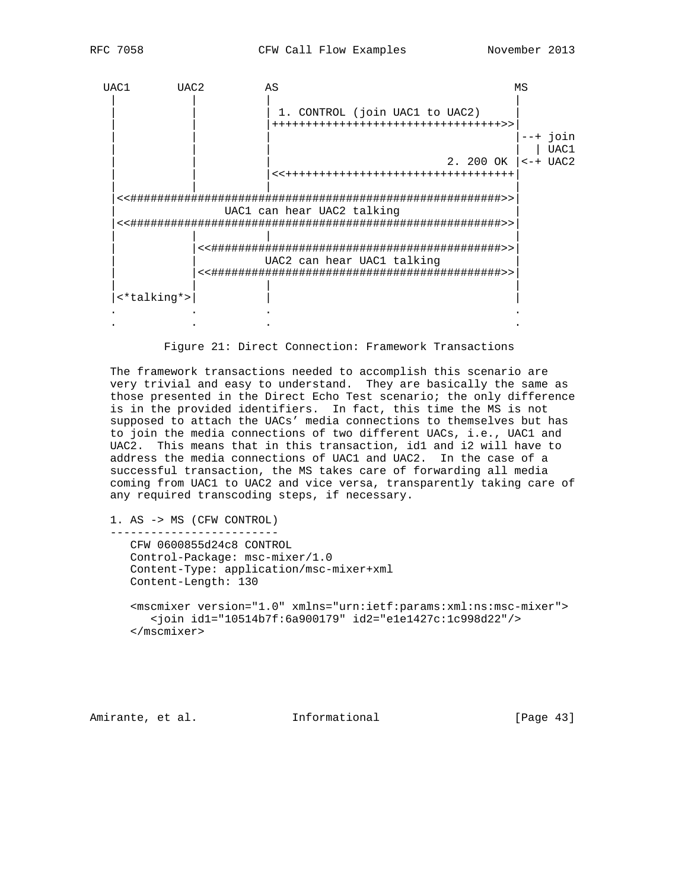```
  UAC1       UAC2         AS                                   MS
   |          |           |                                    |
   |          |           | 1. CONTROL (join UAC1 to UAC2)     |
   |          |           |++++++++++++++++++++++++++++++++++>>|
   |          |           |                                    |--+ join
   |          |           |                                    |  | UAC1
   |          |           |                          2. 200 OK |<-+ UAC2
   |          |           |<<++++++++++++++++++++++++++++++++++|
   |          |           |                                    |
   |<<#######################################################>>|
   |                UAC1 can hear UAC2 talking                 |
   |<<#######################################################>>|
   |          |           |                                    |
   |          |<<#########################################>>|
   |          |           UAC2 can hear UAC1 talking           |
   |          |<<#########################################>>|
   |          |           |                                    |
   |<*talking*>|          |                                    |
   .          .           .                                    .
   .          .           .                                    .
```

Figure 21: Direct Connection: Framework Transactions

The framework transactions needed to accomplish this scenario are very trivial and easy to understand. They are basically the same as those presented in the Direct Echo Test scenario; the only difference is in the provided identifiers. In fact, this time the MS is not supposed to attach the UACs' media connections to themselves but has to join the media connections of two different UACs, i.e., UAC1 and UAC2. This means that in this transaction, id1 and i2 will have to address the media connections of UAC1 and UAC2. In the case of a successful transaction, the MS takes care of forwarding all media coming from UAC1 to UAC2 and vice versa, transparently taking care of any required transcoding steps, if necessary.

```
1. AS -> MS (CFW CONTROL)
-------------------------
   CFW 0600855d24c8 CONTROL
   Control-Package: msc-mixer/1.0
   Content-Type: application/msc-mixer+xml
   Content-Length: 130

   <mscmixer version="1.0" xmlns="urn:ietf:params:xml:ns:msc-mixer">
      <join id1="10514b7f:6a900179" id2="e1e1427c:1c998d22"/>
   </mscmixer>
```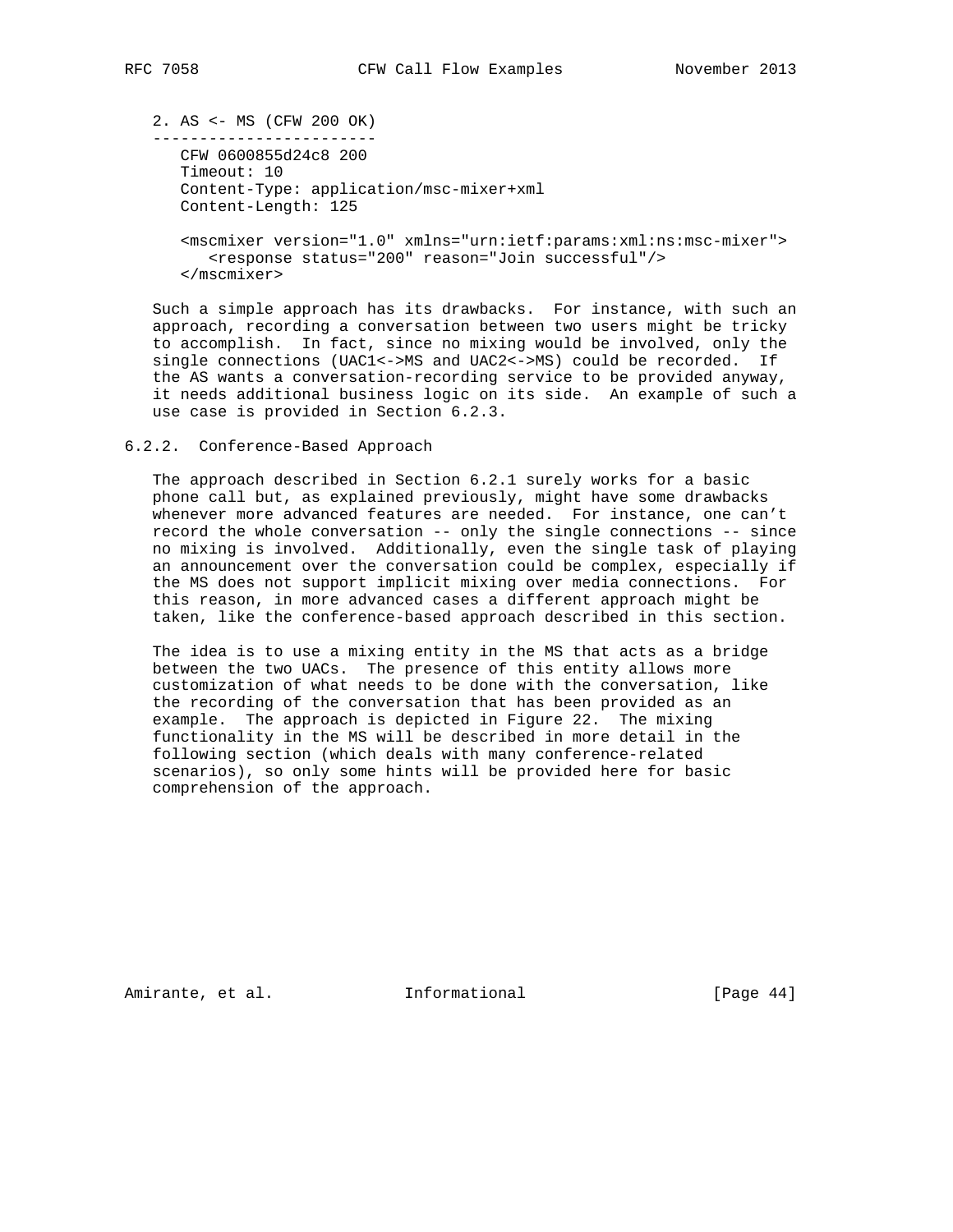2. AS <- MS (CFW 200 OK)

```
------------------------
   CFW 0600855d24c8 200
   Timeout: 10
   Content-Type: application/msc-mixer+xml
   Content-Length: 125

   <mscmixer version="1.0" xmlns="urn:ietf:params:xml:ns:msc-mixer">
      <response status="200" reason="Join successful"/>
   </mscmixer>
```

Such a simple approach has its drawbacks. For instance, with such an approach, recording a conversation between two users might be tricky to accomplish. In fact, since no mixing would be involved, only the single connections (UAC1<->MS and UAC2<->MS) could be recorded. If the AS wants a conversation-recording service to be provided anyway, it needs additional business logic on its side. An example of such a use case is provided in Section 6.2.3.

### 6.2.2. Conference-Based Approach

The approach described in Section 6.2.1 surely works for a basic phone call but, as explained previously, might have some drawbacks whenever more advanced features are needed. For instance, one can't record the whole conversation -- only the single connections -- since no mixing is involved. Additionally, even the single task of playing an announcement over the conversation could be complex, especially if the MS does not support implicit mixing over media connections. For this reason, in more advanced cases a different approach might be taken, like the conference-based approach described in this section.

The idea is to use a mixing entity in the MS that acts as a bridge between the two UACs. The presence of this entity allows more customization of what needs to be done with the conversation, like the recording of the conversation that has been provided as an example. The approach is depicted in Figure 22. The mixing functionality in the MS will be described in more detail in the following section (which deals with many conference-related scenarios), so only some hints will be provided here for basic comprehension of the approach.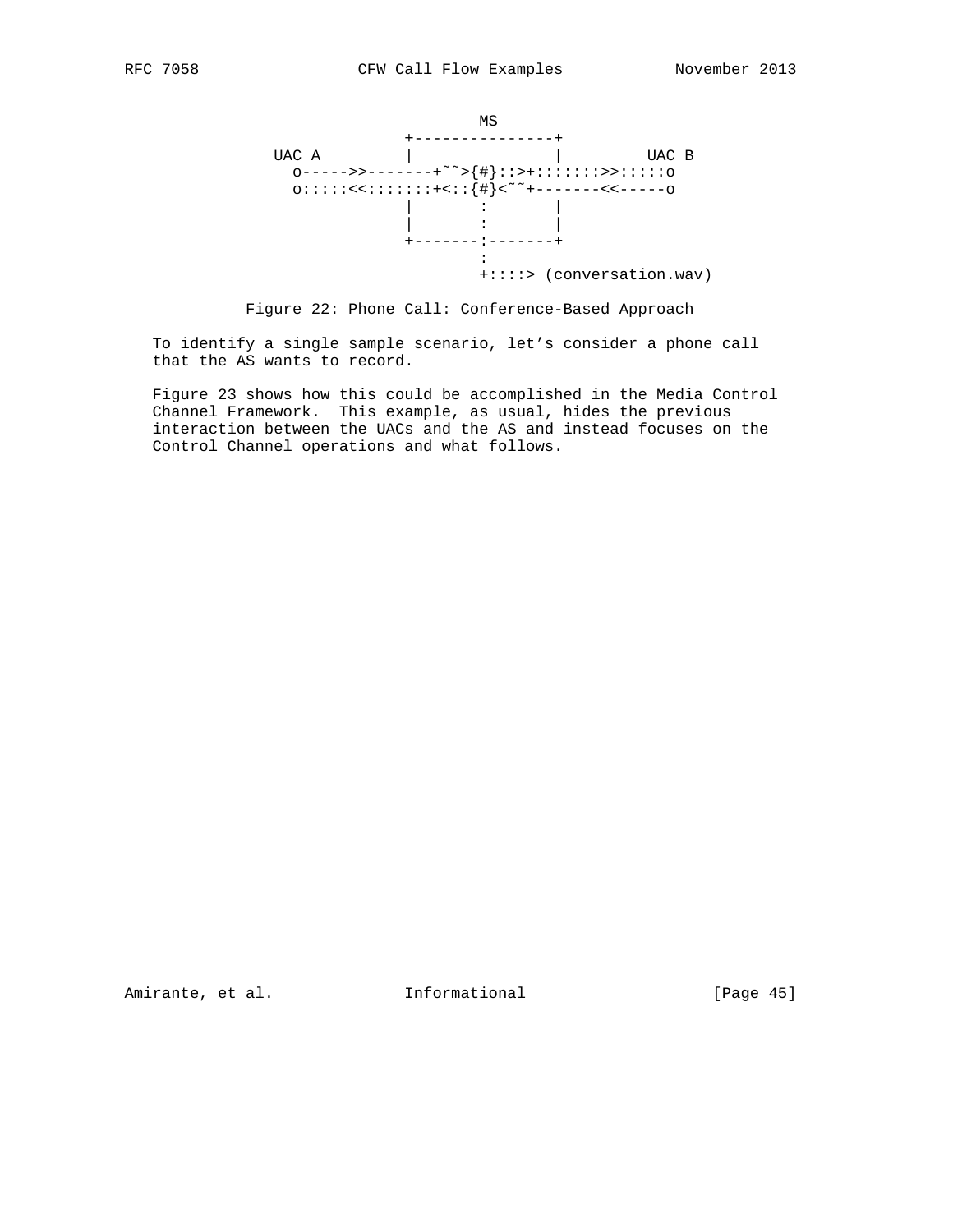```
                          MS
                  +---------------+
      UAC A       |               |         UAC B
        o----->>-------+~~>{#}::>+:::::::>>:::::o
        o:::::<<:::::::+<::{#}<~~+-------<<-----o
                  |       :       |
                  |       :       |
                  +-------:-------+
                          :
                          +::::> (conversation.wav)
```

Figure 22: Phone Call: Conference-Based Approach

To identify a single sample scenario, let's consider a phone call that the AS wants to record.

Figure 23 shows how this could be accomplished in the Media Control Channel Framework. This example, as usual, hides the previous interaction between the UACs and the AS and instead focuses on the Control Channel operations and what follows.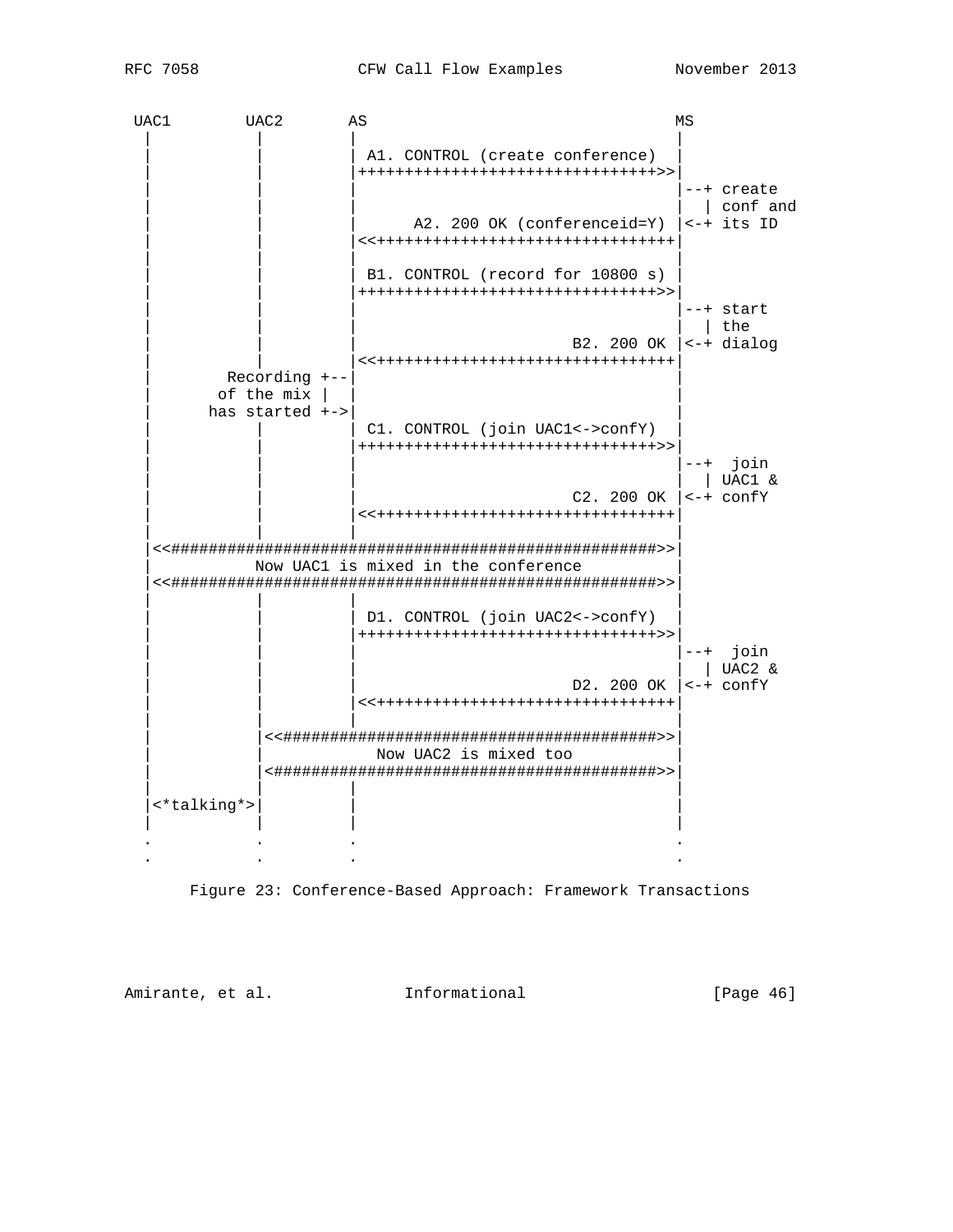```
 UAC1        UAC2       AS                                MS
  |           |          |                                 |
  |           |          | A1. CONTROL (create conference) |
  |           |          |++++++++++++++++++++++++++++++++>>|
  |           |          |                                 |--+ create
  |           |          |                                 |  | conf and
  |           |          |      A2. 200 OK (conferenceid=Y) |<-+ its ID
  |           |          |<<++++++++++++++++++++++++++++++++|
  |           |          |                                 |
  |           |          | B1. CONTROL (record for 10800 s) |
  |           |          |++++++++++++++++++++++++++++++++>>|
  |           |          |                                 |--+ start
  |           |          |                                 |  | the
  |           |          |                        B2. 200 OK |<-+ dialog
  |           |          |<<++++++++++++++++++++++++++++++++|
  |        Recording +--|                                 |
  |       of the mix |  |                                 |
  |      has started +->|                                 |
  |           |          | C1. CONTROL (join UAC1<->confY)  |
  |           |          |++++++++++++++++++++++++++++++++>>|
  |           |          |                                 |--+  join
  |           |          |                                 |  | UAC1 &
  |           |          |                        C2. 200 OK |<-+ confY
  |           |          |<<++++++++++++++++++++++++++++++++|
  |           |          |                                 |
  |<<#######################################################>>|
  |           Now UAC1 is mixed in the conference          |
  |<<#######################################################>>|
  |           |          |                                 |
  |           |          | D1. CONTROL (join UAC2<->confY)  |
  |           |          |++++++++++++++++++++++++++++++++>>|
  |           |          |                                 |--+  join
  |           |          |                                 |  | UAC2 &
  |           |          |                        D2. 200 OK |<-+ confY
  |           |          |<<++++++++++++++++++++++++++++++++|
  |           |          |                                 |
  |           |<<#########################################>>|
  |           |              Now UAC2 is mixed too         |
  |           |<##########################################>>|
  |           |          |                                 |
  |<*talking*>|          |                                 |
  |           |          |                                 |
  .           .          .                                 .
  .           .          .                                 .
```

Figure 23: Conference-Based Approach: Framework Transactions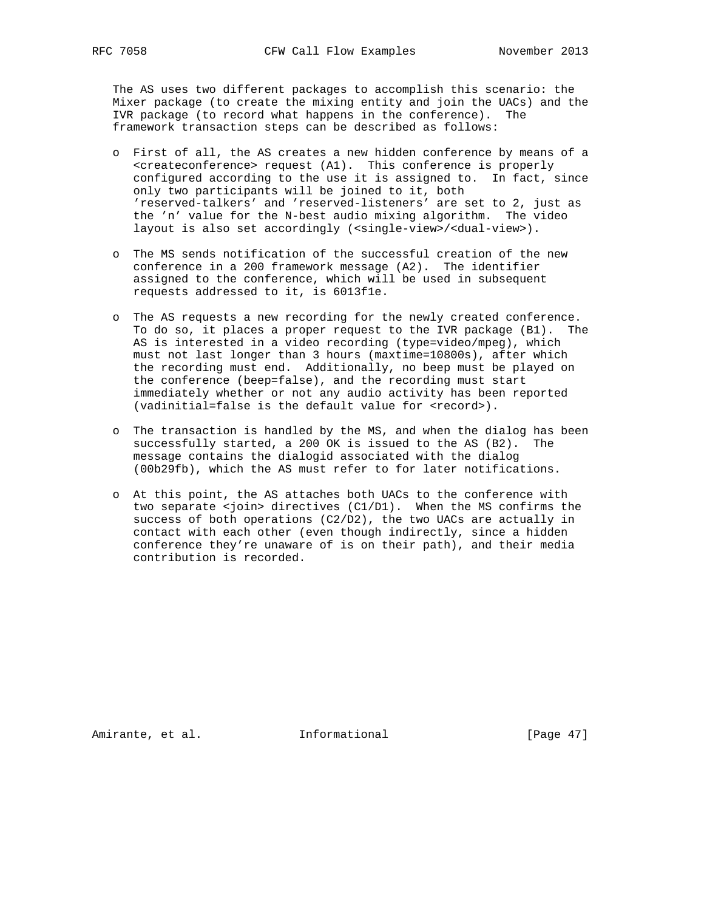The AS uses two different packages to accomplish this scenario: the Mixer package (to create the mixing entity and join the UACs) and the IVR package (to record what happens in the conference). The framework transaction steps can be described as follows:

- First of all, the AS creates a new hidden conference by means of a <createconference> request (A1). This conference is properly configured according to the use it is assigned to. In fact, since only two participants will be joined to it, both 'reserved-talkers' and 'reserved-listeners' are set to 2, just as the 'n' value for the N-best audio mixing algorithm. The video layout is also set accordingly (<single-view>/<dual-view>).

- The MS sends notification of the successful creation of the new conference in a 200 framework message (A2). The identifier assigned to the conference, which will be used in subsequent requests addressed to it, is 6013f1e.

- The AS requests a new recording for the newly created conference. To do so, it places a proper request to the IVR package (B1). The AS is interested in a video recording (type=video/mpeg), which must not last longer than 3 hours (maxtime=10800s), after which the recording must end. Additionally, no beep must be played on the conference (beep=false), and the recording must start immediately whether or not any audio activity has been reported (vadinitial=false is the default value for <record>).

- The transaction is handled by the MS, and when the dialog has been successfully started, a 200 OK is issued to the AS (B2). The message contains the dialogid associated with the dialog (00b29fb), which the AS must refer to for later notifications.

- At this point, the AS attaches both UACs to the conference with two separate <join> directives (C1/D1). When the MS confirms the success of both operations (C2/D2), the two UACs are actually in contact with each other (even though indirectly, since a hidden conference they're unaware of is on their path), and their media contribution is recorded.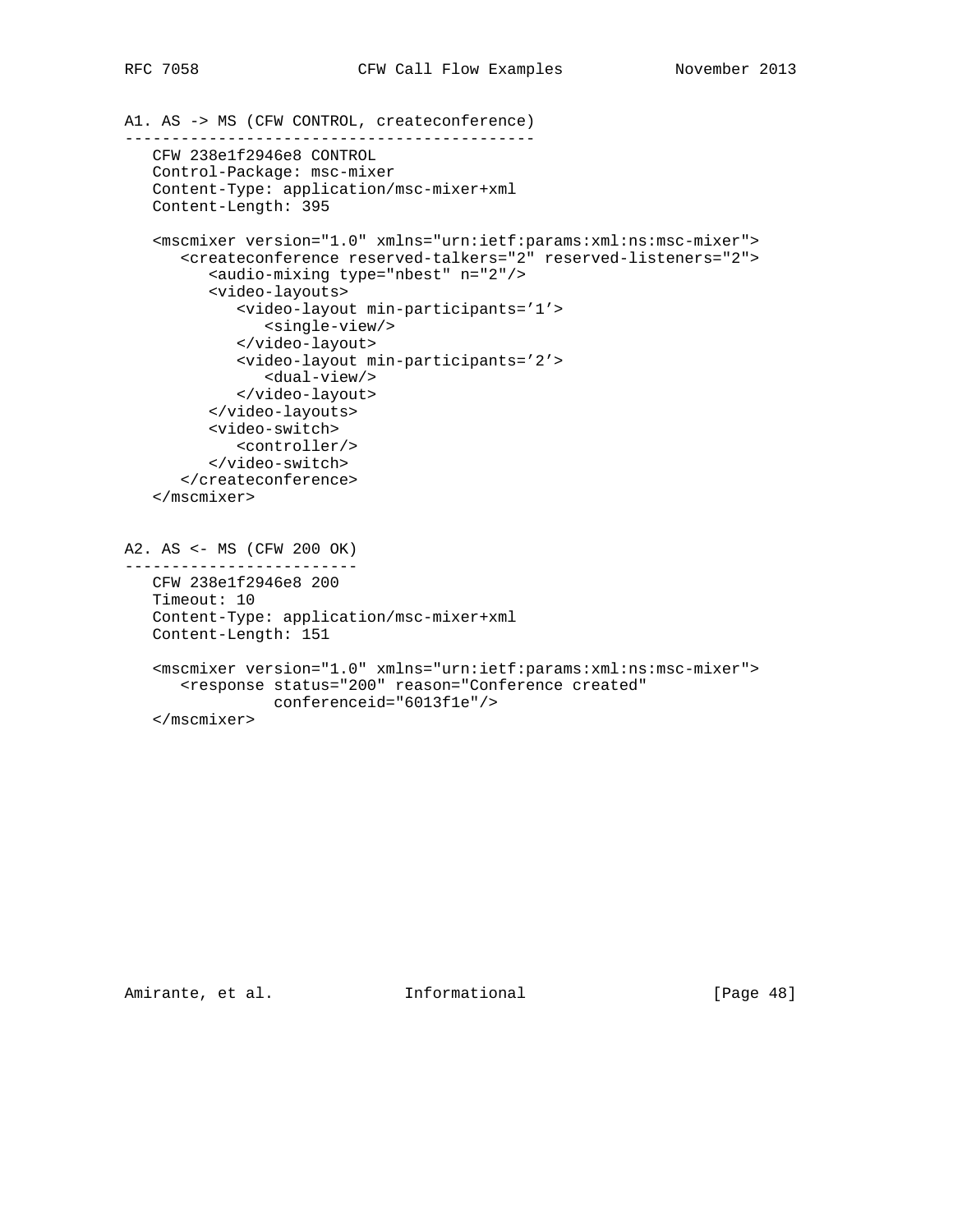A1. AS -> MS (CFW CONTROL, createconference)
--------------------------------------------

```
   CFW 238e1f2946e8 CONTROL
   Control-Package: msc-mixer
   Content-Type: application/msc-mixer+xml
   Content-Length: 395

   <mscmixer version="1.0" xmlns="urn:ietf:params:xml:ns:msc-mixer">
      <createconference reserved-talkers="2" reserved-listeners="2">
         <audio-mixing type="nbest" n="2"/>
         <video-layouts>
            <video-layout min-participants='1'>
               <single-view/>
            </video-layout>
            <video-layout min-participants='2'>
               <dual-view/>
            </video-layout>
         </video-layouts>
         <video-switch>
            <controller/>
         </video-switch>
      </createconference>
   </mscmixer>
```

A2. AS <- MS (CFW 200 OK)
-------------------------

```
   CFW 238e1f2946e8 200
   Timeout: 10
   Content-Type: application/msc-mixer+xml
   Content-Length: 151

   <mscmixer version="1.0" xmlns="urn:ietf:params:xml:ns:msc-mixer">
      <response status="200" reason="Conference created"
                conferenceid="6013f1e"/>
   </mscmixer>
```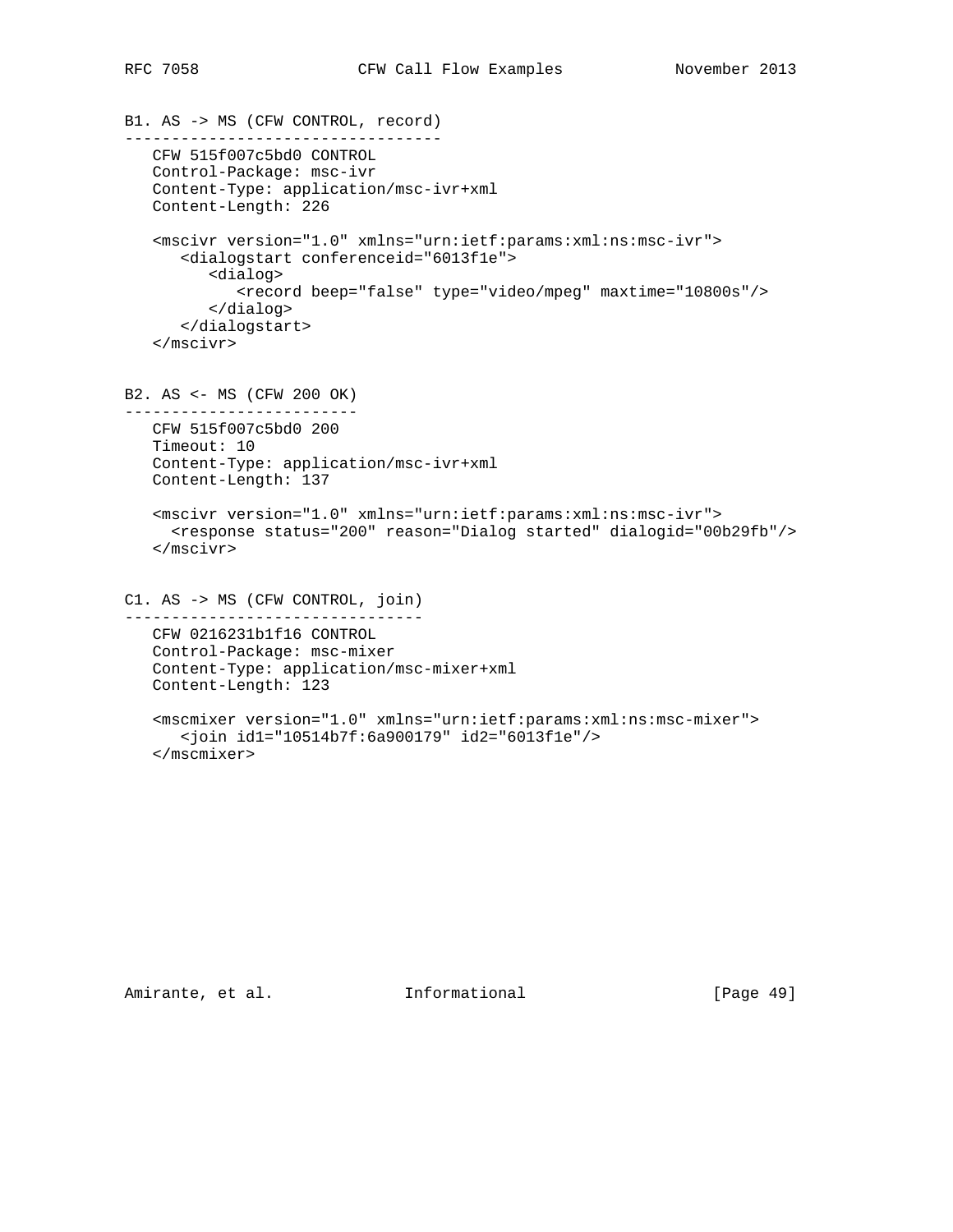B1. AS -> MS (CFW CONTROL, record)
----------------------------------

```
   CFW 515f007c5bd0 CONTROL
   Control-Package: msc-ivr
   Content-Type: application/msc-ivr+xml
   Content-Length: 226

   <mscivr version="1.0" xmlns="urn:ietf:params:xml:ns:msc-ivr">
      <dialogstart conferenceid="6013f1e">
         <dialog>
            <record beep="false" type="video/mpeg" maxtime="10800s"/>
         </dialog>
      </dialogstart>
   </mscivr>
```

B2. AS <- MS (CFW 200 OK)
-------------------------

```
   CFW 515f007c5bd0 200
   Timeout: 10
   Content-Type: application/msc-ivr+xml
   Content-Length: 137

   <mscivr version="1.0" xmlns="urn:ietf:params:xml:ns:msc-ivr">
     <response status="200" reason="Dialog started" dialogid="00b29fb"/>
   </mscivr>
```

C1. AS -> MS (CFW CONTROL, join)
--------------------------------

```
   CFW 0216231b1f16 CONTROL
   Control-Package: msc-mixer
   Content-Type: application/msc-mixer+xml
   Content-Length: 123

   <mscmixer version="1.0" xmlns="urn:ietf:params:xml:ns:msc-mixer">
      <join id1="10514b7f:6a900179" id2="6013f1e"/>
   </mscmixer>
```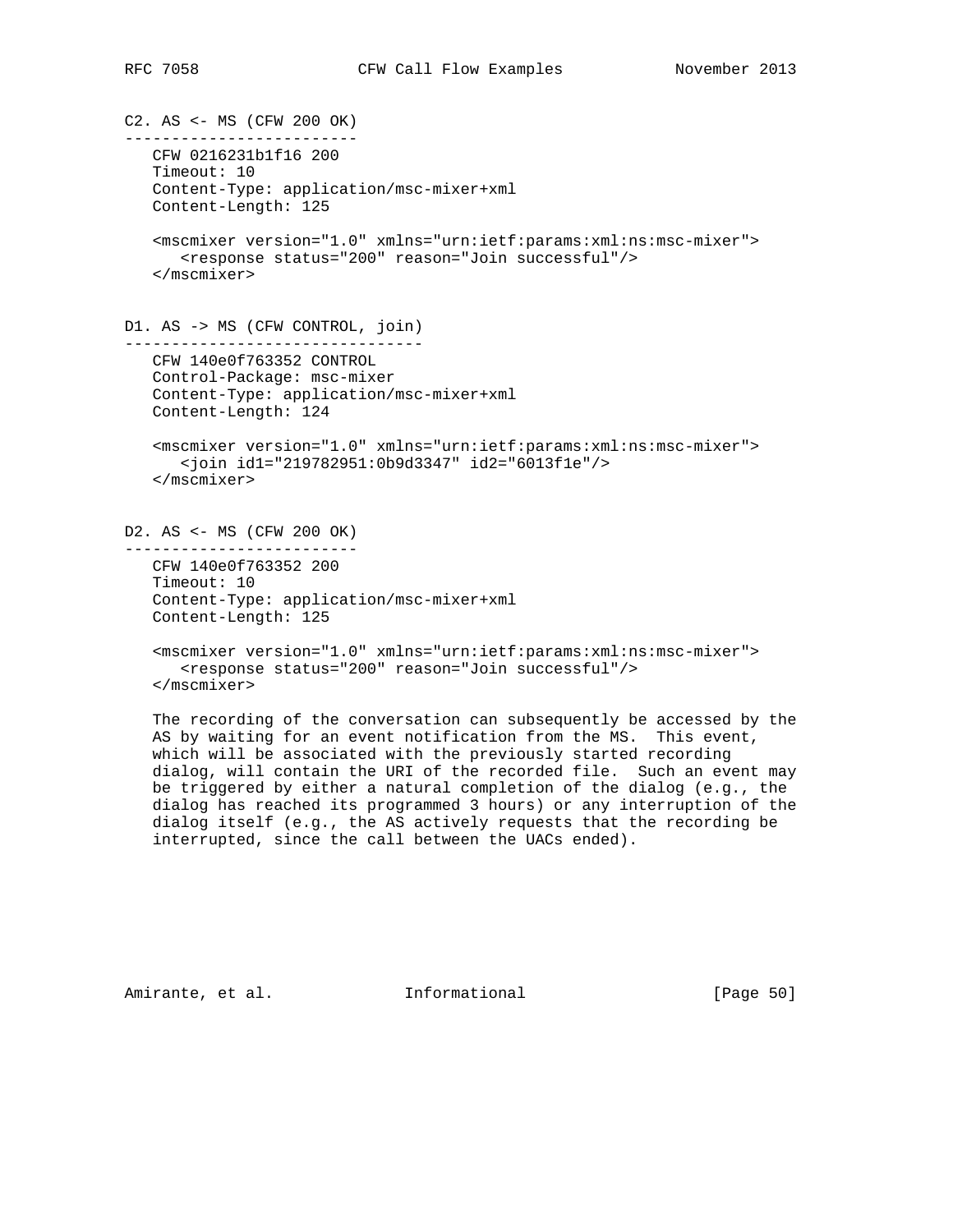C2. AS <- MS (CFW 200 OK)
-------------------------

```
CFW 0216231b1f16 200
Timeout: 10
Content-Type: application/msc-mixer+xml
Content-Length: 125

<mscmixer version="1.0" xmlns="urn:ietf:params:xml:ns:msc-mixer">
   <response status="200" reason="Join successful"/>
</mscmixer>
```

D1. AS -> MS (CFW CONTROL, join)
--------------------------------

```
CFW 140e0f763352 CONTROL
Control-Package: msc-mixer
Content-Type: application/msc-mixer+xml
Content-Length: 124

<mscmixer version="1.0" xmlns="urn:ietf:params:xml:ns:msc-mixer">
   <join id1="219782951:0b9d3347" id2="6013f1e"/>
</mscmixer>
```

D2. AS <- MS (CFW 200 OK)
-------------------------

```
CFW 140e0f763352 200
Timeout: 10
Content-Type: application/msc-mixer+xml
Content-Length: 125

<mscmixer version="1.0" xmlns="urn:ietf:params:xml:ns:msc-mixer">
   <response status="200" reason="Join successful"/>
</mscmixer>
```

The recording of the conversation can subsequently be accessed by the AS by waiting for an event notification from the MS. This event, which will be associated with the previously started recording dialog, will contain the URI of the recorded file. Such an event may be triggered by either a natural completion of the dialog (e.g., the dialog has reached its programmed 3 hours) or any interruption of the dialog itself (e.g., the AS actively requests that the recording be interrupted, since the call between the UACs ended).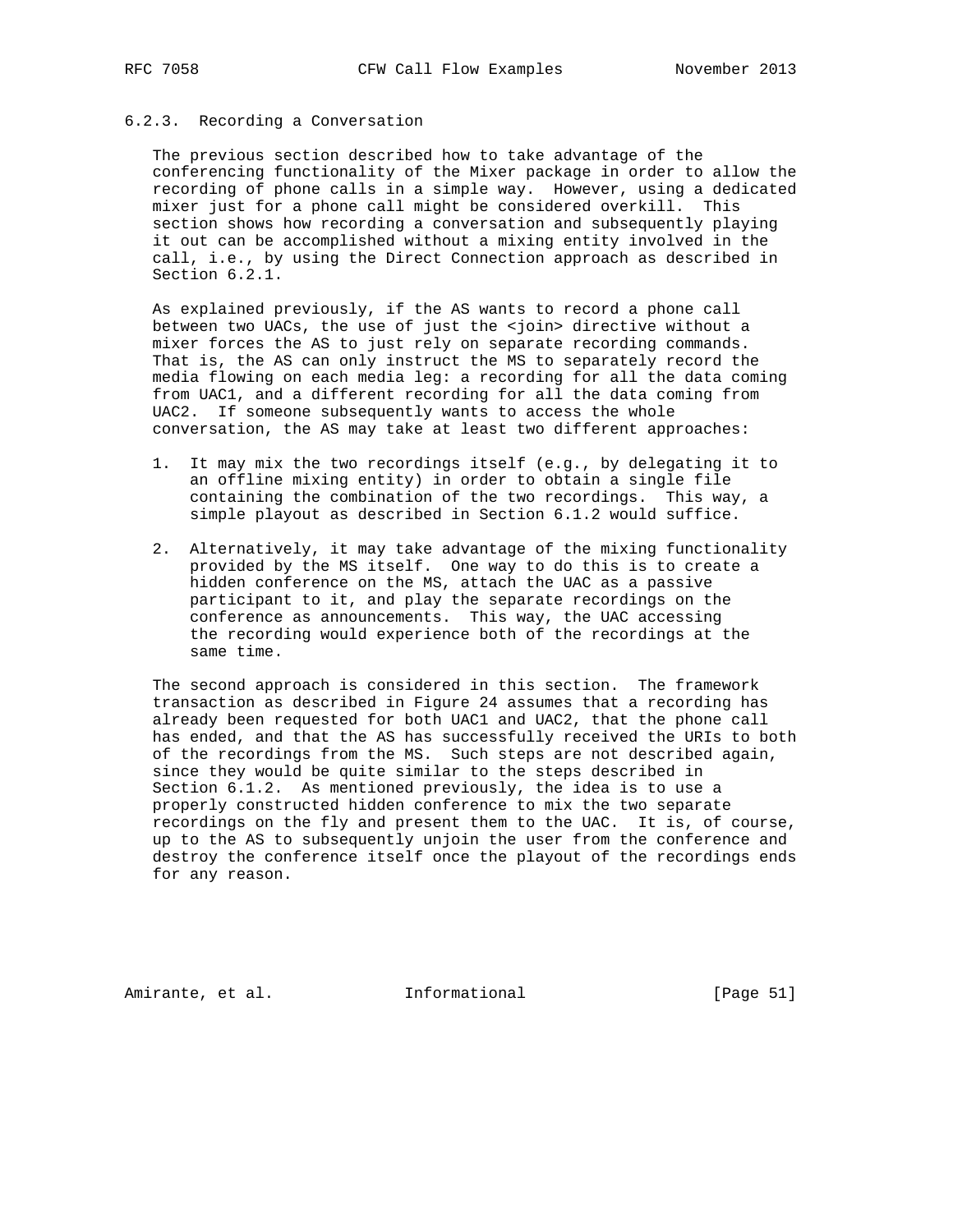### 6.2.3. Recording a Conversation

The previous section described how to take advantage of the conferencing functionality of the Mixer package in order to allow the recording of phone calls in a simple way. However, using a dedicated mixer just for a phone call might be considered overkill. This section shows how recording a conversation and subsequently playing it out can be accomplished without a mixing entity involved in the call, i.e., by using the Direct Connection approach as described in Section 6.2.1.

As explained previously, if the AS wants to record a phone call between two UACs, the use of just the <join> directive without a mixer forces the AS to just rely on separate recording commands. That is, the AS can only instruct the MS to separately record the media flowing on each media leg: a recording for all the data coming from UAC1, and a different recording for all the data coming from UAC2. If someone subsequently wants to access the whole conversation, the AS may take at least two different approaches:

1. It may mix the two recordings itself (e.g., by delegating it to an offline mixing entity) in order to obtain a single file containing the combination of the two recordings. This way, a simple playout as described in Section 6.1.2 would suffice.

2. Alternatively, it may take advantage of the mixing functionality provided by the MS itself. One way to do this is to create a hidden conference on the MS, attach the UAC as a passive participant to it, and play the separate recordings on the conference as announcements. This way, the UAC accessing the recording would experience both of the recordings at the same time.

The second approach is considered in this section. The framework transaction as described in Figure 24 assumes that a recording has already been requested for both UAC1 and UAC2, that the phone call has ended, and that the AS has successfully received the URIs to both of the recordings from the MS. Such steps are not described again, since they would be quite similar to the steps described in Section 6.1.2. As mentioned previously, the idea is to use a properly constructed hidden conference to mix the two separate recordings on the fly and present them to the UAC. It is, of course, up to the AS to subsequently unjoin the user from the conference and destroy the conference itself once the playout of the recordings ends for any reason.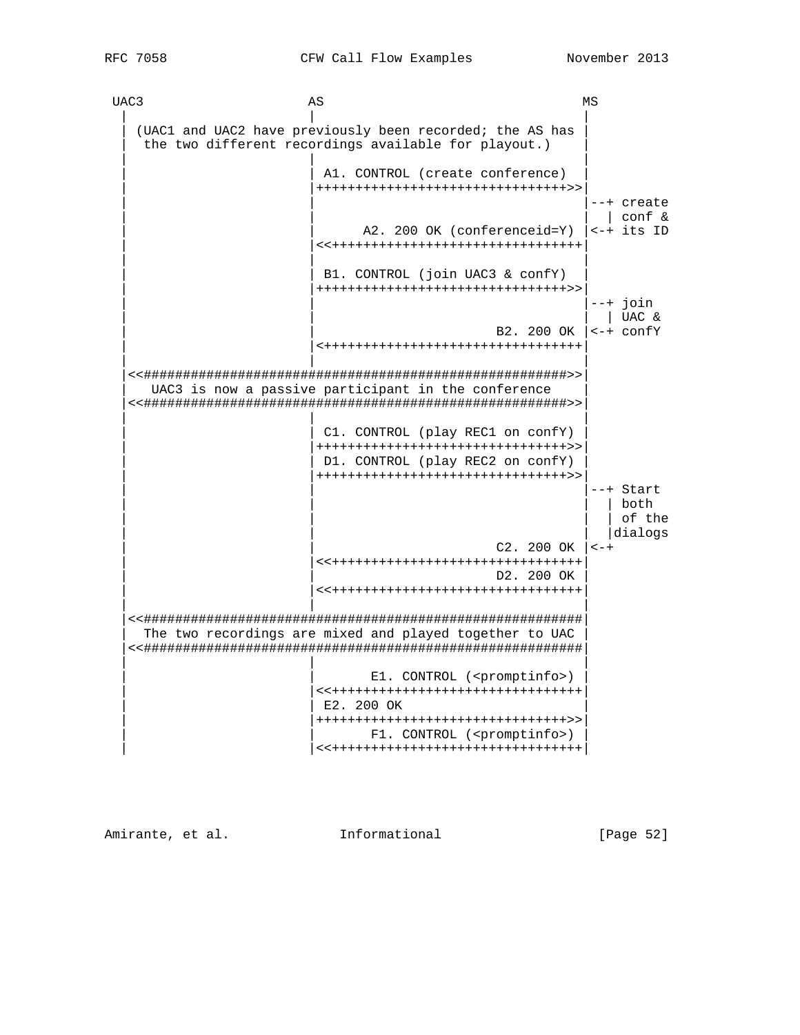```
 UAC3                    AS                                 MS
  |                       |                                  |
  | (UAC1 and UAC2 have previously been recorded; the AS has |
  |  the two different recordings available for playout.)   |
  |                       |                                  |
  |                       | A1. CONTROL (create conference)  |
  |                       |++++++++++++++++++++++++++++++++>>|
  |                       |                                  |--+ create
  |                       |                                  |  | conf &
  |                       |      A2. 200 OK (conferenceid=Y) |<-+ its ID
  |                       |<<++++++++++++++++++++++++++++++++|
  |                       |                                  |
  |                       | B1. CONTROL (join UAC3 & confY)  |
  |                       |++++++++++++++++++++++++++++++++>>|
  |                       |                                  |--+ join
  |                       |                                  |  | UAC &
  |                       |                        B2. 200 OK |<-+ confY
  |                       |<+++++++++++++++++++++++++++++++++|
  |                       |                                  |
  |<<######################################################>>|
  |   UAC3 is now a passive participant in the conference    |
  |<<######################################################>>|
  |                       |                                  |
  |                       | C1. CONTROL (play REC1 on confY) |
  |                       |++++++++++++++++++++++++++++++++>>|
  |                       | D1. CONTROL (play REC2 on confY) |
  |                       |++++++++++++++++++++++++++++++++>>|
  |                       |                                  |--+ Start
  |                       |                                  |  | both
  |                       |                                  |  | of the
  |                       |                                  |  |dialogs
  |                       |                        C2. 200 OK |<-+
  |                       |<<++++++++++++++++++++++++++++++++|
  |                       |                        D2. 200 OK |
  |                       |<<++++++++++++++++++++++++++++++++|
  |                       |                                  |
  |<<########################################################|
  |  The two recordings are mixed and played together to UAC |
  |<<########################################################|
  |                       |                                  |
  |                       |      E1. CONTROL (<promptinfo>)  |
  |                       |<<++++++++++++++++++++++++++++++++|
  |                       | E2. 200 OK                       |
  |                       |++++++++++++++++++++++++++++++++>>|
  |                       |      F1. CONTROL (<promptinfo>)  |
  |                       |<<++++++++++++++++++++++++++++++++|
```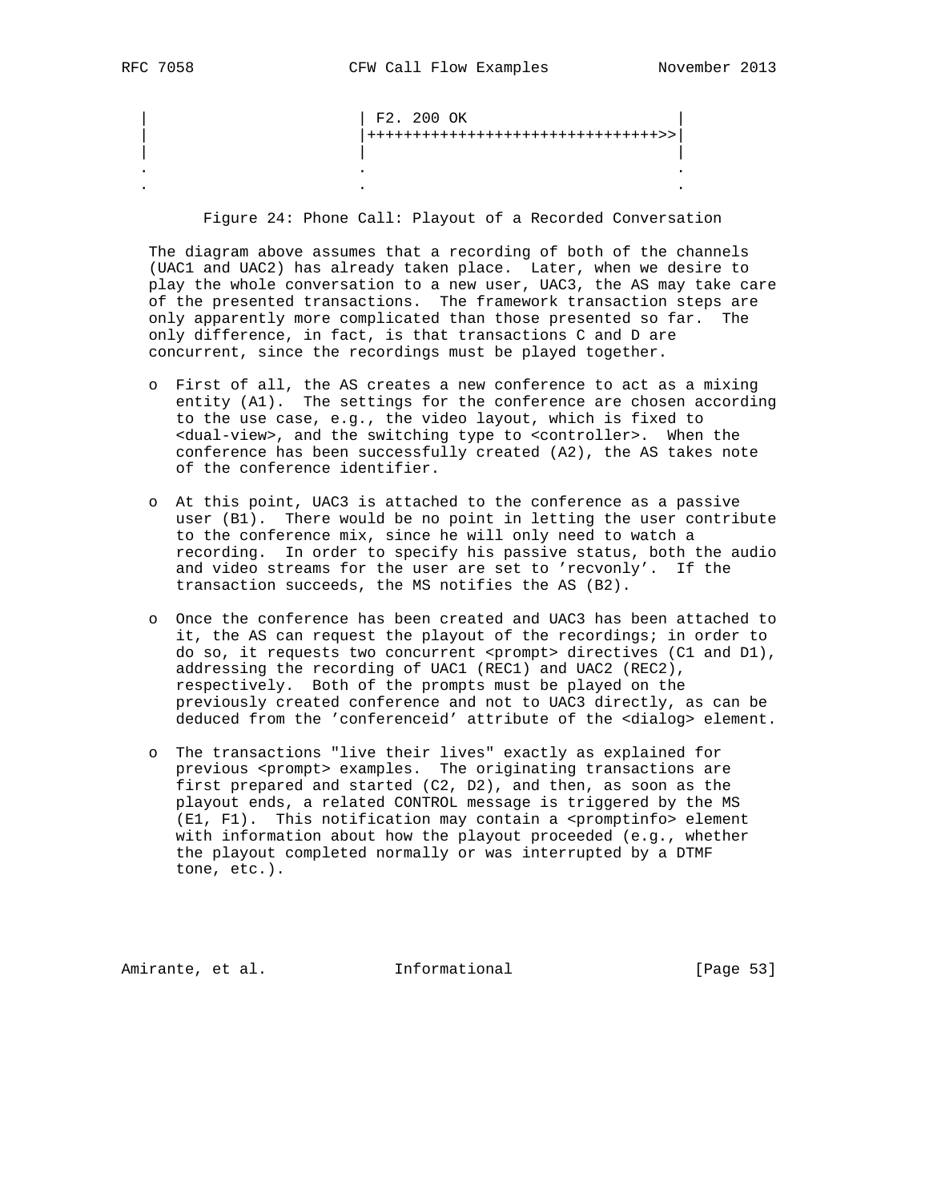```
     |                       | F2. 200 OK                       |
     |                       |++++++++++++++++++++++++++++++++>>|
     |                       |                                  |
     .                       .                                  .
     .                       .                                  .
```

Figure 24: Phone Call: Playout of a Recorded Conversation

The diagram above assumes that a recording of both of the channels (UAC1 and UAC2) has already taken place. Later, when we desire to play the whole conversation to a new user, UAC3, the AS may take care of the presented transactions. The framework transaction steps are only apparently more complicated than those presented so far. The only difference, in fact, is that transactions C and D are concurrent, since the recordings must be played together.

- First of all, the AS creates a new conference to act as a mixing entity (A1). The settings for the conference are chosen according to the use case, e.g., the video layout, which is fixed to <dual-view>, and the switching type to <controller>. When the conference has been successfully created (A2), the AS takes note of the conference identifier.

- At this point, UAC3 is attached to the conference as a passive user (B1). There would be no point in letting the user contribute to the conference mix, since he will only need to watch a recording. In order to specify his passive status, both the audio and video streams for the user are set to 'recvonly'. If the transaction succeeds, the MS notifies the AS (B2).

- Once the conference has been created and UAC3 has been attached to it, the AS can request the playout of the recordings; in order to do so, it requests two concurrent <prompt> directives (C1 and D1), addressing the recording of UAC1 (REC1) and UAC2 (REC2), respectively. Both of the prompts must be played on the previously created conference and not to UAC3 directly, as can be deduced from the 'conferenceid' attribute of the <dialog> element.

- The transactions "live their lives" exactly as explained for previous <prompt> examples. The originating transactions are first prepared and started (C2, D2), and then, as soon as the playout ends, a related CONTROL message is triggered by the MS (E1, F1). This notification may contain a <promptinfo> element with information about how the playout proceeded (e.g., whether the playout completed normally or was interrupted by a DTMF tone, etc.).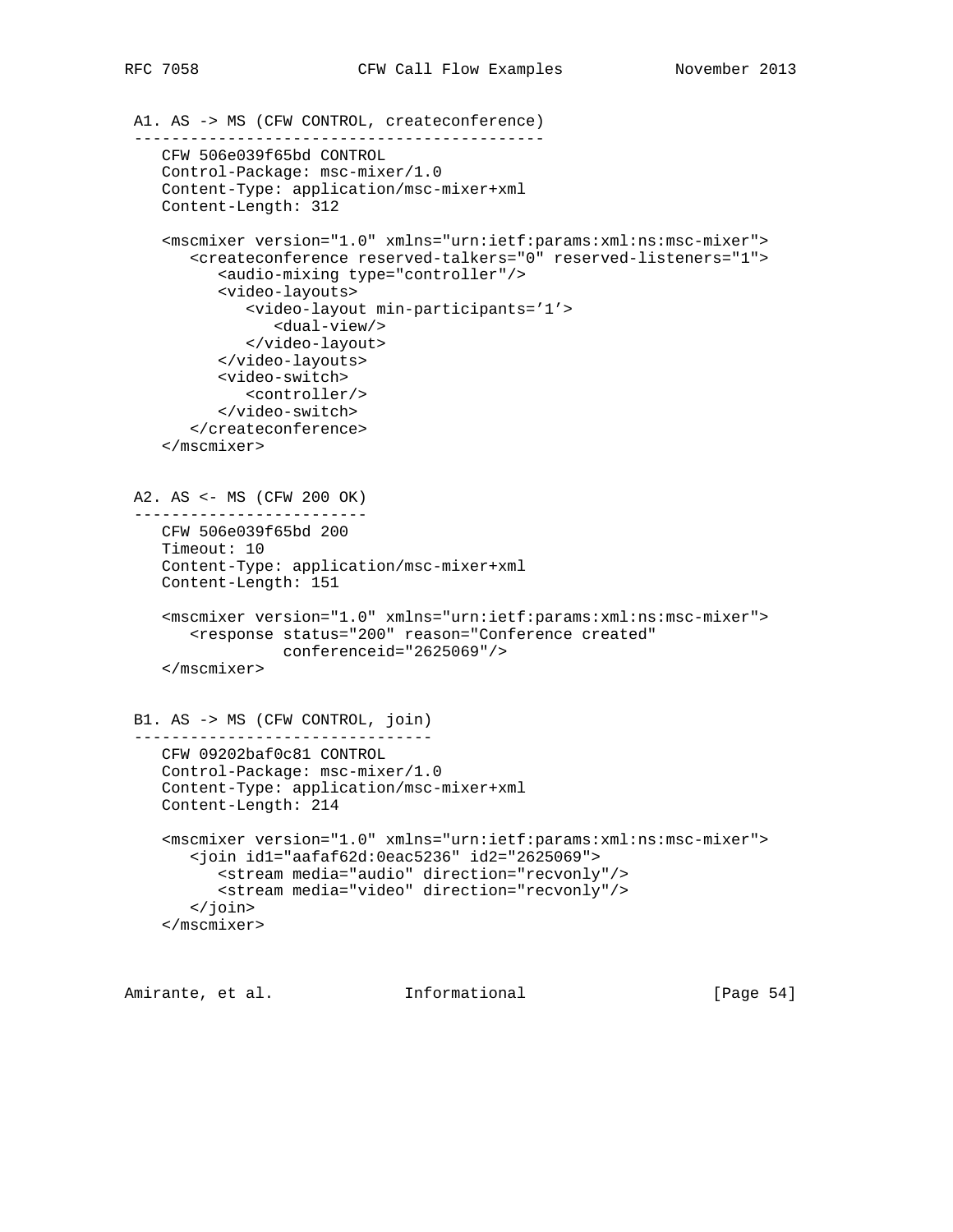A1. AS -> MS (CFW CONTROL, createconference)
--------------------------------------------

```
CFW 506e039f65bd CONTROL
Control-Package: msc-mixer/1.0
Content-Type: application/msc-mixer+xml
Content-Length: 312

<mscmixer version="1.0" xmlns="urn:ietf:params:xml:ns:msc-mixer">
   <createconference reserved-talkers="0" reserved-listeners="1">
      <audio-mixing type="controller"/>
      <video-layouts>
         <video-layout min-participants='1'>
            <dual-view/>
         </video-layout>
      </video-layouts>
      <video-switch>
         <controller/>
      </video-switch>
   </createconference>
</mscmixer>
```

A2. AS <- MS (CFW 200 OK)
-------------------------

```
CFW 506e039f65bd 200
Timeout: 10
Content-Type: application/msc-mixer+xml
Content-Length: 151

<mscmixer version="1.0" xmlns="urn:ietf:params:xml:ns:msc-mixer">
   <response status="200" reason="Conference created"
             conferenceid="2625069"/>
</mscmixer>
```

B1. AS -> MS (CFW CONTROL, join)
--------------------------------

```
CFW 09202baf0c81 CONTROL
Control-Package: msc-mixer/1.0
Content-Type: application/msc-mixer+xml
Content-Length: 214

<mscmixer version="1.0" xmlns="urn:ietf:params:xml:ns:msc-mixer">
   <join id1="aafaf62d:0eac5236" id2="2625069">
      <stream media="audio" direction="recvonly"/>
      <stream media="video" direction="recvonly"/>
   </join>
</mscmixer>
```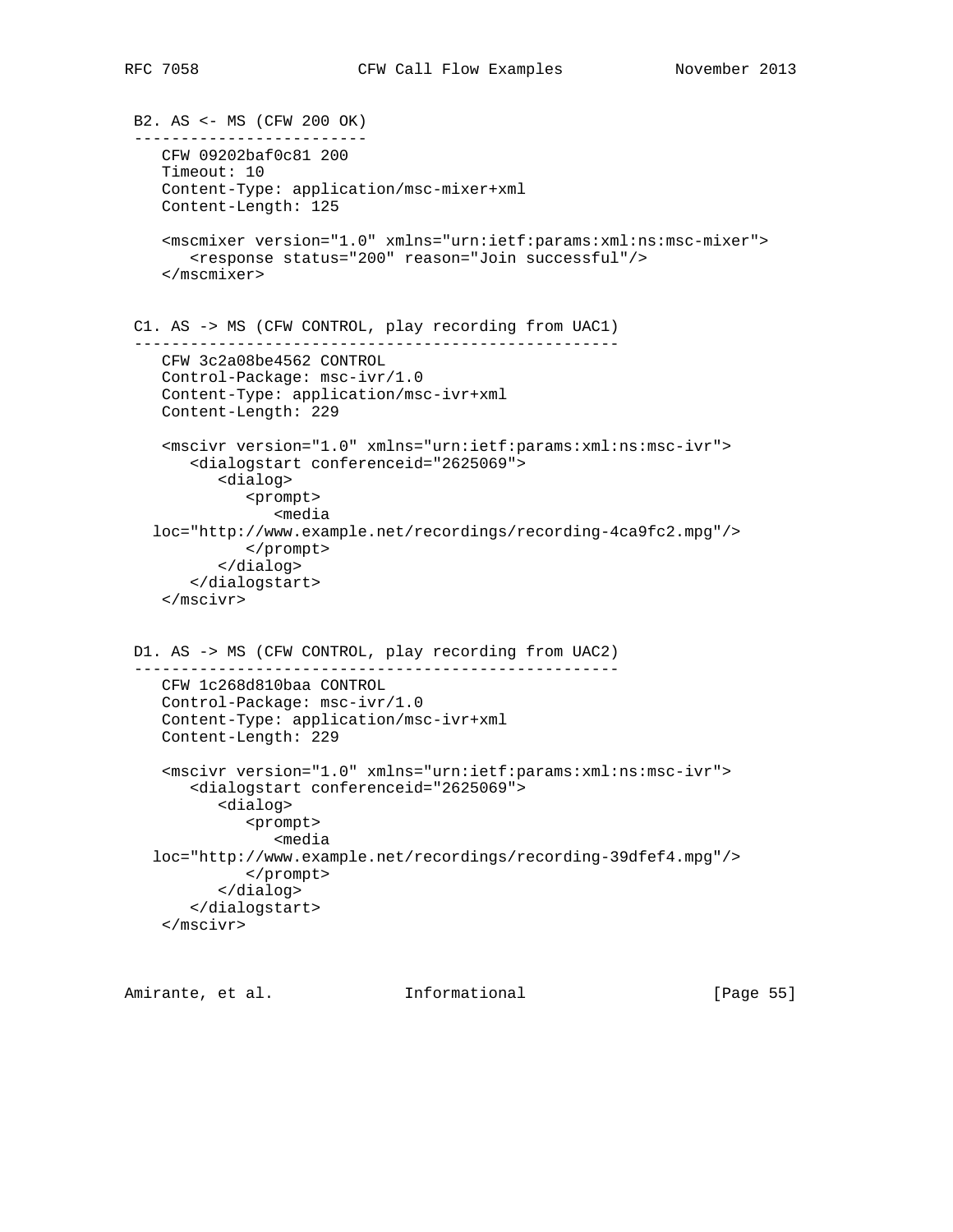B2. AS <- MS (CFW 200 OK)

```
-------------------------
   CFW 09202baf0c81 200
   Timeout: 10
   Content-Type: application/msc-mixer+xml
   Content-Length: 125

   <mscmixer version="1.0" xmlns="urn:ietf:params:xml:ns:msc-mixer">
      <response status="200" reason="Join successful"/>
   </mscmixer>
```

C1. AS -> MS (CFW CONTROL, play recording from UAC1)

```
----------------------------------------------------
   CFW 3c2a08be4562 CONTROL
   Control-Package: msc-ivr/1.0
   Content-Type: application/msc-ivr+xml
   Content-Length: 229

   <mscivr version="1.0" xmlns="urn:ietf:params:xml:ns:msc-ivr">
      <dialogstart conferenceid="2625069">
         <dialog>
            <prompt>
               <media
  loc="http://www.example.net/recordings/recording-4ca9fc2.mpg"/>
            </prompt>
         </dialog>
      </dialogstart>
   </mscivr>
```

D1. AS -> MS (CFW CONTROL, play recording from UAC2)

```
----------------------------------------------------
   CFW 1c268d810baa CONTROL
   Control-Package: msc-ivr/1.0
   Content-Type: application/msc-ivr+xml
   Content-Length: 229

   <mscivr version="1.0" xmlns="urn:ietf:params:xml:ns:msc-ivr">
      <dialogstart conferenceid="2625069">
         <dialog>
            <prompt>
               <media
  loc="http://www.example.net/recordings/recording-39dfef4.mpg"/>
            </prompt>
         </dialog>
      </dialogstart>
   </mscivr>
```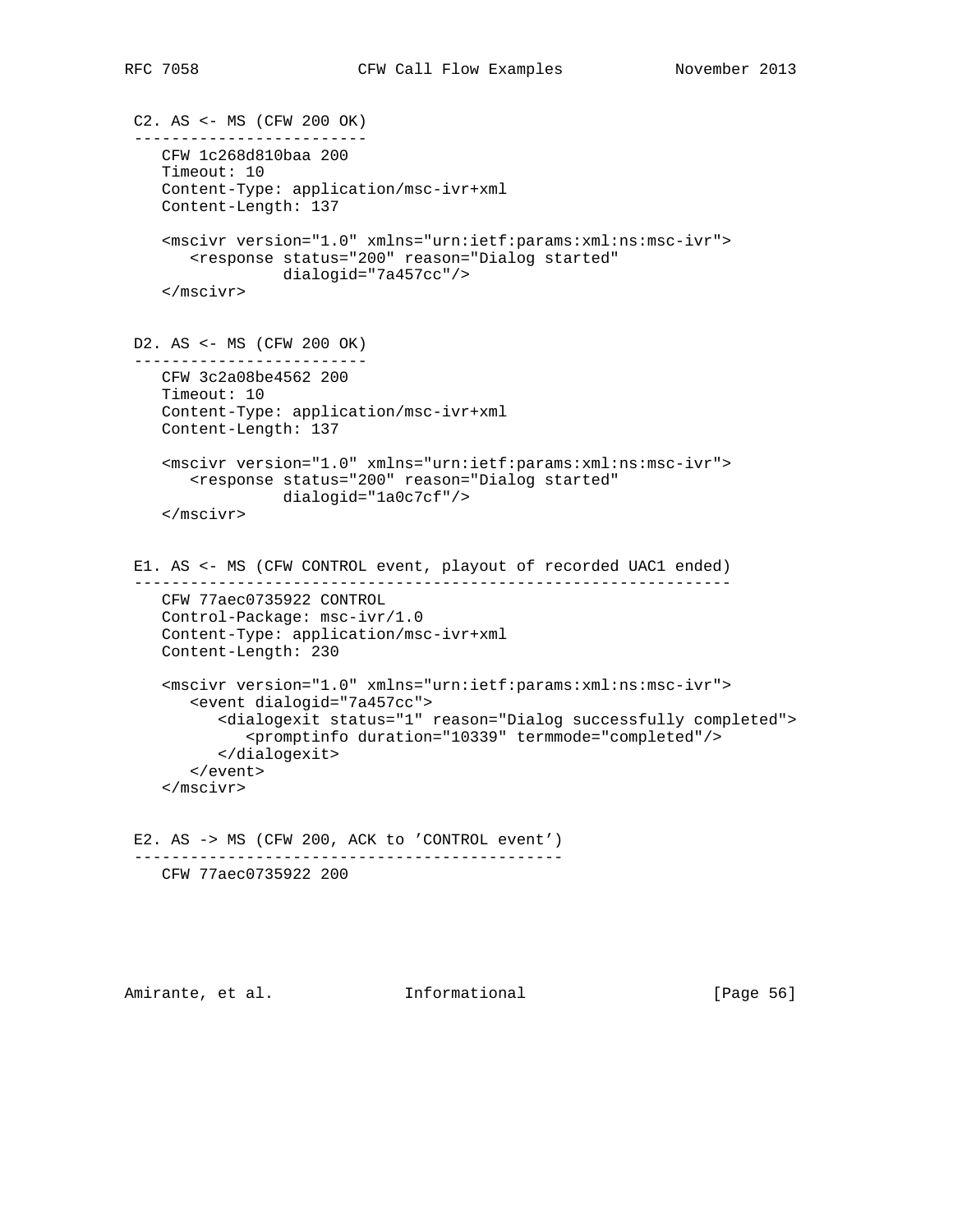```
C2. AS <- MS (CFW 200 OK)
-------------------------
   CFW 1c268d810baa 200
   Timeout: 10
   Content-Type: application/msc-ivr+xml
   Content-Length: 137

   <mscivr version="1.0" xmlns="urn:ietf:params:xml:ns:msc-ivr">
      <response status="200" reason="Dialog started"
               dialogid="7a457cc"/>
   </mscivr>


D2. AS <- MS (CFW 200 OK)
-------------------------
   CFW 3c2a08be4562 200
   Timeout: 10
   Content-Type: application/msc-ivr+xml
   Content-Length: 137

   <mscivr version="1.0" xmlns="urn:ietf:params:xml:ns:msc-ivr">
      <response status="200" reason="Dialog started"
               dialogid="1a0c7cf"/>
   </mscivr>


E1. AS <- MS (CFW CONTROL event, playout of recorded UAC1 ended)
----------------------------------------------------------------
   CFW 77aec0735922 CONTROL
   Control-Package: msc-ivr/1.0
   Content-Type: application/msc-ivr+xml
   Content-Length: 230

   <mscivr version="1.0" xmlns="urn:ietf:params:xml:ns:msc-ivr">
      <event dialogid="7a457cc">
         <dialogexit status="1" reason="Dialog successfully completed">
            <promptinfo duration="10339" termmode="completed"/>
         </dialogexit>
      </event>
   </mscivr>


E2. AS -> MS (CFW 200, ACK to 'CONTROL event')
----------------------------------------------
   CFW 77aec0735922 200
```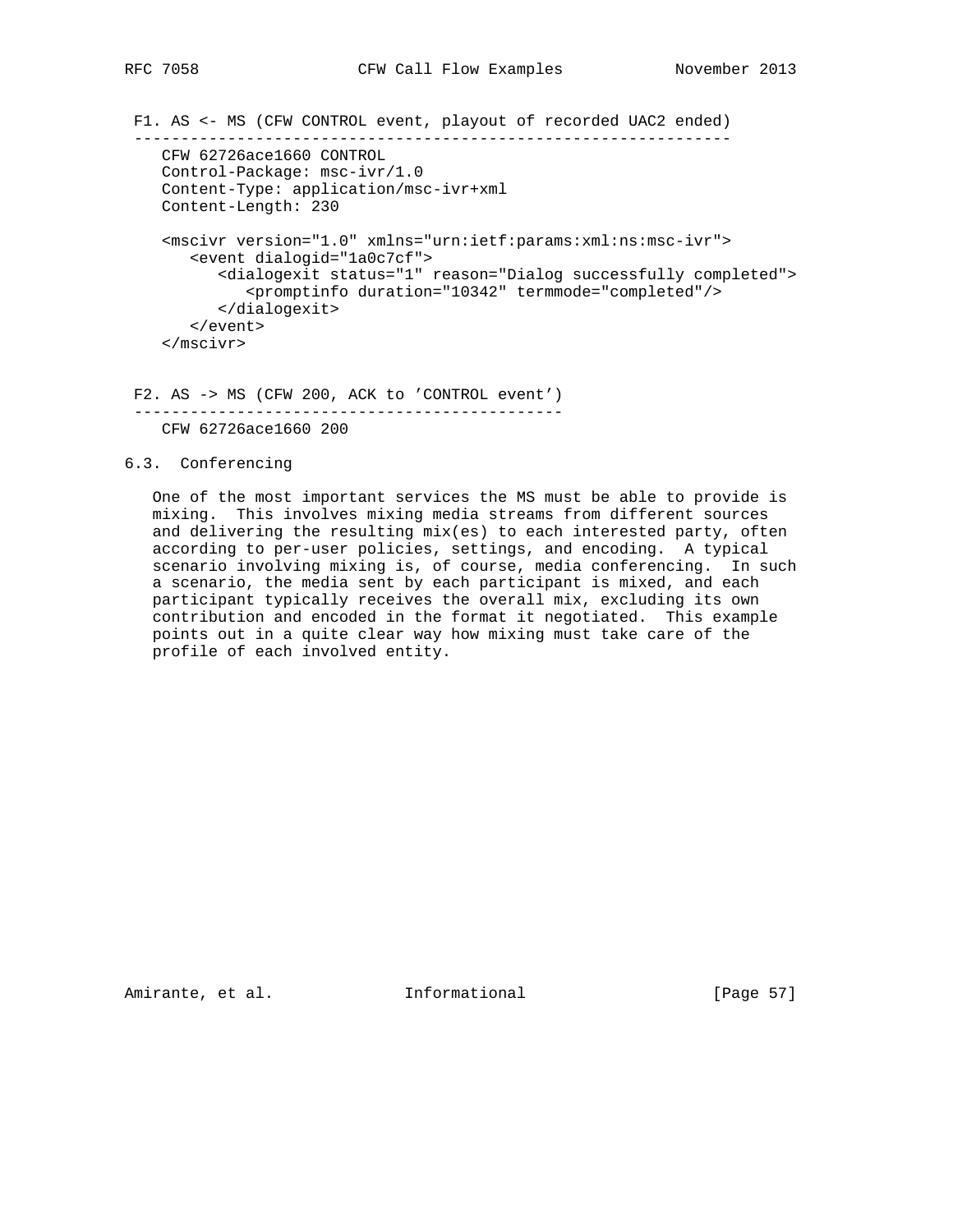```
F1. AS <- MS (CFW CONTROL event, playout of recorded UAC2 ended)
----------------------------------------------------------------
   CFW 62726ace1660 CONTROL
   Control-Package: msc-ivr/1.0
   Content-Type: application/msc-ivr+xml
   Content-Length: 230

   <mscivr version="1.0" xmlns="urn:ietf:params:xml:ns:msc-ivr">
      <event dialogid="1a0c7cf">
         <dialogexit status="1" reason="Dialog successfully completed">
            <promptinfo duration="10342" termmode="completed"/>
         </dialogexit>
      </event>
   </mscivr>


F2. AS -> MS (CFW 200, ACK to 'CONTROL event')
----------------------------------------------
   CFW 62726ace1660 200
```

## 6.3. Conferencing

One of the most important services the MS must be able to provide is mixing. This involves mixing media streams from different sources and delivering the resulting mix(es) to each interested party, often according to per-user policies, settings, and encoding. A typical scenario involving mixing is, of course, media conferencing. In such a scenario, the media sent by each participant is mixed, and each participant typically receives the overall mix, excluding its own contribution and encoded in the format it negotiated. This example points out in a quite clear way how mixing must take care of the profile of each involved entity.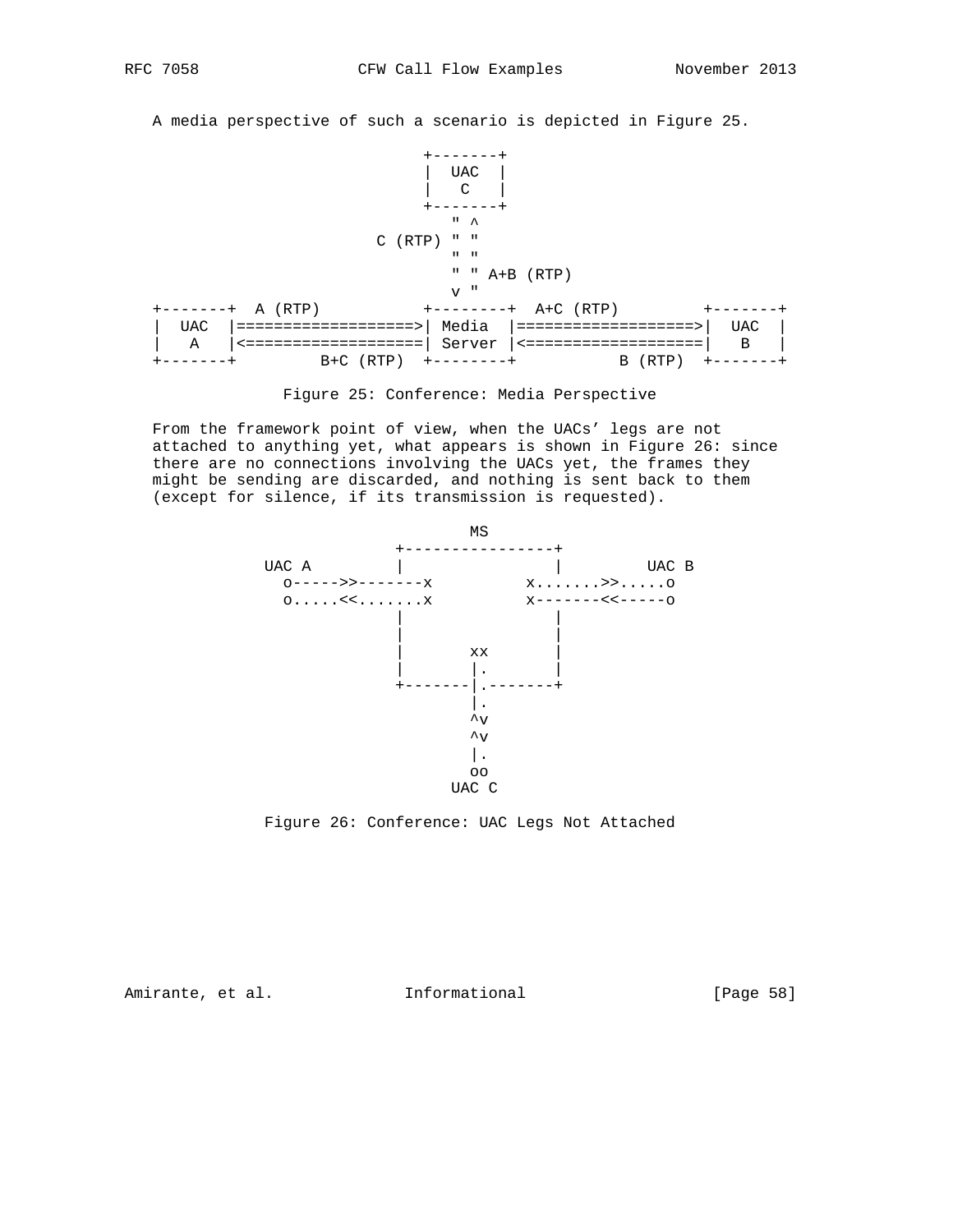A media perspective of such a scenario is depicted in Figure 25.

```
                             +-------+
                             |  UAC  |
                             |   C   |
                             +-------+
                                " ^
                        C (RTP) " "
                                " "
                                " " A+B (RTP)
                                v "
+-------+  A (RTP)           +--------+  A+C (RTP)         +-------+
|  UAC  |===================>| Media  |===================>|  UAC  |
|   A   |<===================| Server |<===================|   B   |
+-------+         B+C (RTP)  +--------+           B (RTP)  +-------+
```

Figure 25: Conference: Media Perspective

From the framework point of view, when the UACs' legs are not attached to anything yet, what appears is shown in Figure 26: since there are no connections involving the UACs yet, the frames they might be sending are discarded, and nothing is sent back to them (except for silence, if its transmission is requested).

```
                          MS
                  +----------------+
      UAC A       |                |         UAC B
        o----->>-------x          x.......>>.....o
        o.....<<.......x          x-------<<-----o
                  |                |
                  |                |
                  |       xx       |
                  |       |.       |
                  +-------|.-------+
                          |.
                          ^v
                          ^v
                          |.
                          oo
                        UAC C
```

Figure 26: Conference: UAC Legs Not Attached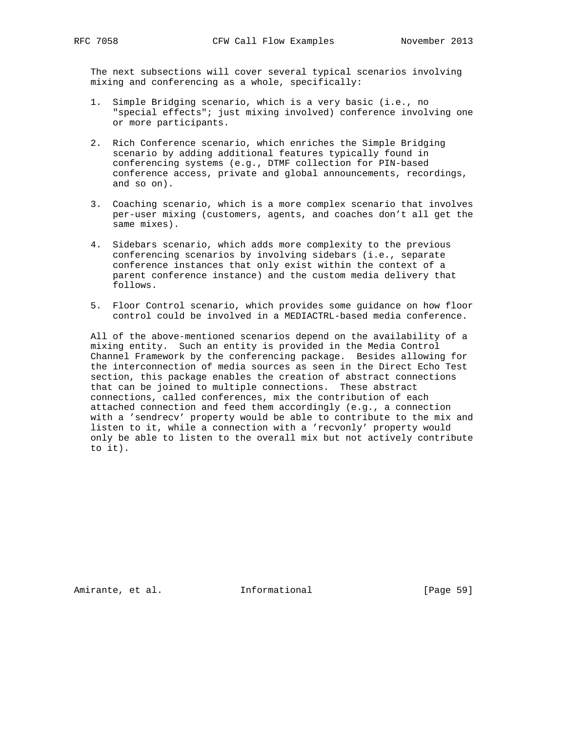The next subsections will cover several typical scenarios involving mixing and conferencing as a whole, specifically:

1. Simple Bridging scenario, which is a very basic (i.e., no "special effects"; just mixing involved) conference involving one or more participants.

2. Rich Conference scenario, which enriches the Simple Bridging scenario by adding additional features typically found in conferencing systems (e.g., DTMF collection for PIN-based conference access, private and global announcements, recordings, and so on).

3. Coaching scenario, which is a more complex scenario that involves per-user mixing (customers, agents, and coaches don't all get the same mixes).

4. Sidebars scenario, which adds more complexity to the previous conferencing scenarios by involving sidebars (i.e., separate conference instances that only exist within the context of a parent conference instance) and the custom media delivery that follows.

5. Floor Control scenario, which provides some guidance on how floor control could be involved in a MEDIACTRL-based media conference.

All of the above-mentioned scenarios depend on the availability of a mixing entity. Such an entity is provided in the Media Control Channel Framework by the conferencing package. Besides allowing for the interconnection of media sources as seen in the Direct Echo Test section, this package enables the creation of abstract connections that can be joined to multiple connections. These abstract connections, called conferences, mix the contribution of each attached connection and feed them accordingly (e.g., a connection with a 'sendrecv' property would be able to contribute to the mix and listen to it, while a connection with a 'recvonly' property would only be able to listen to the overall mix but not actively contribute to it).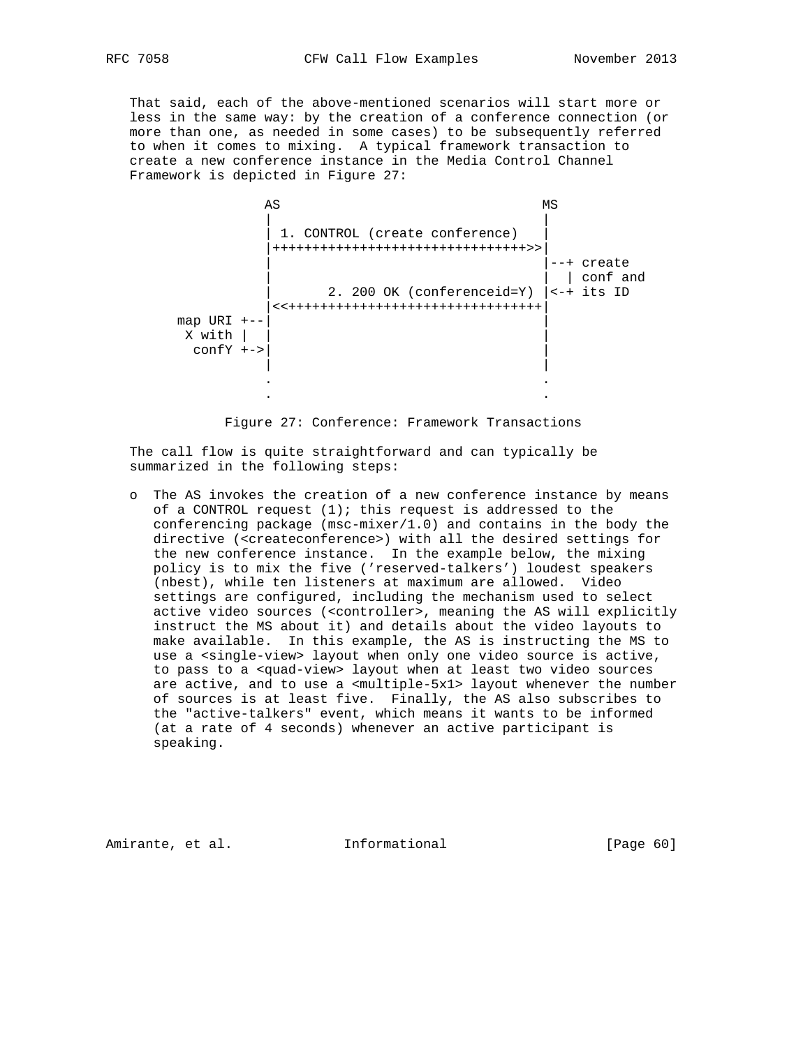That said, each of the above-mentioned scenarios will start more or less in the same way: by the creation of a conference connection (or more than one, as needed in some cases) to be subsequently referred to when it comes to mixing. A typical framework transaction to create a new conference instance in the Media Control Channel Framework is depicted in Figure 27:

```
                AS                                  MS
                |                                   |
                | 1. CONTROL (create conference)    |
                |++++++++++++++++++++++++++++++++>>|
                |                                   |--+ create
                |                                   |  | conf and
                |       2. 200 OK (conferenceid=Y)  |<-+ its ID
                |<<++++++++++++++++++++++++++++++++|
     map URI +--|                                   |
      X with |  |                                   |
       confY +->|                                   |
                |                                   |
                .                                   .
                .                                   .
```

Figure 27: Conference: Framework Transactions

The call flow is quite straightforward and can typically be summarized in the following steps:

- The AS invokes the creation of a new conference instance by means of a CONTROL request (1); this request is addressed to the conferencing package (msc-mixer/1.0) and contains in the body the directive (<createconference>) with all the desired settings for the new conference instance. In the example below, the mixing policy is to mix the five ('reserved-talkers') loudest speakers (nbest), while ten listeners at maximum are allowed. Video settings are configured, including the mechanism used to select active video sources (<controller>, meaning the AS will explicitly instruct the MS about it) and details about the video layouts to make available. In this example, the AS is instructing the MS to use a <single-view> layout when only one video source is active, to pass to a <quad-view> layout when at least two video sources are active, and to use a <multiple-5x1> layout whenever the number of sources is at least five. Finally, the AS also subscribes to the "active-talkers" event, which means it wants to be informed (at a rate of 4 seconds) whenever an active participant is speaking.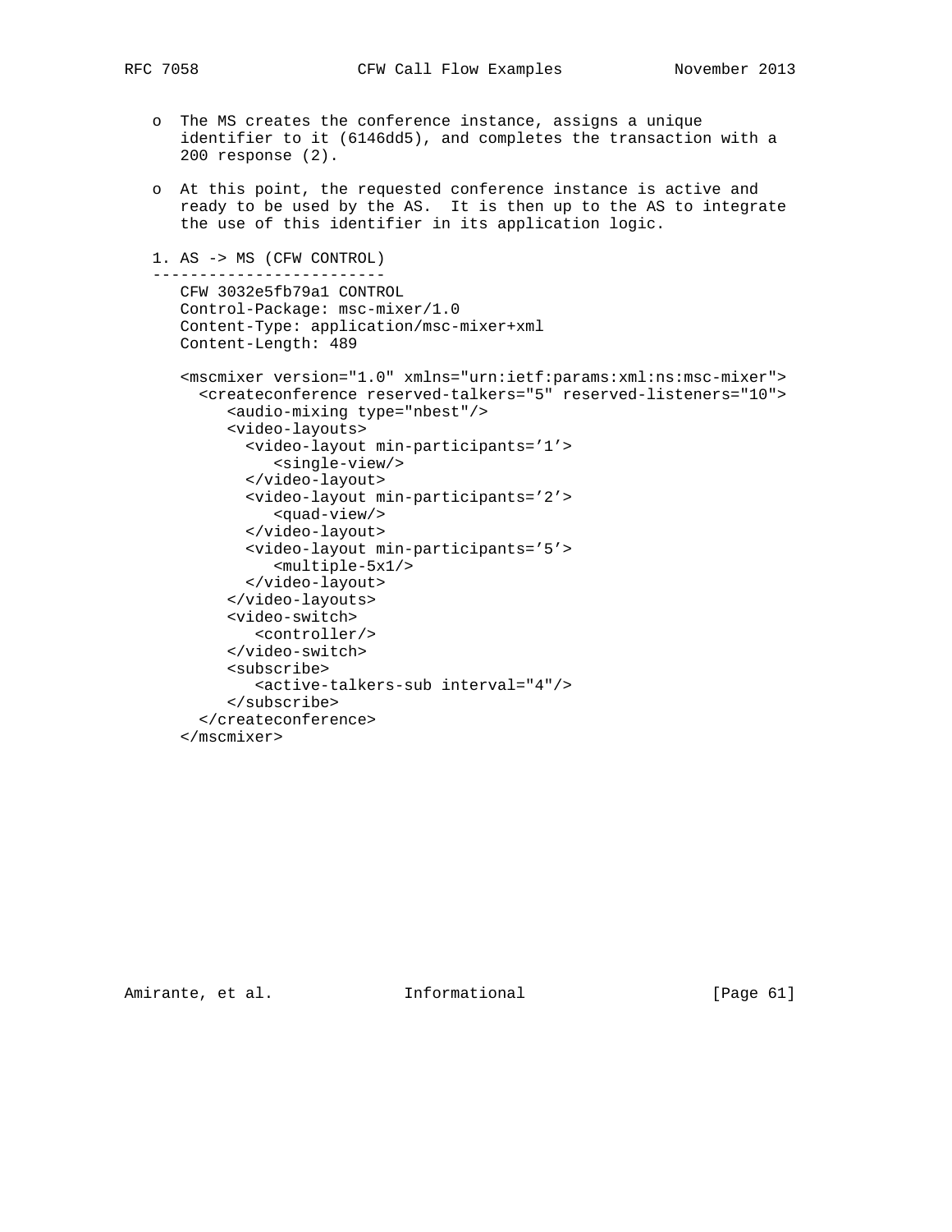o The MS creates the conference instance, assigns a unique identifier to it (6146dd5), and completes the transaction with a 200 response (2).

o At this point, the requested conference instance is active and ready to be used by the AS. It is then up to the AS to integrate the use of this identifier in its application logic.

```
1. AS -> MS (CFW CONTROL)
-------------------------
   CFW 3032e5fb79a1 CONTROL
   Control-Package: msc-mixer/1.0
   Content-Type: application/msc-mixer+xml
   Content-Length: 489

   <mscmixer version="1.0" xmlns="urn:ietf:params:xml:ns:msc-mixer">
     <createconference reserved-talkers="5" reserved-listeners="10">
        <audio-mixing type="nbest"/>
        <video-layouts>
          <video-layout min-participants='1'>
             <single-view/>
          </video-layout>
          <video-layout min-participants='2'>
             <quad-view/>
          </video-layout>
          <video-layout min-participants='5'>
             <multiple-5x1/>
          </video-layout>
        </video-layouts>
        <video-switch>
           <controller/>
        </video-switch>
        <subscribe>
           <active-talkers-sub interval="4"/>
        </subscribe>
     </createconference>
   </mscmixer>
```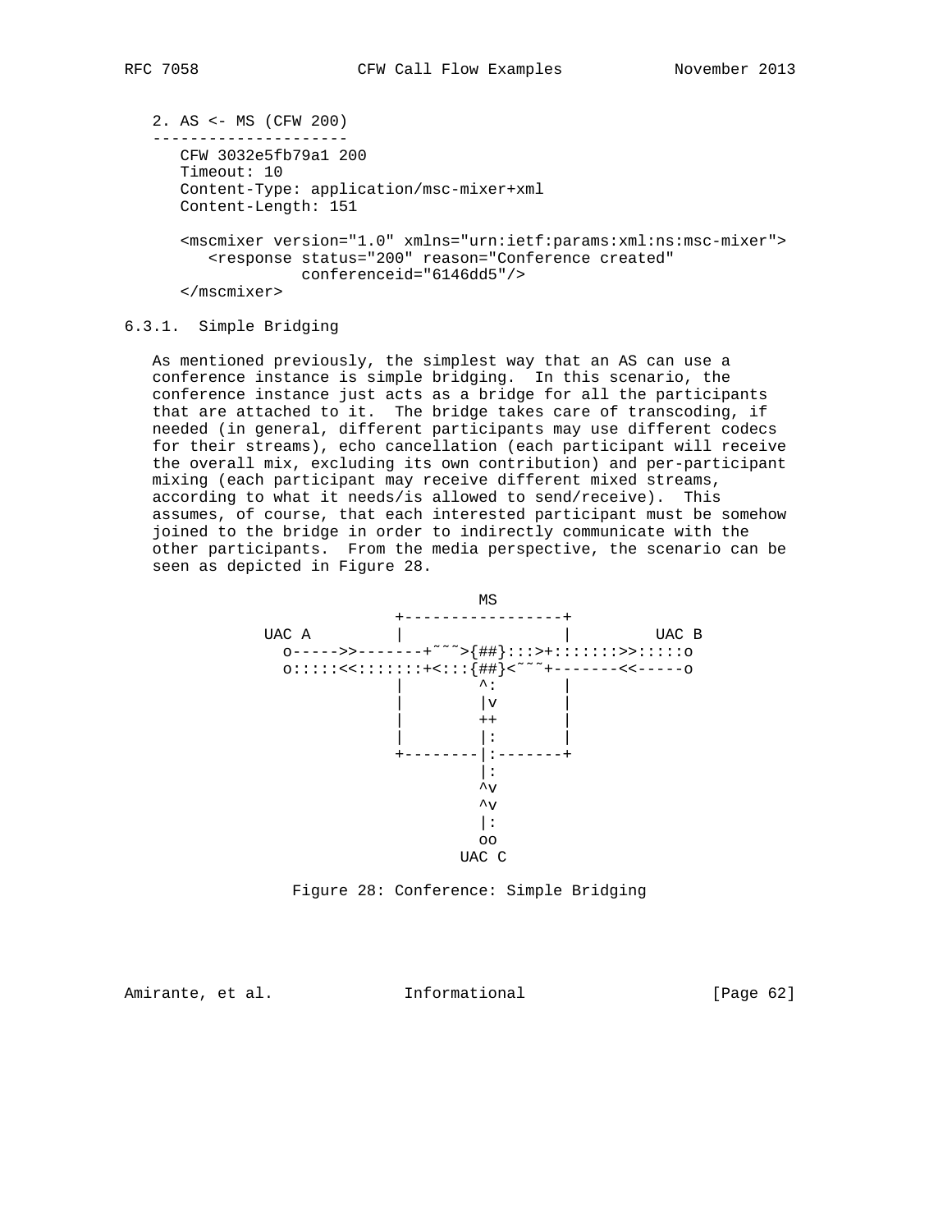2. AS <- MS (CFW 200)

```
---------------------
   CFW 3032e5fb79a1 200
   Timeout: 10
   Content-Type: application/msc-mixer+xml
   Content-Length: 151

   <mscmixer version="1.0" xmlns="urn:ietf:params:xml:ns:msc-mixer">
      <response status="200" reason="Conference created"
                conferenceid="6146dd5"/>
   </mscmixer>
```

### 6.3.1. Simple Bridging

As mentioned previously, the simplest way that an AS can use a conference instance is simple bridging. In this scenario, the conference instance just acts as a bridge for all the participants that are attached to it. The bridge takes care of transcoding, if needed (in general, different participants may use different codecs for their streams), echo cancellation (each participant will receive the overall mix, excluding its own contribution) and per-participant mixing (each participant may receive different mixed streams, according to what it needs/is allowed to send/receive). This assumes, of course, that each interested participant must be somehow joined to the bridge in order to indirectly communicate with the other participants. From the media perspective, the scenario can be seen as depicted in Figure 28.

```
                             MS
                  +-----------------+
       UAC A      |                 |         UAC B
         o----->>-------+~~~>{##}:::>+:::::::>>:::::o
         o:::::<<:::::::+<:::{##}<~~~+-------<<-----o
                  |        ^:       |
                  |        |v       |
                  |        ++       |
                  |        |:       |
                  +--------|:-------+
                           |:
                           ^v
                           ^v
                           |:
                           oo
                          UAC C
```

Figure 28: Conference: Simple Bridging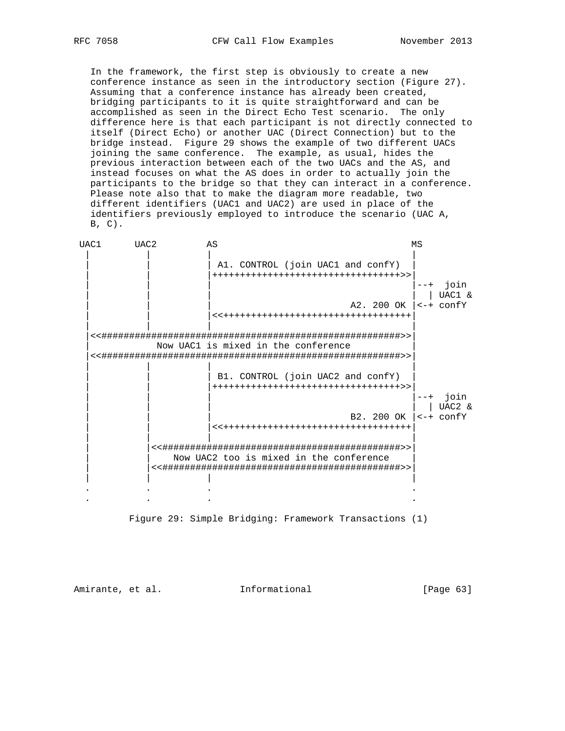In the framework, the first step is obviously to create a new conference instance as seen in the introductory section (Figure 27). Assuming that a conference instance has already been created, bridging participants to it is quite straightforward and can be accomplished as seen in the Direct Echo Test scenario. The only difference here is that each participant is not directly connected to itself (Direct Echo) or another UAC (Direct Connection) but to the bridge instead. Figure 29 shows the example of two different UACs joining the same conference. The example, as usual, hides the previous interaction between each of the two UACs and the AS, and instead focuses on what the AS does in order to actually join the participants to the bridge so that they can interact in a conference. Please note also that to make the diagram more readable, two different identifiers (UAC1 and UAC2) are used in place of the identifiers previously employed to introduce the scenario (UAC A, B, C).

```
 UAC1      UAC2         AS                                   MS
  |          |          |                                     |
  |          |          | A1. CONTROL (join UAC1 and confY)   |
  |          |          |++++++++++++++++++++++++++++++++++++>>|
  |          |          |                                     |--+  join
  |          |          |                                     |  | UAC1 &
  |          |          |                          A2. 200 OK |<-+ confY
  |          |          |<<++++++++++++++++++++++++++++++++++++|
  |          |          |                                     |
  |<<#######################################################>>|
  |            Now UAC1 is mixed in the conference            |
  |<<#######################################################>>|
  |          |          |                                     |
  |          |          | B1. CONTROL (join UAC2 and confY)   |
  |          |          |++++++++++++++++++++++++++++++++++++>>|
  |          |          |                                     |--+  join
  |          |          |                                     |  | UAC2 &
  |          |          |                          B2. 200 OK |<-+ confY
  |          |          |<<++++++++++++++++++++++++++++++++++++|
  |          |          |                                     |
  |          |<<############################################>>|
  |          |    Now UAC2 too is mixed in the conference     |
  |          |<<############################################>>|
  |          |          |                                     |
  .          .          .                                     .
  .          .          .                                     .
```

Figure 29: Simple Bridging: Framework Transactions (1)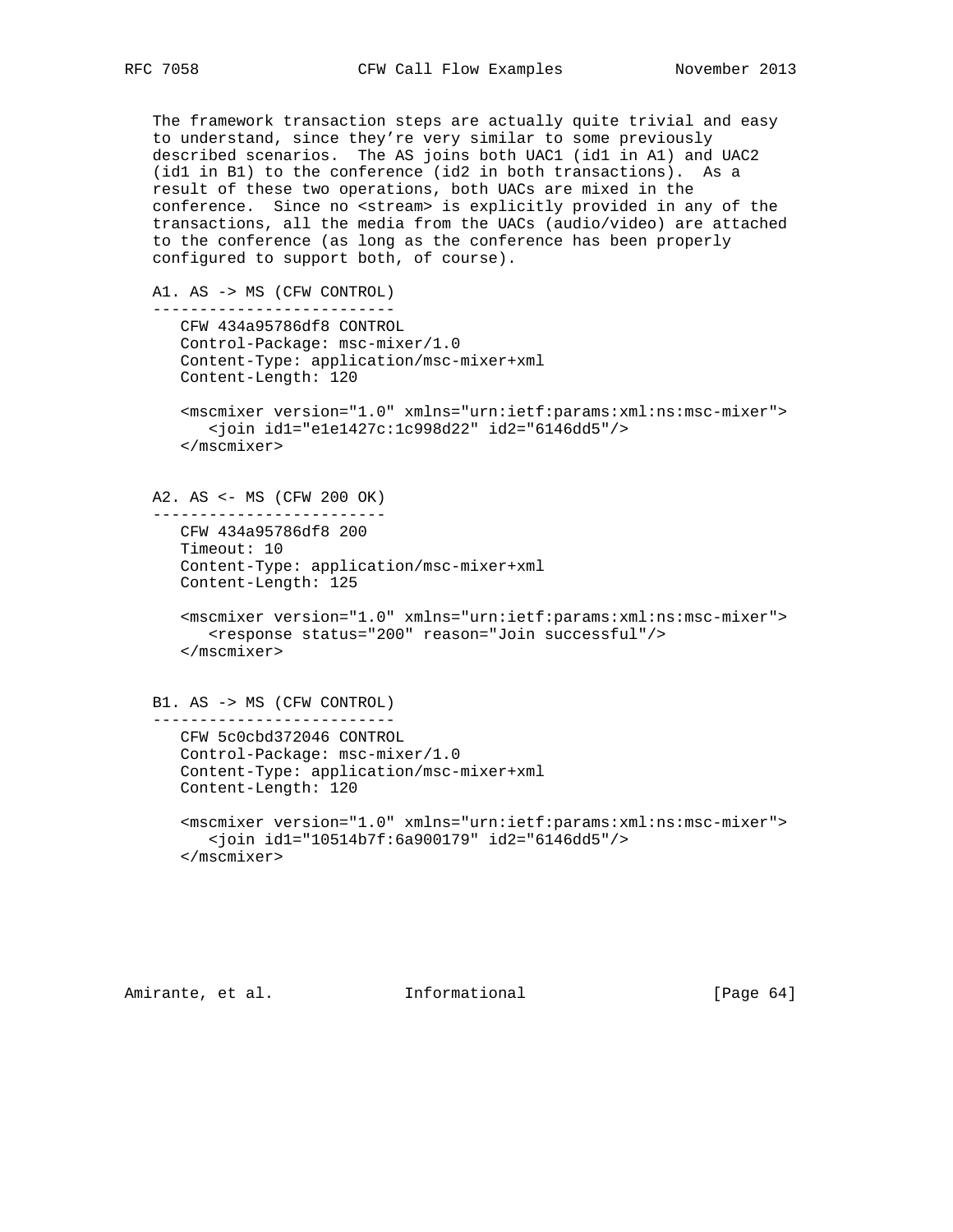The framework transaction steps are actually quite trivial and easy to understand, since they're very similar to some previously described scenarios. The AS joins both UAC1 (id1 in A1) and UAC2 (id1 in B1) to the conference (id2 in both transactions). As a result of these two operations, both UACs are mixed in the conference. Since no <stream> is explicitly provided in any of the transactions, all the media from the UACs (audio/video) are attached to the conference (as long as the conference has been properly configured to support both, of course).

```
A1. AS -> MS (CFW CONTROL)
--------------------------
   CFW 434a95786df8 CONTROL
   Control-Package: msc-mixer/1.0
   Content-Type: application/msc-mixer+xml
   Content-Length: 120

   <mscmixer version="1.0" xmlns="urn:ietf:params:xml:ns:msc-mixer">
      <join id1="e1e1427c:1c998d22" id2="6146dd5"/>
   </mscmixer>


A2. AS <- MS (CFW 200 OK)
-------------------------
   CFW 434a95786df8 200
   Timeout: 10
   Content-Type: application/msc-mixer+xml
   Content-Length: 125

   <mscmixer version="1.0" xmlns="urn:ietf:params:xml:ns:msc-mixer">
      <response status="200" reason="Join successful"/>
   </mscmixer>


B1. AS -> MS (CFW CONTROL)
--------------------------
   CFW 5c0cbd372046 CONTROL
   Control-Package: msc-mixer/1.0
   Content-Type: application/msc-mixer+xml
   Content-Length: 120

   <mscmixer version="1.0" xmlns="urn:ietf:params:xml:ns:msc-mixer">
      <join id1="10514b7f:6a900179" id2="6146dd5"/>
   </mscmixer>
```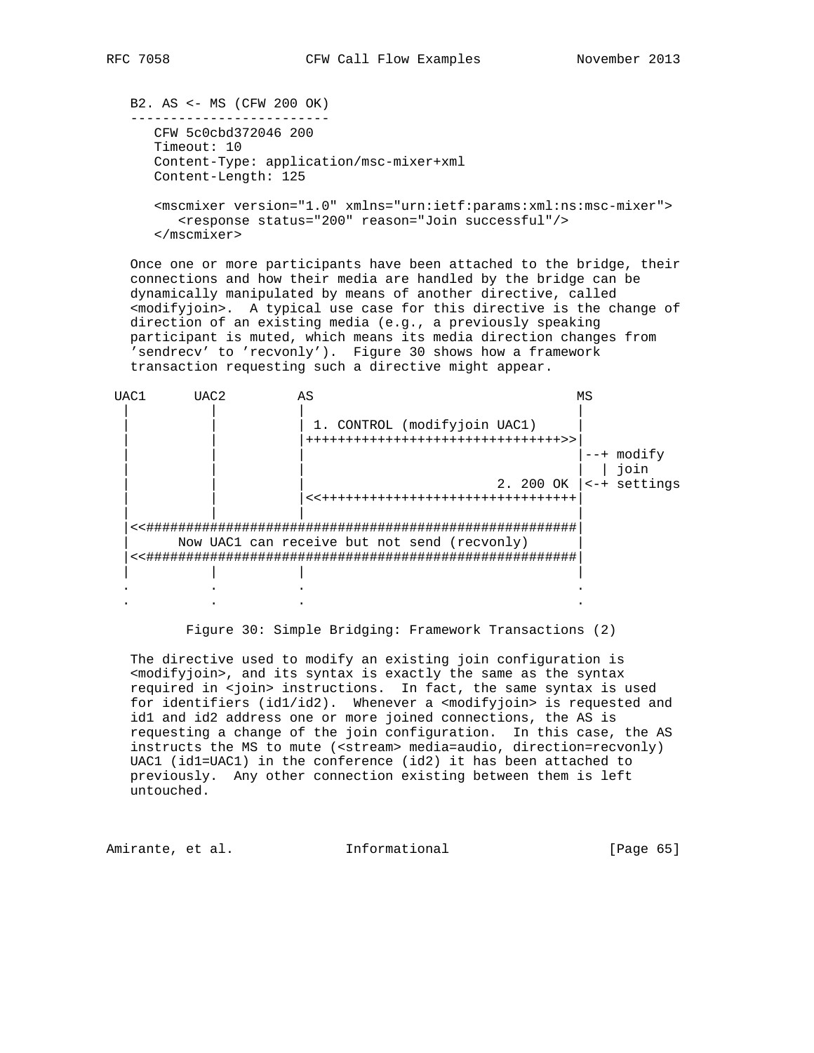B2. AS <- MS (CFW 200 OK)

```
CFW 5c0cbd372046 200
Timeout: 10
Content-Type: application/msc-mixer+xml
Content-Length: 125

<mscmixer version="1.0" xmlns="urn:ietf:params:xml:ns:msc-mixer">
   <response status="200" reason="Join successful"/>
</mscmixer>
```

Once one or more participants have been attached to the bridge, their connections and how their media are handled by the bridge can be dynamically manipulated by means of another directive, called <modifyjoin>. A typical use case for this directive is the change of direction of an existing media (e.g., a previously speaking participant is muted, which means its media direction changes from 'sendrecv' to 'recvonly'). Figure 30 shows how a framework transaction requesting such a directive might appear.

```
UAC1      UAC2         AS                              MS
 |          |          |                               |
 |          |          | 1. CONTROL (modifyjoin UAC1)  |
 |          |          |++++++++++++++++++++++++++++++>>|
 |          |          |                               |--+ modify
 |          |          |                               |  | join
 |          |          |                     2. 200 OK |<-+ settings
 |          |          |<<++++++++++++++++++++++++++++++|
 |          |          |                               |
 |<<#######################################################|
 |      Now UAC1 can receive but not send (recvonly)      |
 |<<#######################################################|
 |          |          |                               |
 .          .          .                               .
 .          .          .                               .
```

Figure 30: Simple Bridging: Framework Transactions (2)

The directive used to modify an existing join configuration is <modifyjoin>, and its syntax is exactly the same as the syntax required in <join> instructions. In fact, the same syntax is used for identifiers (id1/id2). Whenever a <modifyjoin> is requested and id1 and id2 address one or more joined connections, the AS is requesting a change of the join configuration. In this case, the AS instructs the MS to mute (<stream> media=audio, direction=recvonly) UAC1 (id1=UAC1) in the conference (id2) it has been attached to previously. Any other connection existing between them is left untouched.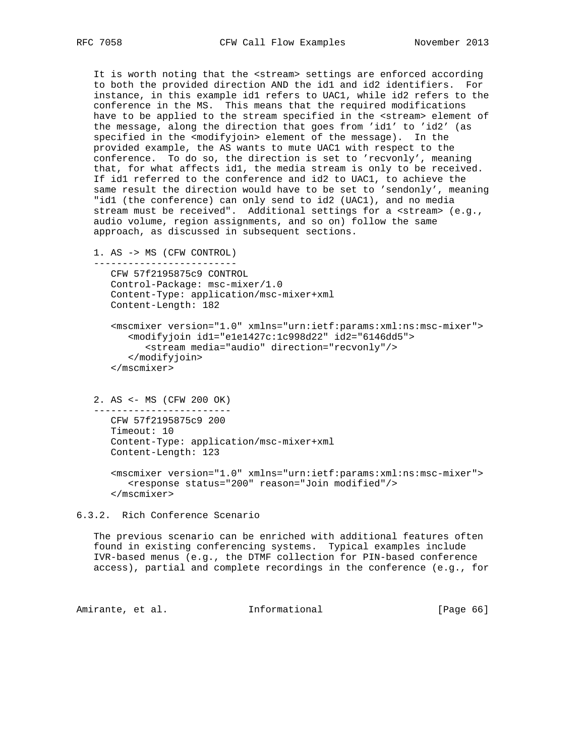It is worth noting that the <stream> settings are enforced according to both the provided direction AND the id1 and id2 identifiers. For instance, in this example id1 refers to UAC1, while id2 refers to the conference in the MS. This means that the required modifications have to be applied to the stream specified in the <stream> element of the message, along the direction that goes from 'id1' to 'id2' (as specified in the <modifyjoin> element of the message). In the provided example, the AS wants to mute UAC1 with respect to the conference. To do so, the direction is set to 'recvonly', meaning that, for what affects id1, the media stream is only to be received. If id1 referred to the conference and id2 to UAC1, to achieve the same result the direction would have to be set to 'sendonly', meaning "id1 (the conference) can only send to id2 (UAC1), and no media stream must be received". Additional settings for a <stream> (e.g., audio volume, region assignments, and so on) follow the same approach, as discussed in subsequent sections.

```
1. AS -> MS (CFW CONTROL)
-------------------------
   CFW 57f2195875c9 CONTROL
   Control-Package: msc-mixer/1.0
   Content-Type: application/msc-mixer+xml
   Content-Length: 182

   <mscmixer version="1.0" xmlns="urn:ietf:params:xml:ns:msc-mixer">
      <modifyjoin id1="e1e1427c:1c998d22" id2="6146dd5">
         <stream media="audio" direction="recvonly"/>
      </modifyjoin>
   </mscmixer>


2. AS <- MS (CFW 200 OK)
------------------------
   CFW 57f2195875c9 200
   Timeout: 10
   Content-Type: application/msc-mixer+xml
   Content-Length: 123

   <mscmixer version="1.0" xmlns="urn:ietf:params:xml:ns:msc-mixer">
      <response status="200" reason="Join modified"/>
   </mscmixer>
```

### 6.3.2. Rich Conference Scenario

The previous scenario can be enriched with additional features often found in existing conferencing systems. Typical examples include IVR-based menus (e.g., the DTMF collection for PIN-based conference access), partial and complete recordings in the conference (e.g., for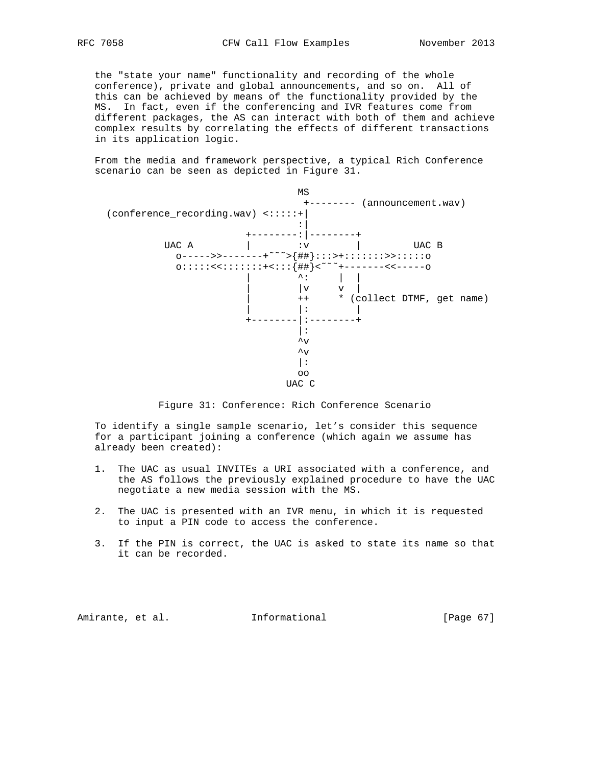the "state your name" functionality and recording of the whole conference), private and global announcements, and so on. All of this can be achieved by means of the functionality provided by the MS. In fact, even if the conferencing and IVR features come from different packages, the AS can interact with both of them and achieve complex results by correlating the effects of different transactions in its application logic.

From the media and framework perspective, a typical Rich Conference scenario can be seen as depicted in Figure 31.

```
                              MS
                               +-------- (announcement.wav)
   (conference_recording.wav) <:::::+|
                                    :|
                           +--------:|--------+
             UAC A         |        :v        |         UAC B
               o----->>-------+~~~>{##}:::>+:::::::>>:::::o
               o:::::<<:::::::+<:::{##}<~~~+-------<<-----o
                           |        ^:     |  |
                           |        |v     v  |
                           |        ++     * (collect DTMF, get name)
                           |        |:        |
                           +--------|:--------+
                                    |:
                                    ^v
                                    ^v
                                    |:
                                    oo
                                  UAC C
```

Figure 31: Conference: Rich Conference Scenario

To identify a single sample scenario, let's consider this sequence for a participant joining a conference (which again we assume has already been created):

1. The UAC as usual INVITEs a URI associated with a conference, and the AS follows the previously explained procedure to have the UAC negotiate a new media session with the MS.

2. The UAC is presented with an IVR menu, in which it is requested to input a PIN code to access the conference.

3. If the PIN is correct, the UAC is asked to state its name so that it can be recorded.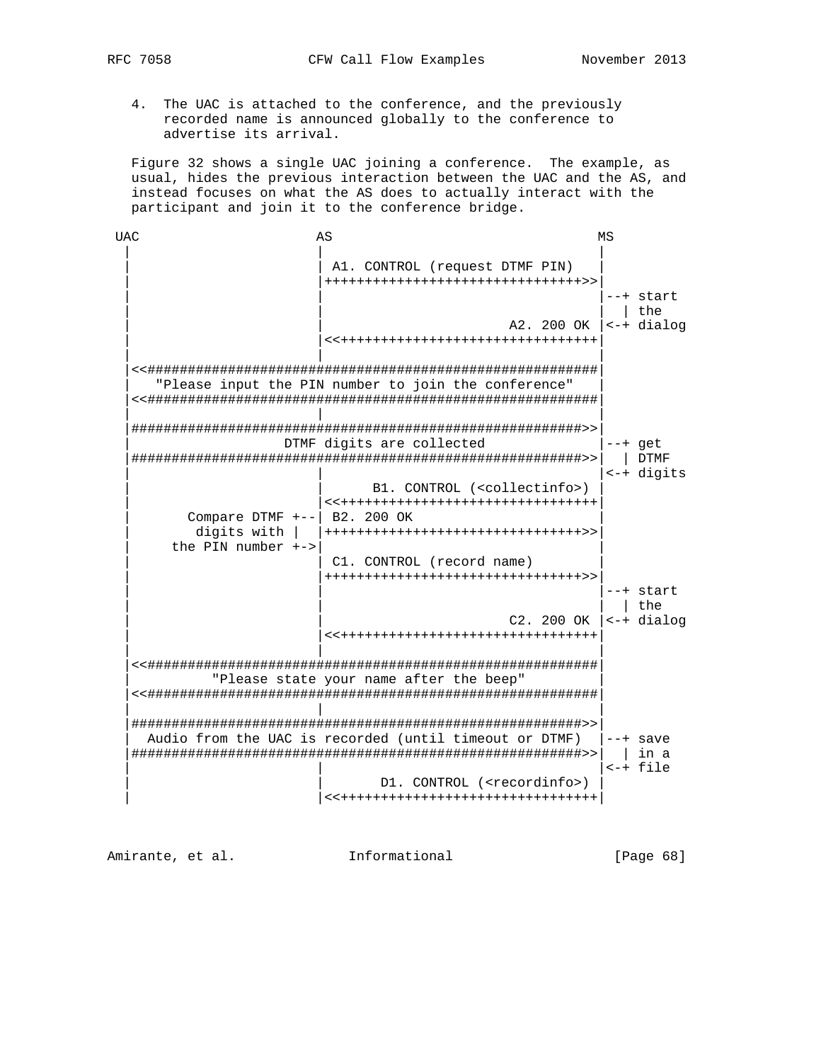4. The UAC is attached to the conference, and the previously recorded name is announced globally to the conference to advertise its arrival.

Figure 32 shows a single UAC joining a conference. The example, as usual, hides the previous interaction between the UAC and the AS, and instead focuses on what the AS does to actually interact with the participant and join it to the conference bridge.

```
 UAC                       AS                                  MS
  |                        |                                   |
  |                        | A1. CONTROL (request DTMF PIN)    |
  |                        |++++++++++++++++++++++++++++++++>>|
  |                        |                                   |--+ start
  |                        |                                   |  | the
  |                        |                       A2. 200 OK |<-+ dialog
  |                        |<<++++++++++++++++++++++++++++++++|
  |                        |                                   |
  |<<#########################################################|
  |    "Please input the PIN number to join the conference"   |
  |<<#########################################################|
  |                        |                                   |
  |#########################################################>>|
  |                 DTMF digits are collected                 |--+ get
  |#########################################################>>|  | DTMF
  |                        |                                   |<-+ digits
  |                        |       B1. CONTROL (<collectinfo>) |
  |                        |<<++++++++++++++++++++++++++++++++|
  |       Compare DTMF +--| B2. 200 OK                        |
  |         digits with |  |++++++++++++++++++++++++++++++++>>|
  |      the PIN number +->|                                   |
  |                        | C1. CONTROL (record name)         |
  |                        |++++++++++++++++++++++++++++++++>>|
  |                        |                                   |--+ start
  |                        |                                   |  | the
  |                        |                       C2. 200 OK |<-+ dialog
  |                        |<<++++++++++++++++++++++++++++++++|
  |                        |                                   |
  |<<#########################################################|
  |           "Please state your name after the beep"         |
  |<<#########################################################|
  |                        |                                   |
  |#########################################################>>|
  |  Audio from the UAC is recorded (until timeout or DTMF)   |--+ save
  |#########################################################>>|  | in a
  |                        |                                   |<-+ file
  |                        |        D1. CONTROL (<recordinfo>) |
  |                        |<<++++++++++++++++++++++++++++++++|
```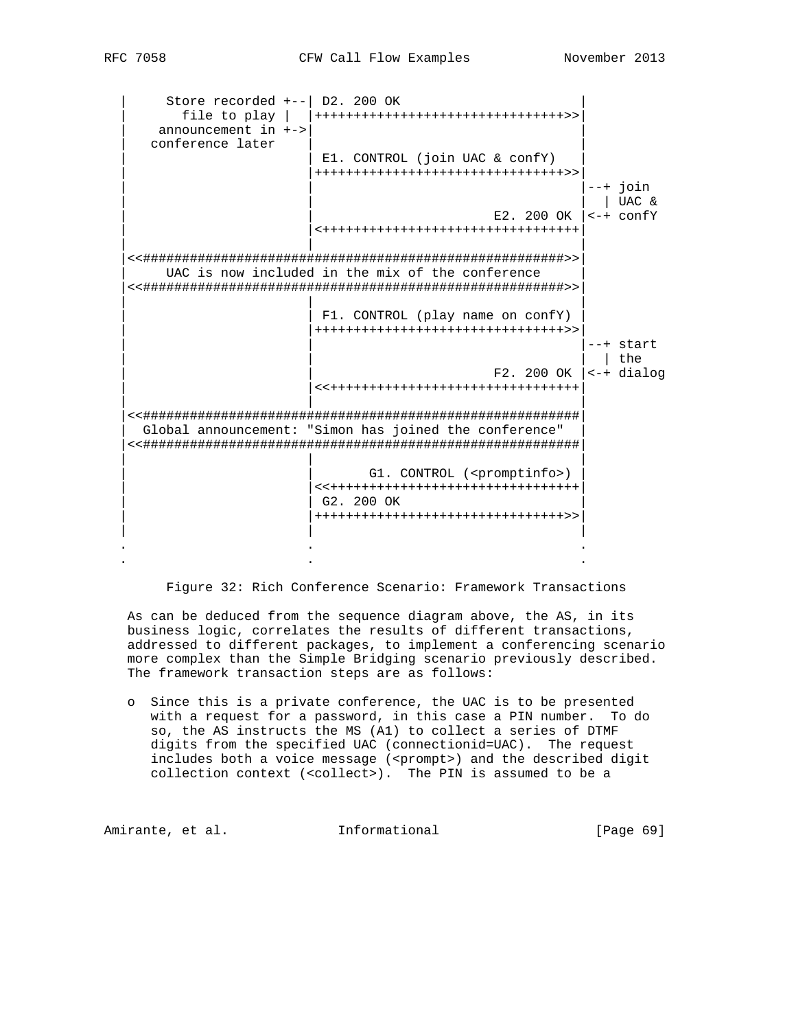```
|     Store recorded +--| D2. 200 OK                        |
|       file to play |  |++++++++++++++++++++++++++++++++>>|
|    announcement in +->|                                  |
|   conference later    |                                  |
|                       | E1. CONTROL (join UAC & confY)   |
|                       |++++++++++++++++++++++++++++++++>>|
|                       |                                  |--+ join
|                       |                                  |  | UAC &
|                       |                        E2. 200 OK |<-+ confY
|                       |<+++++++++++++++++++++++++++++++++|
|                       |                                  |
|<<######################################################>>|
|      UAC is now included in the mix of the conference    |
|<<######################################################>>|
|                       |                                  |
|                       | F1. CONTROL (play name on confY) |
|                       |++++++++++++++++++++++++++++++++>>|
|                       |                                  |--+ start
|                       |                                  |  | the
|                       |                        F2. 200 OK |<-+ dialog
|                       |<<++++++++++++++++++++++++++++++++|
|                       |                                  |
|<<########################################################|
|  Global announcement: "Simon has joined the conference"  |
|<<########################################################|
|                       |                                  |
|                       |       G1. CONTROL (<promptinfo>) |
|                       |<<++++++++++++++++++++++++++++++++|
|                       | G2. 200 OK                       |
|                       |++++++++++++++++++++++++++++++++>>|
|                       |                                  |
.                       .                                  .
.                       .                                  .
```

Figure 32: Rich Conference Scenario: Framework Transactions

As can be deduced from the sequence diagram above, the AS, in its business logic, correlates the results of different transactions, addressed to different packages, to implement a conferencing scenario more complex than the Simple Bridging scenario previously described. The framework transaction steps are as follows:

- Since this is a private conference, the UAC is to be presented with a request for a password, in this case a PIN number. To do so, the AS instructs the MS (A1) to collect a series of DTMF digits from the specified UAC (connectionid=UAC). The request includes both a voice message (<prompt>) and the described digit collection context (<collect>). The PIN is assumed to be a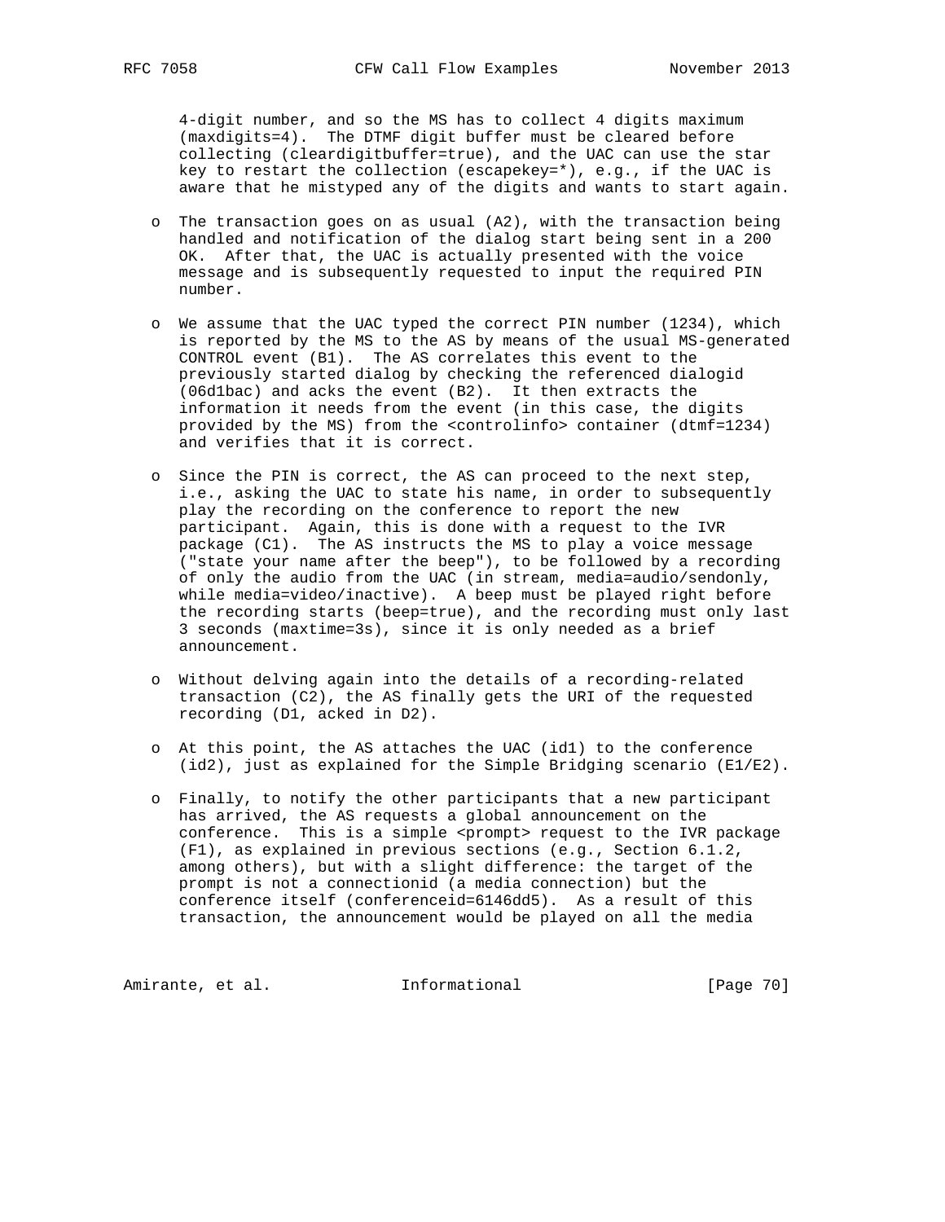4-digit number, and so the MS has to collect 4 digits maximum (maxdigits=4). The DTMF digit buffer must be cleared before collecting (cleardigitbuffer=true), and the UAC can use the star key to restart the collection (escapekey=*), e.g., if the UAC is aware that he mistyped any of the digits and wants to start again.

- The transaction goes on as usual (A2), with the transaction being handled and notification of the dialog start being sent in a 200 OK. After that, the UAC is actually presented with the voice message and is subsequently requested to input the required PIN number.

- We assume that the UAC typed the correct PIN number (1234), which is reported by the MS to the AS by means of the usual MS-generated CONTROL event (B1). The AS correlates this event to the previously started dialog by checking the referenced dialogid (06d1bac) and acks the event (B2). It then extracts the information it needs from the event (in this case, the digits provided by the MS) from the <controlinfo> container (dtmf=1234) and verifies that it is correct.

- Since the PIN is correct, the AS can proceed to the next step, i.e., asking the UAC to state his name, in order to subsequently play the recording on the conference to report the new participant. Again, this is done with a request to the IVR package (C1). The AS instructs the MS to play a voice message ("state your name after the beep"), to be followed by a recording of only the audio from the UAC (in stream, media=audio/sendonly, while media=video/inactive). A beep must be played right before the recording starts (beep=true), and the recording must only last 3 seconds (maxtime=3s), since it is only needed as a brief announcement.

- Without delving again into the details of a recording-related transaction (C2), the AS finally gets the URI of the requested recording (D1, acked in D2).

- At this point, the AS attaches the UAC (id1) to the conference (id2), just as explained for the Simple Bridging scenario (E1/E2).

- Finally, to notify the other participants that a new participant has arrived, the AS requests a global announcement on the conference. This is a simple <prompt> request to the IVR package (F1), as explained in previous sections (e.g., Section 6.1.2, among others), but with a slight difference: the target of the prompt is not a connectionid (a media connection) but the conference itself (conferenceid=6146dd5). As a result of this transaction, the announcement would be played on all the media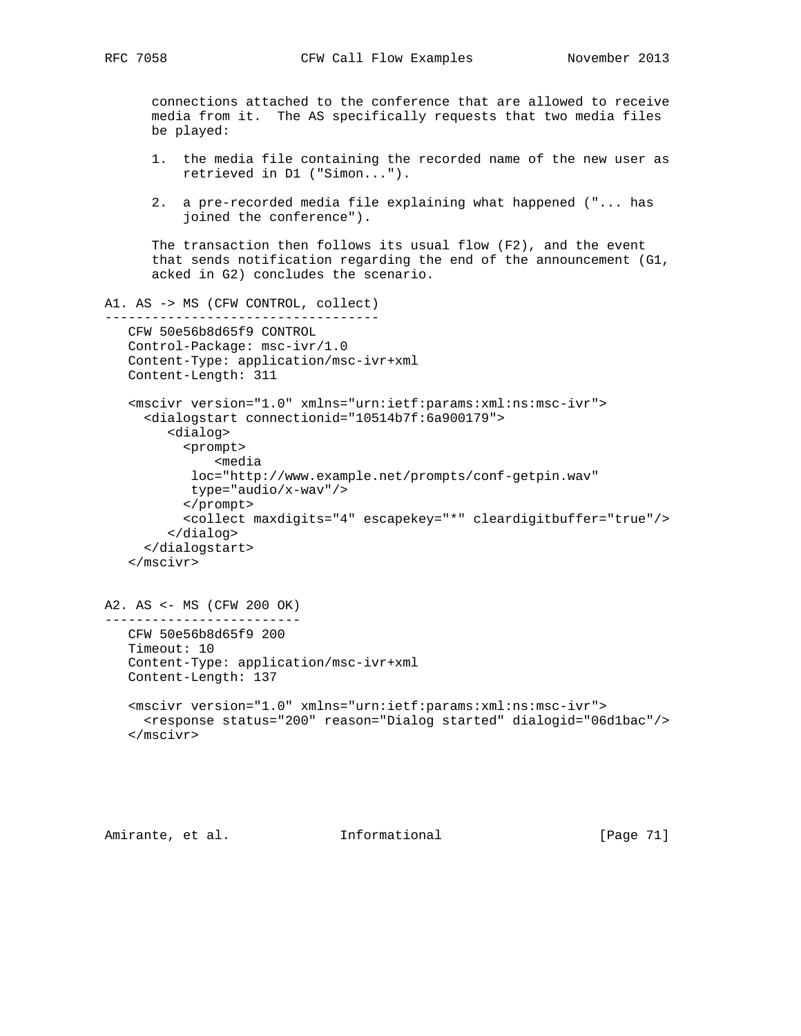connections attached to the conference that are allowed to receive media from it. The AS specifically requests that two media files be played:

1. the media file containing the recorded name of the new user as retrieved in D1 ("Simon...").

2. a pre-recorded media file explaining what happened ("... has joined the conference").

The transaction then follows its usual flow (F2), and the event that sends notification regarding the end of the announcement (G1, acked in G2) concludes the scenario.

```
A1. AS -> MS (CFW CONTROL, collect)
-----------------------------------
   CFW 50e56b8d65f9 CONTROL
   Control-Package: msc-ivr/1.0
   Content-Type: application/msc-ivr+xml
   Content-Length: 311

   <mscivr version="1.0" xmlns="urn:ietf:params:xml:ns:msc-ivr">
     <dialogstart connectionid="10514b7f:6a900179">
        <dialog>
          <prompt>
              <media
           loc="http://www.example.net/prompts/conf-getpin.wav"
           type="audio/x-wav"/>
          </prompt>
          <collect maxdigits="4" escapekey="*" cleardigitbuffer="true"/>
        </dialog>
     </dialogstart>
   </mscivr>


A2. AS <- MS (CFW 200 OK)
-------------------------
   CFW 50e56b8d65f9 200
   Timeout: 10
   Content-Type: application/msc-ivr+xml
   Content-Length: 137

   <mscivr version="1.0" xmlns="urn:ietf:params:xml:ns:msc-ivr">
     <response status="200" reason="Dialog started" dialogid="06d1bac"/>
   </mscivr>
```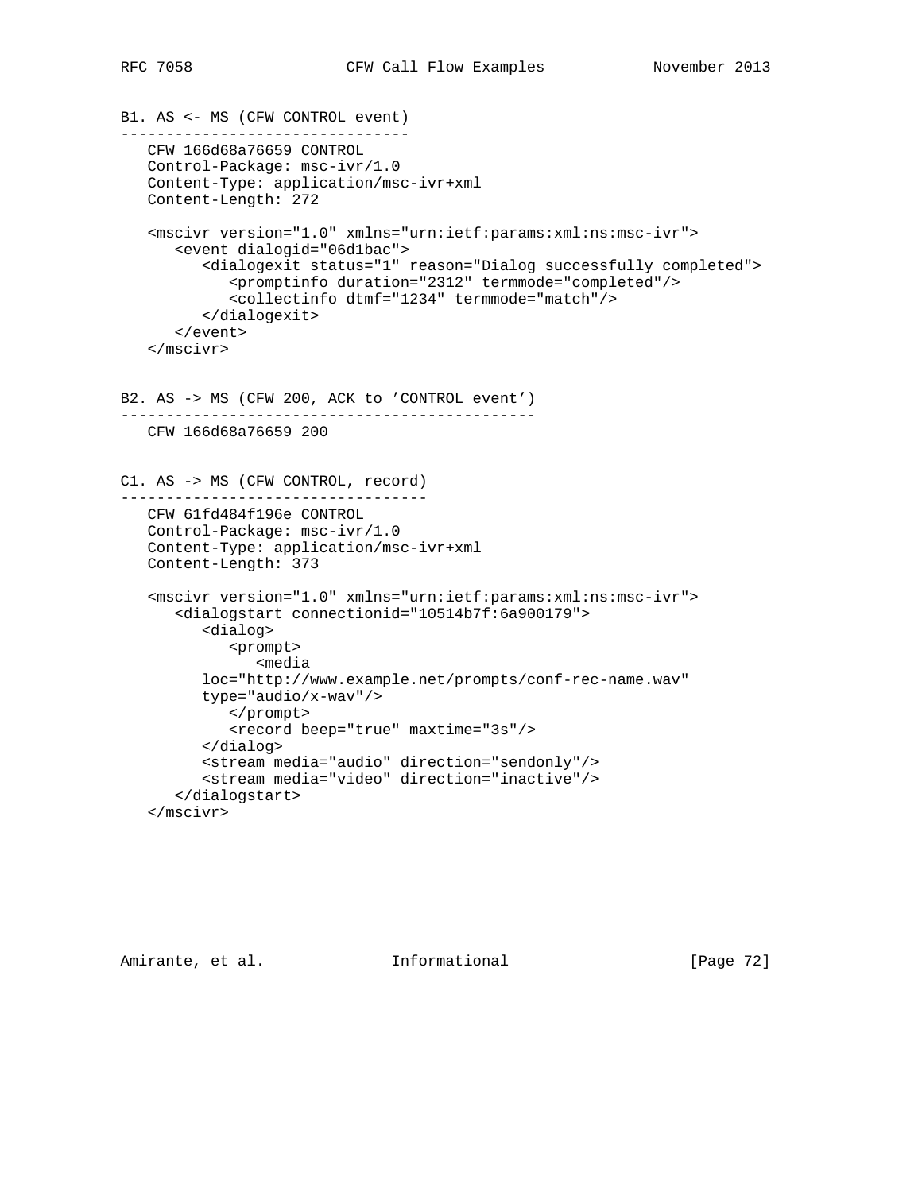B1. AS <- MS (CFW CONTROL event)
--------------------------------

```
   CFW 166d68a76659 CONTROL
   Control-Package: msc-ivr/1.0
   Content-Type: application/msc-ivr+xml
   Content-Length: 272

   <mscivr version="1.0" xmlns="urn:ietf:params:xml:ns:msc-ivr">
      <event dialogid="06d1bac">
         <dialogexit status="1" reason="Dialog successfully completed">
            <promptinfo duration="2312" termmode="completed"/>
            <collectinfo dtmf="1234" termmode="match"/>
         </dialogexit>
      </event>
   </mscivr>
```

B2. AS -> MS (CFW 200, ACK to 'CONTROL event')
----------------------------------------------

```
   CFW 166d68a76659 200
```

C1. AS -> MS (CFW CONTROL, record)
----------------------------------

```
   CFW 61fd484f196e CONTROL
   Control-Package: msc-ivr/1.0
   Content-Type: application/msc-ivr+xml
   Content-Length: 373

   <mscivr version="1.0" xmlns="urn:ietf:params:xml:ns:msc-ivr">
      <dialogstart connectionid="10514b7f:6a900179">
         <dialog>
            <prompt>
               <media
         loc="http://www.example.net/prompts/conf-rec-name.wav"
         type="audio/x-wav"/>
            </prompt>
            <record beep="true" maxtime="3s"/>
         </dialog>
         <stream media="audio" direction="sendonly"/>
         <stream media="video" direction="inactive"/>
      </dialogstart>
   </mscivr>
```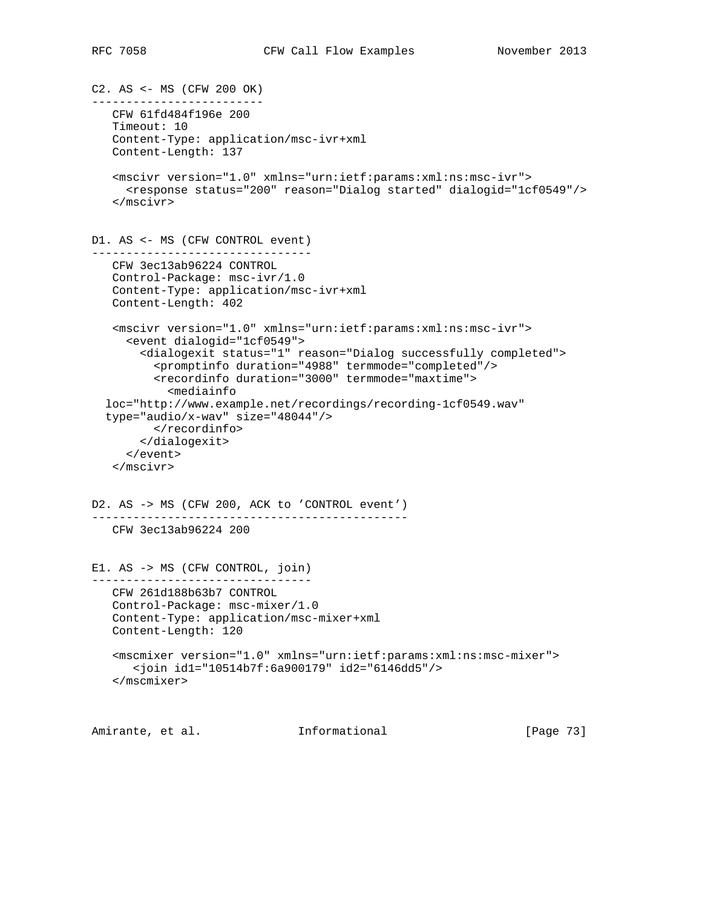C2. AS <- MS (CFW 200 OK)
-------------------------

```
   CFW 61fd484f196e 200
   Timeout: 10
   Content-Type: application/msc-ivr+xml
   Content-Length: 137

   <mscivr version="1.0" xmlns="urn:ietf:params:xml:ns:msc-ivr">
     <response status="200" reason="Dialog started" dialogid="1cf0549"/>
   </mscivr>
```

D1. AS <- MS (CFW CONTROL event)
--------------------------------

```
   CFW 3ec13ab96224 CONTROL
   Control-Package: msc-ivr/1.0
   Content-Type: application/msc-ivr+xml
   Content-Length: 402

   <mscivr version="1.0" xmlns="urn:ietf:params:xml:ns:msc-ivr">
     <event dialogid="1cf0549">
       <dialogexit status="1" reason="Dialog successfully completed">
         <promptinfo duration="4988" termmode="completed"/>
         <recordinfo duration="3000" termmode="maxtime">
           <mediainfo
  loc="http://www.example.net/recordings/recording-1cf0549.wav"
  type="audio/x-wav" size="48044"/>
         </recordinfo>
       </dialogexit>
     </event>
   </mscivr>
```

D2. AS -> MS (CFW 200, ACK to 'CONTROL event')
----------------------------------------------

```
   CFW 3ec13ab96224 200
```

E1. AS -> MS (CFW CONTROL, join)
--------------------------------

```
   CFW 261d188b63b7 CONTROL
   Control-Package: msc-mixer/1.0
   Content-Type: application/msc-mixer+xml
   Content-Length: 120

   <mscmixer version="1.0" xmlns="urn:ietf:params:xml:ns:msc-mixer">
      <join id1="10514b7f:6a900179" id2="6146dd5"/>
   </mscmixer>
```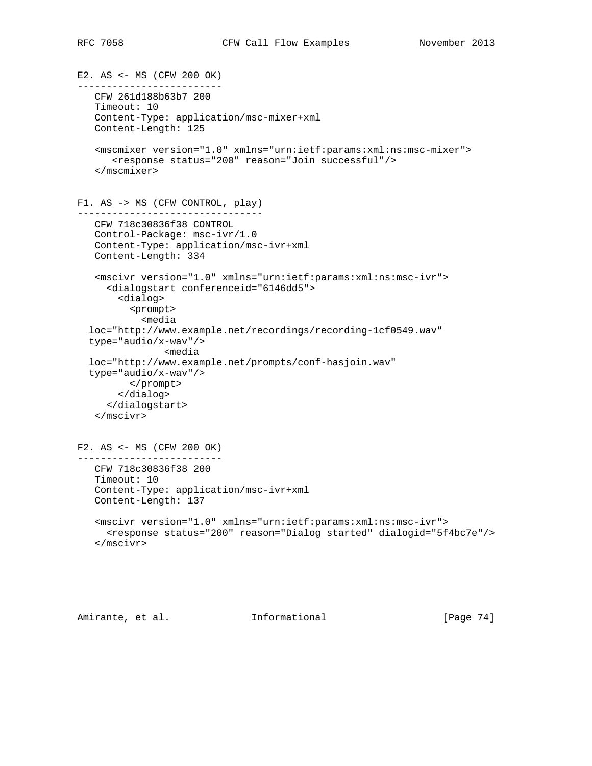E2. AS <- MS (CFW 200 OK)
-------------------------

```
   CFW 261d188b63b7 200
   Timeout: 10
   Content-Type: application/msc-mixer+xml
   Content-Length: 125

   <mscmixer version="1.0" xmlns="urn:ietf:params:xml:ns:msc-mixer">
      <response status="200" reason="Join successful"/>
   </mscmixer>
```

F1. AS -> MS (CFW CONTROL, play)
--------------------------------

```
   CFW 718c30836f38 CONTROL
   Control-Package: msc-ivr/1.0
   Content-Type: application/msc-ivr+xml
   Content-Length: 334

   <mscivr version="1.0" xmlns="urn:ietf:params:xml:ns:msc-ivr">
     <dialogstart conferenceid="6146dd5">
       <dialog>
         <prompt>
           <media
  loc="http://www.example.net/recordings/recording-1cf0549.wav"
  type="audio/x-wav"/>
               <media
  loc="http://www.example.net/prompts/conf-hasjoin.wav"
  type="audio/x-wav"/>
         </prompt>
       </dialog>
     </dialogstart>
   </mscivr>
```

F2. AS <- MS (CFW 200 OK)
-------------------------

```
   CFW 718c30836f38 200
   Timeout: 10
   Content-Type: application/msc-ivr+xml
   Content-Length: 137

   <mscivr version="1.0" xmlns="urn:ietf:params:xml:ns:msc-ivr">
     <response status="200" reason="Dialog started" dialogid="5f4bc7e"/>
   </mscivr>
```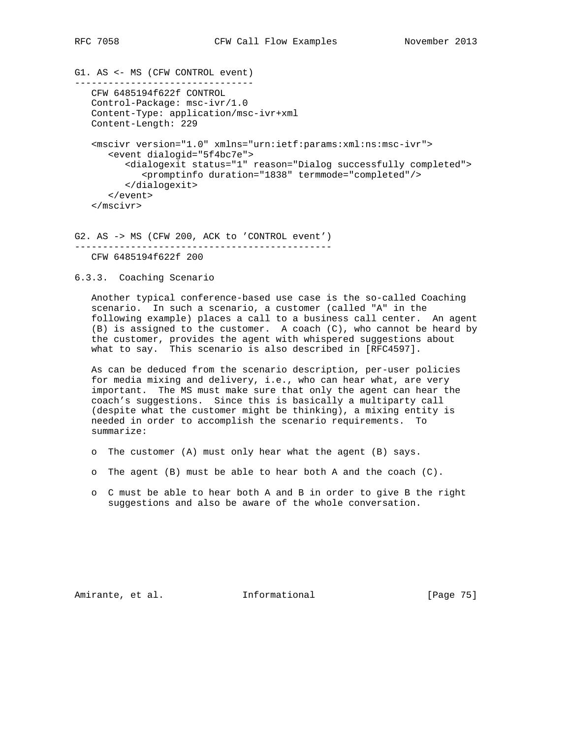G1. AS <- MS (CFW CONTROL event)

```
--------------------------------
   CFW 6485194f622f CONTROL
   Control-Package: msc-ivr/1.0
   Content-Type: application/msc-ivr+xml
   Content-Length: 229

   <mscivr version="1.0" xmlns="urn:ietf:params:xml:ns:msc-ivr">
      <event dialogid="5f4bc7e">
         <dialogexit status="1" reason="Dialog successfully completed">
            <promptinfo duration="1838" termmode="completed"/>
         </dialogexit>
      </event>
   </mscivr>
```

G2. AS -> MS (CFW 200, ACK to 'CONTROL event')

```
----------------------------------------------
   CFW 6485194f622f 200
```

### 6.3.3. Coaching Scenario

Another typical conference-based use case is the so-called Coaching scenario. In such a scenario, a customer (called "A" in the following example) places a call to a business call center. An agent (B) is assigned to the customer. A coach (C), who cannot be heard by the customer, provides the agent with whispered suggestions about what to say. This scenario is also described in [RFC4597].

As can be deduced from the scenario description, per-user policies for media mixing and delivery, i.e., who can hear what, are very important. The MS must make sure that only the agent can hear the coach's suggestions. Since this is basically a multiparty call (despite what the customer might be thinking), a mixing entity is needed in order to accomplish the scenario requirements. To summarize:

- The customer (A) must only hear what the agent (B) says.
- The agent (B) must be able to hear both A and the coach (C).
- C must be able to hear both A and B in order to give B the right suggestions and also be aware of the whole conversation.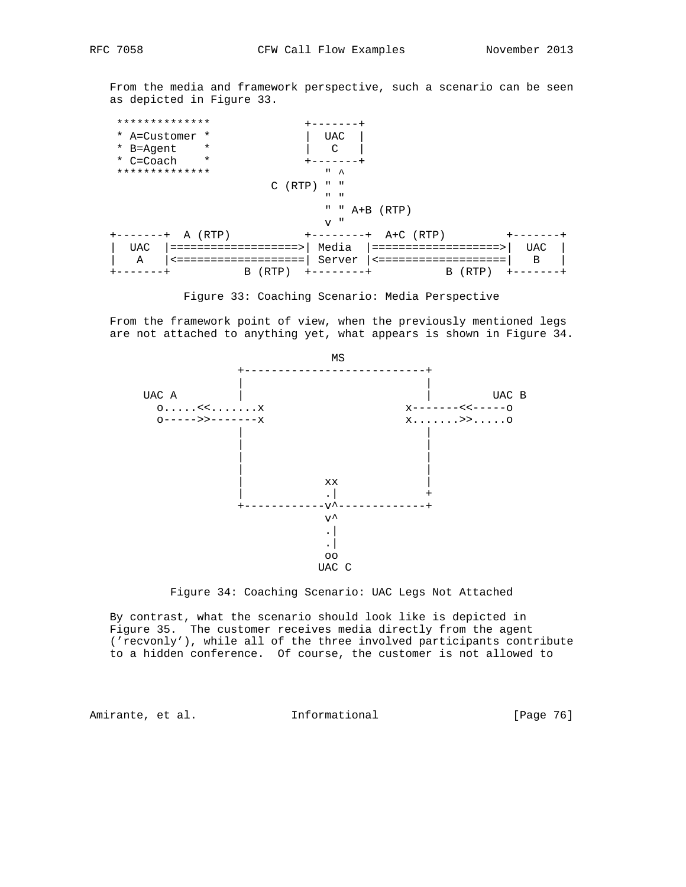From the media and framework perspective, such a scenario can be seen as depicted in Figure 33.

```
 **************              +-------+
 * A=Customer *              |  UAC  |
 * B=Agent    *              |   C   |
 * C=Coach    *              +-------+
 **************                 " ^
                       C (RTP) " "
                                " "
                                " " A+B (RTP)
                                v "
+-------+  A (RTP)           +--------+  A+C (RTP)         +-------+
|  UAC  |===================>| Media  |===================>|  UAC  |
|   A   |<===================| Server |<===================|   B   |
+-------+           B (RTP)  +--------+           B (RTP)  +-------+
```

Figure 33: Coaching Scenario: Media Perspective

From the framework point of view, when the previously mentioned legs are not attached to anything yet, what appears is shown in Figure 34.

```
                                  MS
                +---------------------------+
                |                           |
    UAC A       |                           |         UAC B
      o.....<<.......x                  x-------<<-----o
      o----->>-------x                  x.......>>.....o
                |                           |
                |                           |
                |                           |
                |                           |
                |            xx             |
                |            .|             +
                +------------v^-------------+
                             v^
                             .|
                             .|
                             oo
                            UAC C
```

Figure 34: Coaching Scenario: UAC Legs Not Attached

By contrast, what the scenario should look like is depicted in Figure 35. The customer receives media directly from the agent ('recvonly'), while all of the three involved participants contribute to a hidden conference. Of course, the customer is not allowed to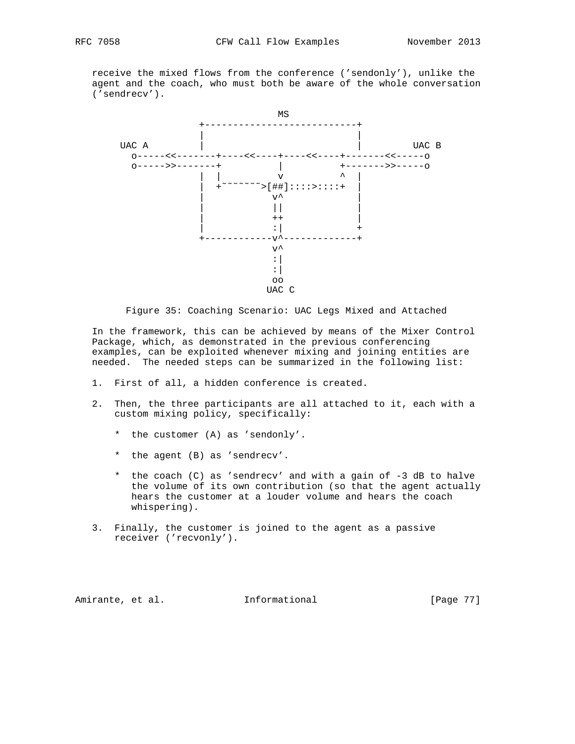receive the mixed flows from the conference ('sendonly'), unlike the agent and the coach, who must both be aware of the whole conversation ('sendrecv').

```
                              MS
                 +---------------------------+
                 |                           |
     UAC A       |                           |         UAC B
       o-----<<-------+----<<----+----<<----+-------<<-----o
       o----->>-------+          |          +------->>-----o
                 |  |            v          ^  |
                 |  +~~~~~~~>[##]::::>::::+  |
                 |              v^             |
                 |              ||             |
                 |              ++             |
                 |              :|             +
                 +------------v^-------------+
                              v^
                              :|
                              :|
                              oo
                             UAC C
```

Figure 35: Coaching Scenario: UAC Legs Mixed and Attached

In the framework, this can be achieved by means of the Mixer Control Package, which, as demonstrated in the previous conferencing examples, can be exploited whenever mixing and joining entities are needed. The needed steps can be summarized in the following list:

1. First of all, a hidden conference is created.

2. Then, the three participants are all attached to it, each with a custom mixing policy, specifically:

   * the customer (A) as 'sendonly'.

   * the agent (B) as 'sendrecv'.

   * the coach (C) as 'sendrecv' and with a gain of -3 dB to halve the volume of its own contribution (so that the agent actually hears the customer at a louder volume and hears the coach whispering).

3. Finally, the customer is joined to the agent as a passive receiver ('recvonly').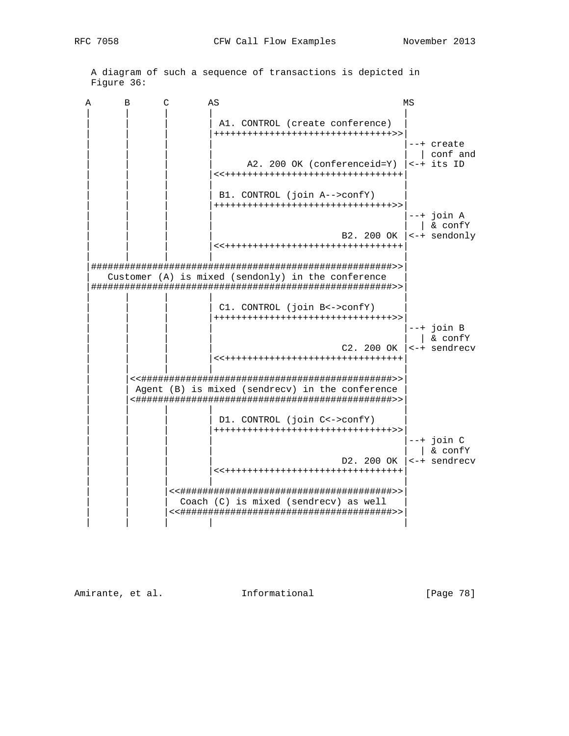A diagram of such a sequence of transactions is depicted in Figure 36:

```
 A      B      C       AS                                MS
 |      |      |       |                                 |
 |      |      |       | A1. CONTROL (create conference) |
 |      |      |       |++++++++++++++++++++++++++++++++>>|
 |      |      |       |                                 |--+ create
 |      |      |       |                                 |  | conf and
 |      |      |       |      A2. 200 OK (conferenceid=Y) |<-+ its ID
 |      |      |       |<<++++++++++++++++++++++++++++++++|
 |      |      |       |                                 |
 |      |      |       | B1. CONTROL (join A-->confY)    |
 |      |      |       |++++++++++++++++++++++++++++++++>>|
 |      |      |       |                                 |--+ join A
 |      |      |       |                                 |  | & confY
 |      |      |       |                       B2. 200 OK |<-+ sendonly
 |      |      |       |<<++++++++++++++++++++++++++++++++|
 |      |      |       |                                 |
 |#####################################################>>|
 |   Customer (A) is mixed (sendonly) in the conference   |
 |#####################################################>>|
 |      |      |       |                                 |
 |      |      |       | C1. CONTROL (join B<->confY)    |
 |      |      |       |++++++++++++++++++++++++++++++++>>|
 |      |      |       |                                 |--+ join B
 |      |      |       |                                 |  | & confY
 |      |      |       |                       C2. 200 OK |<-+ sendrecv
 |      |      |       |<<++++++++++++++++++++++++++++++++|
 |      |      |       |                                 |
 |      |<<#############################################>>|
 |      | Agent (B) is mixed (sendrecv) in the conference |
 |      |<#############################################>>|
 |      |      |       |                                 |
 |      |      |       | D1. CONTROL (join C<->confY)    |
 |      |      |       |++++++++++++++++++++++++++++++++>>|
 |      |      |       |                                 |--+ join C
 |      |      |       |                                 |  | & confY
 |      |      |       |                       D2. 200 OK |<-+ sendrecv
 |      |      |       |<<++++++++++++++++++++++++++++++++|
 |      |      |       |                                 |
 |      |      |<<######################################>>|
 |      |      |  Coach (C) is mixed (sendrecv) as well   |
 |      |      |<<######################################>>|
 |      |      |       |                                 |
```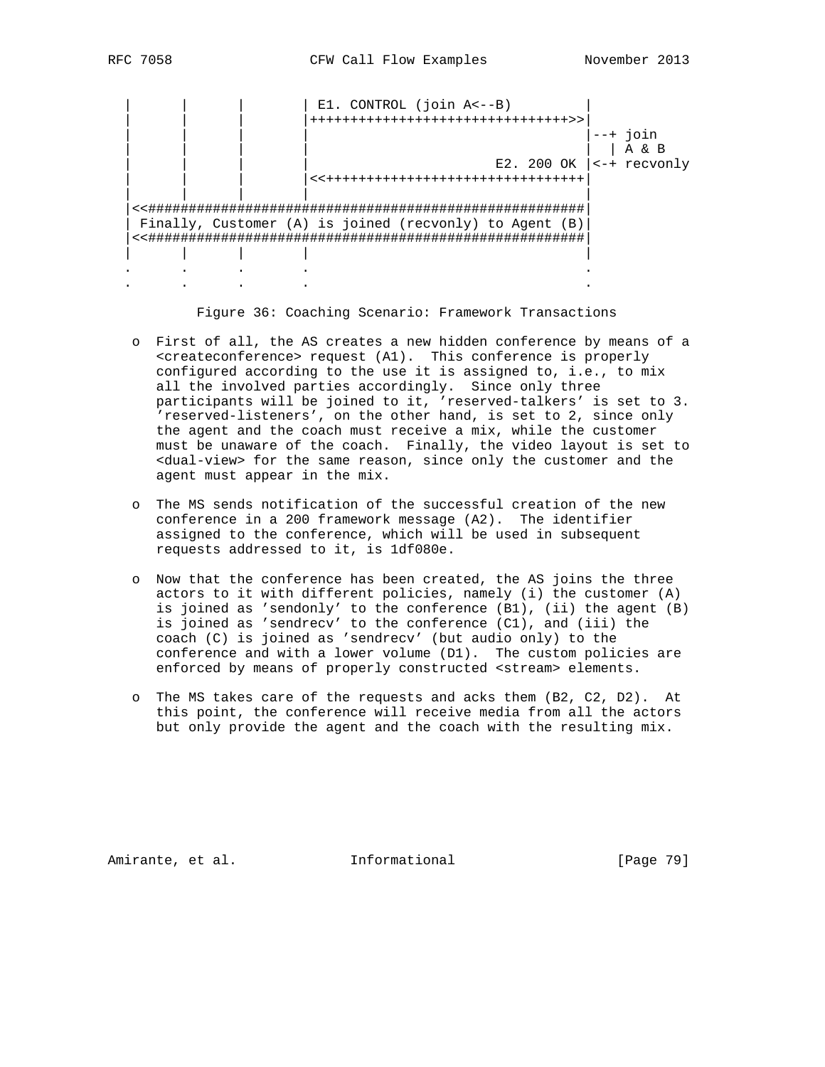```
   |       |       |       | E1. CONTROL (join A<--B)          |
   |       |       |       |++++++++++++++++++++++++++++++++>>|
   |       |       |       |                                  |--+ join
   |       |       |       |                                  |  | A & B
   |       |       |       |                       E2. 200 OK |<-+ recvonly
   |       |       |       |<<++++++++++++++++++++++++++++++++|
   |       |       |       |                                  |
   |<<########################################################|
   | Finally, Customer (A) is joined (recvonly) to Agent (B)|
   |<<########################################################|
   |       |       |       |                                  |
   .       .       .       .                                  .
   .       .       .       .                                  .
```

Figure 36: Coaching Scenario: Framework Transactions

- First of all, the AS creates a new hidden conference by means of a <createconference> request (A1). This conference is properly configured according to the use it is assigned to, i.e., to mix all the involved parties accordingly. Since only three participants will be joined to it, 'reserved-talkers' is set to 3. 'reserved-listeners', on the other hand, is set to 2, since only the agent and the coach must receive a mix, while the customer must be unaware of the coach. Finally, the video layout is set to <dual-view> for the same reason, since only the customer and the agent must appear in the mix.

- The MS sends notification of the successful creation of the new conference in a 200 framework message (A2). The identifier assigned to the conference, which will be used in subsequent requests addressed to it, is 1df080e.

- Now that the conference has been created, the AS joins the three actors to it with different policies, namely (i) the customer (A) is joined as 'sendonly' to the conference (B1), (ii) the agent (B) is joined as 'sendrecv' to the conference (C1), and (iii) the coach (C) is joined as 'sendrecv' (but audio only) to the conference and with a lower volume (D1). The custom policies are enforced by means of properly constructed <stream> elements.

- The MS takes care of the requests and acks them (B2, C2, D2). At this point, the conference will receive media from all the actors but only provide the agent and the coach with the resulting mix.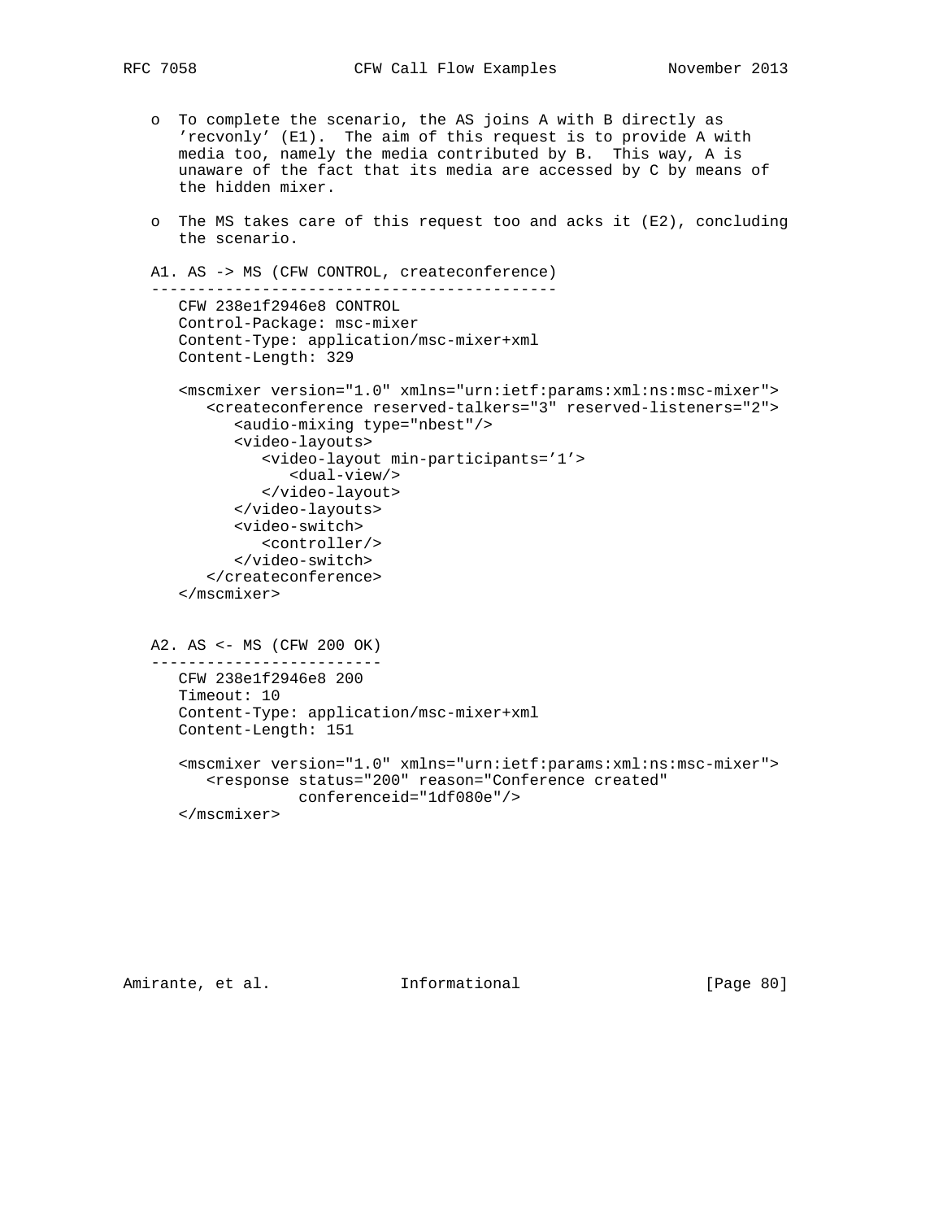o To complete the scenario, the AS joins A with B directly as 'recvonly' (E1). The aim of this request is to provide A with media too, namely the media contributed by B. This way, A is unaware of the fact that its media are accessed by C by means of the hidden mixer.

o The MS takes care of this request too and acks it (E2), concluding the scenario.

A1. AS -> MS (CFW CONTROL, createconference)

```
   CFW 238e1f2946e8 CONTROL
   Control-Package: msc-mixer
   Content-Type: application/msc-mixer+xml
   Content-Length: 329

   <mscmixer version="1.0" xmlns="urn:ietf:params:xml:ns:msc-mixer">
      <createconference reserved-talkers="3" reserved-listeners="2">
         <audio-mixing type="nbest"/>
         <video-layouts>
            <video-layout min-participants='1'>
               <dual-view/>
            </video-layout>
         </video-layouts>
         <video-switch>
            <controller/>
         </video-switch>
      </createconference>
   </mscmixer>
```

A2. AS <- MS (CFW 200 OK)

```
   CFW 238e1f2946e8 200
   Timeout: 10
   Content-Type: application/msc-mixer+xml
   Content-Length: 151

   <mscmixer version="1.0" xmlns="urn:ietf:params:xml:ns:msc-mixer">
      <response status="200" reason="Conference created"
                conferenceid="1df080e"/>
   </mscmixer>
```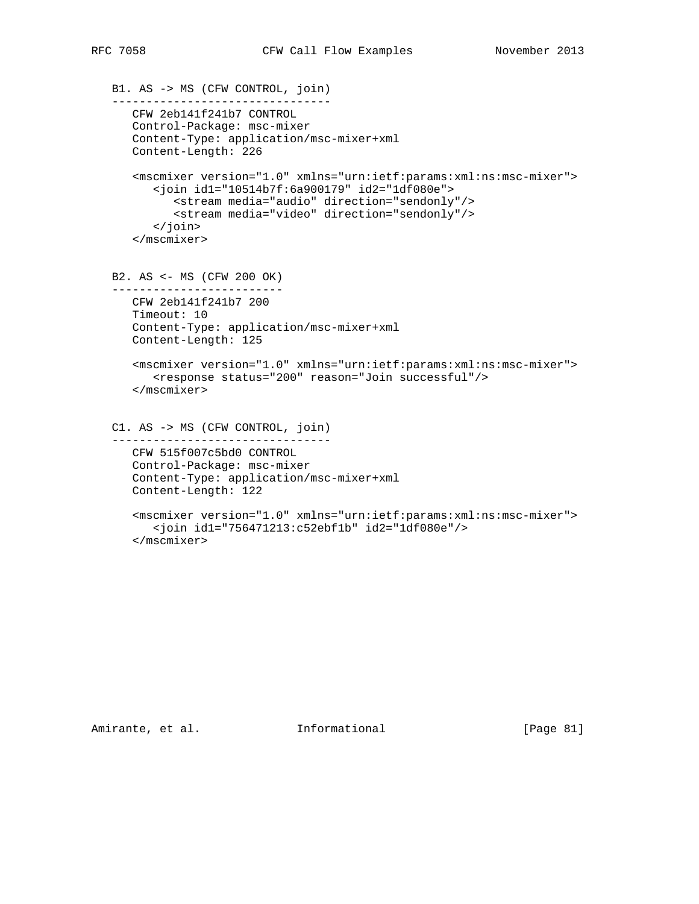B1. AS -> MS (CFW CONTROL, join)

```
--------------------------------
   CFW 2eb141f241b7 CONTROL
   Control-Package: msc-mixer
   Content-Type: application/msc-mixer+xml
   Content-Length: 226

   <mscmixer version="1.0" xmlns="urn:ietf:params:xml:ns:msc-mixer">
      <join id1="10514b7f:6a900179" id2="1df080e">
         <stream media="audio" direction="sendonly"/>
         <stream media="video" direction="sendonly"/>
      </join>
   </mscmixer>
```

B2. AS <- MS (CFW 200 OK)

```
-------------------------
   CFW 2eb141f241b7 200
   Timeout: 10
   Content-Type: application/msc-mixer+xml
   Content-Length: 125

   <mscmixer version="1.0" xmlns="urn:ietf:params:xml:ns:msc-mixer">
      <response status="200" reason="Join successful"/>
   </mscmixer>
```

C1. AS -> MS (CFW CONTROL, join)

```
--------------------------------
   CFW 515f007c5bd0 CONTROL
   Control-Package: msc-mixer
   Content-Type: application/msc-mixer+xml
   Content-Length: 122

   <mscmixer version="1.0" xmlns="urn:ietf:params:xml:ns:msc-mixer">
      <join id1="756471213:c52ebf1b" id2="1df080e"/>
   </mscmixer>
```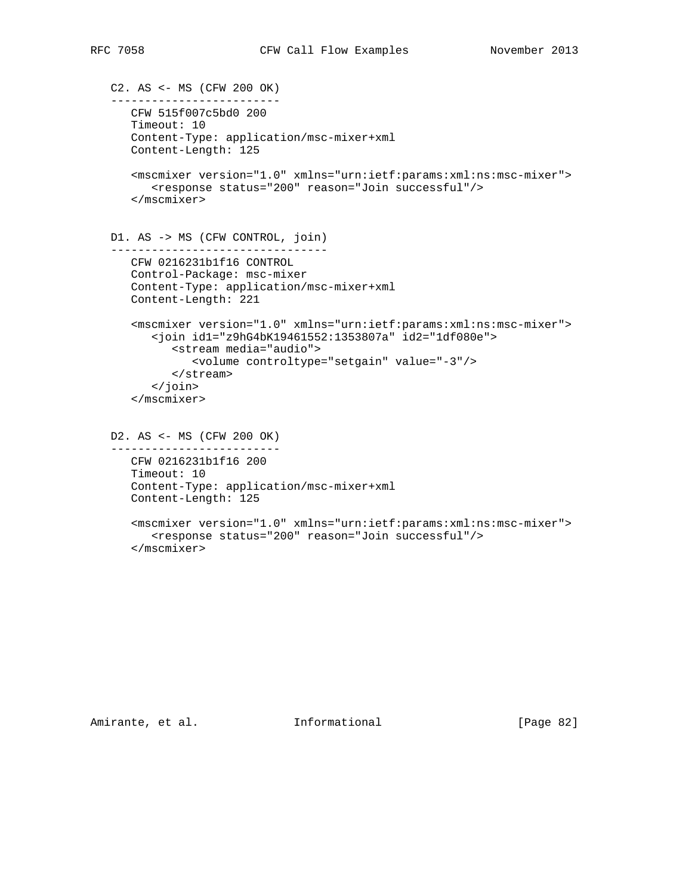C2. AS <- MS (CFW 200 OK)

```
CFW 515f007c5bd0 200
Timeout: 10
Content-Type: application/msc-mixer+xml
Content-Length: 125

<mscmixer version="1.0" xmlns="urn:ietf:params:xml:ns:msc-mixer">
   <response status="200" reason="Join successful"/>
</mscmixer>
```

D1. AS -> MS (CFW CONTROL, join)

```
CFW 0216231b1f16 CONTROL
Control-Package: msc-mixer
Content-Type: application/msc-mixer+xml
Content-Length: 221

<mscmixer version="1.0" xmlns="urn:ietf:params:xml:ns:msc-mixer">
   <join id1="z9hG4bK19461552:1353807a" id2="1df080e">
      <stream media="audio">
         <volume controltype="setgain" value="-3"/>
      </stream>
   </join>
</mscmixer>
```

D2. AS <- MS (CFW 200 OK)

```
CFW 0216231b1f16 200
Timeout: 10
Content-Type: application/msc-mixer+xml
Content-Length: 125

<mscmixer version="1.0" xmlns="urn:ietf:params:xml:ns:msc-mixer">
   <response status="200" reason="Join successful"/>
</mscmixer>
```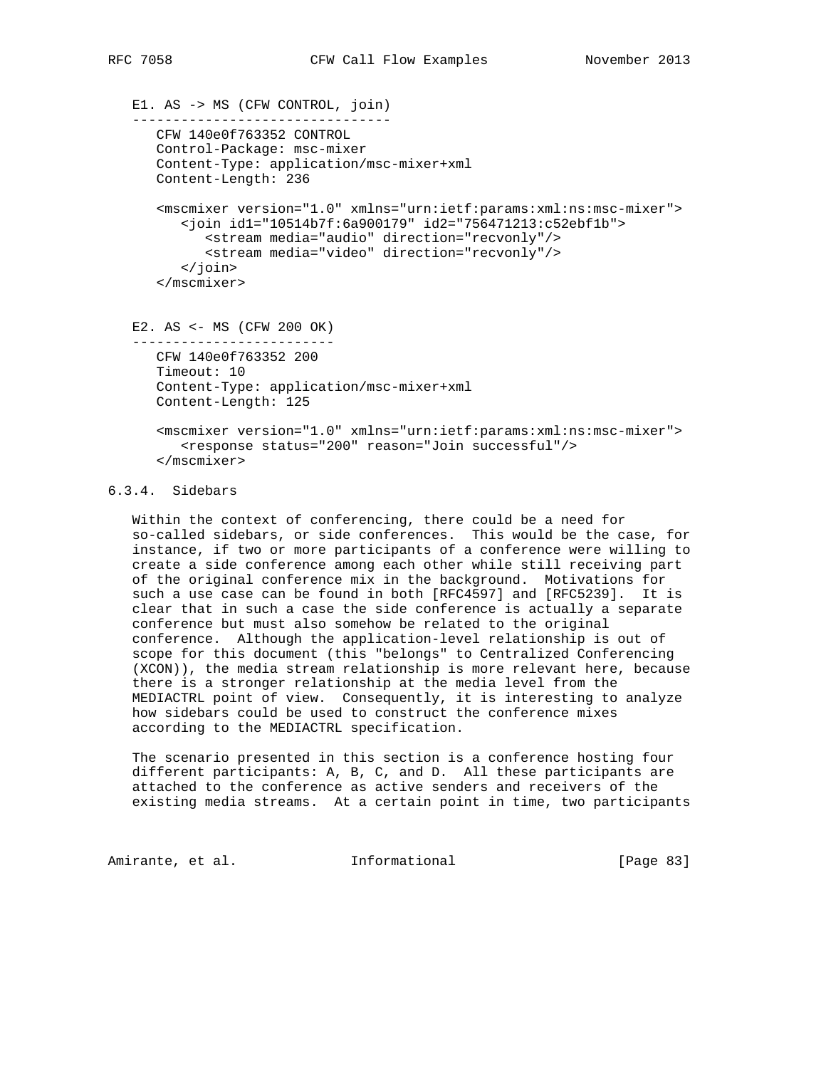E1. AS -> MS (CFW CONTROL, join)

```
CFW 140e0f763352 CONTROL
Control-Package: msc-mixer
Content-Type: application/msc-mixer+xml
Content-Length: 236

<mscmixer version="1.0" xmlns="urn:ietf:params:xml:ns:msc-mixer">
   <join id1="10514b7f:6a900179" id2="756471213:c52ebf1b">
      <stream media="audio" direction="recvonly"/>
      <stream media="video" direction="recvonly"/>
   </join>
</mscmixer>
```

E2. AS <- MS (CFW 200 OK)

```
CFW 140e0f763352 200
Timeout: 10
Content-Type: application/msc-mixer+xml
Content-Length: 125

<mscmixer version="1.0" xmlns="urn:ietf:params:xml:ns:msc-mixer">
   <response status="200" reason="Join successful"/>
</mscmixer>
```

### 6.3.4. Sidebars

Within the context of conferencing, there could be a need for so-called sidebars, or side conferences. This would be the case, for instance, if two or more participants of a conference were willing to create a side conference among each other while still receiving part of the original conference mix in the background. Motivations for such a use case can be found in both [RFC4597] and [RFC5239]. It is clear that in such a case the side conference is actually a separate conference but must also somehow be related to the original conference. Although the application-level relationship is out of scope for this document (this "belongs" to Centralized Conferencing (XCON)), the media stream relationship is more relevant here, because there is a stronger relationship at the media level from the MEDIACTRL point of view. Consequently, it is interesting to analyze how sidebars could be used to construct the conference mixes according to the MEDIACTRL specification.

The scenario presented in this section is a conference hosting four different participants: A, B, C, and D. All these participants are attached to the conference as active senders and receivers of the existing media streams. At a certain point in time, two participants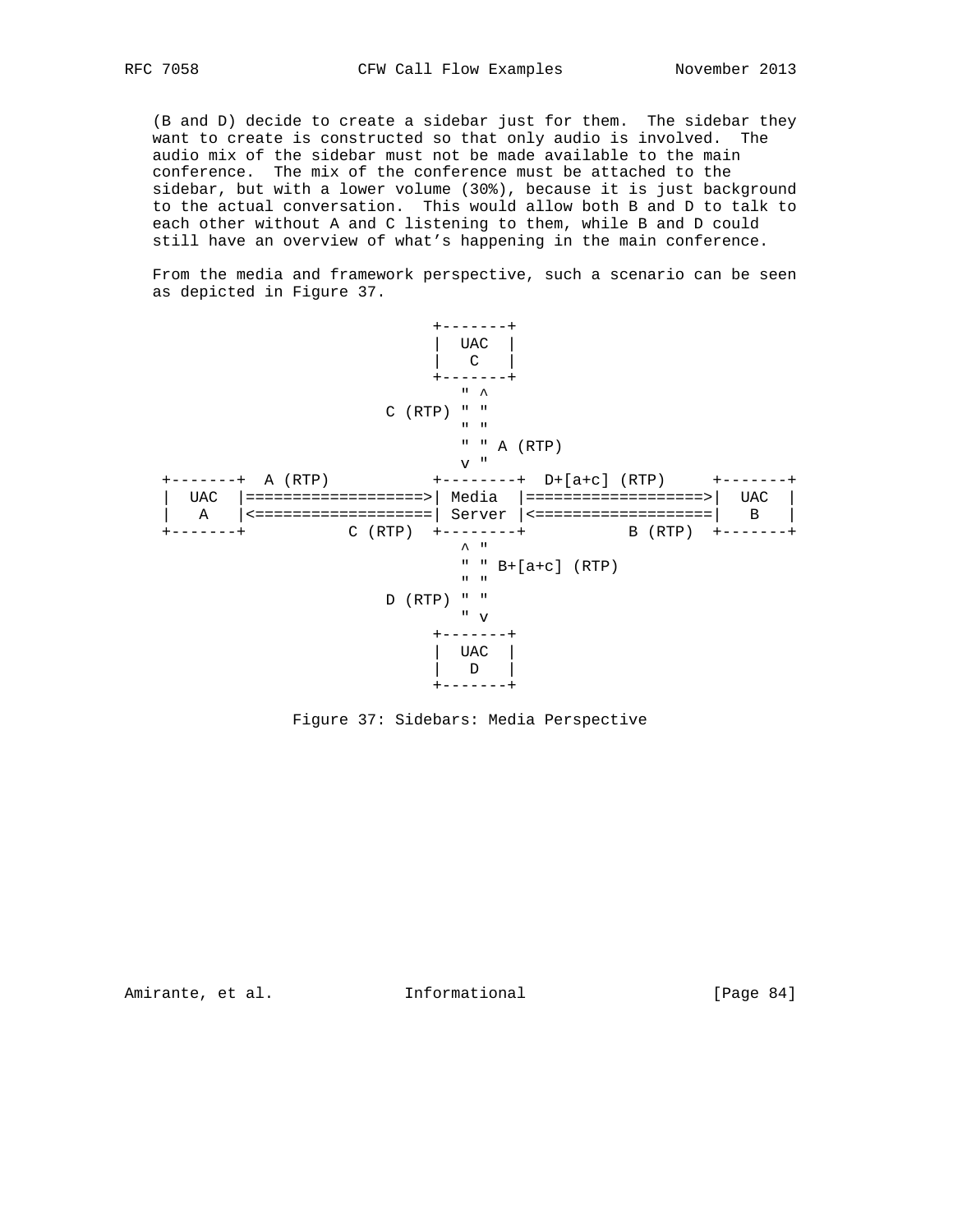(B and D) decide to create a sidebar just for them. The sidebar they want to create is constructed so that only audio is involved. The audio mix of the sidebar must not be made available to the main conference. The mix of the conference must be attached to the sidebar, but with a lower volume (30%), because it is just background to the actual conversation. This would allow both B and D to talk to each other without A and C listening to them, while B and D could still have an overview of what's happening in the main conference.

From the media and framework perspective, such a scenario can be seen as depicted in Figure 37.

```
                             +-------+
                             |  UAC  |
                             |   C   |
                             +-------+
                                " ^
                        C (RTP) " "
                                " "
                                " " A (RTP)
                                v "
 +-------+  A (RTP)          +--------+  D+[a+c] (RTP)     +-------+
 |  UAC  |===================>| Media  |===================>|  UAC  |
 |   A   |<===================| Server |<===================|   B   |
 +-------+          C (RTP)  +--------+          B (RTP)  +-------+
                                ^ "
                                " " B+[a+c] (RTP)
                                " "
                        D (RTP) " "
                                " v
                             +-------+
                             |  UAC  |
                             |   D   |
                             +-------+
```

Figure 37: Sidebars: Media Perspective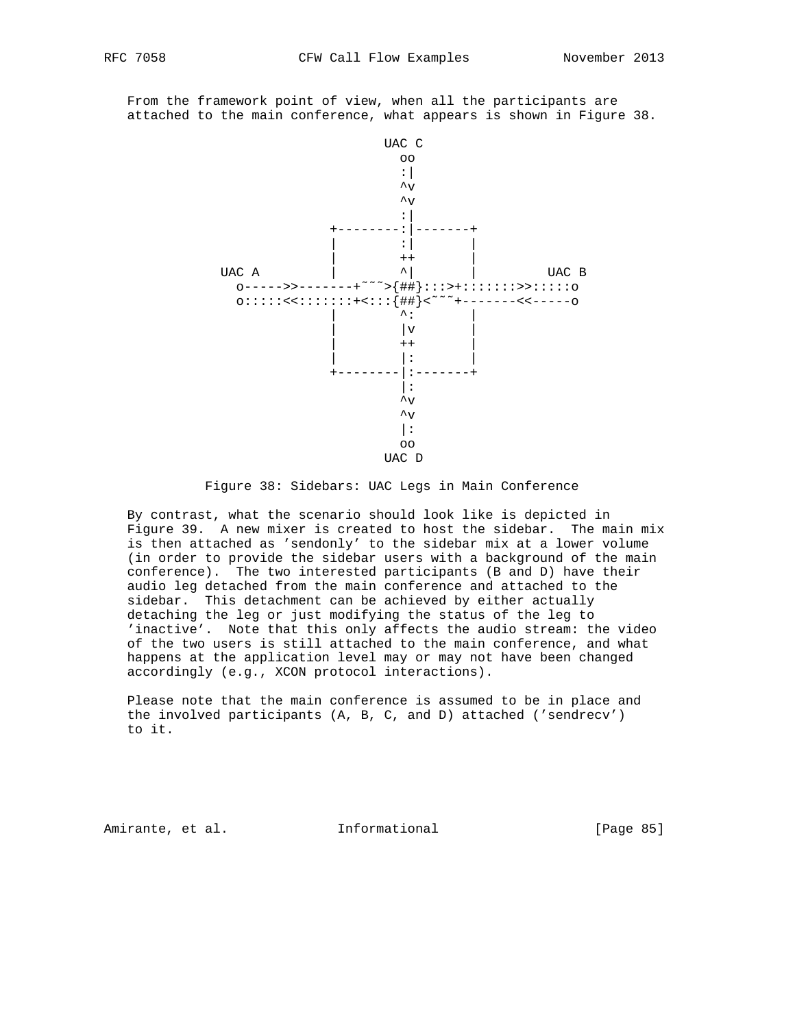From the framework point of view, when all the participants are attached to the main conference, what appears is shown in Figure 38.

```
                             UAC C
                               oo
                               :|
                               ^v
                               ^v
                               :|
                      +--------:|-------+
                      |        :|       |
                      |        ++       |
          UAC A       |        ^|       |        UAC B
            o----->>-------+~~~>{##}:::>+:::::::>>:::::o
            o:::::<<:::::::+<:::{##}<~~~+-------<<-----o
                      |        ^:       |
                      |        |v       |
                      |        ++       |
                      |        |:       |
                      +--------|:-------+
                               |:
                               ^v
                               ^v
                               |:
                               oo
                             UAC D
```

Figure 38: Sidebars: UAC Legs in Main Conference

By contrast, what the scenario should look like is depicted in Figure 39. A new mixer is created to host the sidebar. The main mix is then attached as 'sendonly' to the sidebar mix at a lower volume (in order to provide the sidebar users with a background of the main conference). The two interested participants (B and D) have their audio leg detached from the main conference and attached to the sidebar. This detachment can be achieved by either actually detaching the leg or just modifying the status of the leg to 'inactive'. Note that this only affects the audio stream: the video of the two users is still attached to the main conference, and what happens at the application level may or may not have been changed accordingly (e.g., XCON protocol interactions).

Please note that the main conference is assumed to be in place and the involved participants (A, B, C, and D) attached ('sendrecv') to it.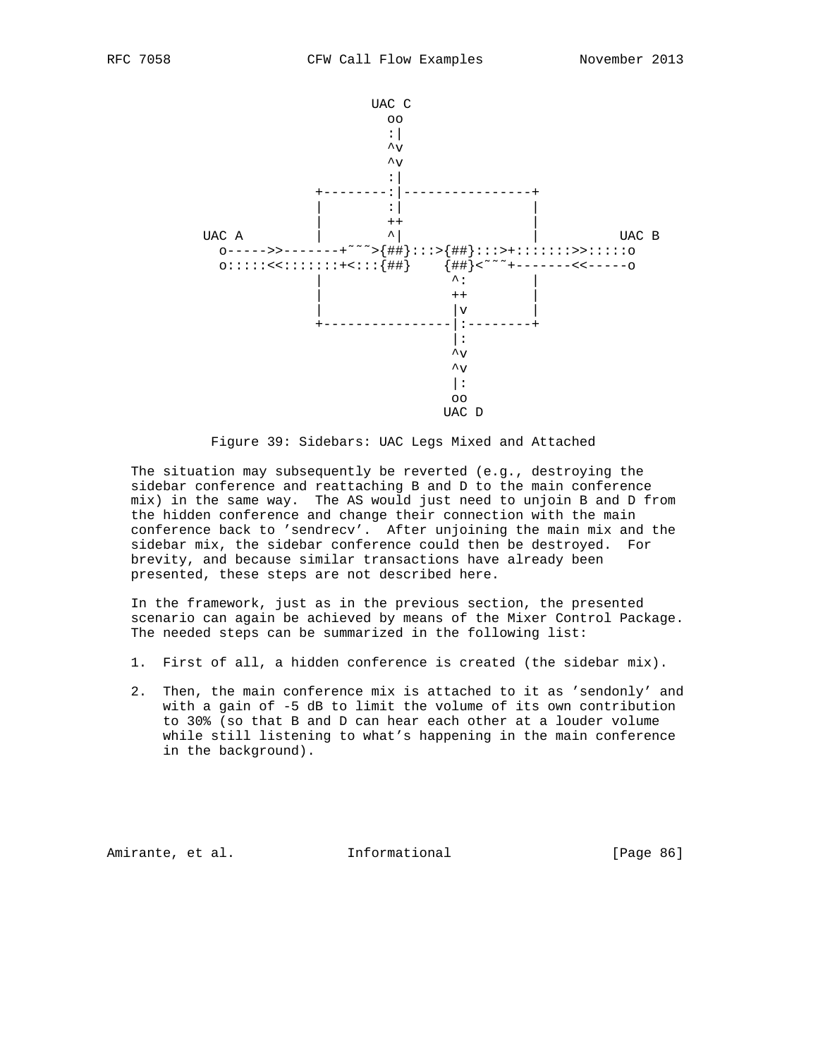```
                            UAC C
                              oo
                              :|
                              ^v
                              ^v
                              :|
                     +--------:|----------------+
                     |        :|                |
                     |        ++                |
         UAC A       |        ^|                |        UAC B
           o----->>-------+~~~>{##}:::>{##}:::>+:::::::>>:::::o
           o:::::<<:::::::+<:::{##}    {##}<~~~+-------<<-----o
                     |                ^:        |
                     |                ++        |
                     |                |v        |
                     +----------------|:--------+
                                      |:
                                      ^v
                                      ^v
                                      |:
                                      oo
                                    UAC D
```

Figure 39: Sidebars: UAC Legs Mixed and Attached

The situation may subsequently be reverted (e.g., destroying the sidebar conference and reattaching B and D to the main conference mix) in the same way. The AS would just need to unjoin B and D from the hidden conference and change their connection with the main conference back to 'sendrecv'. After unjoining the main mix and the sidebar mix, the sidebar conference could then be destroyed. For brevity, and because similar transactions have already been presented, these steps are not described here.

In the framework, just as in the previous section, the presented scenario can again be achieved by means of the Mixer Control Package. The needed steps can be summarized in the following list:

1. First of all, a hidden conference is created (the sidebar mix).

2. Then, the main conference mix is attached to it as 'sendonly' and with a gain of -5 dB to limit the volume of its own contribution to 30% (so that B and D can hear each other at a louder volume while still listening to what's happening in the main conference in the background).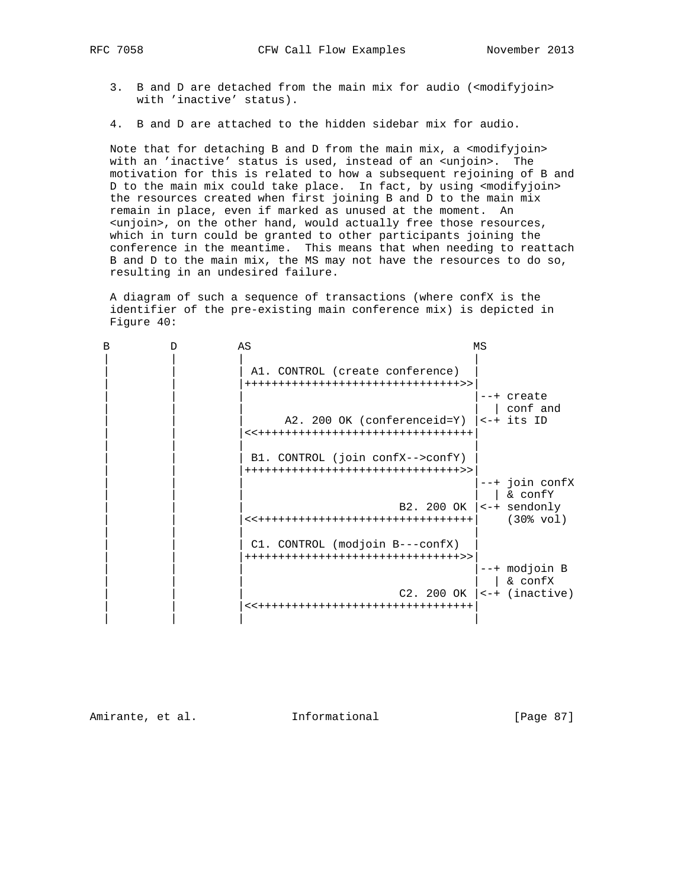3. B and D are detached from the main mix for audio (<modifyjoin> with 'inactive' status).

4. B and D are attached to the hidden sidebar mix for audio.

Note that for detaching B and D from the main mix, a <modifyjoin> with an 'inactive' status is used, instead of an <unjoin>. The motivation for this is related to how a subsequent rejoining of B and D to the main mix could take place. In fact, by using <modifyjoin> the resources created when first joining B and D to the main mix remain in place, even if marked as unused at the moment. An <unjoin>, on the other hand, would actually free those resources, which in turn could be granted to other participants joining the conference in the meantime. This means that when needing to reattach B and D to the main mix, the MS may not have the resources to do so, resulting in an undesired failure.

A diagram of such a sequence of transactions (where confX is the identifier of the pre-existing main conference mix) is depicted in Figure 40:

```
 B         D         AS                                  MS
 |         |         |                                   |
 |         |         | A1. CONTROL (create conference)   |
 |         |         |++++++++++++++++++++++++++++++++>>|
 |         |         |                                   |--+ create
 |         |         |                                   |  | conf and
 |         |         |      A2. 200 OK (conferenceid=Y)  |<-+ its ID
 |         |         |<<++++++++++++++++++++++++++++++++|
 |         |         |                                   |
 |         |         | B1. CONTROL (join confX-->confY)  |
 |         |         |++++++++++++++++++++++++++++++++>>|
 |         |         |                                   |--+ join confX
 |         |         |                                   |  | & confY
 |         |         |                        B2. 200 OK |<-+ sendonly
 |         |         |<<++++++++++++++++++++++++++++++++|    (30% vol)
 |         |         |                                   |
 |         |         | C1. CONTROL (modjoin B---confX)   |
 |         |         |++++++++++++++++++++++++++++++++>>|
 |         |         |                                   |--+ modjoin B
 |         |         |                                   |  | & confX
 |         |         |                        C2. 200 OK |<-+ (inactive)
 |         |         |<<++++++++++++++++++++++++++++++++|
 |         |         |                                   |
```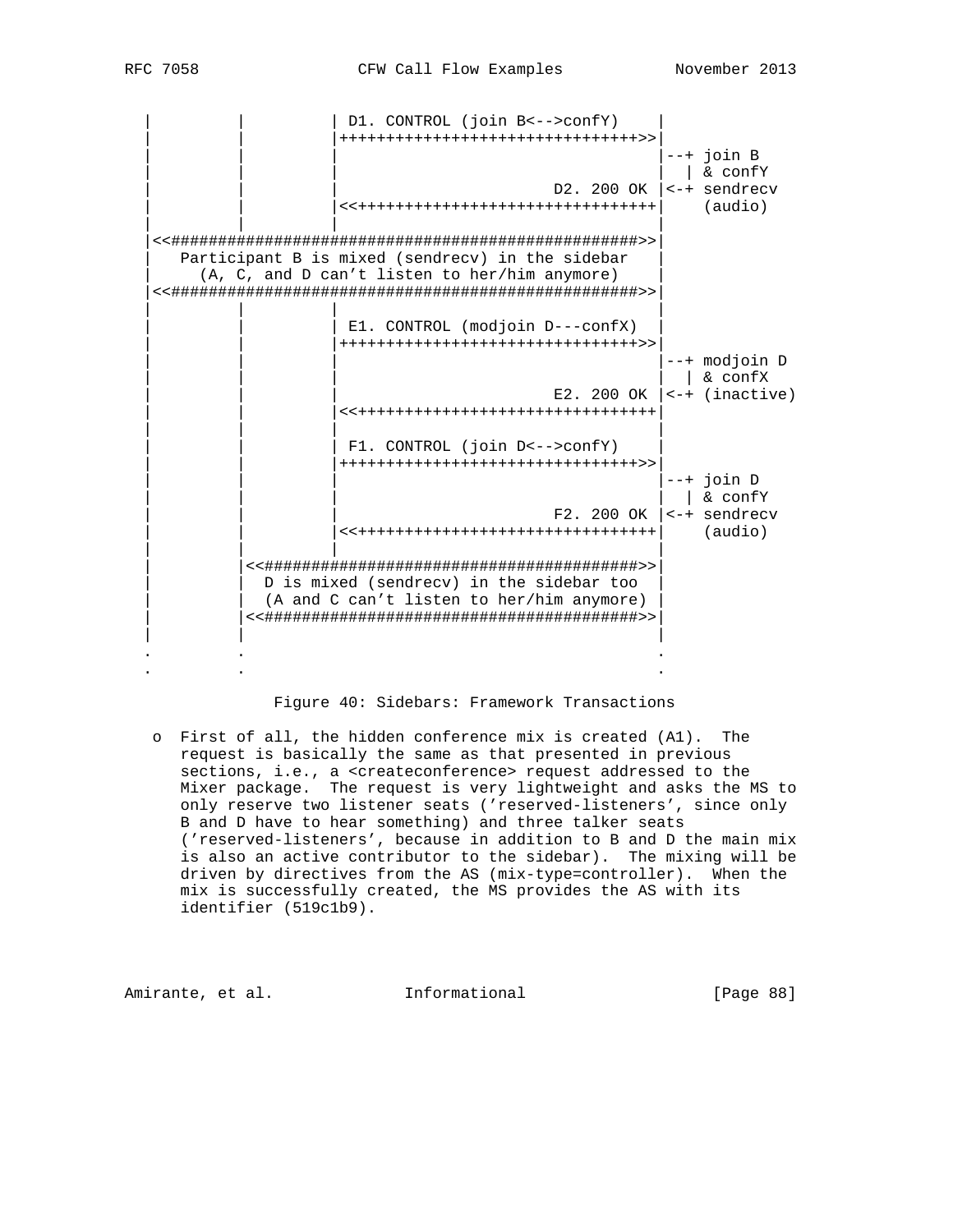```
 |         |         | D1. CONTROL (join B<-->confY)    |
 |         |         |++++++++++++++++++++++++++++++++>>|
 |         |         |                                  |--+ join B
 |         |         |                                  |  | & confY
 |         |         |                       D2. 200 OK |<-+ sendrecv
 |         |         |<<++++++++++++++++++++++++++++++++|    (audio)
 |         |         |                                  |
 |<<#############################################################>>|
 |   Participant B is mixed (sendrecv) in the sidebar   |
 |    (A, C, and D can't listen to her/him anymore)     |
 |<<#############################################################>>|
 |         |         |                                  |
 |         |         | E1. CONTROL (modjoin D---confX)  |
 |         |         |++++++++++++++++++++++++++++++++>>|
 |         |         |                                  |--+ modjoin D
 |         |         |                                  |  | & confX
 |         |         |                       E2. 200 OK |<-+ (inactive)
 |         |         |<<++++++++++++++++++++++++++++++++|
 |         |         |                                  |
 |         |         | F1. CONTROL (join D<-->confY)    |
 |         |         |++++++++++++++++++++++++++++++++>>|
 |         |         |                                  |--+ join D
 |         |         |                                  |  | & confY
 |         |         |                       F2. 200 OK |<-+ sendrecv
 |         |         |<<++++++++++++++++++++++++++++++++|    (audio)
 |         |         |                                  |
 |         |<<##########################################>>|
 |         |  D is mixed (sendrecv) in the sidebar too  |
 |         |  (A and C can't listen to her/him anymore) |
 |         |<<##########################################>>|
 |         |                                            |
 .         .                                            .
 .         .                                            .
```

Figure 40: Sidebars: Framework Transactions

- First of all, the hidden conference mix is created (A1). The request is basically the same as that presented in previous sections, i.e., a <createconference> request addressed to the Mixer package. The request is very lightweight and asks the MS to only reserve two listener seats ('reserved-listeners', since only B and D have to hear something) and three talker seats ('reserved-listeners', because in addition to B and D the main mix is also an active contributor to the sidebar). The mixing will be driven by directives from the AS (mix-type=controller). When the mix is successfully created, the MS provides the AS with its identifier (519c1b9).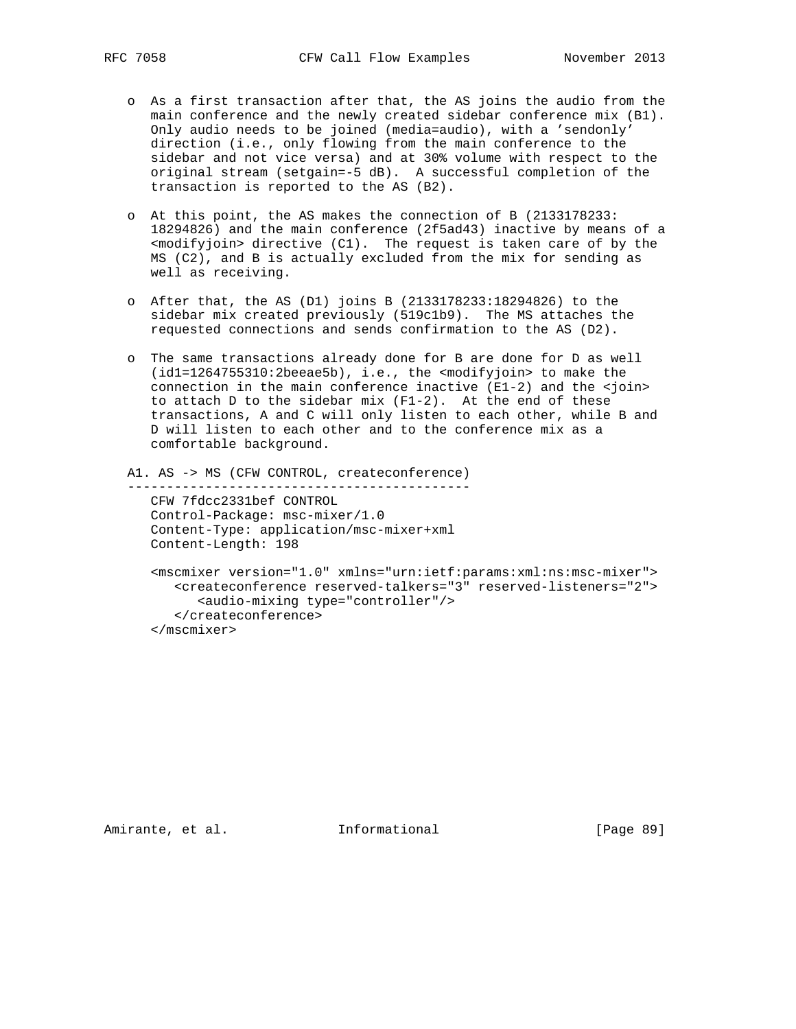- As a first transaction after that, the AS joins the audio from the main conference and the newly created sidebar conference mix (B1). Only audio needs to be joined (media=audio), with a 'sendonly' direction (i.e., only flowing from the main conference to the sidebar and not vice versa) and at 30% volume with respect to the original stream (setgain=-5 dB). A successful completion of the transaction is reported to the AS (B2).

- At this point, the AS makes the connection of B (2133178233:18294826) and the main conference (2f5ad43) inactive by means of a <modifyjoin> directive (C1). The request is taken care of by the MS (C2), and B is actually excluded from the mix for sending as well as receiving.

- After that, the AS (D1) joins B (2133178233:18294826) to the sidebar mix created previously (519c1b9). The MS attaches the requested connections and sends confirmation to the AS (D2).

- The same transactions already done for B are done for D as well (id1=1264755310:2beeae5b), i.e., the <modifyjoin> to make the connection in the main conference inactive (E1-2) and the <join> to attach D to the sidebar mix (F1-2). At the end of these transactions, A and C will only listen to each other, while B and D will listen to each other and to the conference mix as a comfortable background.

```
A1. AS -> MS (CFW CONTROL, createconference)
--------------------------------------------
   CFW 7fdcc2331bef CONTROL
   Control-Package: msc-mixer/1.0
   Content-Type: application/msc-mixer+xml
   Content-Length: 198

   <mscmixer version="1.0" xmlns="urn:ietf:params:xml:ns:msc-mixer">
      <createconference reserved-talkers="3" reserved-listeners="2">
         <audio-mixing type="controller"/>
      </createconference>
   </mscmixer>
```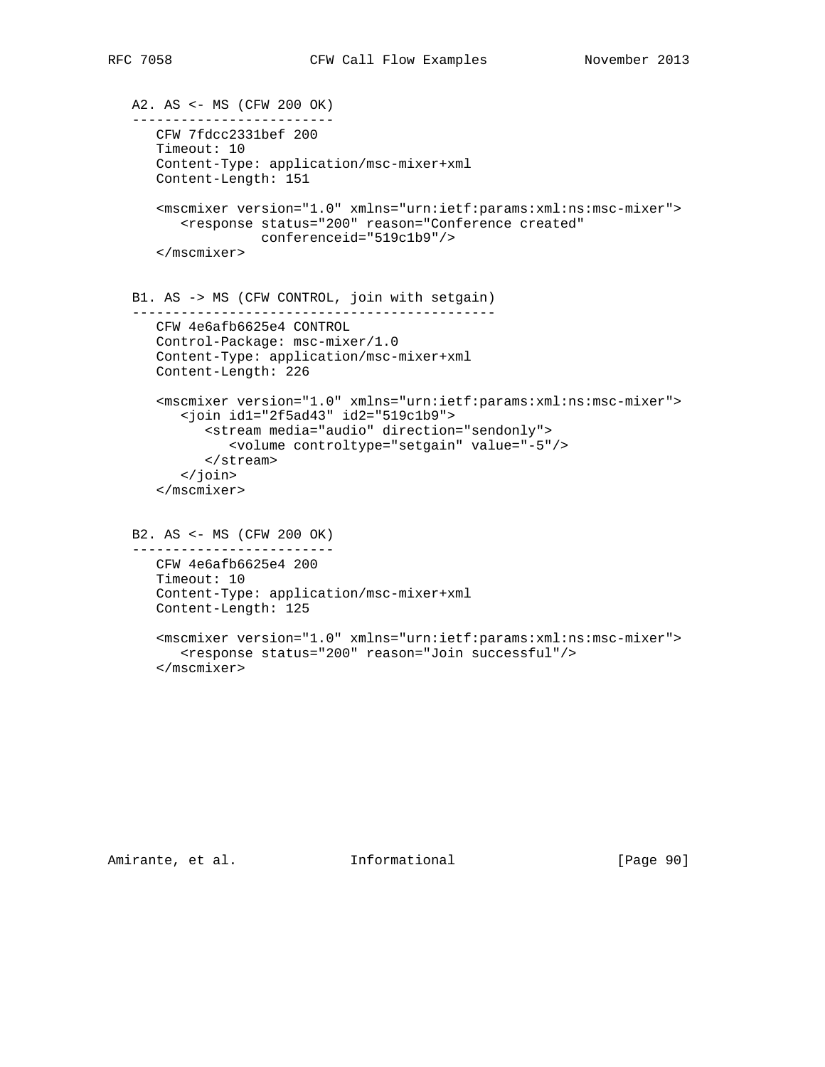A2. AS <- MS (CFW 200 OK)

```
CFW 7fdcc2331bef 200
Timeout: 10
Content-Type: application/msc-mixer+xml
Content-Length: 151

<mscmixer version="1.0" xmlns="urn:ietf:params:xml:ns:msc-mixer">
   <response status="200" reason="Conference created"
             conferenceid="519c1b9"/>
</mscmixer>
```

B1. AS -> MS (CFW CONTROL, join with setgain)

```
CFW 4e6afb6625e4 CONTROL
Control-Package: msc-mixer/1.0
Content-Type: application/msc-mixer+xml
Content-Length: 226

<mscmixer version="1.0" xmlns="urn:ietf:params:xml:ns:msc-mixer">
   <join id1="2f5ad43" id2="519c1b9">
      <stream media="audio" direction="sendonly">
         <volume controltype="setgain" value="-5"/>
      </stream>
   </join>
</mscmixer>
```

B2. AS <- MS (CFW 200 OK)

```
CFW 4e6afb6625e4 200
Timeout: 10
Content-Type: application/msc-mixer+xml
Content-Length: 125

<mscmixer version="1.0" xmlns="urn:ietf:params:xml:ns:msc-mixer">
   <response status="200" reason="Join successful"/>
</mscmixer>
```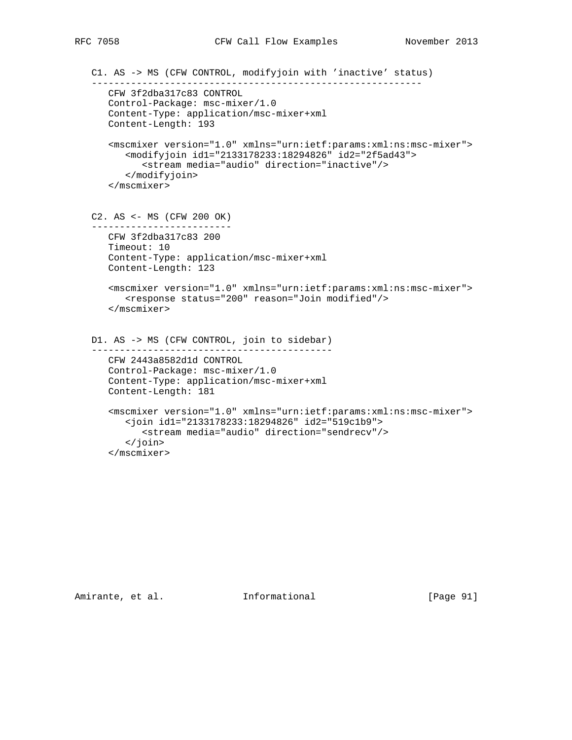C1. AS -> MS (CFW CONTROL, modifyjoin with 'inactive' status)
-------------------------------------------------------------

```
CFW 3f2dba317c83 CONTROL
Control-Package: msc-mixer/1.0
Content-Type: application/msc-mixer+xml
Content-Length: 193

<mscmixer version="1.0" xmlns="urn:ietf:params:xml:ns:msc-mixer">
   <modifyjoin id1="2133178233:18294826" id2="2f5ad43">
      <stream media="audio" direction="inactive"/>
   </modifyjoin>
</mscmixer>
```

C2. AS <- MS (CFW 200 OK)
-------------------------

```
CFW 3f2dba317c83 200
Timeout: 10
Content-Type: application/msc-mixer+xml
Content-Length: 123

<mscmixer version="1.0" xmlns="urn:ietf:params:xml:ns:msc-mixer">
   <response status="200" reason="Join modified"/>
</mscmixer>
```

D1. AS -> MS (CFW CONTROL, join to sidebar)
-------------------------------------------

```
CFW 2443a8582d1d CONTROL
Control-Package: msc-mixer/1.0
Content-Type: application/msc-mixer+xml
Content-Length: 181

<mscmixer version="1.0" xmlns="urn:ietf:params:xml:ns:msc-mixer">
   <join id1="2133178233:18294826" id2="519c1b9">
      <stream media="audio" direction="sendrecv"/>
   </join>
</mscmixer>
```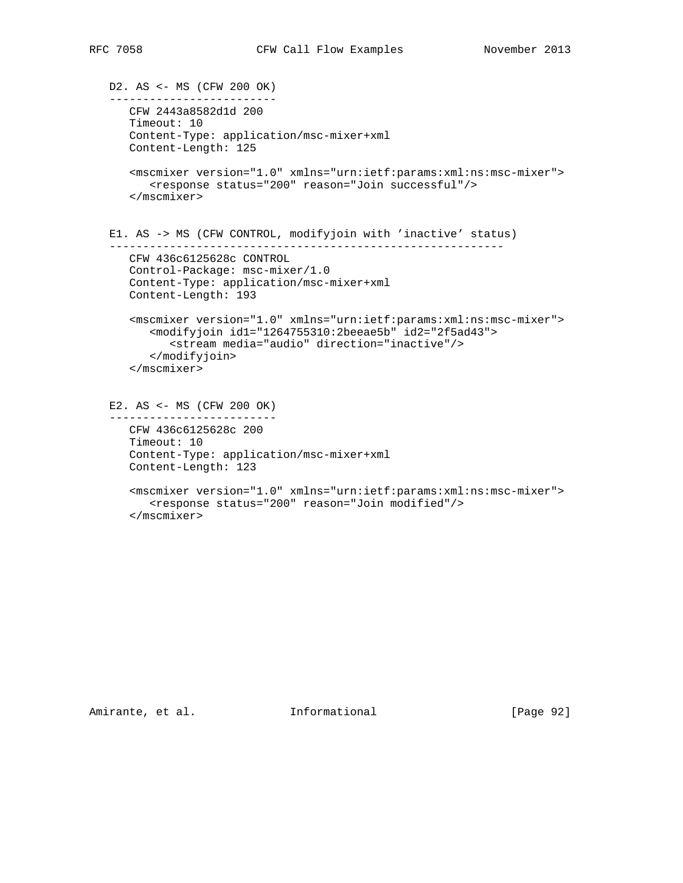D2. AS <- MS (CFW 200 OK)

```
   CFW 2443a8582d1d 200
   Timeout: 10
   Content-Type: application/msc-mixer+xml
   Content-Length: 125

   <mscmixer version="1.0" xmlns="urn:ietf:params:xml:ns:msc-mixer">
      <response status="200" reason="Join successful"/>
   </mscmixer>
```

E1. AS -> MS (CFW CONTROL, modifyjoin with 'inactive' status)

```
   CFW 436c6125628c CONTROL
   Control-Package: msc-mixer/1.0
   Content-Type: application/msc-mixer+xml
   Content-Length: 193

   <mscmixer version="1.0" xmlns="urn:ietf:params:xml:ns:msc-mixer">
      <modifyjoin id1="1264755310:2beeae5b" id2="2f5ad43">
         <stream media="audio" direction="inactive"/>
      </modifyjoin>
   </mscmixer>
```

E2. AS <- MS (CFW 200 OK)

```
   CFW 436c6125628c 200
   Timeout: 10
   Content-Type: application/msc-mixer+xml
   Content-Length: 123

   <mscmixer version="1.0" xmlns="urn:ietf:params:xml:ns:msc-mixer">
      <response status="200" reason="Join modified"/>
   </mscmixer>
```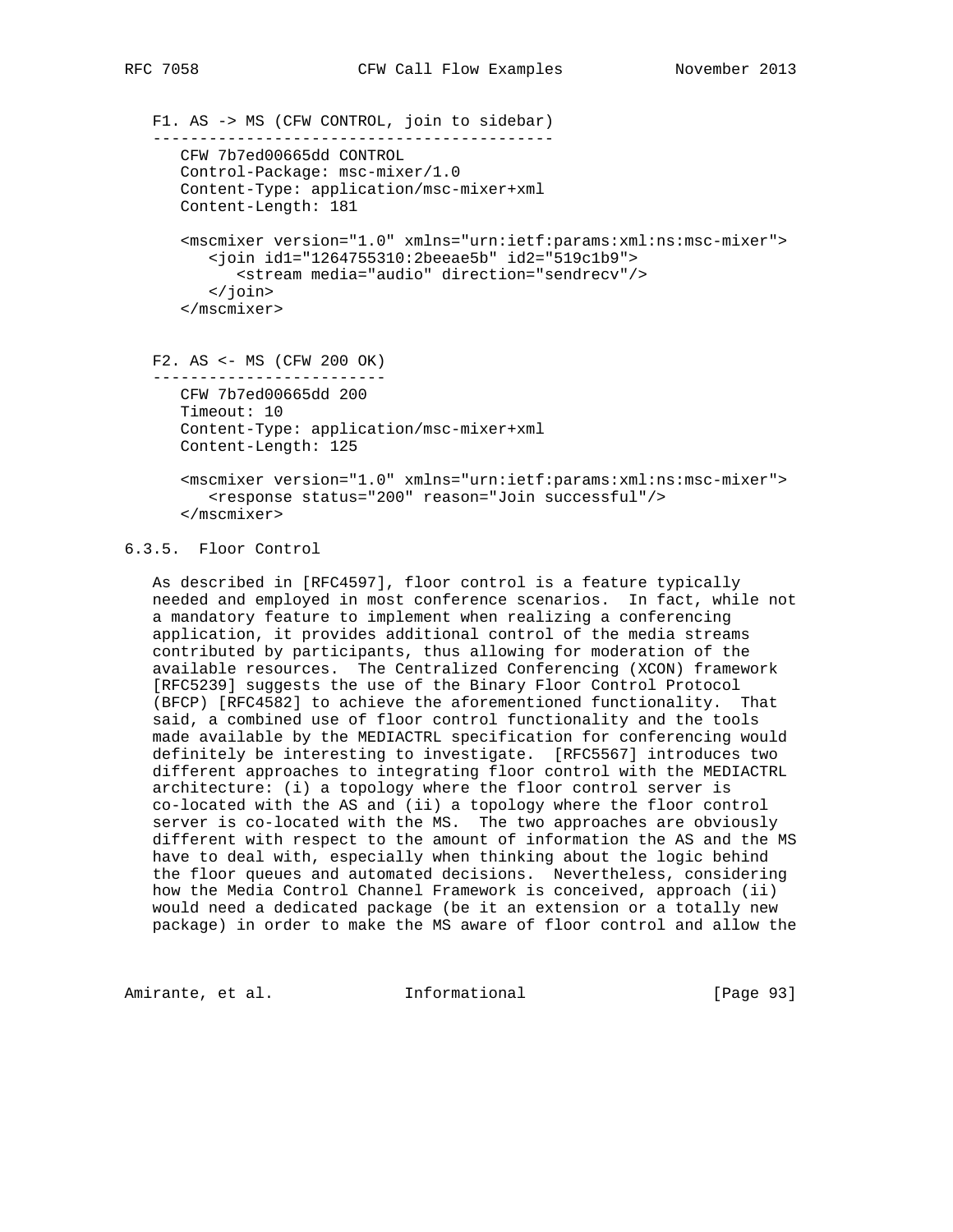F1. AS -> MS (CFW CONTROL, join to sidebar)

```
   CFW 7b7ed00665dd CONTROL
   Control-Package: msc-mixer/1.0
   Content-Type: application/msc-mixer+xml
   Content-Length: 181

   <mscmixer version="1.0" xmlns="urn:ietf:params:xml:ns:msc-mixer">
      <join id1="1264755310:2beeae5b" id2="519c1b9">
         <stream media="audio" direction="sendrecv"/>
      </join>
   </mscmixer>
```

F2. AS <- MS (CFW 200 OK)

```
   CFW 7b7ed00665dd 200
   Timeout: 10
   Content-Type: application/msc-mixer+xml
   Content-Length: 125

   <mscmixer version="1.0" xmlns="urn:ietf:params:xml:ns:msc-mixer">
      <response status="200" reason="Join successful"/>
   </mscmixer>
```

### 6.3.5. Floor Control

As described in [RFC4597], floor control is a feature typically needed and employed in most conference scenarios. In fact, while not a mandatory feature to implement when realizing a conferencing application, it provides additional control of the media streams contributed by participants, thus allowing for moderation of the available resources. The Centralized Conferencing (XCON) framework [RFC5239] suggests the use of the Binary Floor Control Protocol (BFCP) [RFC4582] to achieve the aforementioned functionality. That said, a combined use of floor control functionality and the tools made available by the MEDIACTRL specification for conferencing would definitely be interesting to investigate. [RFC5567] introduces two different approaches to integrating floor control with the MEDIACTRL architecture: (i) a topology where the floor control server is co-located with the AS and (ii) a topology where the floor control server is co-located with the MS. The two approaches are obviously different with respect to the amount of information the AS and the MS have to deal with, especially when thinking about the logic behind the floor queues and automated decisions. Nevertheless, considering how the Media Control Channel Framework is conceived, approach (ii) would need a dedicated package (be it an extension or a totally new package) in order to make the MS aware of floor control and allow the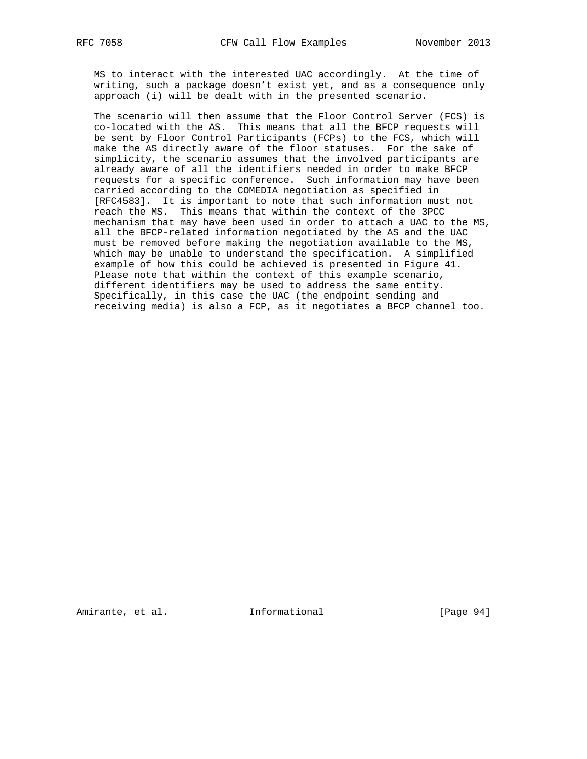MS to interact with the interested UAC accordingly. At the time of writing, such a package doesn't exist yet, and as a consequence only approach (i) will be dealt with in the presented scenario.

The scenario will then assume that the Floor Control Server (FCS) is co-located with the AS. This means that all the BFCP requests will be sent by Floor Control Participants (FCPs) to the FCS, which will make the AS directly aware of the floor statuses. For the sake of simplicity, the scenario assumes that the involved participants are already aware of all the identifiers needed in order to make BFCP requests for a specific conference. Such information may have been carried according to the COMEDIA negotiation as specified in [RFC4583]. It is important to note that such information must not reach the MS. This means that within the context of the 3PCC mechanism that may have been used in order to attach a UAC to the MS, all the BFCP-related information negotiated by the AS and the UAC must be removed before making the negotiation available to the MS, which may be unable to understand the specification. A simplified example of how this could be achieved is presented in Figure 41. Please note that within the context of this example scenario, different identifiers may be used to address the same entity. Specifically, in this case the UAC (the endpoint sending and receiving media) is also a FCP, as it negotiates a BFCP channel too.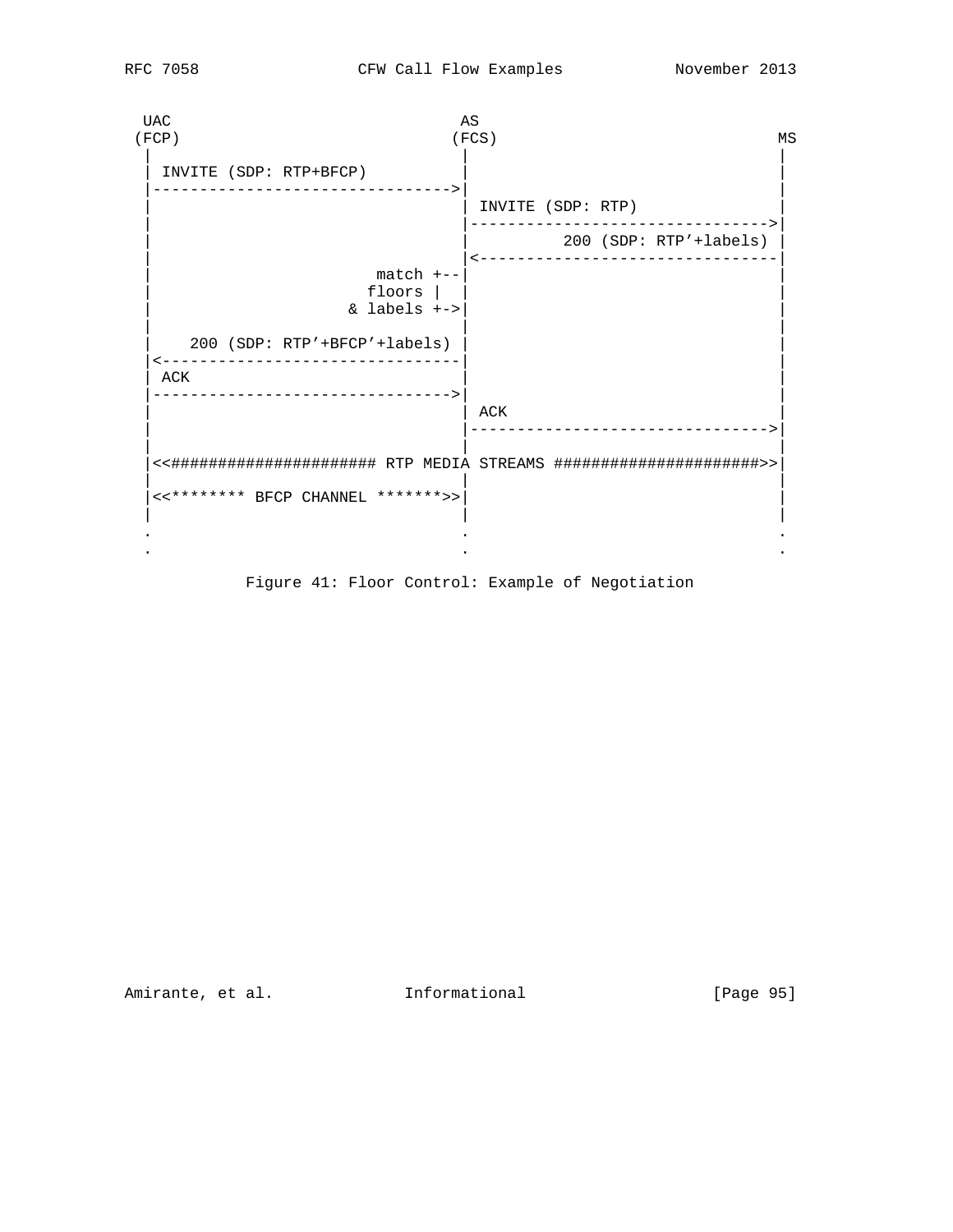```
 UAC                              AS
(FCP)                            (FCS)                            MS
  |                                |                                |
  | INVITE (SDP: RTP+BFCP)         |                                |
  |------------------------------->|                                |
  |                                | INVITE (SDP: RTP)              |
  |                                |------------------------------->|
  |                                |         200 (SDP: RTP'+labels) |
  |                                |<-------------------------------|
  |                        match +--|                                |
  |                       floors |  |                                |
  |                     & labels +->|                                |
  |                                |                                |
  |    200 (SDP: RTP'+BFCP'+labels) |                                |
  |<-------------------------------|                                |
  | ACK                            |                                |
  |------------------------------->|                                |
  |                                | ACK                            |
  |                                |------------------------------->|
  |                                |                                |
  |<<##################### RTP MEDIA STREAMS ######################>>|
  |                                |                                |
  |<<******** BFCP CHANNEL *******>>|                                |
  |                                |                                |
  .                                .                                .
  .                                .                                .
```

Figure 41: Floor Control: Example of Negotiation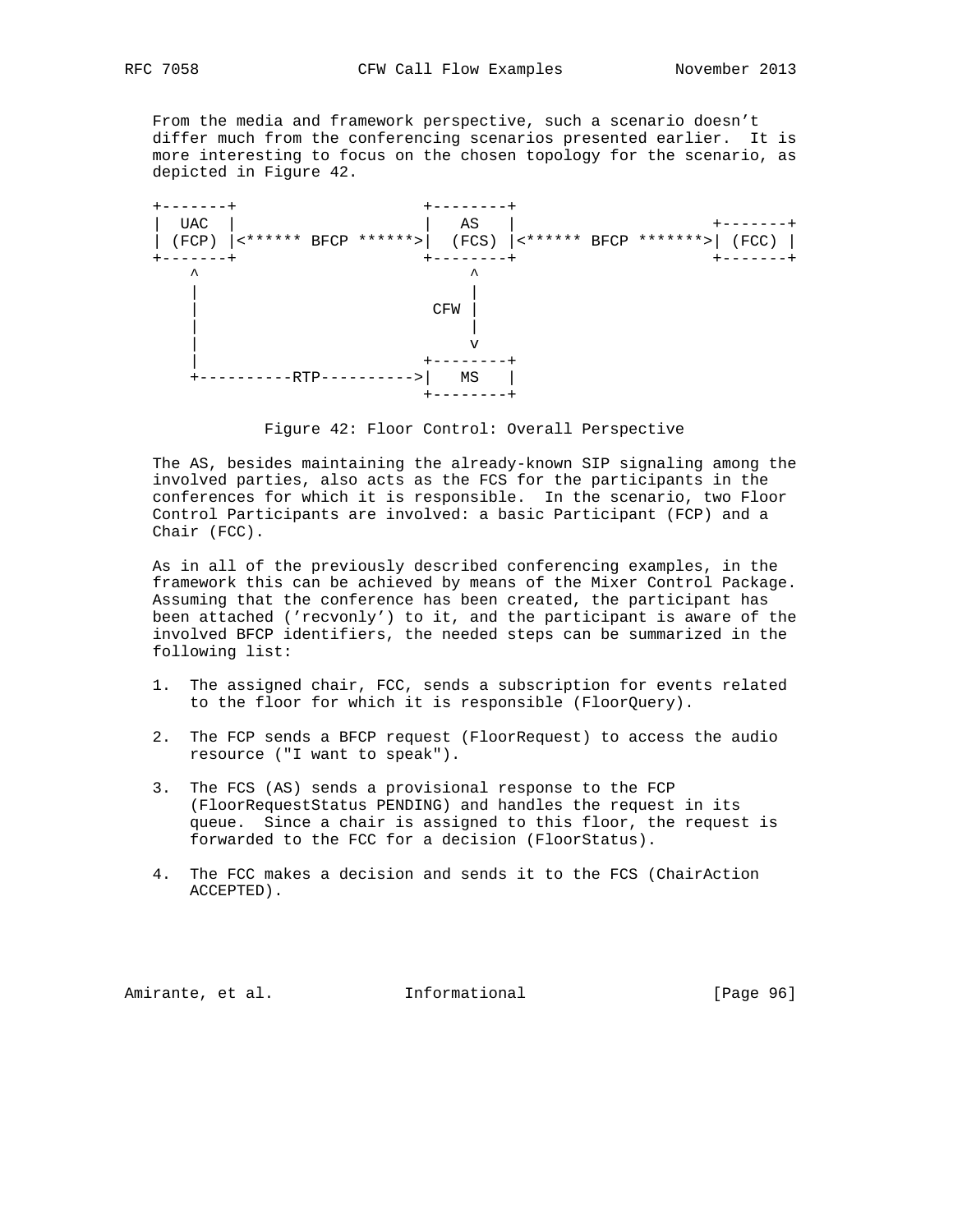From the media and framework perspective, such a scenario doesn't differ much from the conferencing scenarios presented earlier. It is more interesting to focus on the chosen topology for the scenario, as depicted in Figure 42.

```
+-------+                   +--------+
|  UAC  |                   |   AS   |                    +-------+
| (FCP) |<****** BFCP ******>|  (FCS) |<****** BFCP *******>| (FCC) |
+-------+                   +--------+                    +-------+
    ^                            ^
    |                            |
    |                        CFW |
    |                            |
    |                            v
    |                       +--------+
    +----------RTP---------->|   MS   |
                            +--------+
```

Figure 42: Floor Control: Overall Perspective

The AS, besides maintaining the already-known SIP signaling among the involved parties, also acts as the FCS for the participants in the conferences for which it is responsible. In the scenario, two Floor Control Participants are involved: a basic Participant (FCP) and a Chair (FCC).

As in all of the previously described conferencing examples, in the framework this can be achieved by means of the Mixer Control Package. Assuming that the conference has been created, the participant has been attached ('recvonly') to it, and the participant is aware of the involved BFCP identifiers, the needed steps can be summarized in the following list:

1. The assigned chair, FCC, sends a subscription for events related to the floor for which it is responsible (FloorQuery).

2. The FCP sends a BFCP request (FloorRequest) to access the audio resource ("I want to speak").

3. The FCS (AS) sends a provisional response to the FCP (FloorRequestStatus PENDING) and handles the request in its queue. Since a chair is assigned to this floor, the request is forwarded to the FCC for a decision (FloorStatus).

4. The FCC makes a decision and sends it to the FCS (ChairAction ACCEPTED).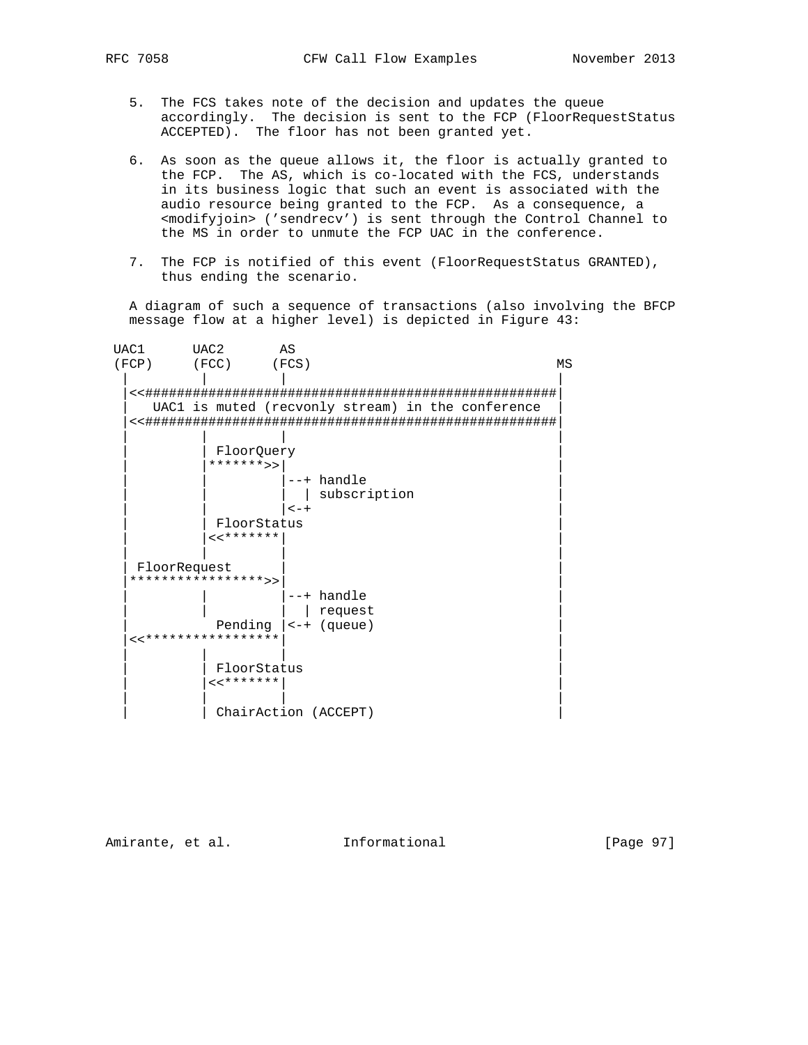5. The FCS takes note of the decision and updates the queue accordingly. The decision is sent to the FCP (FloorRequestStatus ACCEPTED). The floor has not been granted yet.

6. As soon as the queue allows it, the floor is actually granted to the FCP. The AS, which is co-located with the FCS, understands in its business logic that such an event is associated with the audio resource being granted to the FCP. As a consequence, a <modifyjoin> ('sendrecv') is sent through the Control Channel to the MS in order to unmute the FCP UAC in the conference.

7. The FCP is notified of this event (FloorRequestStatus GRANTED), thus ending the scenario.

A diagram of such a sequence of transactions (also involving the BFCP message flow at a higher level) is depicted in Figure 43:

```
 UAC1      UAC2       AS
 (FCP)     (FCC)     (FCS)                                MS
   |         |         |                                  |
   |<<####################################################|
   |   UAC1 is muted (recvonly stream) in the conference  |
   |<<####################################################|
   |         |         |                                  |
   |         | FloorQuery                                 |
   |         |*******>>|                                  |
   |         |         |--+ handle                        |
   |         |         |  | subscription                  |
   |         |         |<-+                               |
   |         | FloorStatus                                |
   |         |<<*******|                                  |
   |         |         |                                  |
   | FloorRequest      |                                  |
   |*****************>>|                                  |
   |         |         |--+ handle                        |
   |         |         |  | request                       |
   |          Pending  |<-+ (queue)                       |
   |<<*****************|                                  |
   |         |         |                                  |
   |         | FloorStatus                                |
   |         |<<*******|                                  |
   |         |         |                                  |
   |         | ChairAction (ACCEPT)                       |
```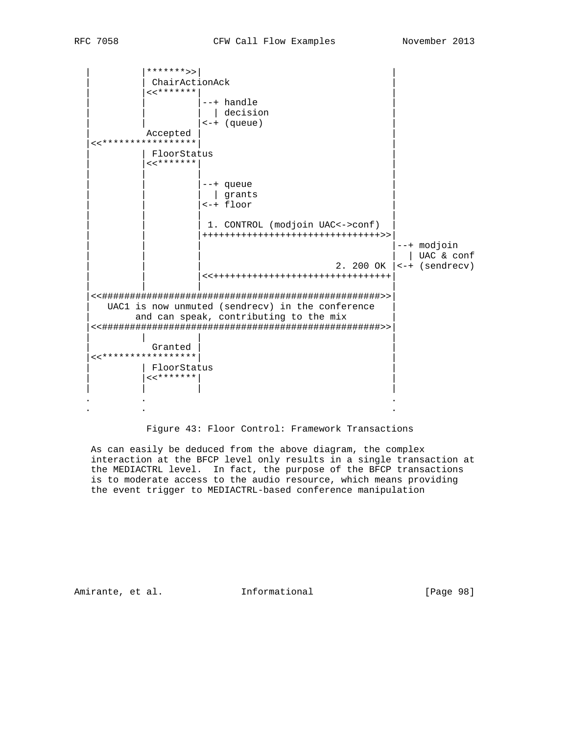```
   |         |*******>>|                                      |
   |         | ChairActionAck                                 |
   |         |<<*******|                                      |
   |         |         |--+ handle                            |
   |         |         |  | decision                          |
   |         |         |<-+ (queue)                           |
   |          Accepted |                                      |
   |<<*****************|                                      |
   |         | FloorStatus                                    |
   |         |<<*******|                                      |
   |         |         |                                      |
   |         |         |--+ queue                             |
   |         |         |  | grants                            |
   |         |         |<-+ floor                             |
   |         |         |                                      |
   |         |         | 1. CONTROL (modjoin UAC<->conf)      |
   |         |         |++++++++++++++++++++++++++++++++>>|
   |         |         |                                      |--+ modjoin
   |         |         |                                      |  | UAC & conf
   |         |         |                           2. 200 OK |<-+ (sendrecv)
   |         |         |<<++++++++++++++++++++++++++++++++|
   |         |         |                                      |
   |<<##################################################>>|
   |   UAC1 is now unmuted (sendrecv) in the conference   |
   |        and can speak, contributing to the mix        |
   |<<##################################################>>|
   |         |         |                                      |
   |           Granted |                                      |
   |<<*****************|                                      |
   |         | FloorStatus                                    |
   |         |<<*******|                                      |
   |         |         |                                      |
   .         .                                                .
   .         .                                                .
```

Figure 43: Floor Control: Framework Transactions

As can easily be deduced from the above diagram, the complex interaction at the BFCP level only results in a single transaction at the MEDIACTRL level. In fact, the purpose of the BFCP transactions is to moderate access to the audio resource, which means providing the event trigger to MEDIACTRL-based conference manipulation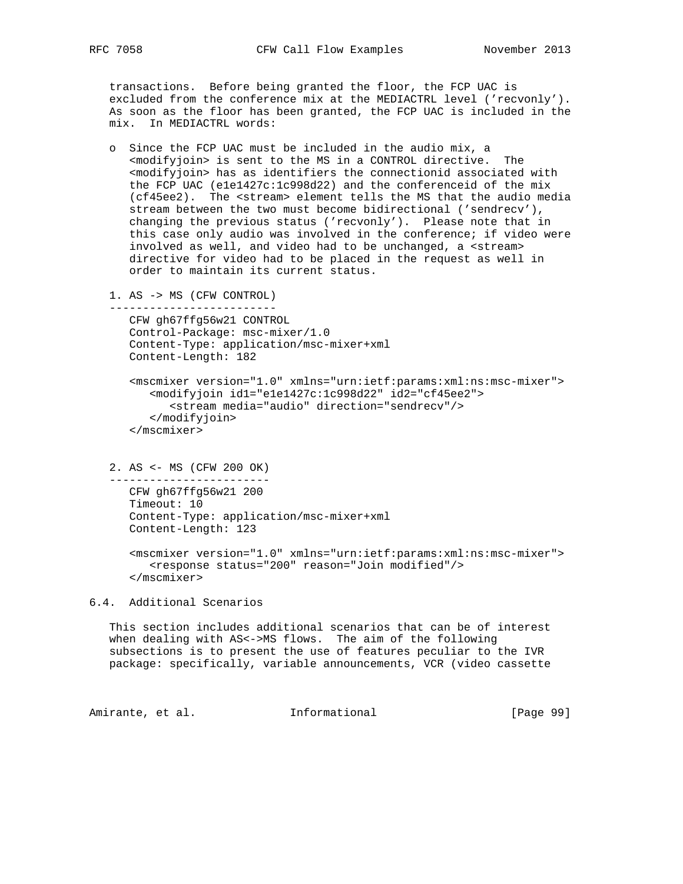transactions. Before being granted the floor, the FCP UAC is excluded from the conference mix at the MEDIACTRL level ('recvonly'). As soon as the floor has been granted, the FCP UAC is included in the mix. In MEDIACTRL words:

- Since the FCP UAC must be included in the audio mix, a <modifyjoin> is sent to the MS in a CONTROL directive. The <modifyjoin> has as identifiers the connectionid associated with the FCP UAC (e1e1427c:1c998d22) and the conferenceid of the mix (cf45ee2). The <stream> element tells the MS that the audio media stream between the two must become bidirectional ('sendrecv'), changing the previous status ('recvonly'). Please note that in this case only audio was involved in the conference; if video were involved as well, and video had to be unchanged, a <stream> directive for video had to be placed in the request as well in order to maintain its current status.

```
1. AS -> MS (CFW CONTROL)
-------------------------
   CFW gh67ffg56w21 CONTROL
   Control-Package: msc-mixer/1.0
   Content-Type: application/msc-mixer+xml
   Content-Length: 182

   <mscmixer version="1.0" xmlns="urn:ietf:params:xml:ns:msc-mixer">
      <modifyjoin id1="e1e1427c:1c998d22" id2="cf45ee2">
         <stream media="audio" direction="sendrecv"/>
      </modifyjoin>
   </mscmixer>


2. AS <- MS (CFW 200 OK)
------------------------
   CFW gh67ffg56w21 200
   Timeout: 10
   Content-Type: application/msc-mixer+xml
   Content-Length: 123

   <mscmixer version="1.0" xmlns="urn:ietf:params:xml:ns:msc-mixer">
      <response status="200" reason="Join modified"/>
   </mscmixer>
```

## 6.4. Additional Scenarios

This section includes additional scenarios that can be of interest when dealing with AS<->MS flows. The aim of the following subsections is to present the use of features peculiar to the IVR package: specifically, variable announcements, VCR (video cassette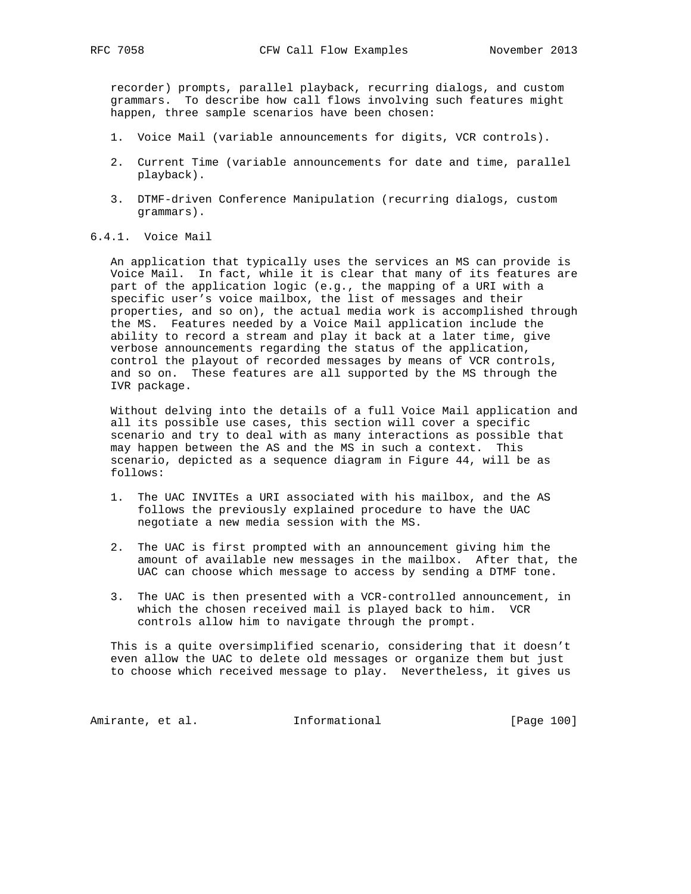recorder) prompts, parallel playback, recurring dialogs, and custom grammars. To describe how call flows involving such features might happen, three sample scenarios have been chosen:

1. Voice Mail (variable announcements for digits, VCR controls).
2. Current Time (variable announcements for date and time, parallel playback).
3. DTMF-driven Conference Manipulation (recurring dialogs, custom grammars).

#### 6.4.1. Voice Mail

An application that typically uses the services an MS can provide is Voice Mail. In fact, while it is clear that many of its features are part of the application logic (e.g., the mapping of a URI with a specific user's voice mailbox, the list of messages and their properties, and so on), the actual media work is accomplished through the MS. Features needed by a Voice Mail application include the ability to record a stream and play it back at a later time, give verbose announcements regarding the status of the application, control the playout of recorded messages by means of VCR controls, and so on. These features are all supported by the MS through the IVR package.

Without delving into the details of a full Voice Mail application and all its possible use cases, this section will cover a specific scenario and try to deal with as many interactions as possible that may happen between the AS and the MS in such a context. This scenario, depicted as a sequence diagram in Figure 44, will be as follows:

1. The UAC INVITEs a URI associated with his mailbox, and the AS follows the previously explained procedure to have the UAC negotiate a new media session with the MS.
2. The UAC is first prompted with an announcement giving him the amount of available new messages in the mailbox. After that, the UAC can choose which message to access by sending a DTMF tone.
3. The UAC is then presented with a VCR-controlled announcement, in which the chosen received mail is played back to him. VCR controls allow him to navigate through the prompt.

This is a quite oversimplified scenario, considering that it doesn't even allow the UAC to delete old messages or organize them but just to choose which received message to play. Nevertheless, it gives us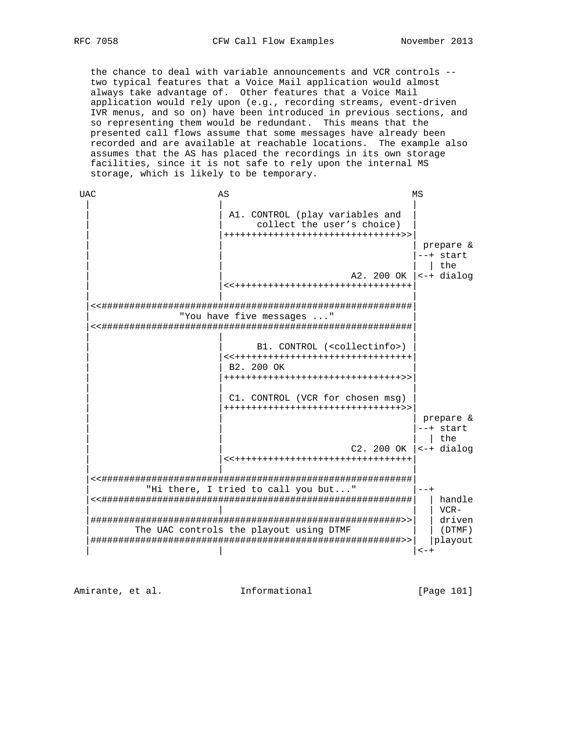the chance to deal with variable announcements and VCR controls -- two typical features that a Voice Mail application would almost always take advantage of. Other features that a Voice Mail application would rely upon (e.g., recording streams, event-driven IVR menus, and so on) have been introduced in previous sections, and so representing them would be redundant. This means that the presented call flows assume that some messages have already been recorded and are available at reachable locations. The example also assumes that the AS has placed the recordings in its own storage facilities, since it is not safe to rely upon the internal MS storage, which is likely to be temporary.

```
 UAC                        AS                                   MS
  |                          |                                    |
  |                          | A1. CONTROL (play variables and    |
  |                          |      collect the user's choice)    |
  |                          |++++++++++++++++++++++++++++++++>>|
  |                          |                                    | prepare &
  |                          |                                    |--+ start
  |                          |                                    |  | the
  |                          |                        A2. 200 OK  |<-+ dialog
  |                          |<<++++++++++++++++++++++++++++++++|
  |                          |                                    |
  |<<#########################################################|
  |              "You have five messages ..."                     |
  |<<#########################################################|
  |                          |                                    |
  |                          |      B1. CONTROL (<collectinfo>)   |
  |                          |<<++++++++++++++++++++++++++++++++|
  |                          | B2. 200 OK                         |
  |                          |++++++++++++++++++++++++++++++++>>|
  |                          |                                    |
  |                          | C1. CONTROL (VCR for chosen msg)   |
  |                          |++++++++++++++++++++++++++++++++>>|
  |                          |                                    | prepare &
  |                          |                                    |--+ start
  |                          |                                    |  | the
  |                          |                        C2. 200 OK  |<-+ dialog
  |                          |<<++++++++++++++++++++++++++++++++|
  |                          |                                    |
  |<<#########################################################|
  |          "Hi there, I tried to call you but..."              |--+
  |<<#########################################################|  | handle
  |                          |                                    |  | VCR-
  |#########################################################>>|  | driven
  |        The UAC controls the playout using DTMF               |  | (DTMF)
  |#########################################################>>|  |playout
  |                          |                                    |<-+
```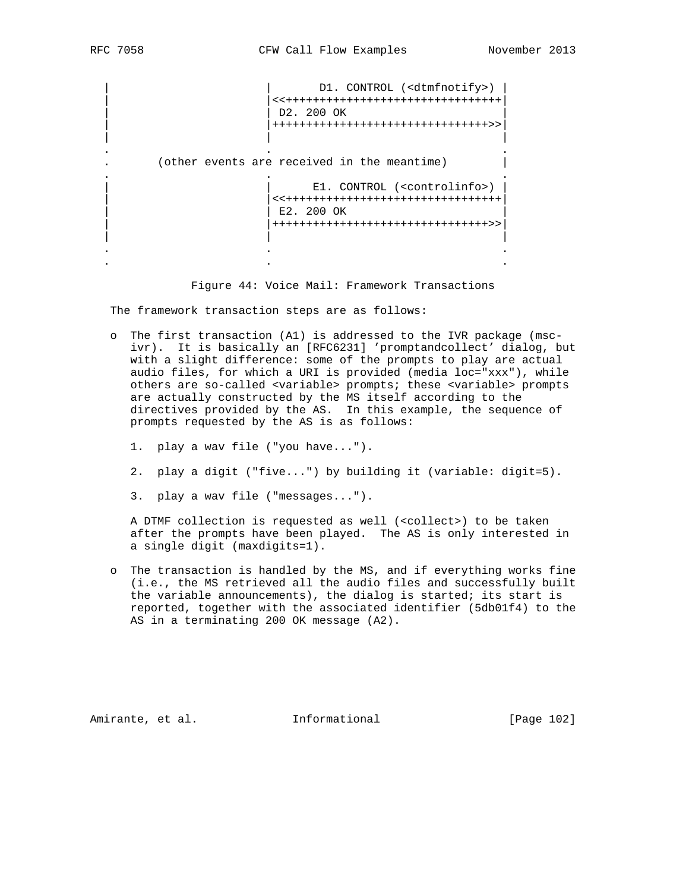```
   |                        |       D1. CONTROL (<dtmfnotify>) |
   |                        |<<++++++++++++++++++++++++++++++++|
   |                        | D2. 200 OK                       |
   |                        |++++++++++++++++++++++++++++++++>>|
   |                        |                                  |
   .                        .                                  .
   .       (other events are received in the meantime)         |
   .                        .                                  .
   |                        |      E1. CONTROL (<controlinfo>) |
   |                        |<<++++++++++++++++++++++++++++++++|
   |                        | E2. 200 OK                       |
   |                        |++++++++++++++++++++++++++++++++>>|
   |                        |                                  |
   .                        .                                  .
   .                        .                                  .
```

Figure 44: Voice Mail: Framework Transactions

The framework transaction steps are as follows:

- The first transaction (A1) is addressed to the IVR package (msc-ivr). It is basically an [RFC6231] 'promptandcollect' dialog, but with a slight difference: some of the prompts to play are actual audio files, for which a URI is provided (media loc="xxx"), while others are so-called <variable> prompts; these <variable> prompts are actually constructed by the MS itself according to the directives provided by the AS. In this example, the sequence of prompts requested by the AS is as follows:

  1. play a wav file ("you have...").

  2. play a digit ("five...") by building it (variable: digit=5).

  3. play a wav file ("messages...").

  A DTMF collection is requested as well (<collect>) to be taken after the prompts have been played. The AS is only interested in a single digit (maxdigits=1).

- The transaction is handled by the MS, and if everything works fine (i.e., the MS retrieved all the audio files and successfully built the variable announcements), the dialog is started; its start is reported, together with the associated identifier (5db01f4) to the AS in a terminating 200 OK message (A2).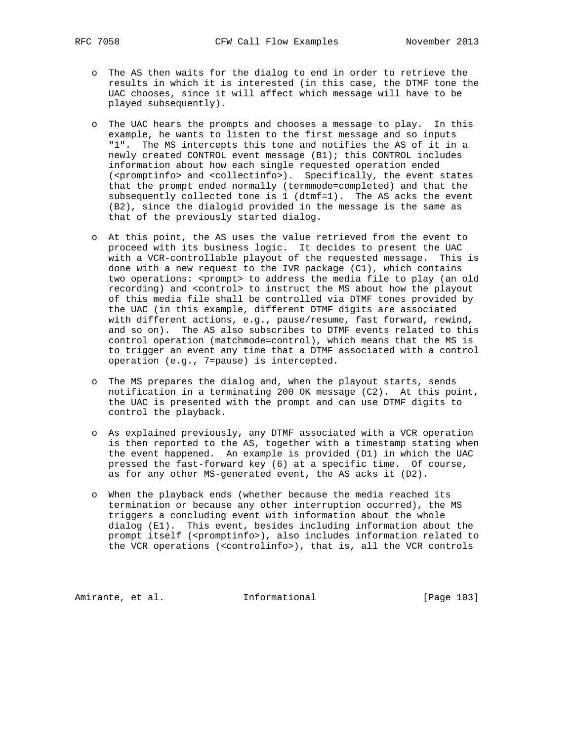- The AS then waits for the dialog to end in order to retrieve the results in which it is interested (in this case, the DTMF tone the UAC chooses, since it will affect which message will have to be played subsequently).

- The UAC hears the prompts and chooses a message to play. In this example, he wants to listen to the first message and so inputs "1". The MS intercepts this tone and notifies the AS of it in a newly created CONTROL event message (B1); this CONTROL includes information about how each single requested operation ended (<promptinfo> and <collectinfo>). Specifically, the event states that the prompt ended normally (termmode=completed) and that the subsequently collected tone is 1 (dtmf=1). The AS acks the event (B2), since the dialogid provided in the message is the same as that of the previously started dialog.

- At this point, the AS uses the value retrieved from the event to proceed with its business logic. It decides to present the UAC with a VCR-controllable playout of the requested message. This is done with a new request to the IVR package (C1), which contains two operations: <prompt> to address the media file to play (an old recording) and <control> to instruct the MS about how the playout of this media file shall be controlled via DTMF tones provided by the UAC (in this example, different DTMF digits are associated with different actions, e.g., pause/resume, fast forward, rewind, and so on). The AS also subscribes to DTMF events related to this control operation (matchmode=control), which means that the MS is to trigger an event any time that a DTMF associated with a control operation (e.g., 7=pause) is intercepted.

- The MS prepares the dialog and, when the playout starts, sends notification in a terminating 200 OK message (C2). At this point, the UAC is presented with the prompt and can use DTMF digits to control the playback.

- As explained previously, any DTMF associated with a VCR operation is then reported to the AS, together with a timestamp stating when the event happened. An example is provided (D1) in which the UAC pressed the fast-forward key (6) at a specific time. Of course, as for any other MS-generated event, the AS acks it (D2).

- When the playback ends (whether because the media reached its termination or because any other interruption occurred), the MS triggers a concluding event with information about the whole dialog (E1). This event, besides including information about the prompt itself (<promptinfo>), also includes information related to the VCR operations (<controlinfo>), that is, all the VCR controls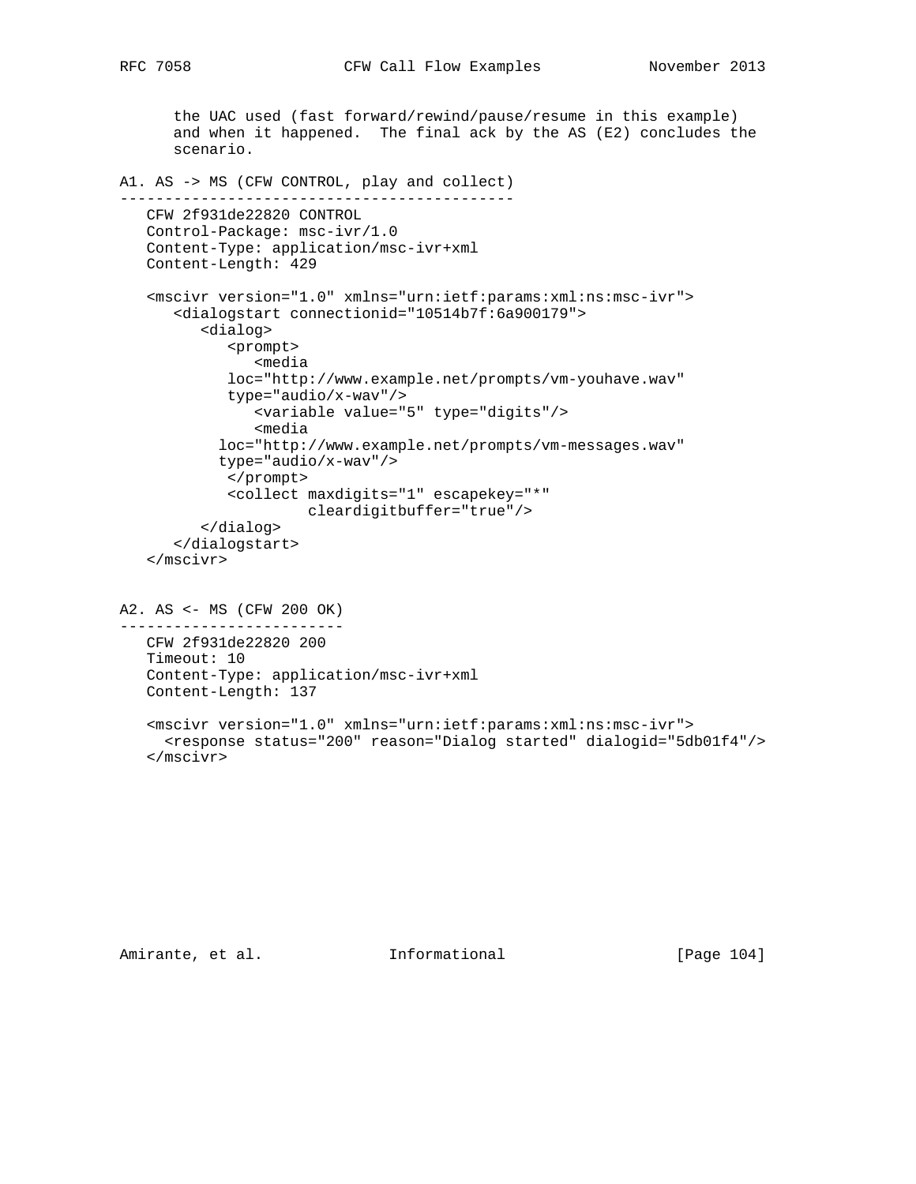the UAC used (fast forward/rewind/pause/resume in this example) and when it happened. The final ack by the AS (E2) concludes the scenario.

```
A1. AS -> MS (CFW CONTROL, play and collect)
--------------------------------------------
   CFW 2f931de22820 CONTROL
   Control-Package: msc-ivr/1.0
   Content-Type: application/msc-ivr+xml
   Content-Length: 429

   <mscivr version="1.0" xmlns="urn:ietf:params:xml:ns:msc-ivr">
      <dialogstart connectionid="10514b7f:6a900179">
         <dialog>
            <prompt>
               <media
            loc="http://www.example.net/prompts/vm-youhave.wav"
            type="audio/x-wav"/>
               <variable value="5" type="digits"/>
               <media
           loc="http://www.example.net/prompts/vm-messages.wav"
           type="audio/x-wav"/>
            </prompt>
            <collect maxdigits="1" escapekey="*"
                     cleardigitbuffer="true"/>
         </dialog>
      </dialogstart>
   </mscivr>


A2. AS <- MS (CFW 200 OK)
-------------------------
   CFW 2f931de22820 200
   Timeout: 10
   Content-Type: application/msc-ivr+xml
   Content-Length: 137

   <mscivr version="1.0" xmlns="urn:ietf:params:xml:ns:msc-ivr">
     <response status="200" reason="Dialog started" dialogid="5db01f4"/>
   </mscivr>
```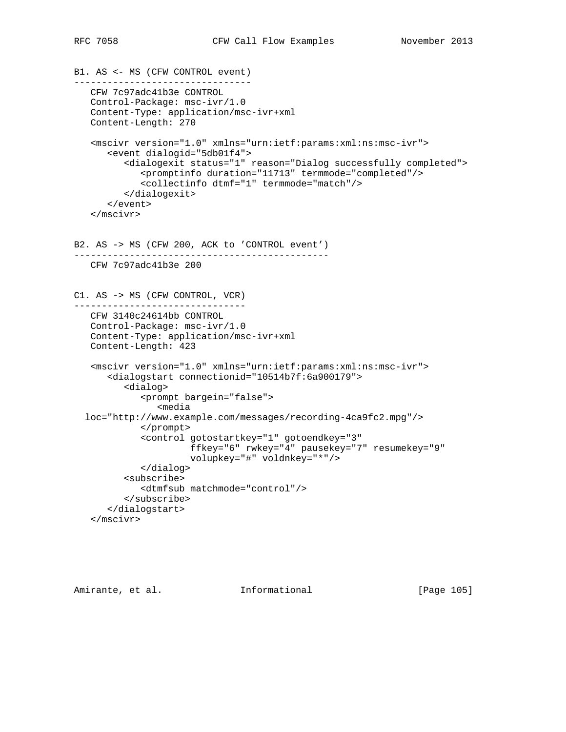B1. AS <- MS (CFW CONTROL event)
--------------------------------

```
   CFW 7c97adc41b3e CONTROL
   Control-Package: msc-ivr/1.0
   Content-Type: application/msc-ivr+xml
   Content-Length: 270

   <mscivr version="1.0" xmlns="urn:ietf:params:xml:ns:msc-ivr">
      <event dialogid="5db01f4">
         <dialogexit status="1" reason="Dialog successfully completed">
            <promptinfo duration="11713" termmode="completed"/>
            <collectinfo dtmf="1" termmode="match"/>
         </dialogexit>
      </event>
   </mscivr>
```

B2. AS -> MS (CFW 200, ACK to 'CONTROL event')
---------------------------------------------

```
   CFW 7c97adc41b3e 200
```

C1. AS -> MS (CFW CONTROL, VCR)
-------------------------------

```
   CFW 3140c24614bb CONTROL
   Control-Package: msc-ivr/1.0
   Content-Type: application/msc-ivr+xml
   Content-Length: 423

   <mscivr version="1.0" xmlns="urn:ietf:params:xml:ns:msc-ivr">
      <dialogstart connectionid="10514b7f:6a900179">
         <dialog>
            <prompt bargein="false">
               <media
  loc="http://www.example.com/messages/recording-4ca9fc2.mpg"/>
            </prompt>
            <control gotostartkey="1" gotoendkey="3"
                     ffkey="6" rwkey="4" pausekey="7" resumekey="9"
                     volupkey="#" voldnkey="*"/>
            </dialog>
         <subscribe>
            <dtmfsub matchmode="control"/>
         </subscribe>
      </dialogstart>
   </mscivr>
```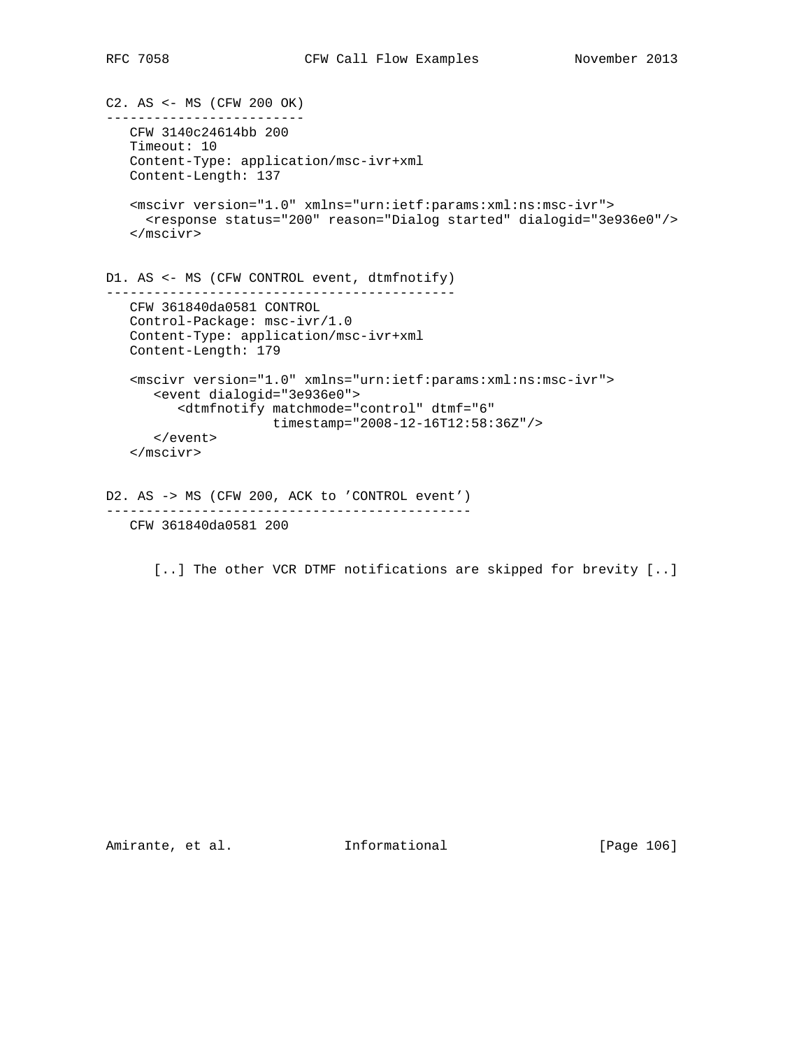C2. AS <- MS (CFW 200 OK)
-------------------------

```
   CFW 3140c24614bb 200
   Timeout: 10
   Content-Type: application/msc-ivr+xml
   Content-Length: 137

   <mscivr version="1.0" xmlns="urn:ietf:params:xml:ns:msc-ivr">
     <response status="200" reason="Dialog started" dialogid="3e936e0"/>
   </mscivr>
```

D1. AS <- MS (CFW CONTROL event, dtmfnotify)
--------------------------------------------

```
   CFW 361840da0581 CONTROL
   Control-Package: msc-ivr/1.0
   Content-Type: application/msc-ivr+xml
   Content-Length: 179

   <mscivr version="1.0" xmlns="urn:ietf:params:xml:ns:msc-ivr">
      <event dialogid="3e936e0">
         <dtmfnotify matchmode="control" dtmf="6"
                     timestamp="2008-12-16T12:58:36Z"/>
      </event>
   </mscivr>
```

D2. AS -> MS (CFW 200, ACK to 'CONTROL event')
----------------------------------------------

```
   CFW 361840da0581 200
```

[..] The other VCR DTMF notifications are skipped for brevity [..]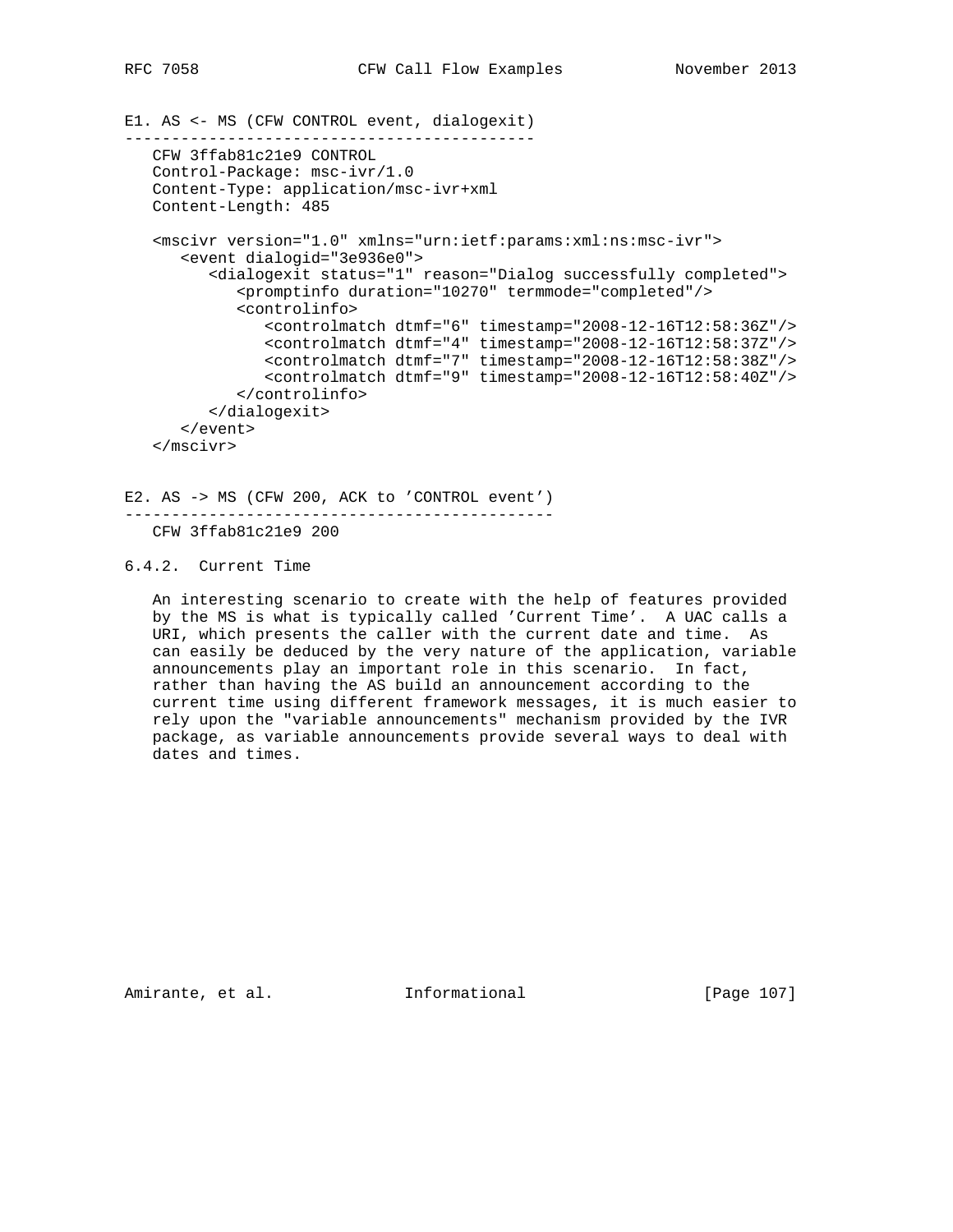E1. AS <- MS (CFW CONTROL event, dialogexit)

```
CFW 3ffab81c21e9 CONTROL
Control-Package: msc-ivr/1.0
Content-Type: application/msc-ivr+xml
Content-Length: 485

<mscivr version="1.0" xmlns="urn:ietf:params:xml:ns:msc-ivr">
   <event dialogid="3e936e0">
      <dialogexit status="1" reason="Dialog successfully completed">
         <promptinfo duration="10270" termmode="completed"/>
         <controlinfo>
            <controlmatch dtmf="6" timestamp="2008-12-16T12:58:36Z"/>
            <controlmatch dtmf="4" timestamp="2008-12-16T12:58:37Z"/>
            <controlmatch dtmf="7" timestamp="2008-12-16T12:58:38Z"/>
            <controlmatch dtmf="9" timestamp="2008-12-16T12:58:40Z"/>
         </controlinfo>
      </dialogexit>
   </event>
</mscivr>
```

E2. AS -> MS (CFW 200, ACK to 'CONTROL event')

```
CFW 3ffab81c21e9 200
```

### 6.4.2. Current Time

An interesting scenario to create with the help of features provided by the MS is what is typically called 'Current Time'. A UAC calls a URI, which presents the caller with the current date and time. As can easily be deduced by the very nature of the application, variable announcements play an important role in this scenario. In fact, rather than having the AS build an announcement according to the current time using different framework messages, it is much easier to rely upon the "variable announcements" mechanism provided by the IVR package, as variable announcements provide several ways to deal with dates and times.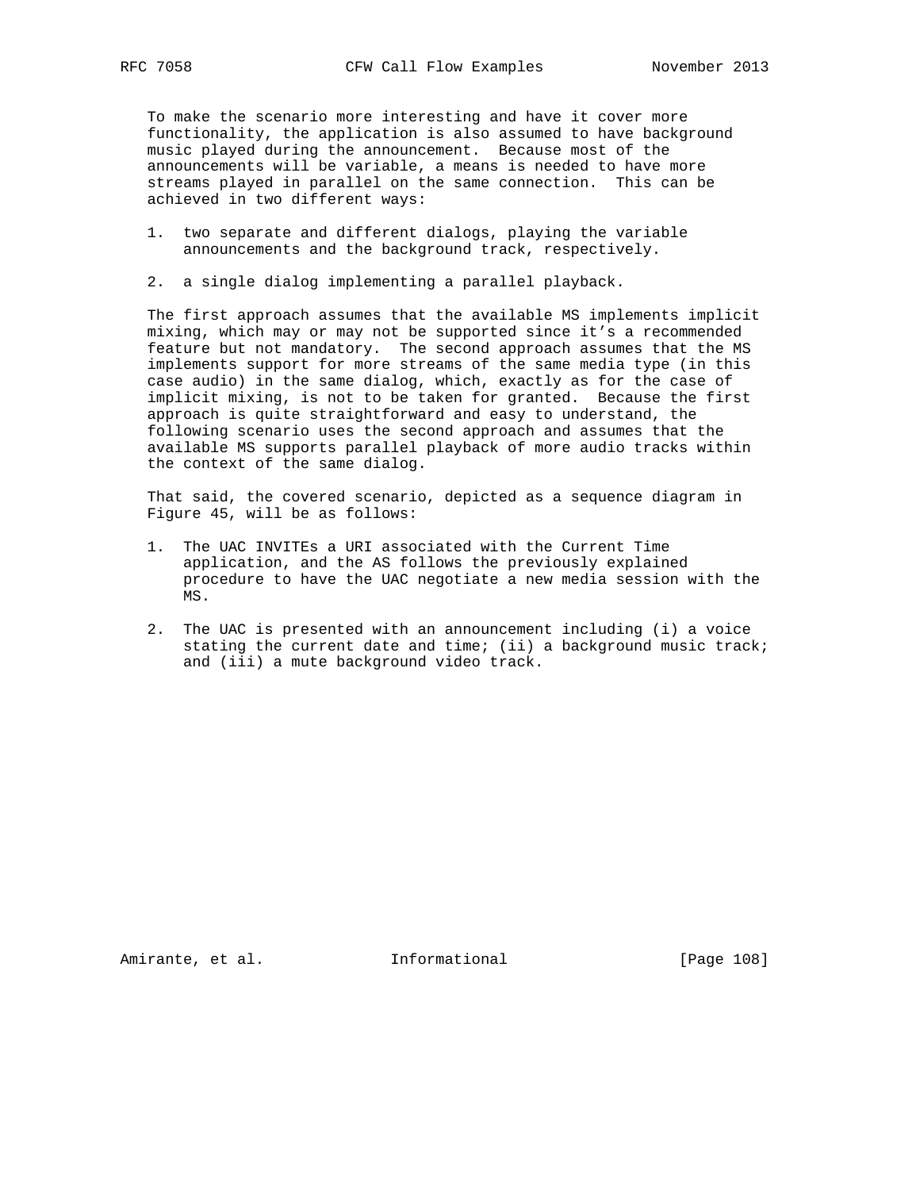To make the scenario more interesting and have it cover more functionality, the application is also assumed to have background music played during the announcement. Because most of the announcements will be variable, a means is needed to have more streams played in parallel on the same connection. This can be achieved in two different ways:

1. two separate and different dialogs, playing the variable announcements and the background track, respectively.

2. a single dialog implementing a parallel playback.

The first approach assumes that the available MS implements implicit mixing, which may or may not be supported since it's a recommended feature but not mandatory. The second approach assumes that the MS implements support for more streams of the same media type (in this case audio) in the same dialog, which, exactly as for the case of implicit mixing, is not to be taken for granted. Because the first approach is quite straightforward and easy to understand, the following scenario uses the second approach and assumes that the available MS supports parallel playback of more audio tracks within the context of the same dialog.

That said, the covered scenario, depicted as a sequence diagram in Figure 45, will be as follows:

1. The UAC INVITEs a URI associated with the Current Time application, and the AS follows the previously explained procedure to have the UAC negotiate a new media session with the MS.

2. The UAC is presented with an announcement including (i) a voice stating the current date and time; (ii) a background music track; and (iii) a mute background video track.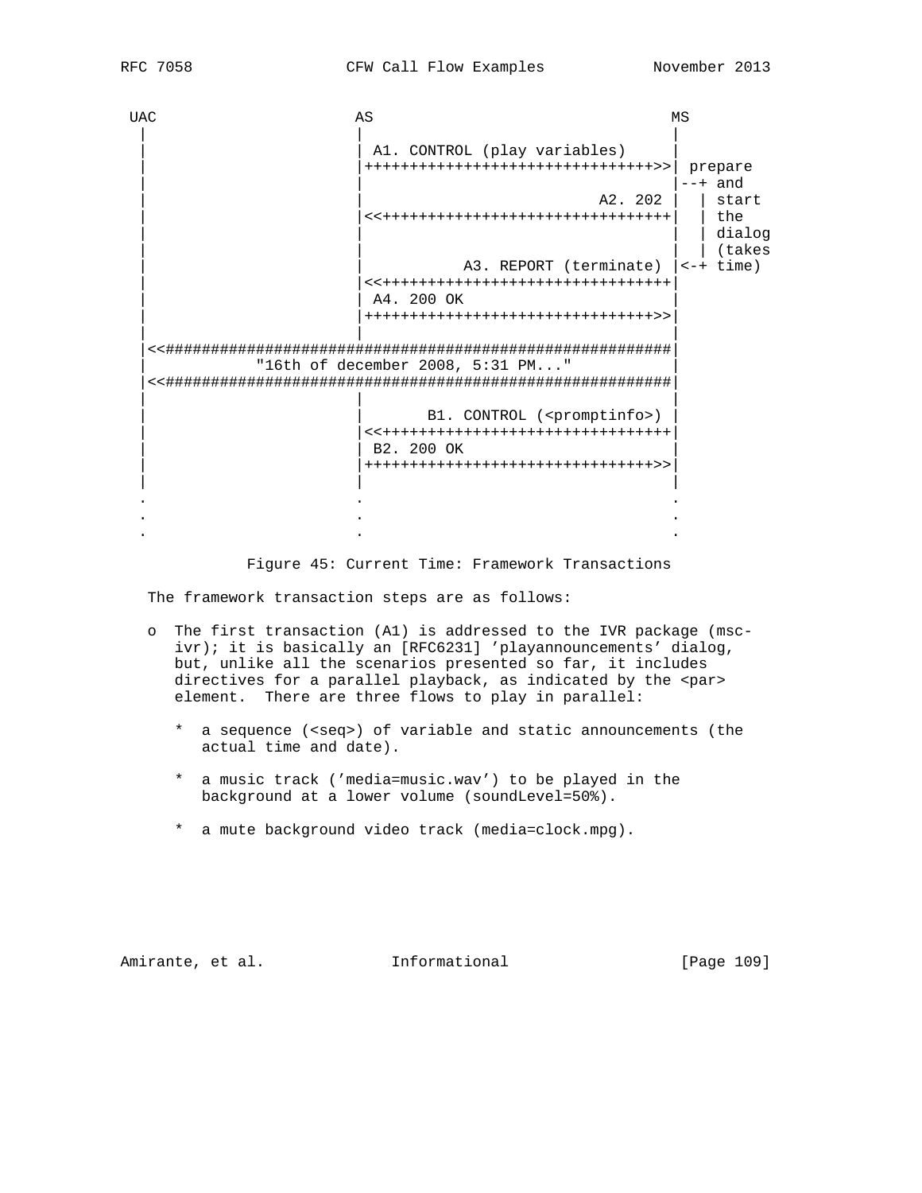```
 UAC                    AS                                MS
  |                      |                                 |
  |                      | A1. CONTROL (play variables)    |
  |                      |++++++++++++++++++++++++++++++++>>| prepare
  |                      |                                 |--+ and
  |                      |                         A2. 202 |  | start
  |                      |<<++++++++++++++++++++++++++++++++|  | the
  |                      |                                 |  | dialog
  |                      |                                 |  | (takes
  |                      |           A3. REPORT (terminate) |<-+ time)
  |                      |<<++++++++++++++++++++++++++++++++|
  |                      | A4. 200 OK                      |
  |                      |++++++++++++++++++++++++++++++++>>|
  |                      |                                 |
  |<<########################################################|
  |            "16th of december 2008, 5:31 PM..."         |
  |<<########################################################|
  |                      |                                 |
  |                      |       B1. CONTROL (<promptinfo>) |
  |                      |<<++++++++++++++++++++++++++++++++|
  |                      | B2. 200 OK                      |
  |                      |++++++++++++++++++++++++++++++++>>|
  |                      |                                 |
  .                      .                                 .
  .                      .                                 .
  .                      .                                 .
```

Figure 45: Current Time: Framework Transactions

The framework transaction steps are as follows:

- The first transaction (A1) is addressed to the IVR package (msc-ivr); it is basically an [RFC6231] 'playannouncements' dialog, but, unlike all the scenarios presented so far, it includes directives for a parallel playback, as indicated by the <par> element. There are three flows to play in parallel:

  * a sequence (<seq>) of variable and static announcements (the actual time and date).

  * a music track ('media=music.wav') to be played in the background at a lower volume (soundLevel=50%).

  * a mute background video track (media=clock.mpg).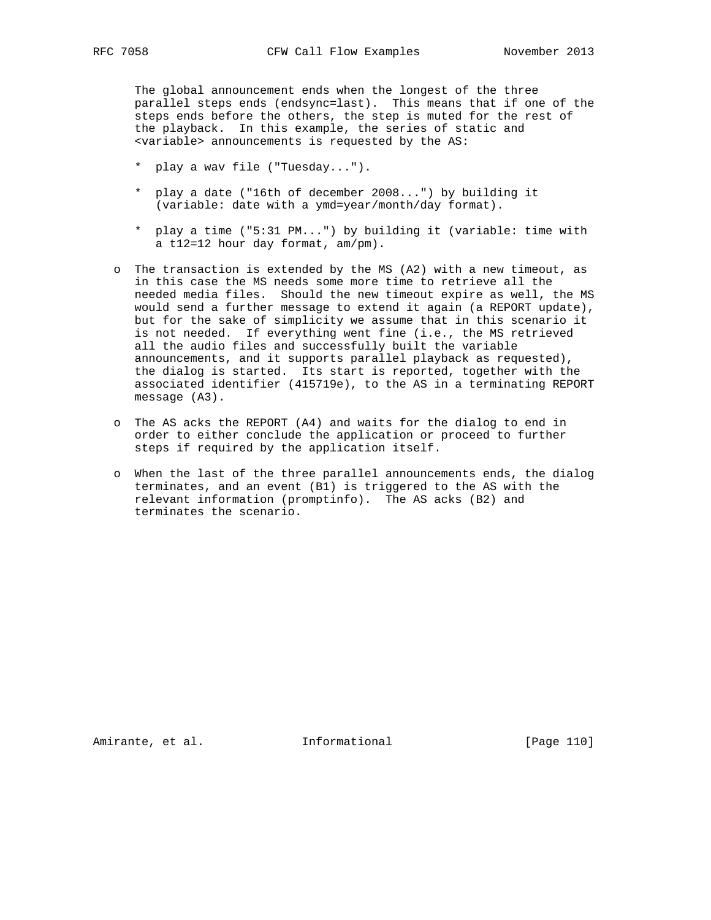The global announcement ends when the longest of the three parallel steps ends (endsync=last). This means that if one of the steps ends before the others, the step is muted for the rest of the playback. In this example, the series of static and <variable> announcements is requested by the AS:

* play a wav file ("Tuesday...").

* play a date ("16th of december 2008...") by building it (variable: date with a ymd=year/month/day format).

* play a time ("5:31 PM...") by building it (variable: time with a t12=12 hour day format, am/pm).

- The transaction is extended by the MS (A2) with a new timeout, as in this case the MS needs some more time to retrieve all the needed media files. Should the new timeout expire as well, the MS would send a further message to extend it again (a REPORT update), but for the sake of simplicity we assume that in this scenario it is not needed. If everything went fine (i.e., the MS retrieved all the audio files and successfully built the variable announcements, and it supports parallel playback as requested), the dialog is started. Its start is reported, together with the associated identifier (415719e), to the AS in a terminating REPORT message (A3).

- The AS acks the REPORT (A4) and waits for the dialog to end in order to either conclude the application or proceed to further steps if required by the application itself.

- When the last of the three parallel announcements ends, the dialog terminates, and an event (B1) is triggered to the AS with the relevant information (promptinfo). The AS acks (B2) and terminates the scenario.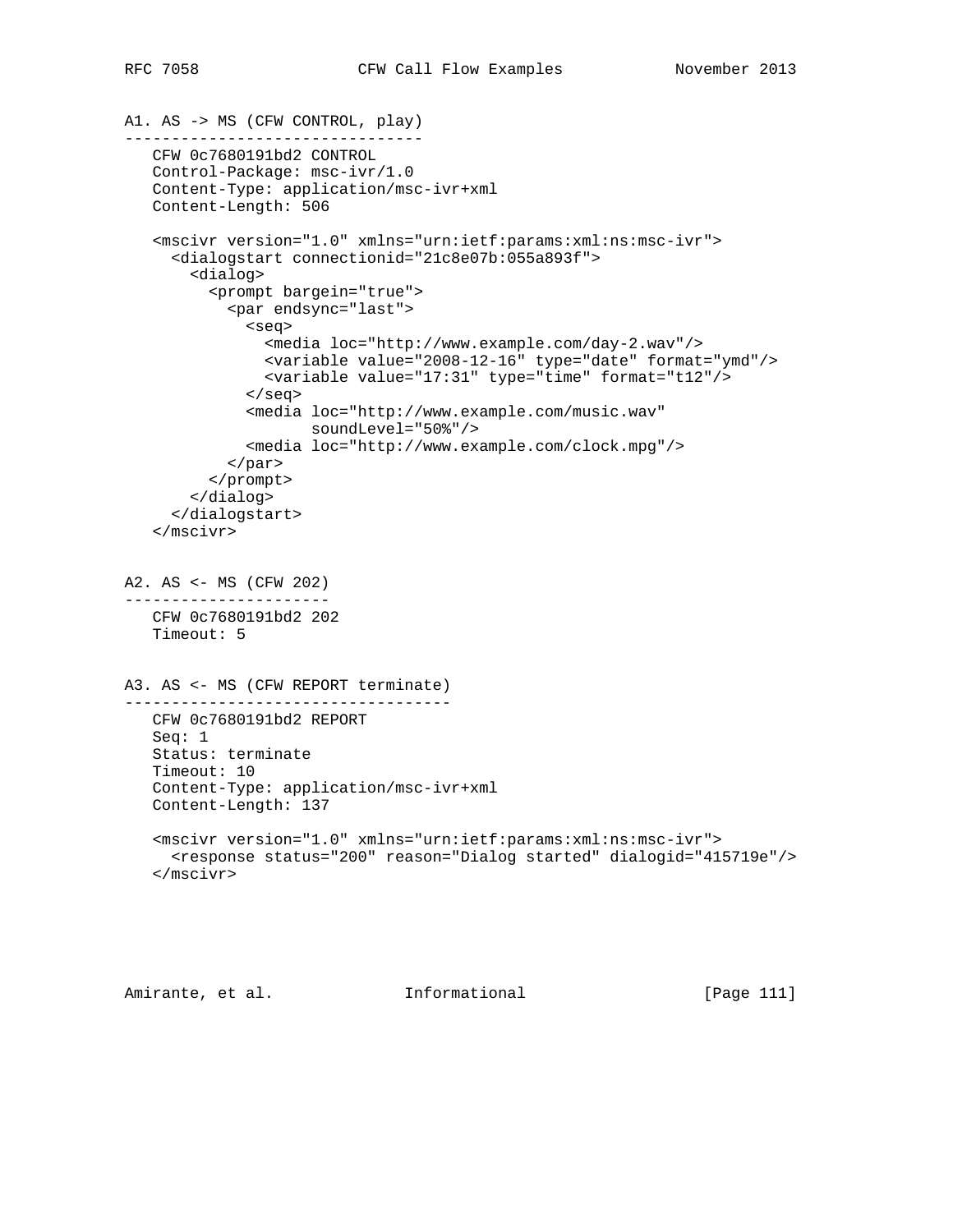A1. AS -> MS (CFW CONTROL, play)

```
   CFW 0c7680191bd2 CONTROL
   Control-Package: msc-ivr/1.0
   Content-Type: application/msc-ivr+xml
   Content-Length: 506

   <mscivr version="1.0" xmlns="urn:ietf:params:xml:ns:msc-ivr">
     <dialogstart connectionid="21c8e07b:055a893f">
       <dialog>
         <prompt bargein="true">
           <par endsync="last">
             <seq>
               <media loc="http://www.example.com/day-2.wav"/>
               <variable value="2008-12-16" type="date" format="ymd"/>
               <variable value="17:31" type="time" format="t12"/>
             </seq>
             <media loc="http://www.example.com/music.wav"
                    soundLevel="50%"/>
             <media loc="http://www.example.com/clock.mpg"/>
           </par>
         </prompt>
       </dialog>
     </dialogstart>
   </mscivr>
```

A2. AS <- MS (CFW 202)

```
   CFW 0c7680191bd2 202
   Timeout: 5
```

A3. AS <- MS (CFW REPORT terminate)

```
   CFW 0c7680191bd2 REPORT
   Seq: 1
   Status: terminate
   Timeout: 10
   Content-Type: application/msc-ivr+xml
   Content-Length: 137

   <mscivr version="1.0" xmlns="urn:ietf:params:xml:ns:msc-ivr">
     <response status="200" reason="Dialog started" dialogid="415719e"/>
   </mscivr>
```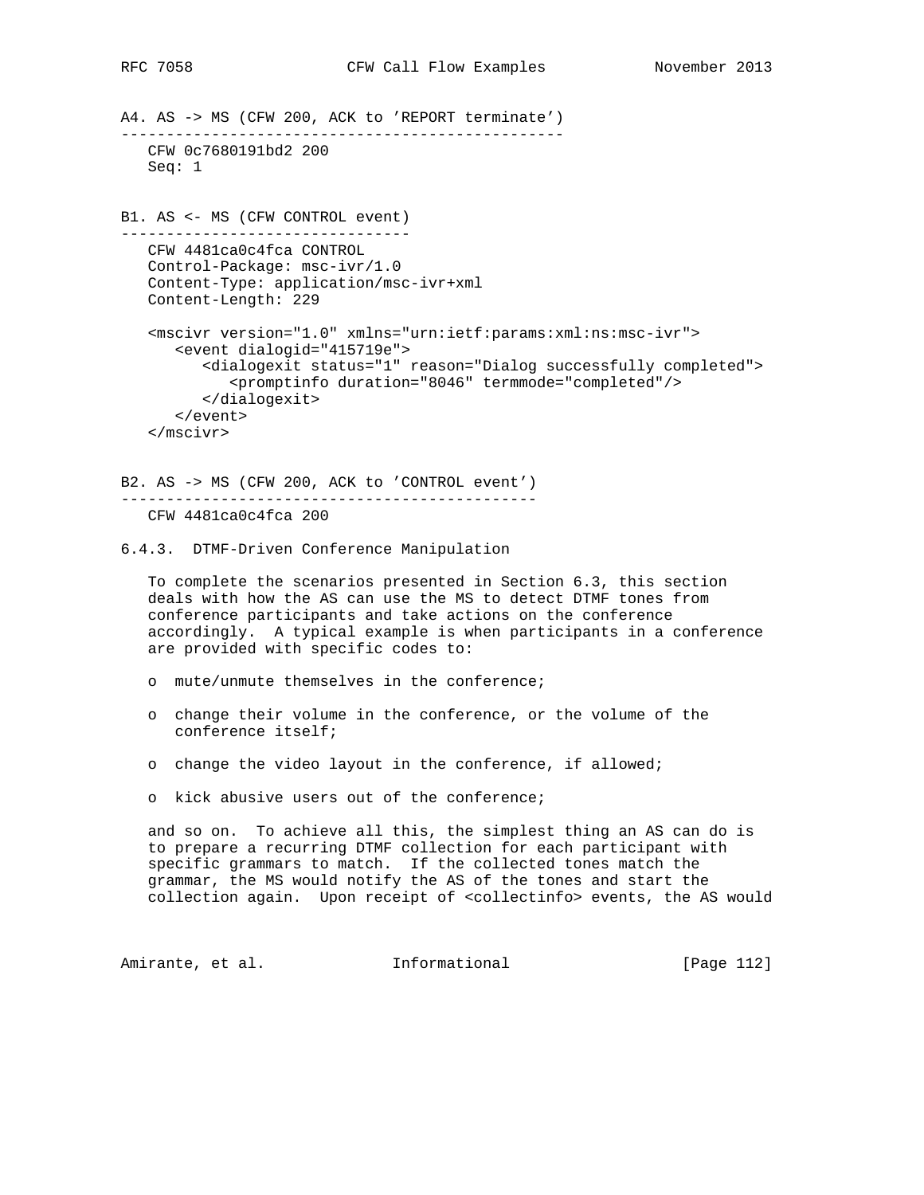A4. AS -> MS (CFW 200, ACK to 'REPORT terminate')

```
   CFW 0c7680191bd2 200
   Seq: 1
```

B1. AS <- MS (CFW CONTROL event)

```
   CFW 4481ca0c4fca CONTROL
   Control-Package: msc-ivr/1.0
   Content-Type: application/msc-ivr+xml
   Content-Length: 229

   <mscivr version="1.0" xmlns="urn:ietf:params:xml:ns:msc-ivr">
      <event dialogid="415719e">
         <dialogexit status="1" reason="Dialog successfully completed">
            <promptinfo duration="8046" termmode="completed"/>
         </dialogexit>
      </event>
   </mscivr>
```

B2. AS -> MS (CFW 200, ACK to 'CONTROL event')

```
   CFW 4481ca0c4fca 200
```

### 6.4.3. DTMF-Driven Conference Manipulation

To complete the scenarios presented in Section 6.3, this section deals with how the AS can use the MS to detect DTMF tones from conference participants and take actions on the conference accordingly. A typical example is when participants in a conference are provided with specific codes to:

- mute/unmute themselves in the conference;
- change their volume in the conference, or the volume of the conference itself;
- change the video layout in the conference, if allowed;
- kick abusive users out of the conference;

and so on. To achieve all this, the simplest thing an AS can do is to prepare a recurring DTMF collection for each participant with specific grammars to match. If the collected tones match the grammar, the MS would notify the AS of the tones and start the collection again. Upon receipt of <collectinfo> events, the AS would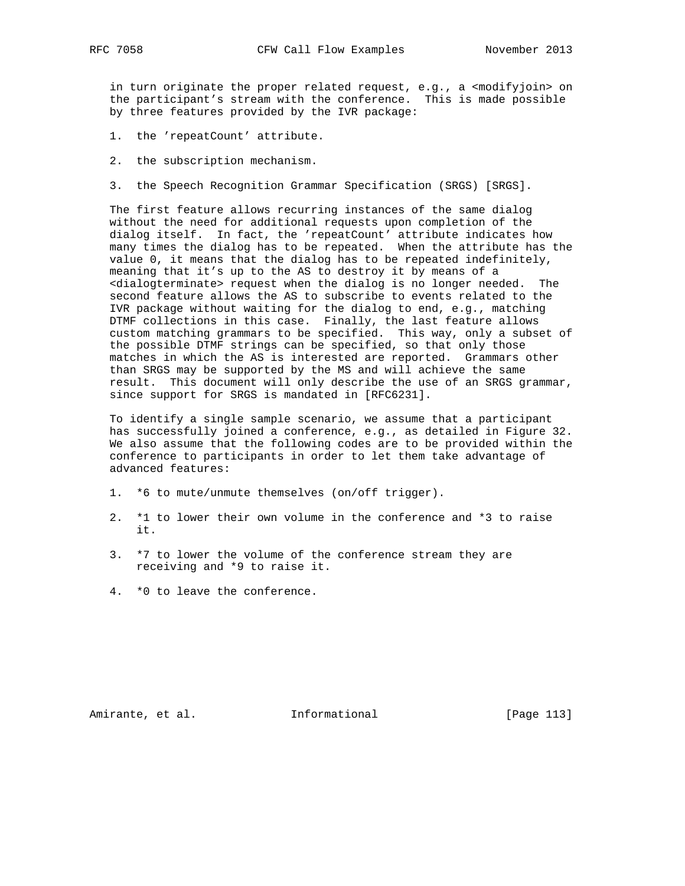in turn originate the proper related request, e.g., a <modifyjoin> on the participant's stream with the conference. This is made possible by three features provided by the IVR package:

1. the 'repeatCount' attribute.

2. the subscription mechanism.

3. the Speech Recognition Grammar Specification (SRGS) [SRGS].

The first feature allows recurring instances of the same dialog without the need for additional requests upon completion of the dialog itself. In fact, the 'repeatCount' attribute indicates how many times the dialog has to be repeated. When the attribute has the value 0, it means that the dialog has to be repeated indefinitely, meaning that it's up to the AS to destroy it by means of a <dialogterminate> request when the dialog is no longer needed. The second feature allows the AS to subscribe to events related to the IVR package without waiting for the dialog to end, e.g., matching DTMF collections in this case. Finally, the last feature allows custom matching grammars to be specified. This way, only a subset of the possible DTMF strings can be specified, so that only those matches in which the AS is interested are reported. Grammars other than SRGS may be supported by the MS and will achieve the same result. This document will only describe the use of an SRGS grammar, since support for SRGS is mandated in [RFC6231].

To identify a single sample scenario, we assume that a participant has successfully joined a conference, e.g., as detailed in Figure 32. We also assume that the following codes are to be provided within the conference to participants in order to let them take advantage of advanced features:

1. *6 to mute/unmute themselves (on/off trigger).

2. *1 to lower their own volume in the conference and *3 to raise it.

3. *7 to lower the volume of the conference stream they are receiving and *9 to raise it.

4. *0 to leave the conference.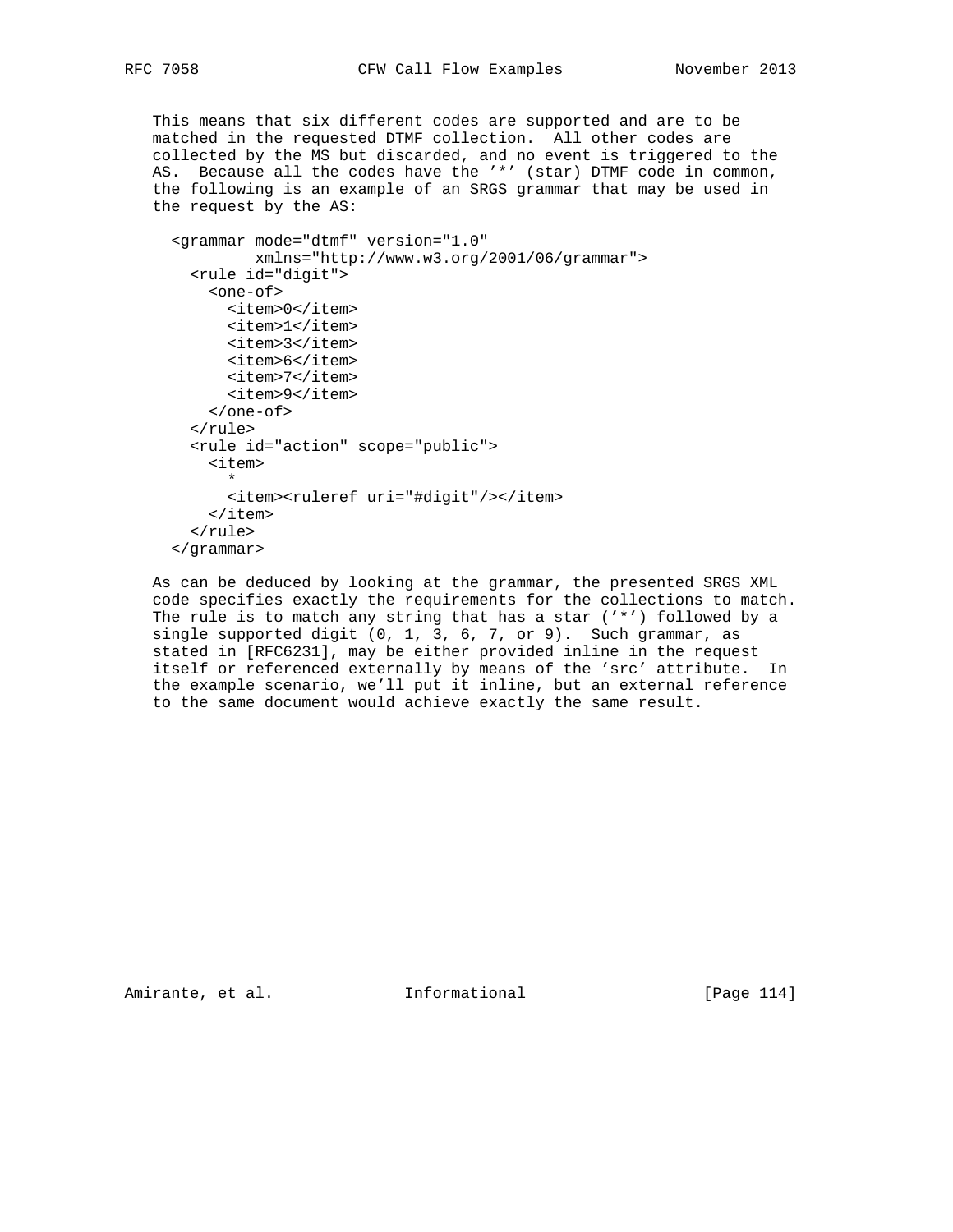This means that six different codes are supported and are to be matched in the requested DTMF collection. All other codes are collected by the MS but discarded, and no event is triggered to the AS. Because all the codes have the '*' (star) DTMF code in common, the following is an example of an SRGS grammar that may be used in the request by the AS:

```
<grammar mode="dtmf" version="1.0"
         xmlns="http://www.w3.org/2001/06/grammar">
  <rule id="digit">
    <one-of>
      <item>0</item>
      <item>1</item>
      <item>3</item>
      <item>6</item>
      <item>7</item>
      <item>9</item>
    </one-of>
  </rule>
  <rule id="action" scope="public">
    <item>
      *
      <item><ruleref uri="#digit"/></item>
    </item>
  </rule>
</grammar>
```

As can be deduced by looking at the grammar, the presented SRGS XML code specifies exactly the requirements for the collections to match. The rule is to match any string that has a star ('*') followed by a single supported digit (0, 1, 3, 6, 7, or 9). Such grammar, as stated in [RFC6231], may be either provided inline in the request itself or referenced externally by means of the 'src' attribute. In the example scenario, we'll put it inline, but an external reference to the same document would achieve exactly the same result.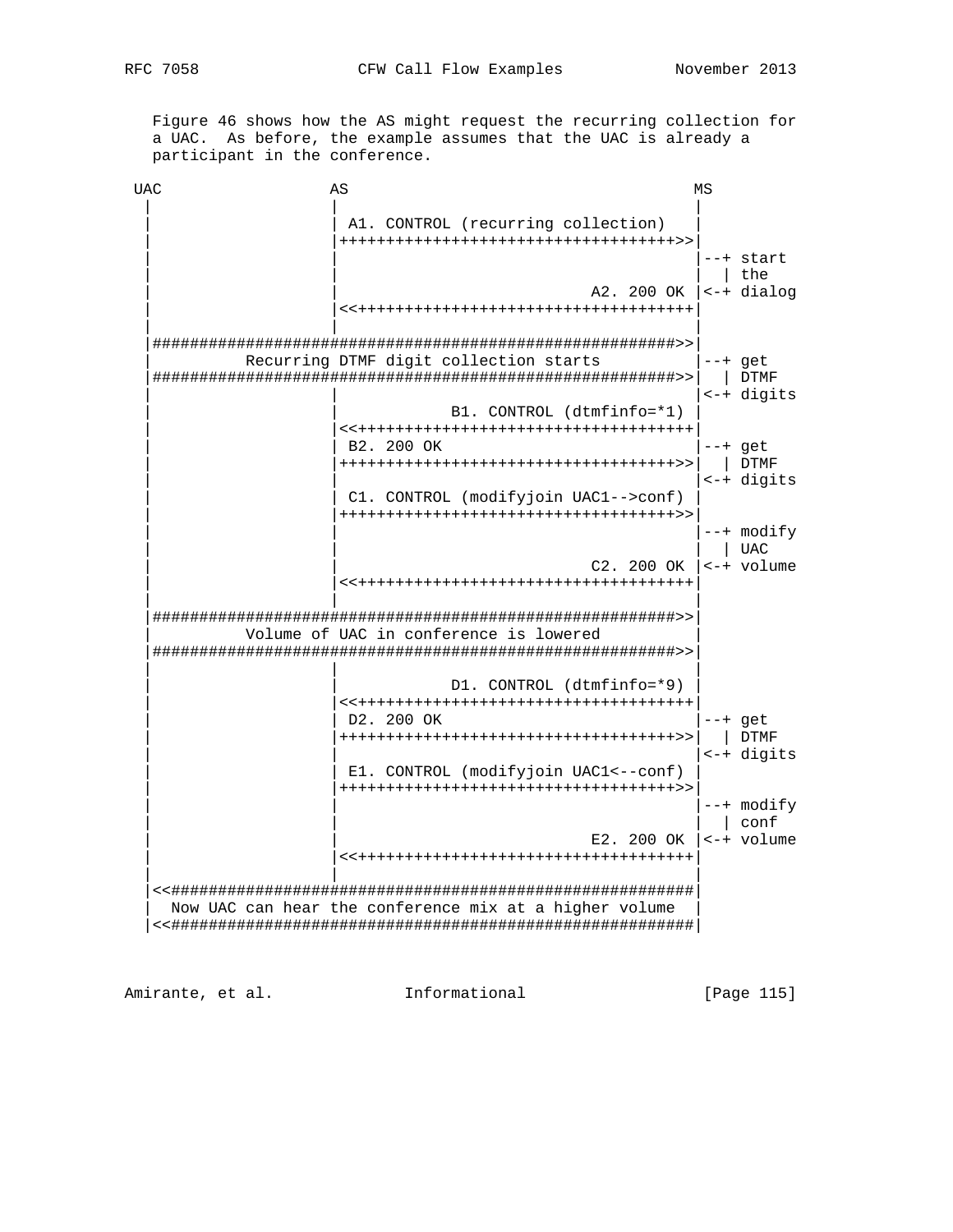Figure 46 shows how the AS might request the recurring collection for a UAC. As before, the example assumes that the UAC is already a participant in the conference.

```
 UAC                 AS                                      MS
  |                   |                                       |
  |                   | A1. CONTROL (recurring collection)    |
  |                   |++++++++++++++++++++++++++++++++++++>>|
  |                   |                                       |--+ start
  |                   |                                       |  | the
  |                   |                           A2. 200 OK  |<-+ dialog
  |                   |<<++++++++++++++++++++++++++++++++++++|
  |                   |                                       |
  |#########################################################>>|
  |          Recurring DTMF digit collection starts          |--+ get
  |#########################################################>>|  | DTMF
  |                   |                                       |<-+ digits
  |                   |               B1. CONTROL (dtmfinfo=*1) |
  |                   |<<++++++++++++++++++++++++++++++++++++|
  |                   | B2. 200 OK                            |--+ get
  |                   |++++++++++++++++++++++++++++++++++++>>|  | DTMF
  |                   |                                       |<-+ digits
  |                   | C1. CONTROL (modifyjoin UAC1-->conf)  |
  |                   |++++++++++++++++++++++++++++++++++++>>|
  |                   |                                       |--+ modify
  |                   |                                       |  | UAC
  |                   |                           C2. 200 OK  |<-+ volume
  |                   |<<++++++++++++++++++++++++++++++++++++|
  |                   |                                       |
  |#########################################################>>|
  |          Volume of UAC in conference is lowered           |
  |#########################################################>>|
  |                   |                                       |
  |                   |               D1. CONTROL (dtmfinfo=*9) |
  |                   |<<++++++++++++++++++++++++++++++++++++|
  |                   | D2. 200 OK                            |--+ get
  |                   |++++++++++++++++++++++++++++++++++++>>|  | DTMF
  |                   |                                       |<-+ digits
  |                   | E1. CONTROL (modifyjoin UAC1<--conf)  |
  |                   |++++++++++++++++++++++++++++++++++++>>|
  |                   |                                       |--+ modify
  |                   |                                       |  | conf
  |                   |                           E2. 200 OK  |<-+ volume
  |                   |<<++++++++++++++++++++++++++++++++++++|
  |                   |                                       |
  |<<#########################################################|
  |  Now UAC can hear the conference mix at a higher volume  |
  |<<#########################################################|
```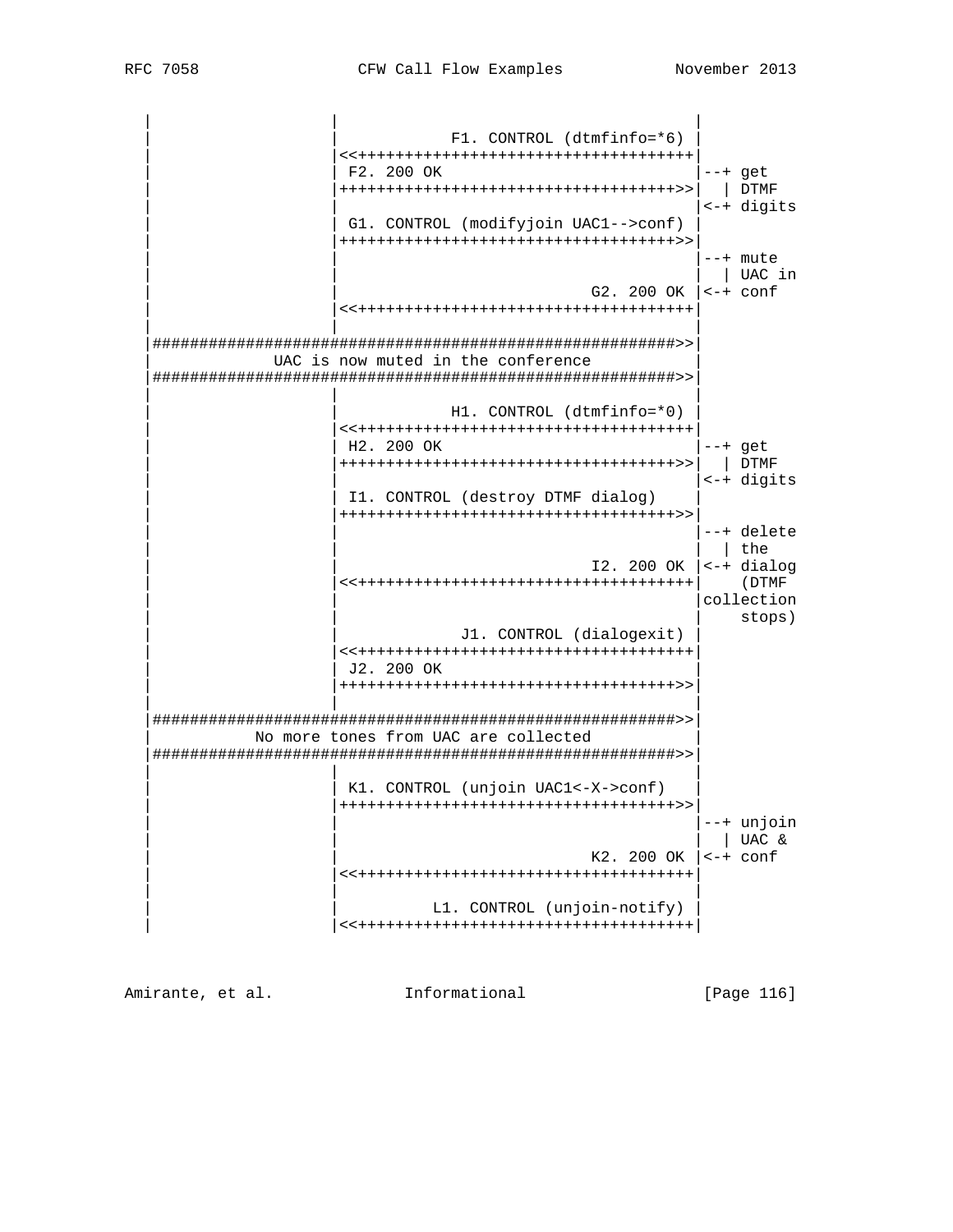```
   |                   |                                    |
   |                   |            F1. CONTROL (dtmfinfo=*6) |
   |                   |<<++++++++++++++++++++++++++++++++++++|
   |                   | F2. 200 OK                         |--+ get
   |                   |++++++++++++++++++++++++++++++++++++>>|  | DTMF
   |                   |                                    |<-+ digits
   |                   | G1. CONTROL (modifyjoin UAC1-->conf) |
   |                   |++++++++++++++++++++++++++++++++++++>>|
   |                   |                                    |--+ mute
   |                   |                                    |  | UAC in
   |                   |                         G2. 200 OK |<-+ conf
   |                   |<<++++++++++++++++++++++++++++++++++++|
   |                   |                                    |
   |########################################################>>|
   |             UAC is now muted in the conference          |
   |########################################################>>|
   |                   |                                    |
   |                   |            H1. CONTROL (dtmfinfo=*0) |
   |                   |<<++++++++++++++++++++++++++++++++++++|
   |                   | H2. 200 OK                         |--+ get
   |                   |++++++++++++++++++++++++++++++++++++>>|  | DTMF
   |                   |                                    |<-+ digits
   |                   | I1. CONTROL (destroy DTMF dialog)  |
   |                   |++++++++++++++++++++++++++++++++++++>>|
   |                   |                                    |--+ delete
   |                   |                                    |  | the
   |                   |                         I2. 200 OK |<-+ dialog
   |                   |<<++++++++++++++++++++++++++++++++++++|    (DTMF
   |                   |                                    |collection
   |                   |                                    |    stops)
   |                   |             J1. CONTROL (dialogexit) |
   |                   |<<++++++++++++++++++++++++++++++++++++|
   |                   | J2. 200 OK                         |
   |                   |++++++++++++++++++++++++++++++++++++>>|
   |                   |                                    |
   |########################################################>>|
   |           No more tones from UAC are collected          |
   |########################################################>>|
   |                   |                                    |
   |                   | K1. CONTROL (unjoin UAC1<-X->conf)  |
   |                   |++++++++++++++++++++++++++++++++++++>>|
   |                   |                                    |--+ unjoin
   |                   |                                    |  | UAC &
   |                   |                         K2. 200 OK |<-+ conf
   |                   |<<++++++++++++++++++++++++++++++++++++|
   |                   |                                    |
   |                   |          L1. CONTROL (unjoin-notify) |
   |                   |<<++++++++++++++++++++++++++++++++++++|
```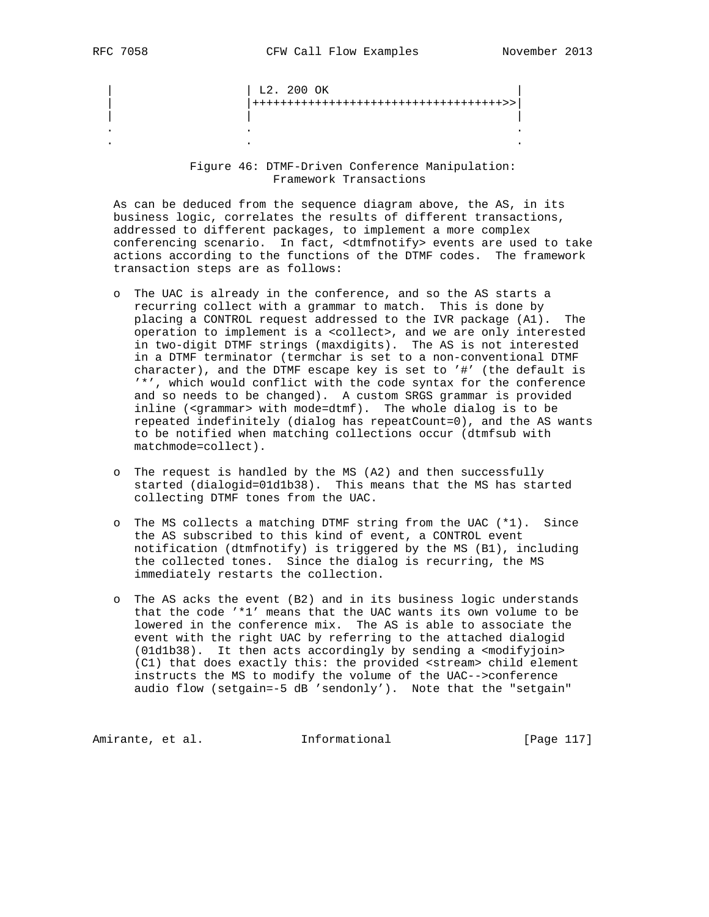```
   |                   | L2. 200 OK                         |
   |                   |++++++++++++++++++++++++++++++++++>>|
   |                   |                                    |
   .                   .                                    .
   .                   .                                    .
```

Figure 46: DTMF-Driven Conference Manipulation: Framework Transactions

As can be deduced from the sequence diagram above, the AS, in its business logic, correlates the results of different transactions, addressed to different packages, to implement a more complex conferencing scenario. In fact, <dtmfnotify> events are used to take actions according to the functions of the DTMF codes. The framework transaction steps are as follows:

- The UAC is already in the conference, and so the AS starts a recurring collect with a grammar to match. This is done by placing a CONTROL request addressed to the IVR package (A1). The operation to implement is a <collect>, and we are only interested in two-digit DTMF strings (maxdigits). The AS is not interested in a DTMF terminator (termchar is set to a non-conventional DTMF character), and the DTMF escape key is set to '#' (the default is '*', which would conflict with the code syntax for the conference and so needs to be changed). A custom SRGS grammar is provided inline (<grammar> with mode=dtmf). The whole dialog is to be repeated indefinitely (dialog has repeatCount=0), and the AS wants to be notified when matching collections occur (dtmfsub with matchmode=collect).

- The request is handled by the MS (A2) and then successfully started (dialogid=01d1b38). This means that the MS has started collecting DTMF tones from the UAC.

- The MS collects a matching DTMF string from the UAC (*1). Since the AS subscribed to this kind of event, a CONTROL event notification (dtmfnotify) is triggered by the MS (B1), including the collected tones. Since the dialog is recurring, the MS immediately restarts the collection.

- The AS acks the event (B2) and in its business logic understands that the code '*1' means that the UAC wants its own volume to be lowered in the conference mix. The AS is able to associate the event with the right UAC by referring to the attached dialogid (01d1b38). It then acts accordingly by sending a <modifyjoin> (C1) that does exactly this: the provided <stream> child element instructs the MS to modify the volume of the UAC-->conference audio flow (setgain=-5 dB 'sendonly'). Note that the "setgain"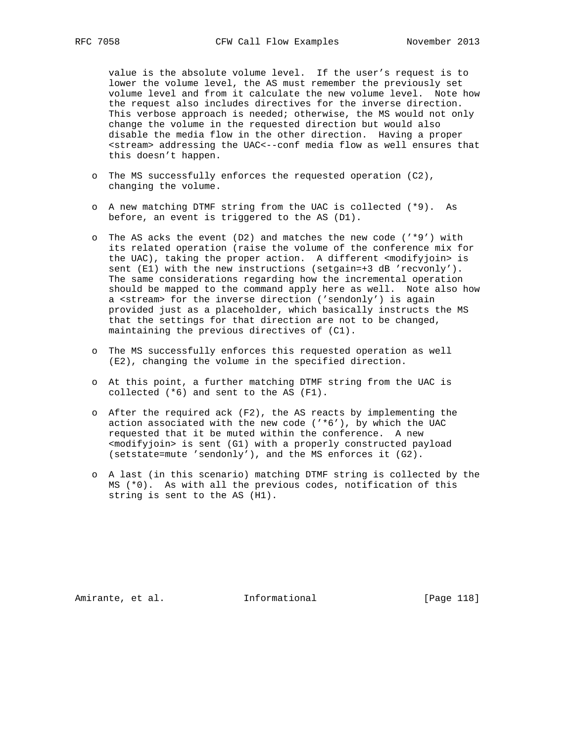value is the absolute volume level. If the user's request is to lower the volume level, the AS must remember the previously set volume level and from it calculate the new volume level. Note how the request also includes directives for the inverse direction. This verbose approach is needed; otherwise, the MS would not only change the volume in the requested direction but would also disable the media flow in the other direction. Having a proper <stream> addressing the UAC<--conf media flow as well ensures that this doesn't happen.

- The MS successfully enforces the requested operation (C2), changing the volume.

- A new matching DTMF string from the UAC is collected (*9). As before, an event is triggered to the AS (D1).

- The AS acks the event (D2) and matches the new code ('*9') with its related operation (raise the volume of the conference mix for the UAC), taking the proper action. A different <modifyjoin> is sent (E1) with the new instructions (setgain=+3 dB 'recvonly'). The same considerations regarding how the incremental operation should be mapped to the command apply here as well. Note also how a <stream> for the inverse direction ('sendonly') is again provided just as a placeholder, which basically instructs the MS that the settings for that direction are not to be changed, maintaining the previous directives of (C1).

- The MS successfully enforces this requested operation as well (E2), changing the volume in the specified direction.

- At this point, a further matching DTMF string from the UAC is collected (*6) and sent to the AS (F1).

- After the required ack (F2), the AS reacts by implementing the action associated with the new code ('*6'), by which the UAC requested that it be muted within the conference. A new <modifyjoin> is sent (G1) with a properly constructed payload (setstate=mute 'sendonly'), and the MS enforces it (G2).

- A last (in this scenario) matching DTMF string is collected by the MS (*0). As with all the previous codes, notification of this string is sent to the AS (H1).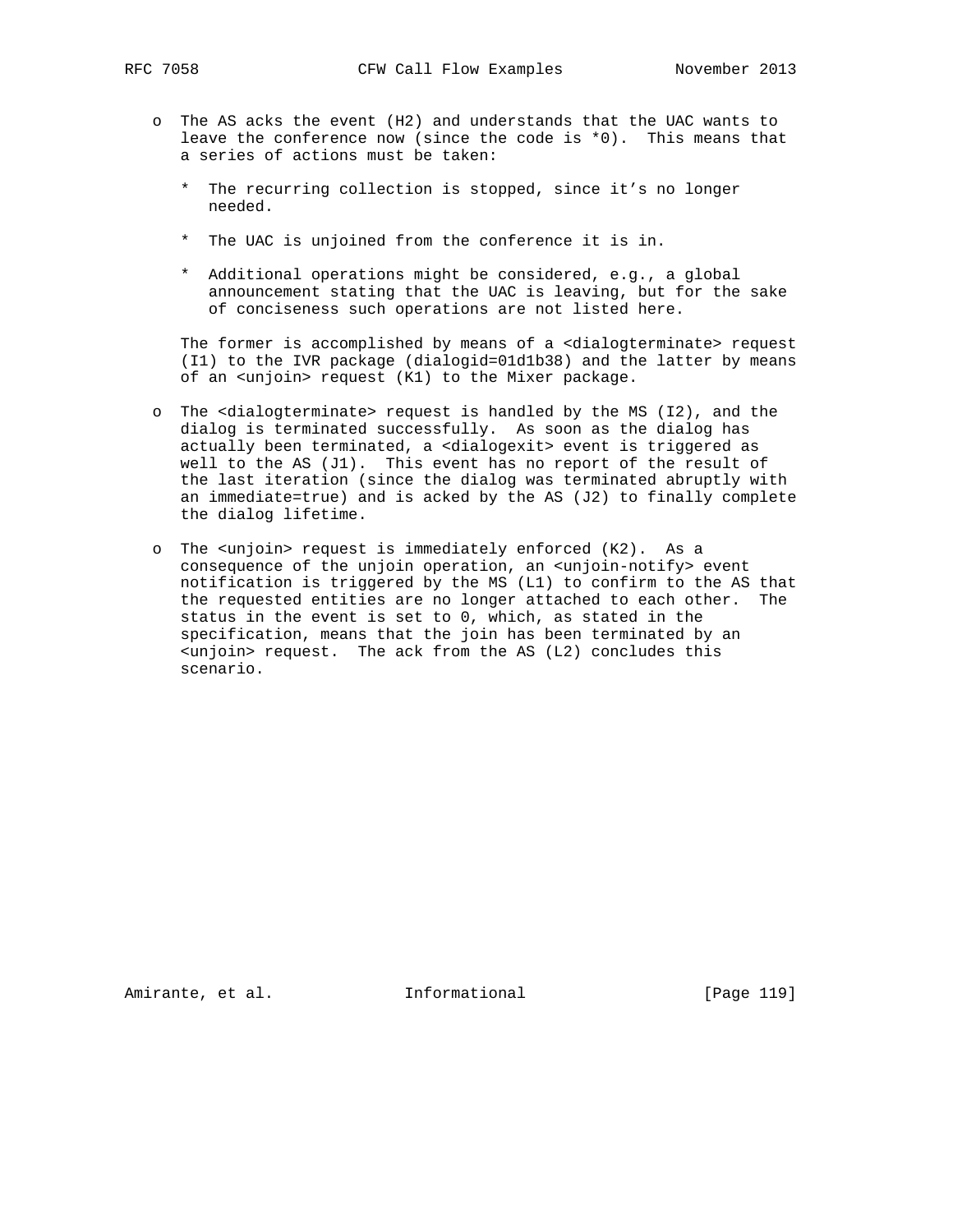- The AS acks the event (H2) and understands that the UAC wants to leave the conference now (since the code is *0). This means that a series of actions must be taken:

  * The recurring collection is stopped, since it's no longer needed.

  * The UAC is unjoined from the conference it is in.

  * Additional operations might be considered, e.g., a global announcement stating that the UAC is leaving, but for the sake of conciseness such operations are not listed here.

  The former is accomplished by means of a <dialogterminate> request (I1) to the IVR package (dialogid=01d1b38) and the latter by means of an <unjoin> request (K1) to the Mixer package.

- The <dialogterminate> request is handled by the MS (I2), and the dialog is terminated successfully. As soon as the dialog has actually been terminated, a <dialogexit> event is triggered as well to the AS (J1). This event has no report of the result of the last iteration (since the dialog was terminated abruptly with an immediate=true) and is acked by the AS (J2) to finally complete the dialog lifetime.

- The <unjoin> request is immediately enforced (K2). As a consequence of the unjoin operation, an <unjoin-notify> event notification is triggered by the MS (L1) to confirm to the AS that the requested entities are no longer attached to each other. The status in the event is set to 0, which, as stated in the specification, means that the join has been terminated by an <unjoin> request. The ack from the AS (L2) concludes this scenario.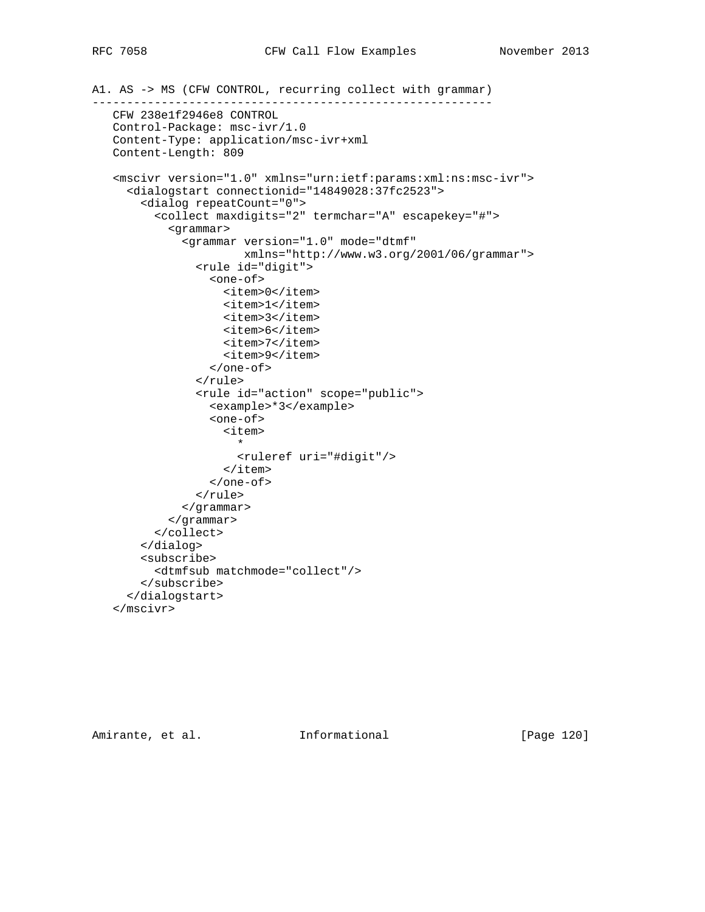A1. AS -> MS (CFW CONTROL, recurring collect with grammar)

```
----------------------------------------------------------
   CFW 238e1f2946e8 CONTROL
   Control-Package: msc-ivr/1.0
   Content-Type: application/msc-ivr+xml
   Content-Length: 809

   <mscivr version="1.0" xmlns="urn:ietf:params:xml:ns:msc-ivr">
     <dialogstart connectionid="14849028:37fc2523">
       <dialog repeatCount="0">
         <collect maxdigits="2" termchar="A" escapekey="#">
           <grammar>
             <grammar version="1.0" mode="dtmf"
                      xmlns="http://www.w3.org/2001/06/grammar">
               <rule id="digit">
                 <one-of>
                   <item>0</item>
                   <item>1</item>
                   <item>3</item>
                   <item>6</item>
                   <item>7</item>
                   <item>9</item>
                 </one-of>
               </rule>
               <rule id="action" scope="public">
                 <example>*3</example>
                 <one-of>
                   <item>
                     *
                     <ruleref uri="#digit"/>
                   </item>
                 </one-of>
               </rule>
             </grammar>
           </grammar>
         </collect>
       </dialog>
       <subscribe>
         <dtmfsub matchmode="collect"/>
       </subscribe>
     </dialogstart>
   </mscivr>
```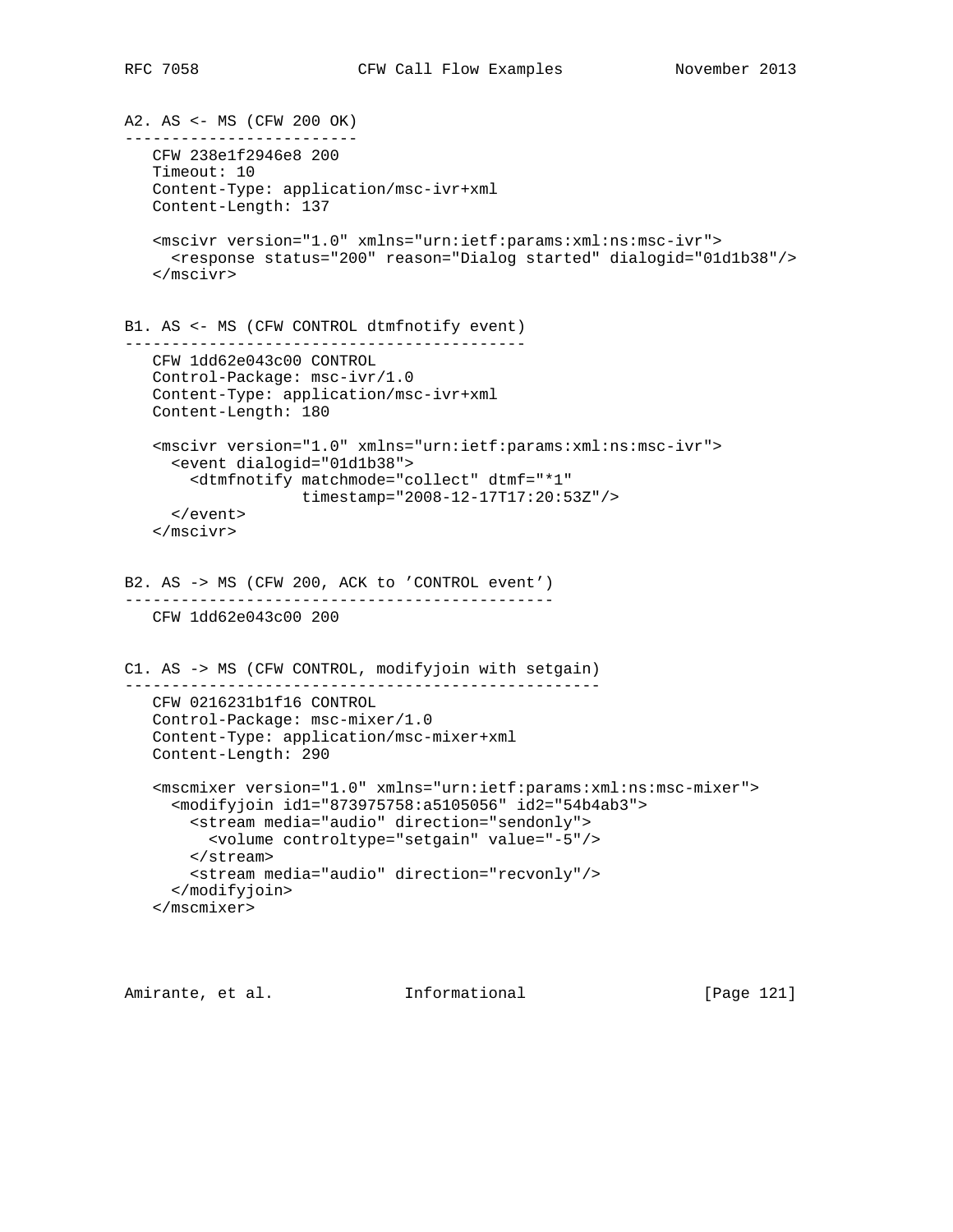A2. AS <- MS (CFW 200 OK)
-------------------------

```
CFW 238e1f2946e8 200
Timeout: 10
Content-Type: application/msc-ivr+xml
Content-Length: 137

<mscivr version="1.0" xmlns="urn:ietf:params:xml:ns:msc-ivr">
  <response status="200" reason="Dialog started" dialogid="01d1b38"/>
</mscivr>
```

B1. AS <- MS (CFW CONTROL dtmfnotify event)
-------------------------------------------

```
CFW 1dd62e043c00 CONTROL
Control-Package: msc-ivr/1.0
Content-Type: application/msc-ivr+xml
Content-Length: 180

<mscivr version="1.0" xmlns="urn:ietf:params:xml:ns:msc-ivr">
  <event dialogid="01d1b38">
    <dtmfnotify matchmode="collect" dtmf="*1"
                timestamp="2008-12-17T17:20:53Z"/>
  </event>
</mscivr>
```

B2. AS -> MS (CFW 200, ACK to 'CONTROL event')
----------------------------------------------

```
CFW 1dd62e043c00 200
```

C1. AS -> MS (CFW CONTROL, modifyjoin with setgain)
---------------------------------------------------

```
CFW 0216231b1f16 CONTROL
Control-Package: msc-mixer/1.0
Content-Type: application/msc-mixer+xml
Content-Length: 290

<mscmixer version="1.0" xmlns="urn:ietf:params:xml:ns:msc-mixer">
  <modifyjoin id1="873975758:a5105056" id2="54b4ab3">
    <stream media="audio" direction="sendonly">
      <volume controltype="setgain" value="-5"/>
    </stream>
    <stream media="audio" direction="recvonly"/>
  </modifyjoin>
</mscmixer>
```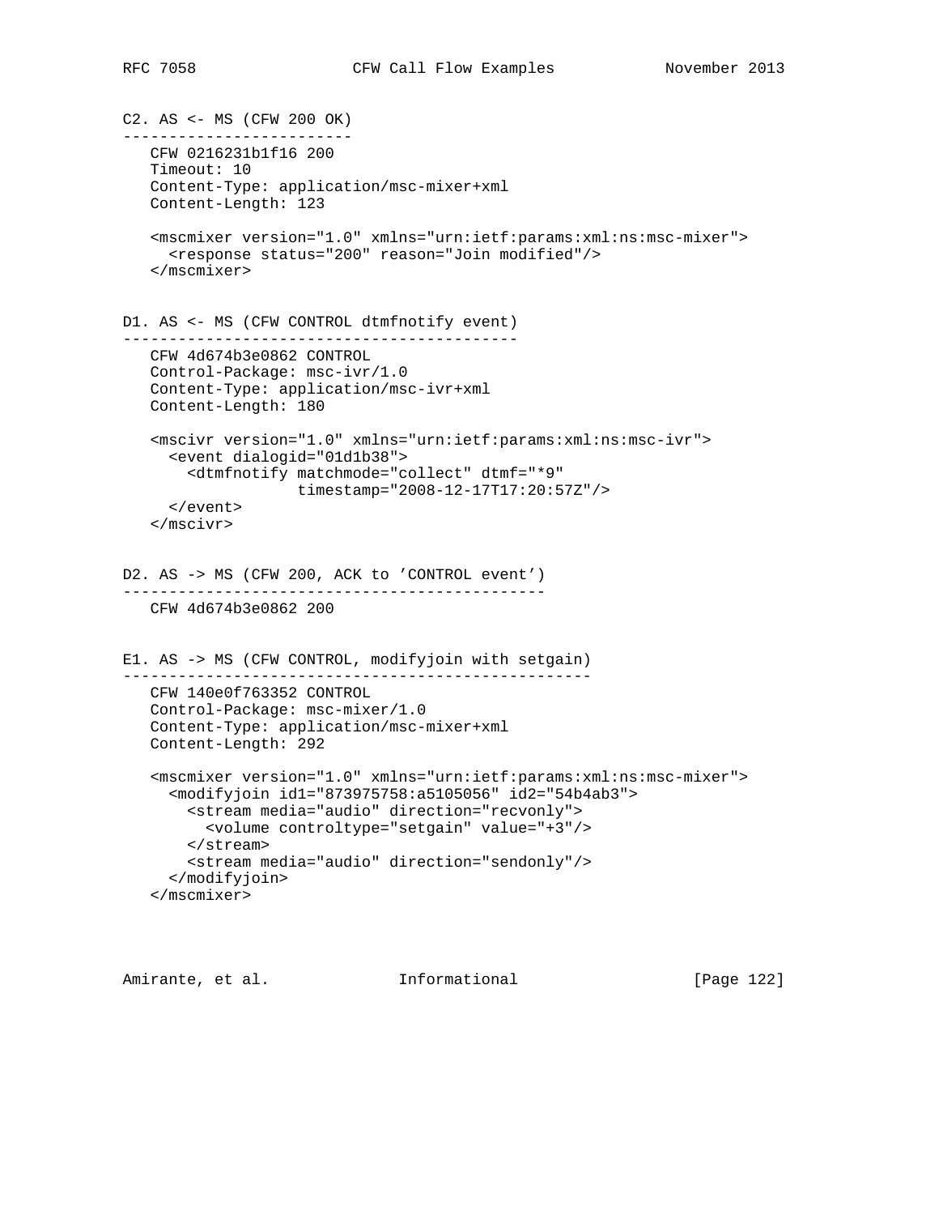### C2. AS <- MS (CFW 200 OK)

```
CFW 0216231b1f16 200
Timeout: 10
Content-Type: application/msc-mixer+xml
Content-Length: 123

<mscmixer version="1.0" xmlns="urn:ietf:params:xml:ns:msc-mixer">
  <response status="200" reason="Join modified"/>
</mscmixer>
```

### D1. AS <- MS (CFW CONTROL dtmfnotify event)

```
CFW 4d674b3e0862 CONTROL
Control-Package: msc-ivr/1.0
Content-Type: application/msc-ivr+xml
Content-Length: 180

<mscivr version="1.0" xmlns="urn:ietf:params:xml:ns:msc-ivr">
  <event dialogid="01d1b38">
    <dtmfnotify matchmode="collect" dtmf="*9"
                timestamp="2008-12-17T17:20:57Z"/>
  </event>
</mscivr>
```

### D2. AS -> MS (CFW 200, ACK to 'CONTROL event')

```
CFW 4d674b3e0862 200
```

### E1. AS -> MS (CFW CONTROL, modifyjoin with setgain)

```
CFW 140e0f763352 CONTROL
Control-Package: msc-mixer/1.0
Content-Type: application/msc-mixer+xml
Content-Length: 292

<mscmixer version="1.0" xmlns="urn:ietf:params:xml:ns:msc-mixer">
  <modifyjoin id1="873975758:a5105056" id2="54b4ab3">
    <stream media="audio" direction="recvonly">
      <volume controltype="setgain" value="+3"/>
    </stream>
    <stream media="audio" direction="sendonly"/>
  </modifyjoin>
</mscmixer>
```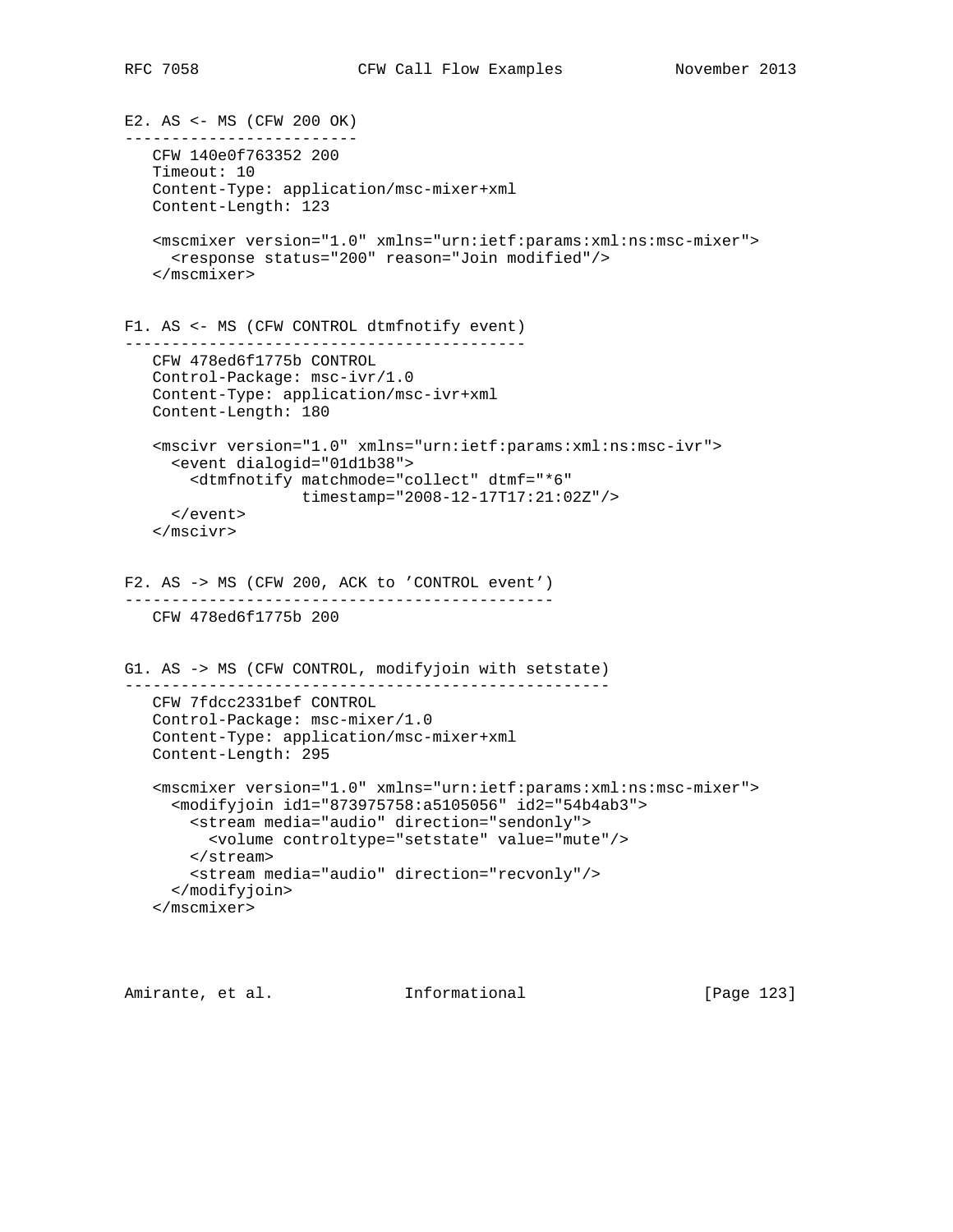E2. AS <- MS (CFW 200 OK)
-------------------------

```
   CFW 140e0f763352 200
   Timeout: 10
   Content-Type: application/msc-mixer+xml
   Content-Length: 123

   <mscmixer version="1.0" xmlns="urn:ietf:params:xml:ns:msc-mixer">
     <response status="200" reason="Join modified"/>
   </mscmixer>
```

F1. AS <- MS (CFW CONTROL dtmfnotify event)
-------------------------------------------

```
   CFW 478ed6f1775b CONTROL
   Control-Package: msc-ivr/1.0
   Content-Type: application/msc-ivr+xml
   Content-Length: 180

   <mscivr version="1.0" xmlns="urn:ietf:params:xml:ns:msc-ivr">
     <event dialogid="01d1b38">
       <dtmfnotify matchmode="collect" dtmf="*6"
                   timestamp="2008-12-17T17:21:02Z"/>
     </event>
   </mscivr>
```

F2. AS -> MS (CFW 200, ACK to 'CONTROL event')
----------------------------------------------

```
   CFW 478ed6f1775b 200
```

G1. AS -> MS (CFW CONTROL, modifyjoin with setstate)
----------------------------------------------------

```
   CFW 7fdcc2331bef CONTROL
   Control-Package: msc-mixer/1.0
   Content-Type: application/msc-mixer+xml
   Content-Length: 295

   <mscmixer version="1.0" xmlns="urn:ietf:params:xml:ns:msc-mixer">
     <modifyjoin id1="873975758:a5105056" id2="54b4ab3">
       <stream media="audio" direction="sendonly">
         <volume controltype="setstate" value="mute"/>
       </stream>
       <stream media="audio" direction="recvonly"/>
     </modifyjoin>
   </mscmixer>
```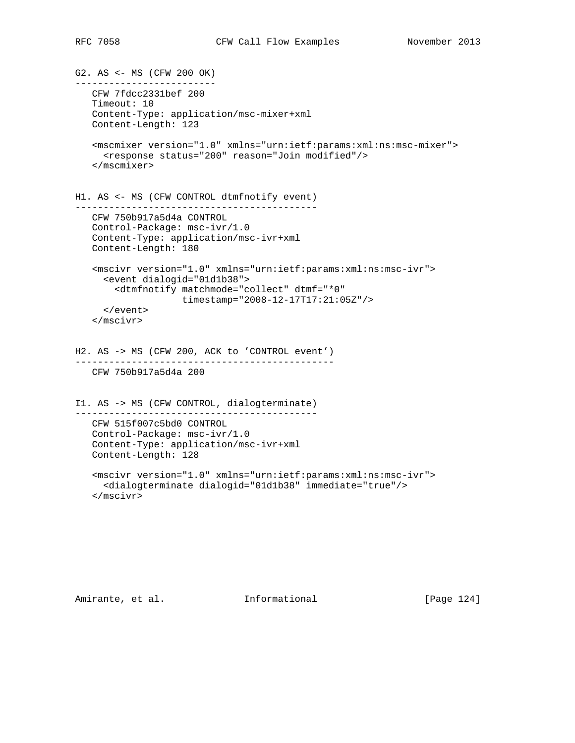G2. AS <- MS (CFW 200 OK)
-------------------------

```
CFW 7fdcc2331bef 200
Timeout: 10
Content-Type: application/msc-mixer+xml
Content-Length: 123

<mscmixer version="1.0" xmlns="urn:ietf:params:xml:ns:msc-mixer">
  <response status="200" reason="Join modified"/>
</mscmixer>
```

H1. AS <- MS (CFW CONTROL dtmfnotify event)
-------------------------------------------

```
CFW 750b917a5d4a CONTROL
Control-Package: msc-ivr/1.0
Content-Type: application/msc-ivr+xml
Content-Length: 180

<mscivr version="1.0" xmlns="urn:ietf:params:xml:ns:msc-ivr">
  <event dialogid="01d1b38">
    <dtmfnotify matchmode="collect" dtmf="*0"
                timestamp="2008-12-17T17:21:05Z"/>
  </event>
</mscivr>
```

H2. AS -> MS (CFW 200, ACK to 'CONTROL event')
----------------------------------------------

```
CFW 750b917a5d4a 200
```

I1. AS -> MS (CFW CONTROL, dialogterminate)
-------------------------------------------

```
CFW 515f007c5bd0 CONTROL
Control-Package: msc-ivr/1.0
Content-Type: application/msc-ivr+xml
Content-Length: 128

<mscivr version="1.0" xmlns="urn:ietf:params:xml:ns:msc-ivr">
  <dialogterminate dialogid="01d1b38" immediate="true"/>
</mscivr>
```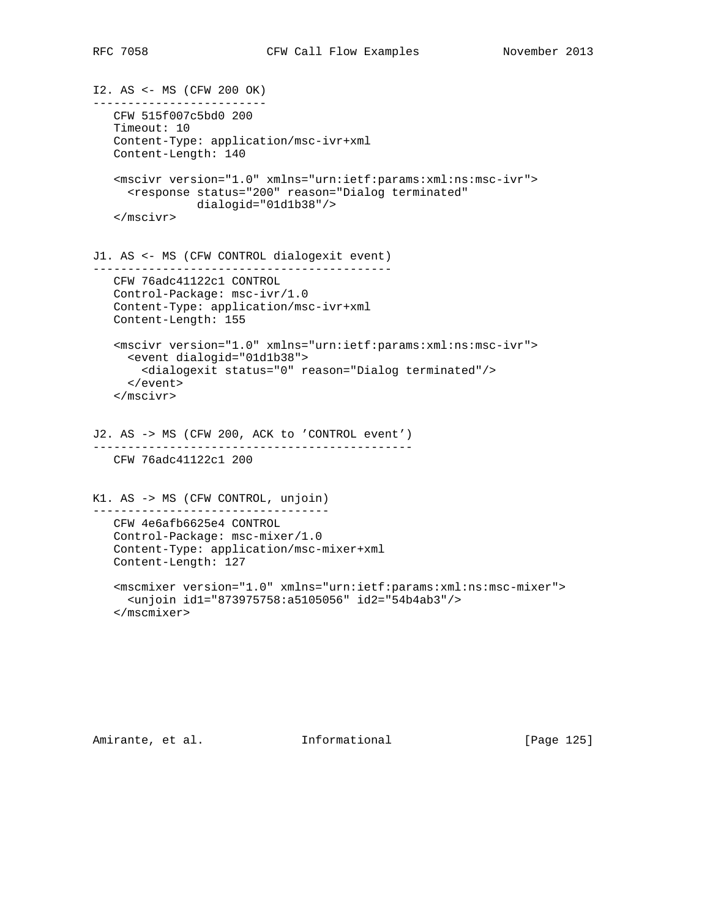I2. AS <- MS (CFW 200 OK)

```
CFW 515f007c5bd0 200
Timeout: 10
Content-Type: application/msc-ivr+xml
Content-Length: 140

<mscivr version="1.0" xmlns="urn:ietf:params:xml:ns:msc-ivr">
  <response status="200" reason="Dialog terminated"
            dialogid="01d1b38"/>
</mscivr>
```

J1. AS <- MS (CFW CONTROL dialogexit event)

```
CFW 76adc41122c1 CONTROL
Control-Package: msc-ivr/1.0
Content-Type: application/msc-ivr+xml
Content-Length: 155

<mscivr version="1.0" xmlns="urn:ietf:params:xml:ns:msc-ivr">
  <event dialogid="01d1b38">
    <dialogexit status="0" reason="Dialog terminated"/>
  </event>
</mscivr>
```

J2. AS -> MS (CFW 200, ACK to 'CONTROL event')

```
CFW 76adc41122c1 200
```

K1. AS -> MS (CFW CONTROL, unjoin)

```
CFW 4e6afb6625e4 CONTROL
Control-Package: msc-mixer/1.0
Content-Type: application/msc-mixer+xml
Content-Length: 127

<mscmixer version="1.0" xmlns="urn:ietf:params:xml:ns:msc-mixer">
  <unjoin id1="873975758:a5105056" id2="54b4ab3"/>
</mscmixer>
```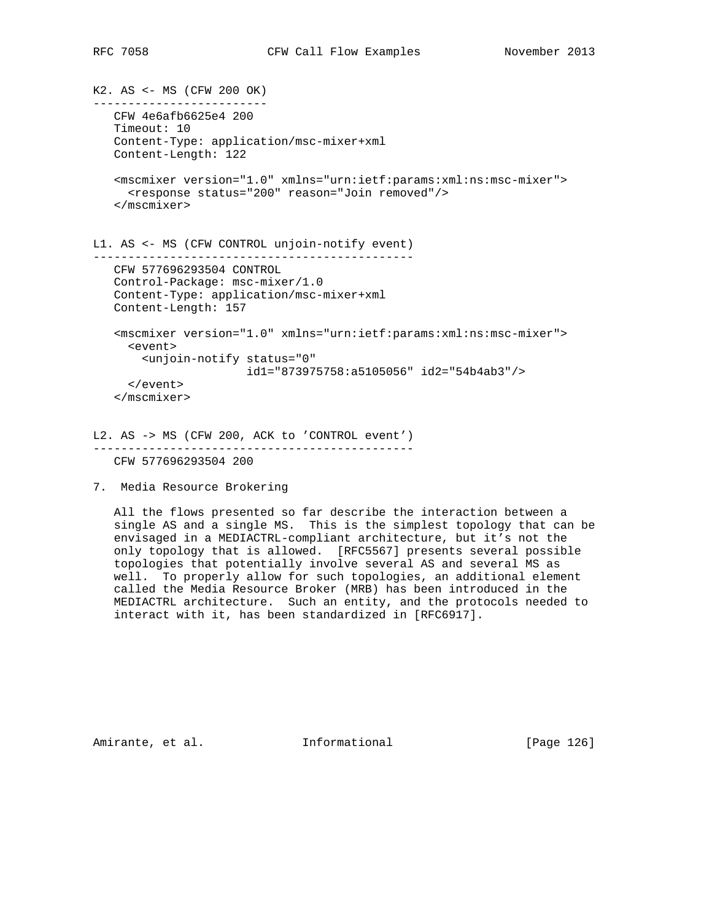K2. AS <- MS (CFW 200 OK)

```
   CFW 4e6afb6625e4 200
   Timeout: 10
   Content-Type: application/msc-mixer+xml
   Content-Length: 122

   <mscmixer version="1.0" xmlns="urn:ietf:params:xml:ns:msc-mixer">
     <response status="200" reason="Join removed"/>
   </mscmixer>
```

L1. AS <- MS (CFW CONTROL unjoin-notify event)

```
   CFW 577696293504 CONTROL
   Control-Package: msc-mixer/1.0
   Content-Type: application/msc-mixer+xml
   Content-Length: 157

   <mscmixer version="1.0" xmlns="urn:ietf:params:xml:ns:msc-mixer">
     <event>
       <unjoin-notify status="0"
                      id1="873975758:a5105056" id2="54b4ab3"/>
     </event>
   </mscmixer>
```

L2. AS -> MS (CFW 200, ACK to 'CONTROL event')

```
   CFW 577696293504 200
```

## 7. Media Resource Brokering

All the flows presented so far describe the interaction between a single AS and a single MS. This is the simplest topology that can be envisaged in a MEDIACTRL-compliant architecture, but it's not the only topology that is allowed. [RFC5567] presents several possible topologies that potentially involve several AS and several MS as well. To properly allow for such topologies, an additional element called the Media Resource Broker (MRB) has been introduced in the MEDIACTRL architecture. Such an entity, and the protocols needed to interact with it, has been standardized in [RFC6917].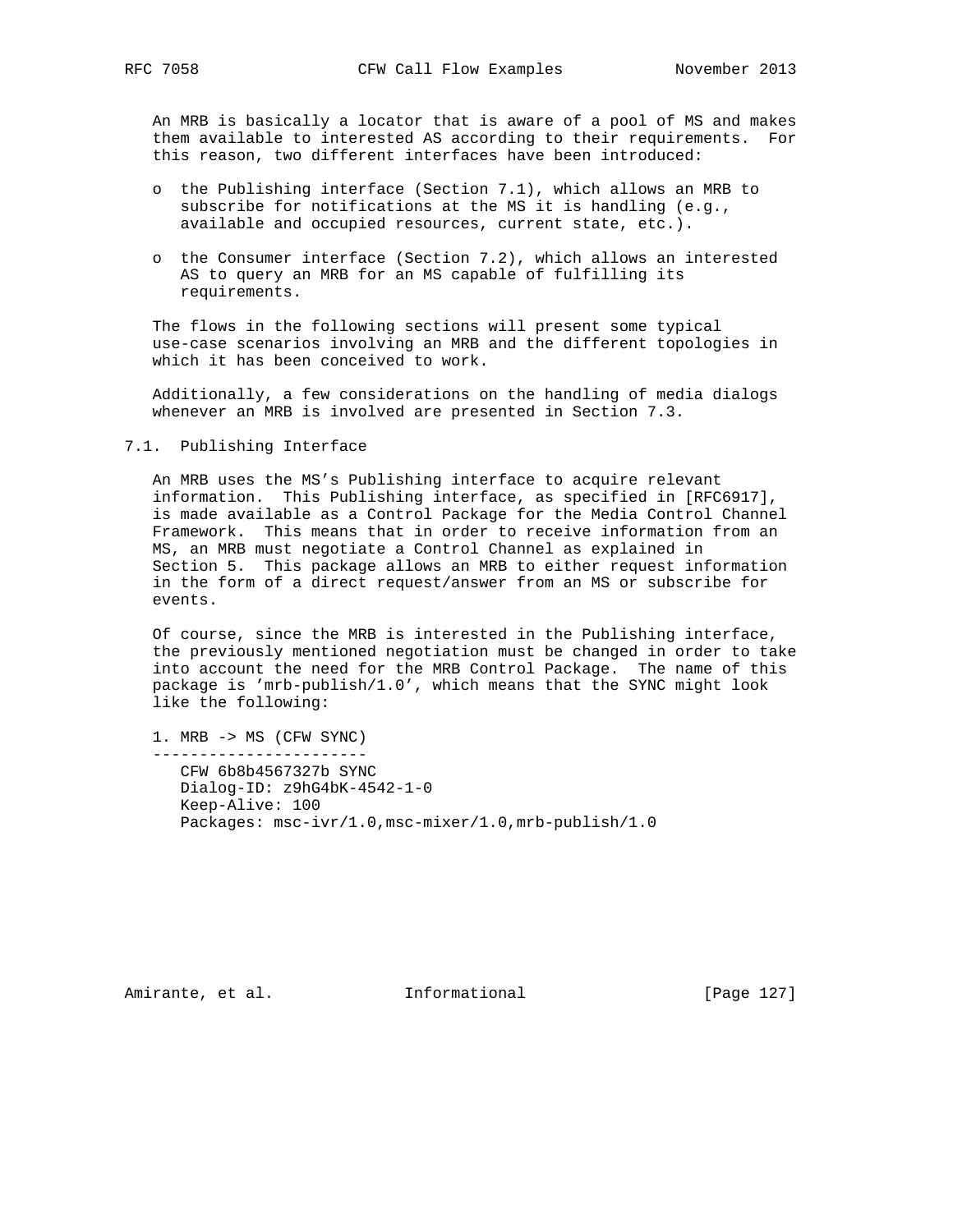An MRB is basically a locator that is aware of a pool of MS and makes them available to interested AS according to their requirements. For this reason, two different interfaces have been introduced:

- the Publishing interface (Section 7.1), which allows an MRB to subscribe for notifications at the MS it is handling (e.g., available and occupied resources, current state, etc.).
- the Consumer interface (Section 7.2), which allows an interested AS to query an MRB for an MS capable of fulfilling its requirements.

The flows in the following sections will present some typical use-case scenarios involving an MRB and the different topologies in which it has been conceived to work.

Additionally, a few considerations on the handling of media dialogs whenever an MRB is involved are presented in Section 7.3.

## 7.1. Publishing Interface

An MRB uses the MS's Publishing interface to acquire relevant information. This Publishing interface, as specified in [RFC6917], is made available as a Control Package for the Media Control Channel Framework. This means that in order to receive information from an MS, an MRB must negotiate a Control Channel as explained in Section 5. This package allows an MRB to either request information in the form of a direct request/answer from an MS or subscribe for events.

Of course, since the MRB is interested in the Publishing interface, the previously mentioned negotiation must be changed in order to take into account the need for the MRB Control Package. The name of this package is 'mrb-publish/1.0', which means that the SYNC might look like the following:

```
1. MRB -> MS (CFW SYNC)
-----------------------
   CFW 6b8b4567327b SYNC
   Dialog-ID: z9hG4bK-4542-1-0
   Keep-Alive: 100
   Packages: msc-ivr/1.0,msc-mixer/1.0,mrb-publish/1.0
```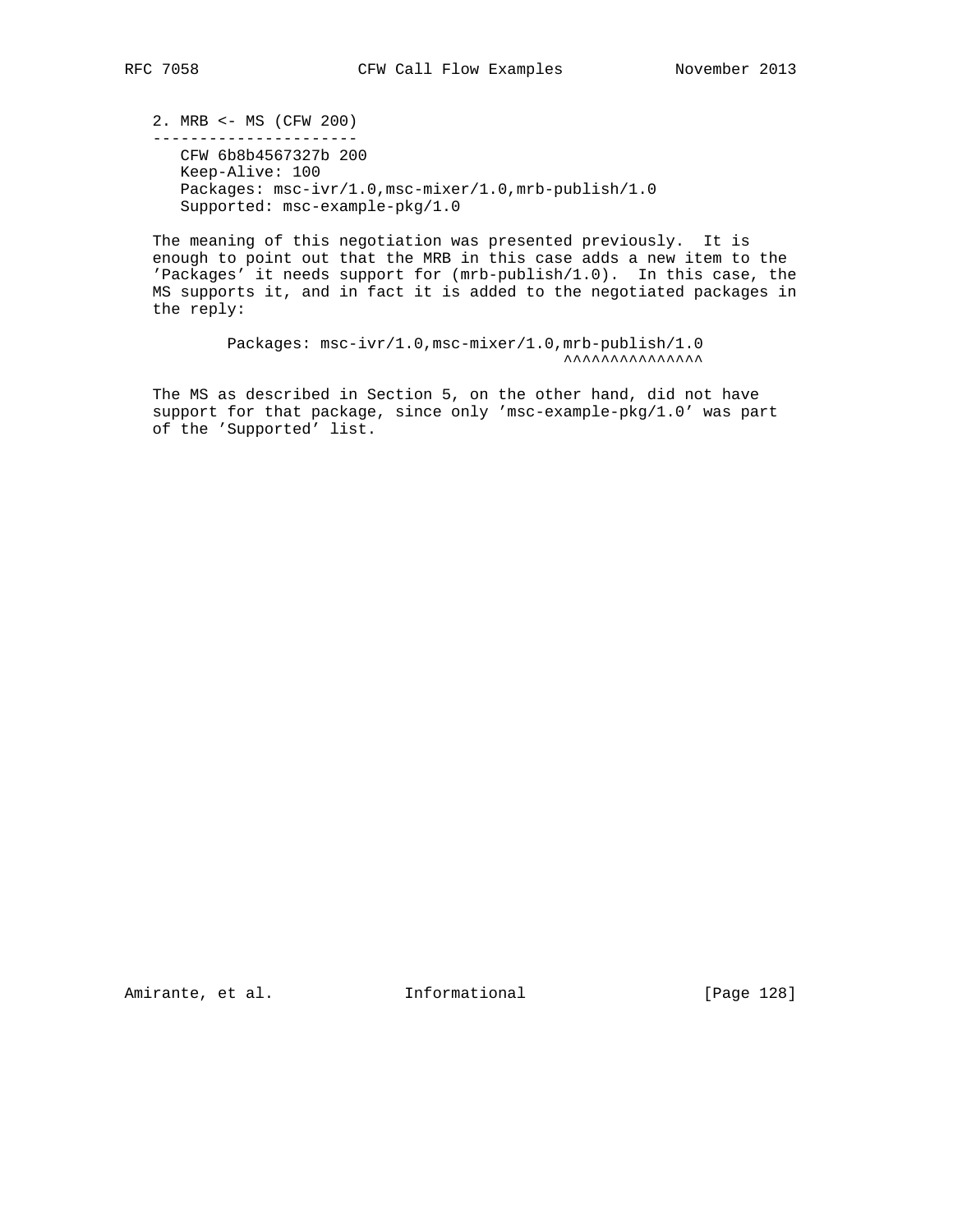2. MRB <- MS (CFW 200)

```
----------------------
   CFW 6b8b4567327b 200
   Keep-Alive: 100
   Packages: msc-ivr/1.0,msc-mixer/1.0,mrb-publish/1.0
   Supported: msc-example-pkg/1.0
```

The meaning of this negotiation was presented previously. It is enough to point out that the MRB in this case adds a new item to the 'Packages' it needs support for (mrb-publish/1.0). In this case, the MS supports it, and in fact it is added to the negotiated packages in the reply:

```
        Packages: msc-ivr/1.0,msc-mixer/1.0,mrb-publish/1.0
                                           ^^^^^^^^^^^^^^^
```

The MS as described in Section 5, on the other hand, did not have support for that package, since only 'msc-example-pkg/1.0' was part of the 'Supported' list.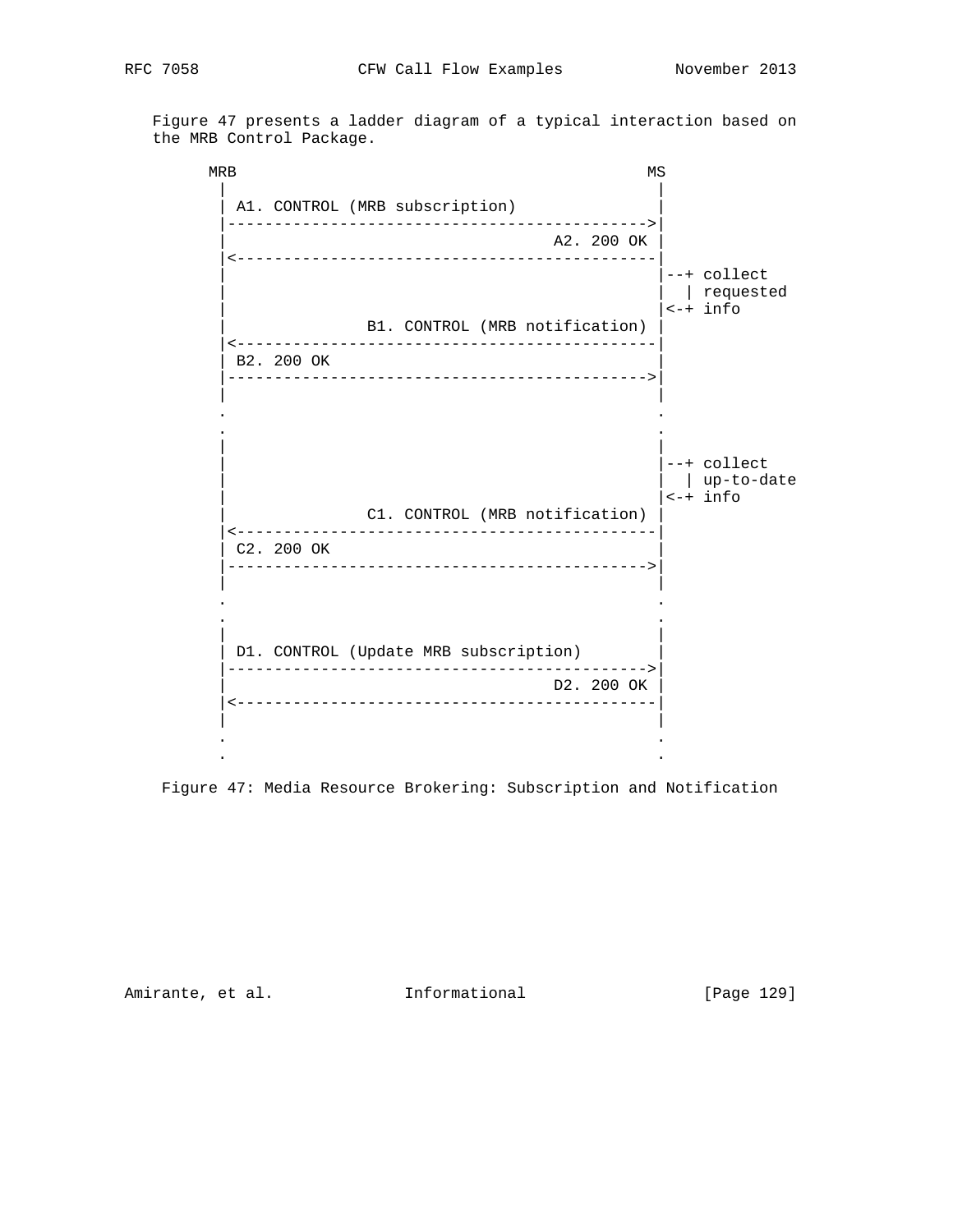Figure 47 presents a ladder diagram of a typical interaction based on the MRB Control Package.

```
     MRB                                           MS
      |                                             |
      | A1. CONTROL (MRB subscription)              |
      |-------------------------------------------->|
      |                                   A2. 200 OK |
      |<--------------------------------------------|
      |                                             |--+ collect
      |                                             |  | requested
      |                                             |<-+ info
      |              B1. CONTROL (MRB notification) |
      |<--------------------------------------------|
      | B2. 200 OK                                  |
      |-------------------------------------------->|
      |                                             |
      .                                             .
      .                                             .
      |                                             |
      |                                             |--+ collect
      |                                             |  | up-to-date
      |                                             |<-+ info
      |              C1. CONTROL (MRB notification) |
      |<--------------------------------------------|
      | C2. 200 OK                                  |
      |-------------------------------------------->|
      |                                             |
      .                                             .
      .                                             .
      |                                             |
      | D1. CONTROL (Update MRB subscription)       |
      |-------------------------------------------->|
      |                                   D2. 200 OK |
      |<--------------------------------------------|
      |                                             |
      .                                             .
      .                                             .
```

Figure 47: Media Resource Brokering: Subscription and Notification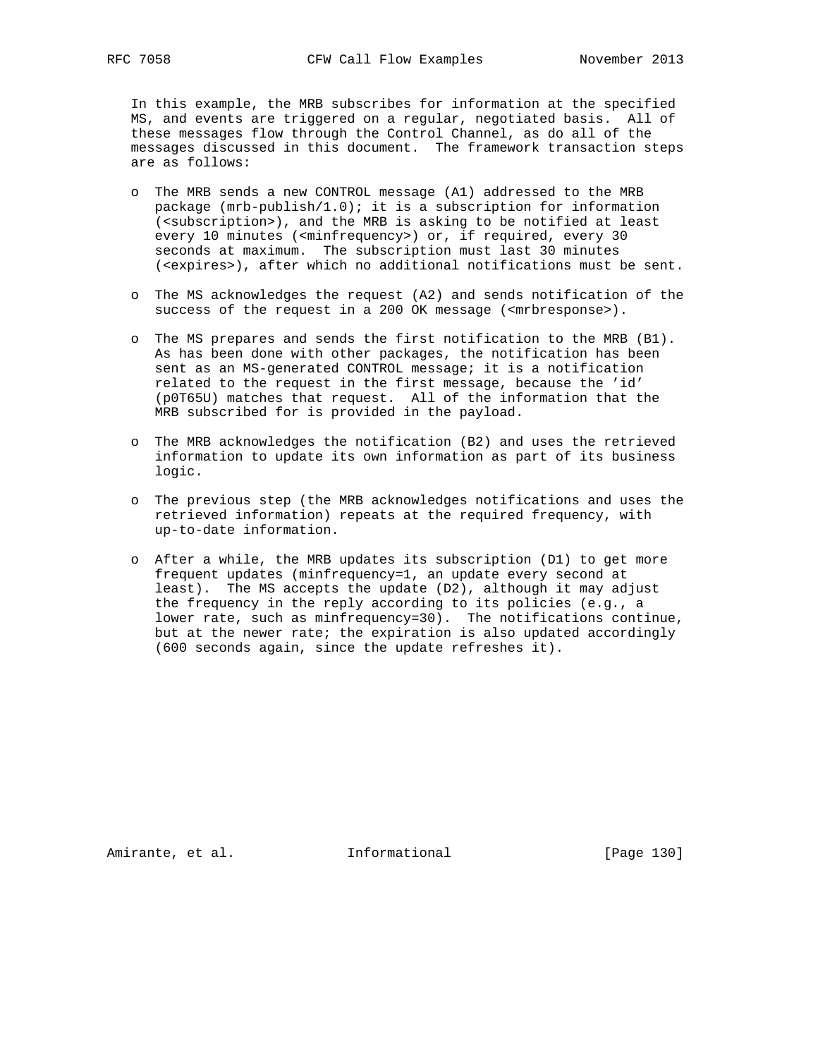In this example, the MRB subscribes for information at the specified MS, and events are triggered on a regular, negotiated basis. All of these messages flow through the Control Channel, as do all of the messages discussed in this document. The framework transaction steps are as follows:

- The MRB sends a new CONTROL message (A1) addressed to the MRB package (mrb-publish/1.0); it is a subscription for information (<subscription>), and the MRB is asking to be notified at least every 10 minutes (<minfrequency>) or, if required, every 30 seconds at maximum. The subscription must last 30 minutes (<expires>), after which no additional notifications must be sent.

- The MS acknowledges the request (A2) and sends notification of the success of the request in a 200 OK message (<mrbresponse>).

- The MS prepares and sends the first notification to the MRB (B1). As has been done with other packages, the notification has been sent as an MS-generated CONTROL message; it is a notification related to the request in the first message, because the 'id' (p0T65U) matches that request. All of the information that the MRB subscribed for is provided in the payload.

- The MRB acknowledges the notification (B2) and uses the retrieved information to update its own information as part of its business logic.

- The previous step (the MRB acknowledges notifications and uses the retrieved information) repeats at the required frequency, with up-to-date information.

- After a while, the MRB updates its subscription (D1) to get more frequent updates (minfrequency=1, an update every second at least). The MS accepts the update (D2), although it may adjust the frequency in the reply according to its policies (e.g., a lower rate, such as minfrequency=30). The notifications continue, but at the newer rate; the expiration is also updated accordingly (600 seconds again, since the update refreshes it).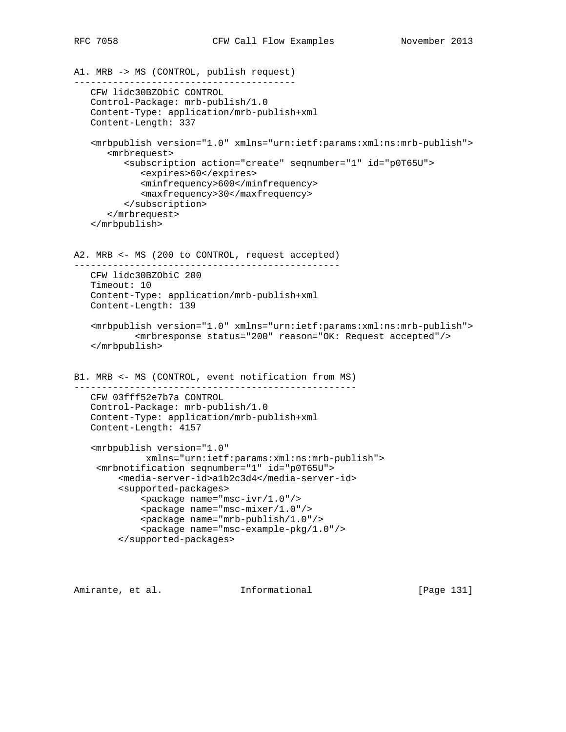A1. MRB -> MS (CONTROL, publish request)

```
----------------------------------------
   CFW lidc30BZObiC CONTROL
   Control-Package: mrb-publish/1.0
   Content-Type: application/mrb-publish+xml
   Content-Length: 337

   <mrbpublish version="1.0" xmlns="urn:ietf:params:xml:ns:mrb-publish">
      <mrbrequest>
         <subscription action="create" seqnumber="1" id="p0T65U">
            <expires>60</expires>
            <minfrequency>600</minfrequency>
            <maxfrequency>30</maxfrequency>
         </subscription>
      </mrbrequest>
   </mrbpublish>
```

A2. MRB <- MS (200 to CONTROL, request accepted)

```
------------------------------------------------
   CFW lidc30BZObiC 200
   Timeout: 10
   Content-Type: application/mrb-publish+xml
   Content-Length: 139

   <mrbpublish version="1.0" xmlns="urn:ietf:params:xml:ns:mrb-publish">
           <mrbresponse status="200" reason="OK: Request accepted"/>
   </mrbpublish>
```

B1. MRB <- MS (CONTROL, event notification from MS)

```
---------------------------------------------------
   CFW 03fff52e7b7a CONTROL
   Control-Package: mrb-publish/1.0
   Content-Type: application/mrb-publish+xml
   Content-Length: 4157

   <mrbpublish version="1.0"
             xmlns="urn:ietf:params:xml:ns:mrb-publish">
    <mrbnotification seqnumber="1" id="p0T65U">
        <media-server-id>a1b2c3d4</media-server-id>
        <supported-packages>
            <package name="msc-ivr/1.0"/>
            <package name="msc-mixer/1.0"/>
            <package name="mrb-publish/1.0"/>
            <package name="msc-example-pkg/1.0"/>
        </supported-packages>
```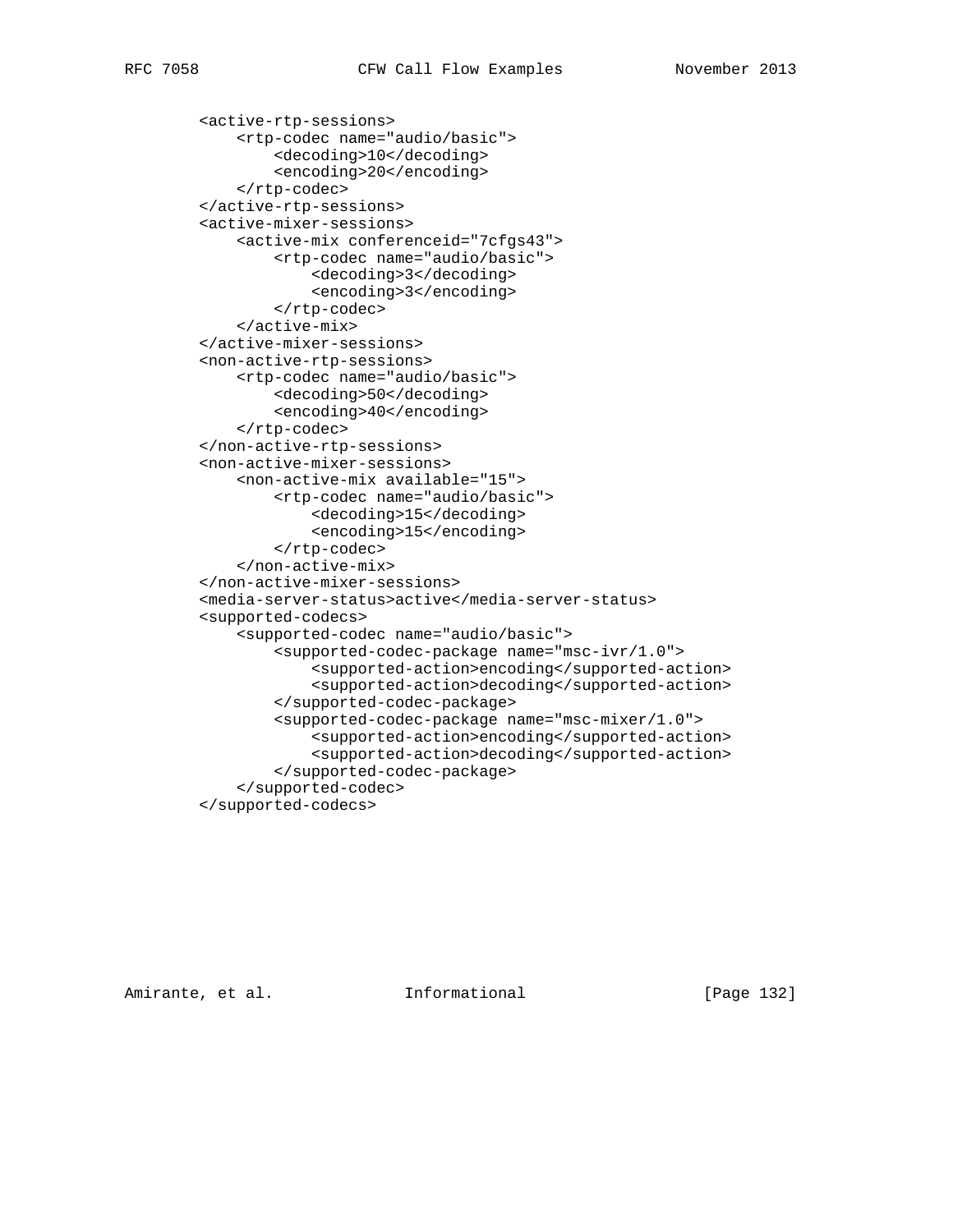```
        <active-rtp-sessions>
            <rtp-codec name="audio/basic">
                <decoding>10</decoding>
                <encoding>20</encoding>
            </rtp-codec>
        </active-rtp-sessions>
        <active-mixer-sessions>
            <active-mix conferenceid="7cfgs43">
                <rtp-codec name="audio/basic">
                    <decoding>3</decoding>
                    <encoding>3</encoding>
                </rtp-codec>
            </active-mix>
        </active-mixer-sessions>
        <non-active-rtp-sessions>
            <rtp-codec name="audio/basic">
                <decoding>50</decoding>
                <encoding>40</encoding>
            </rtp-codec>
        </non-active-rtp-sessions>
        <non-active-mixer-sessions>
            <non-active-mix available="15">
                <rtp-codec name="audio/basic">
                    <decoding>15</decoding>
                    <encoding>15</encoding>
                </rtp-codec>
            </non-active-mix>
        </non-active-mixer-sessions>
        <media-server-status>active</media-server-status>
        <supported-codecs>
            <supported-codec name="audio/basic">
                <supported-codec-package name="msc-ivr/1.0">
                    <supported-action>encoding</supported-action>
                    <supported-action>decoding</supported-action>
                </supported-codec-package>
                <supported-codec-package name="msc-mixer/1.0">
                    <supported-action>encoding</supported-action>
                    <supported-action>decoding</supported-action>
                </supported-codec-package>
            </supported-codec>
        </supported-codecs>
```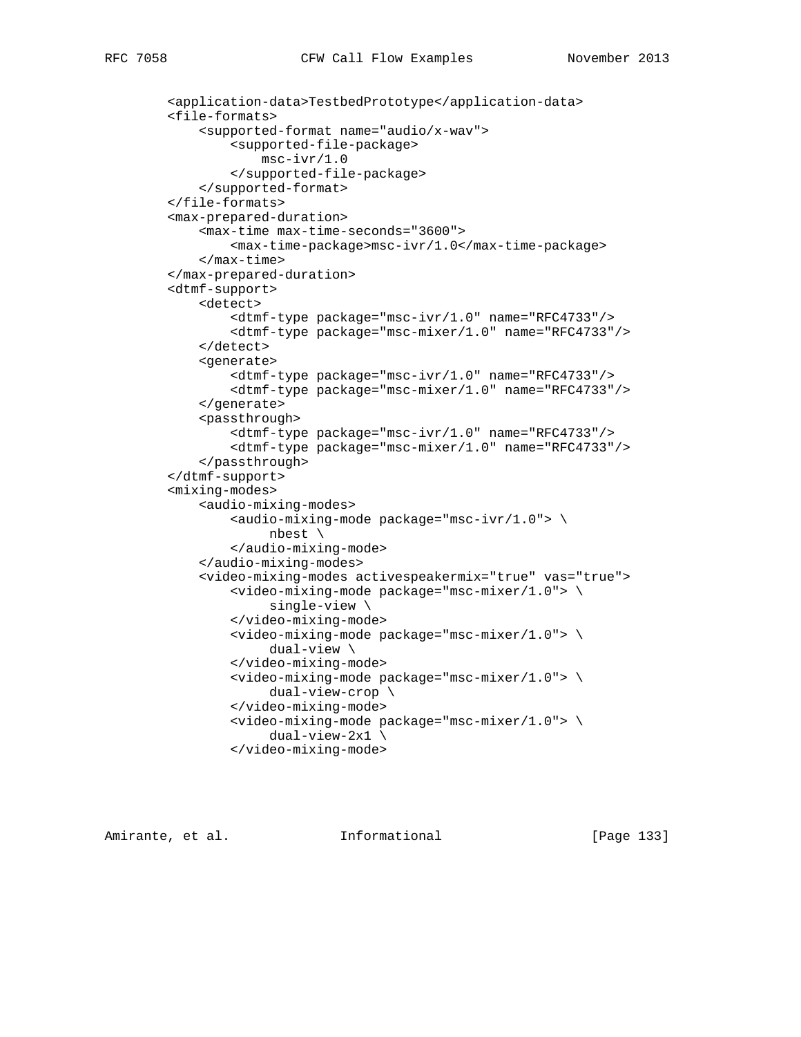```
        <application-data>TestbedPrototype</application-data>
        <file-formats>
            <supported-format name="audio/x-wav">
                <supported-file-package>
                    msc-ivr/1.0
                </supported-file-package>
            </supported-format>
        </file-formats>
        <max-prepared-duration>
            <max-time max-time-seconds="3600">
                <max-time-package>msc-ivr/1.0</max-time-package>
            </max-time>
        </max-prepared-duration>
        <dtmf-support>
            <detect>
                <dtmf-type package="msc-ivr/1.0" name="RFC4733"/>
                <dtmf-type package="msc-mixer/1.0" name="RFC4733"/>
            </detect>
            <generate>
                <dtmf-type package="msc-ivr/1.0" name="RFC4733"/>
                <dtmf-type package="msc-mixer/1.0" name="RFC4733"/>
            </generate>
            <passthrough>
                <dtmf-type package="msc-ivr/1.0" name="RFC4733"/>
                <dtmf-type package="msc-mixer/1.0" name="RFC4733"/>
            </passthrough>
        </dtmf-support>
        <mixing-modes>
            <audio-mixing-modes>
                <audio-mixing-mode package="msc-ivr/1.0"> \
                     nbest \
                </audio-mixing-mode>
            </audio-mixing-modes>
            <video-mixing-modes activespeakermix="true" vas="true">
                <video-mixing-mode package="msc-mixer/1.0"> \
                     single-view \
                </video-mixing-mode>
                <video-mixing-mode package="msc-mixer/1.0"> \
                     dual-view \
                </video-mixing-mode>
                <video-mixing-mode package="msc-mixer/1.0"> \
                     dual-view-crop \
                </video-mixing-mode>
                <video-mixing-mode package="msc-mixer/1.0"> \
                     dual-view-2x1 \
                </video-mixing-mode>
```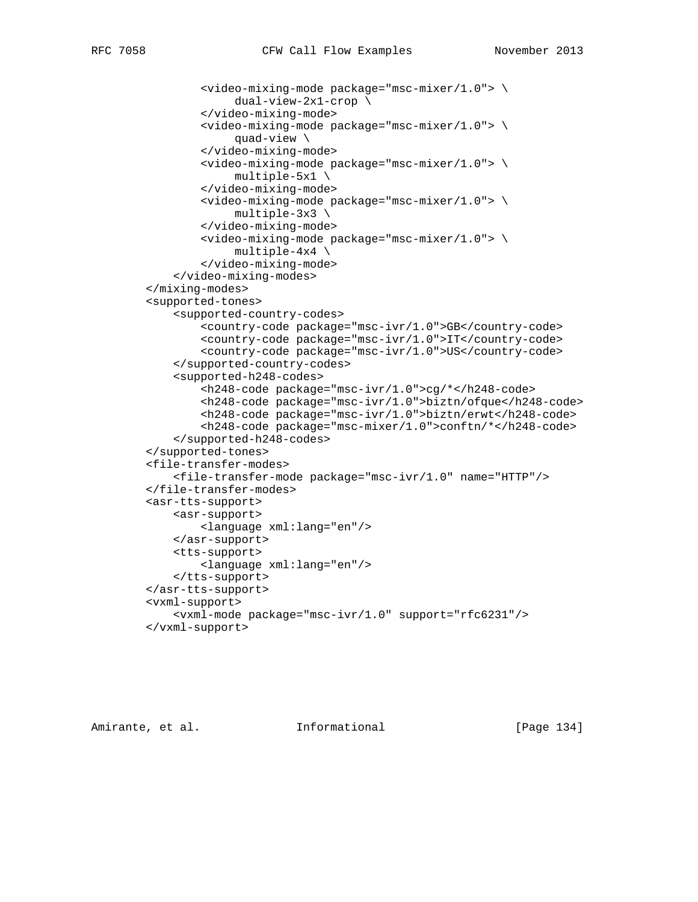```
            <video-mixing-mode package="msc-mixer/1.0"> \
                 dual-view-2x1-crop \
            </video-mixing-mode>
            <video-mixing-mode package="msc-mixer/1.0"> \
                 quad-view \
            </video-mixing-mode>
            <video-mixing-mode package="msc-mixer/1.0"> \
                 multiple-5x1 \
            </video-mixing-mode>
            <video-mixing-mode package="msc-mixer/1.0"> \
                 multiple-3x3 \
            </video-mixing-mode>
            <video-mixing-mode package="msc-mixer/1.0"> \
                 multiple-4x4 \
            </video-mixing-mode>
        </video-mixing-modes>
    </mixing-modes>
    <supported-tones>
        <supported-country-codes>
            <country-code package="msc-ivr/1.0">GB</country-code>
            <country-code package="msc-ivr/1.0">IT</country-code>
            <country-code package="msc-ivr/1.0">US</country-code>
        </supported-country-codes>
        <supported-h248-codes>
            <h248-code package="msc-ivr/1.0">cg/*</h248-code>
            <h248-code package="msc-ivr/1.0">biztn/ofque</h248-code>
            <h248-code package="msc-ivr/1.0">biztn/erwt</h248-code>
            <h248-code package="msc-mixer/1.0">conftn/*</h248-code>
        </supported-h248-codes>
    </supported-tones>
    <file-transfer-modes>
        <file-transfer-mode package="msc-ivr/1.0" name="HTTP"/>
    </file-transfer-modes>
    <asr-tts-support>
        <asr-support>
            <language xml:lang="en"/>
        </asr-support>
        <tts-support>
            <language xml:lang="en"/>
        </tts-support>
    </asr-tts-support>
    <vxml-support>
        <vxml-mode package="msc-ivr/1.0" support="rfc6231"/>
    </vxml-support>
```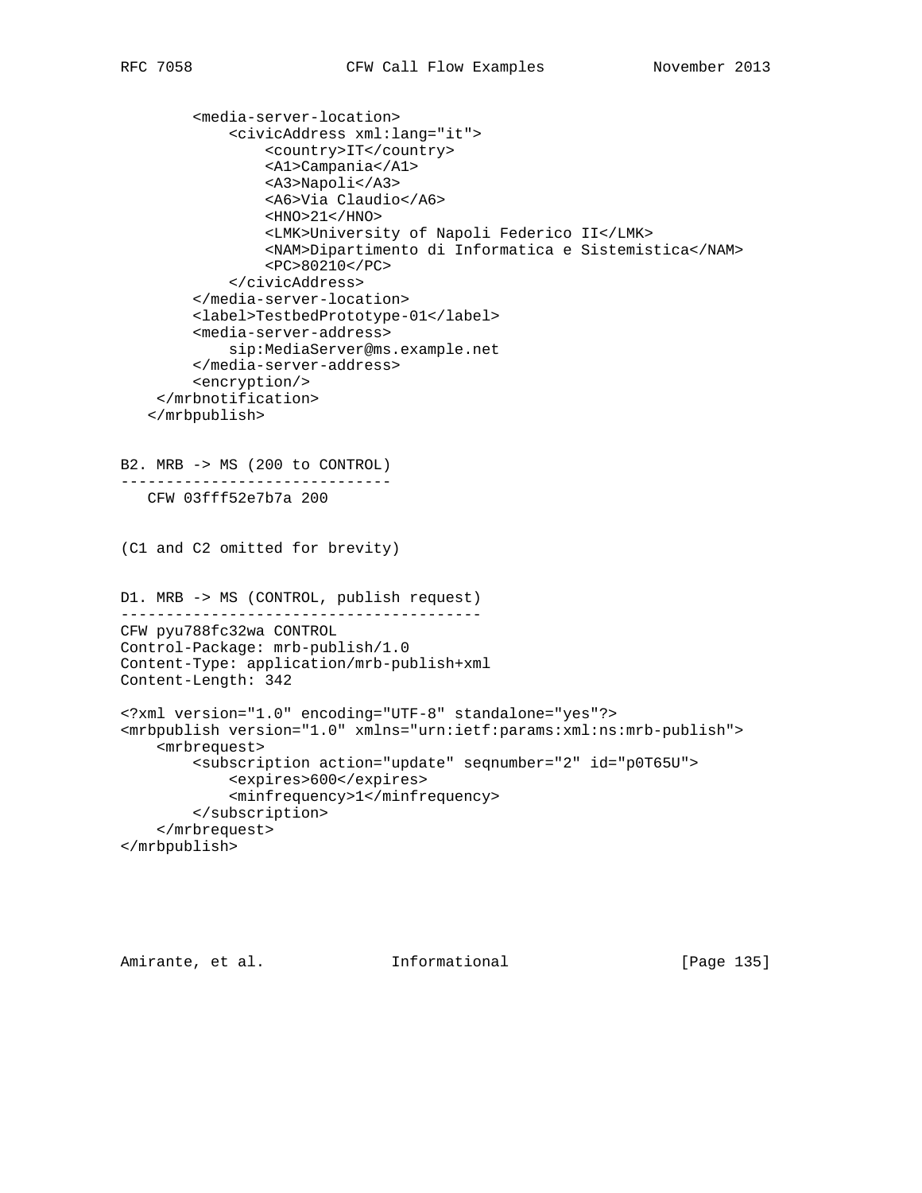```
        <media-server-location>
            <civicAddress xml:lang="it">
                <country>IT</country>
                <A1>Campania</A1>
                <A3>Napoli</A3>
                <A6>Via Claudio</A6>
                <HNO>21</HNO>
                <LMK>University of Napoli Federico II</LMK>
                <NAM>Dipartimento di Informatica e Sistemistica</NAM>
                <PC>80210</PC>
            </civicAddress>
        </media-server-location>
        <label>TestbedPrototype-01</label>
        <media-server-address>
            sip:MediaServer@ms.example.net
        </media-server-address>
        <encryption/>
     </mrbnotification>
   </mrbpublish>
```

```
B2. MRB -> MS (200 to CONTROL)
------------------------------
   CFW 03fff52e7b7a 200
```

(C1 and C2 omitted for brevity)

```
D1. MRB -> MS (CONTROL, publish request)
----------------------------------------
CFW pyu788fc32wa CONTROL
Control-Package: mrb-publish/1.0
Content-Type: application/mrb-publish+xml
Content-Length: 342

<?xml version="1.0" encoding="UTF-8" standalone="yes"?>
<mrbpublish version="1.0" xmlns="urn:ietf:params:xml:ns:mrb-publish">
    <mrbrequest>
        <subscription action="update" seqnumber="2" id="p0T65U">
            <expires>600</expires>
            <minfrequency>1</minfrequency>
        </subscription>
    </mrbrequest>
</mrbpublish>
```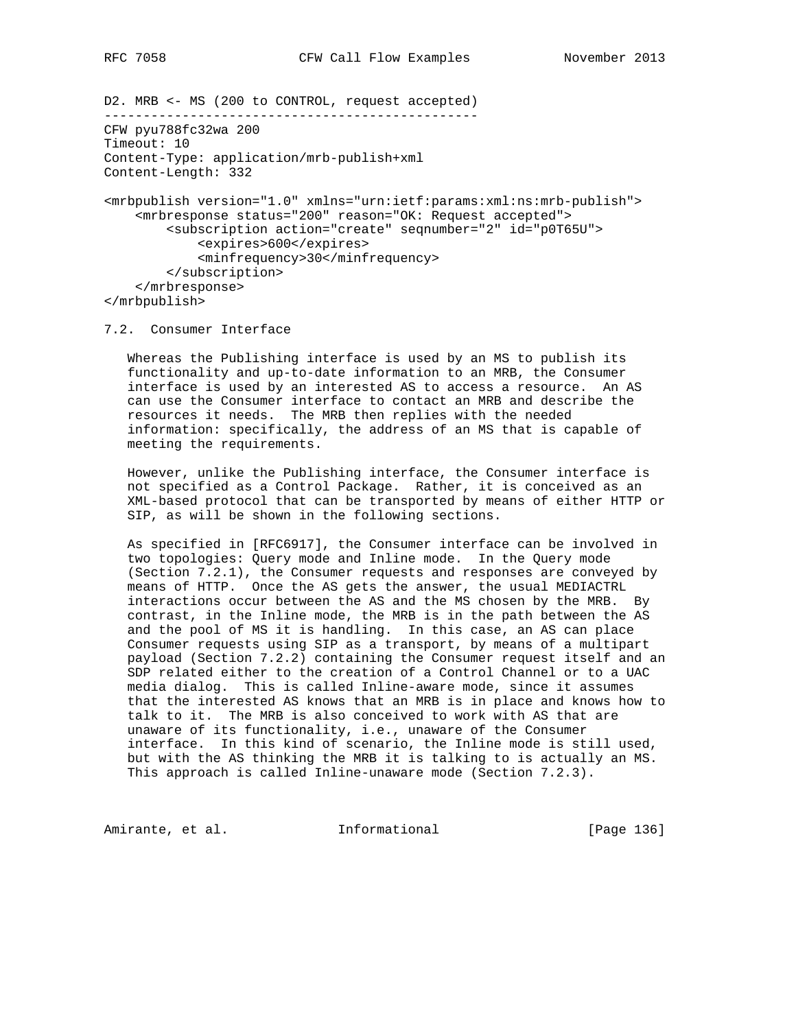D2. MRB <- MS (200 to CONTROL, request accepted)

```
CFW pyu788fc32wa 200
Timeout: 10
Content-Type: application/mrb-publish+xml
Content-Length: 332

<mrbpublish version="1.0" xmlns="urn:ietf:params:xml:ns:mrb-publish">
    <mrbresponse status="200" reason="OK: Request accepted">
        <subscription action="create" seqnumber="2" id="p0T65U">
            <expires>600</expires>
            <minfrequency>30</minfrequency>
        </subscription>
    </mrbresponse>
</mrbpublish>
```

## 7.2. Consumer Interface

Whereas the Publishing interface is used by an MS to publish its functionality and up-to-date information to an MRB, the Consumer interface is used by an interested AS to access a resource. An AS can use the Consumer interface to contact an MRB and describe the resources it needs. The MRB then replies with the needed information: specifically, the address of an MS that is capable of meeting the requirements.

However, unlike the Publishing interface, the Consumer interface is not specified as a Control Package. Rather, it is conceived as an XML-based protocol that can be transported by means of either HTTP or SIP, as will be shown in the following sections.

As specified in [RFC6917], the Consumer interface can be involved in two topologies: Query mode and Inline mode. In the Query mode (Section 7.2.1), the Consumer requests and responses are conveyed by means of HTTP. Once the AS gets the answer, the usual MEDIACTRL interactions occur between the AS and the MS chosen by the MRB. By contrast, in the Inline mode, the MRB is in the path between the AS and the pool of MS it is handling. In this case, an AS can place Consumer requests using SIP as a transport, by means of a multipart payload (Section 7.2.2) containing the Consumer request itself and an SDP related either to the creation of a Control Channel or to a UAC media dialog. This is called Inline-aware mode, since it assumes that the interested AS knows that an MRB is in place and knows how to talk to it. The MRB is also conceived to work with AS that are unaware of its functionality, i.e., unaware of the Consumer interface. In this kind of scenario, the Inline mode is still used, but with the AS thinking the MRB it is talking to is actually an MS. This approach is called Inline-unaware mode (Section 7.2.3).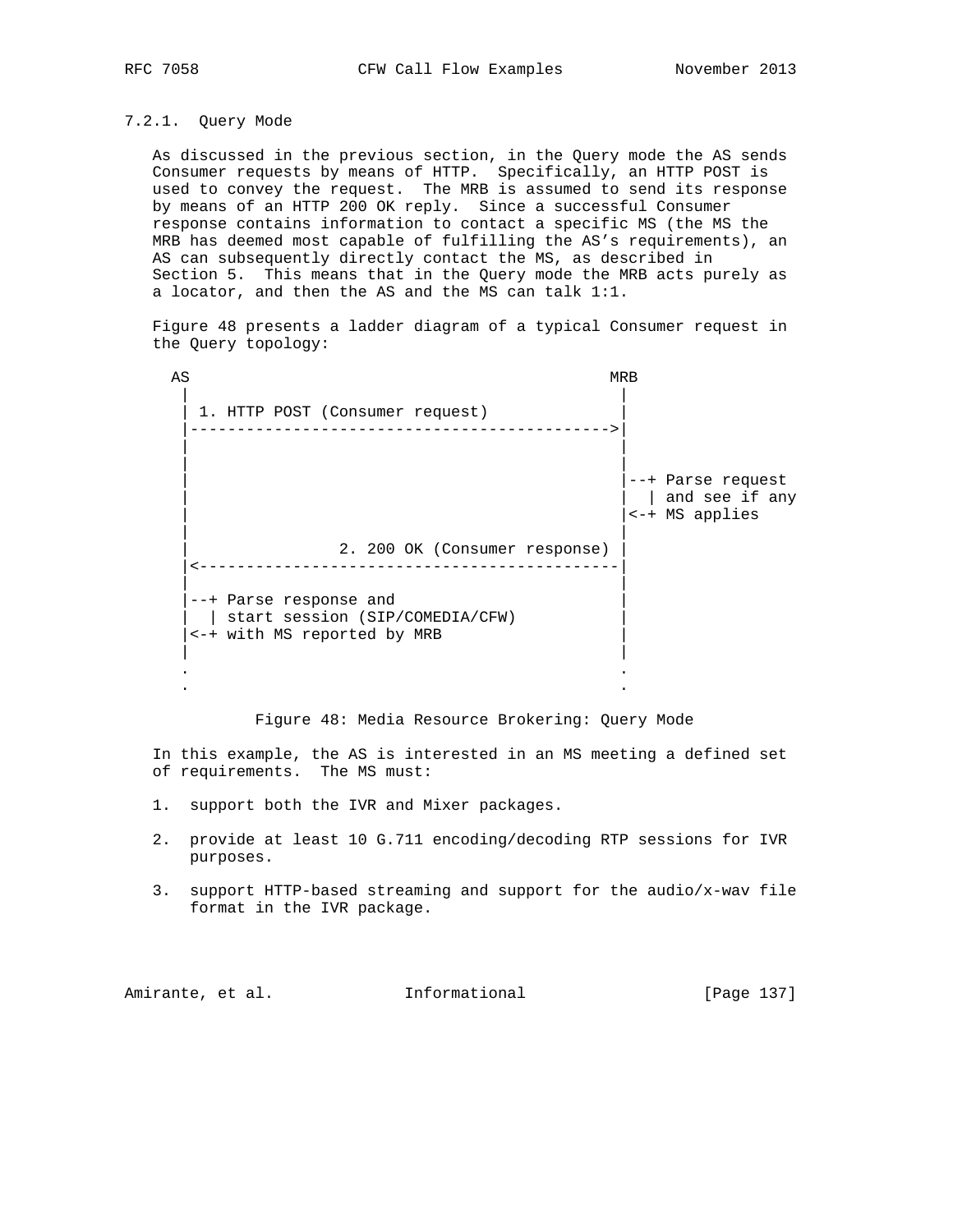### 7.2.1. Query Mode

As discussed in the previous section, in the Query mode the AS sends Consumer requests by means of HTTP. Specifically, an HTTP POST is used to convey the request. The MRB is assumed to send its response by means of an HTTP 200 OK reply. Since a successful Consumer response contains information to contact a specific MS (the MS the MRB has deemed most capable of fulfilling the AS's requirements), an AS can subsequently directly contact the MS, as described in Section 5. This means that in the Query mode the MRB acts purely as a locator, and then the AS and the MS can talk 1:1.

Figure 48 presents a ladder diagram of a typical Consumer request in the Query topology:

```
  AS                                               MRB
   |                                                |
   | 1. HTTP POST (Consumer request)                |
   |----------------------------------------------->|
   |                                                |
   |                                                |
   |                                                |--+ Parse request
   |                                                |  | and see if any
   |                                                |<-+ MS applies
   |                                                |
   |                 2. 200 OK (Consumer response)  |
   |<-----------------------------------------------|
   |                                                |
   |--+ Parse response and                          |
   |  | start session (SIP/COMEDIA/CFW)             |
   |<-+ with MS reported by MRB                     |
   |                                                |
   .                                                .
   .                                                .
```

Figure 48: Media Resource Brokering: Query Mode

In this example, the AS is interested in an MS meeting a defined set of requirements. The MS must:

1. support both the IVR and Mixer packages.

2. provide at least 10 G.711 encoding/decoding RTP sessions for IVR purposes.

3. support HTTP-based streaming and support for the audio/x-wav file format in the IVR package.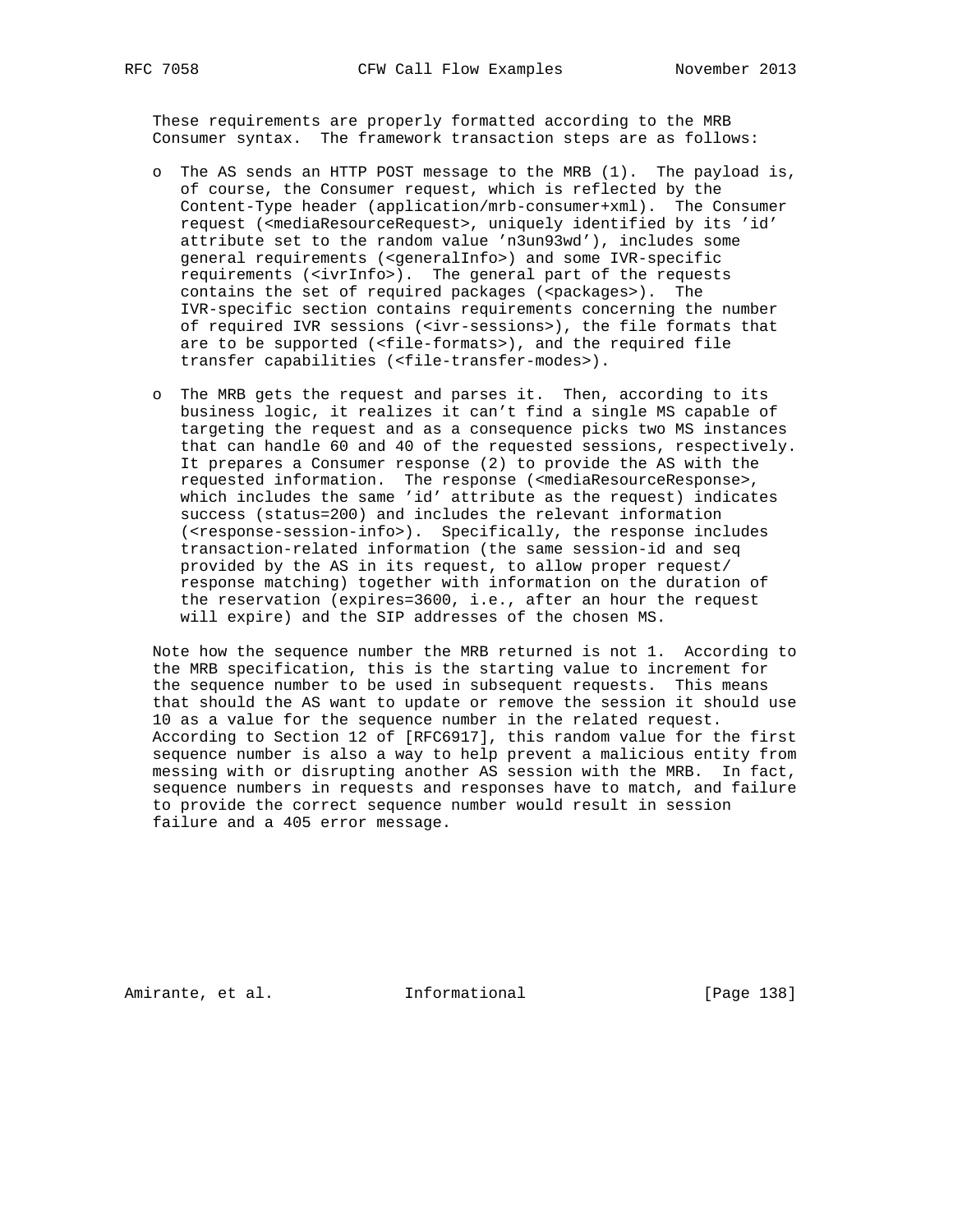These requirements are properly formatted according to the MRB Consumer syntax. The framework transaction steps are as follows:

- The AS sends an HTTP POST message to the MRB (1). The payload is, of course, the Consumer request, which is reflected by the Content-Type header (application/mrb-consumer+xml). The Consumer request (<mediaResourceRequest>, uniquely identified by its 'id' attribute set to the random value 'n3un93wd'), includes some general requirements (<generalInfo>) and some IVR-specific requirements (<ivrInfo>). The general part of the requests contains the set of required packages (<packages>). The IVR-specific section contains requirements concerning the number of required IVR sessions (<ivr-sessions>), the file formats that are to be supported (<file-formats>), and the required file transfer capabilities (<file-transfer-modes>).

- The MRB gets the request and parses it. Then, according to its business logic, it realizes it can't find a single MS capable of targeting the request and as a consequence picks two MS instances that can handle 60 and 40 of the requested sessions, respectively. It prepares a Consumer response (2) to provide the AS with the requested information. The response (<mediaResourceResponse>, which includes the same 'id' attribute as the request) indicates success (status=200) and includes the relevant information (<response-session-info>). Specifically, the response includes transaction-related information (the same session-id and seq provided by the AS in its request, to allow proper request/response matching) together with information on the duration of the reservation (expires=3600, i.e., after an hour the request will expire) and the SIP addresses of the chosen MS.

Note how the sequence number the MRB returned is not 1. According to the MRB specification, this is the starting value to increment for the sequence number to be used in subsequent requests. This means that should the AS want to update or remove the session it should use 10 as a value for the sequence number in the related request. According to Section 12 of [RFC6917], this random value for the first sequence number is also a way to help prevent a malicious entity from messing with or disrupting another AS session with the MRB. In fact, sequence numbers in requests and responses have to match, and failure to provide the correct sequence number would result in session failure and a 405 error message.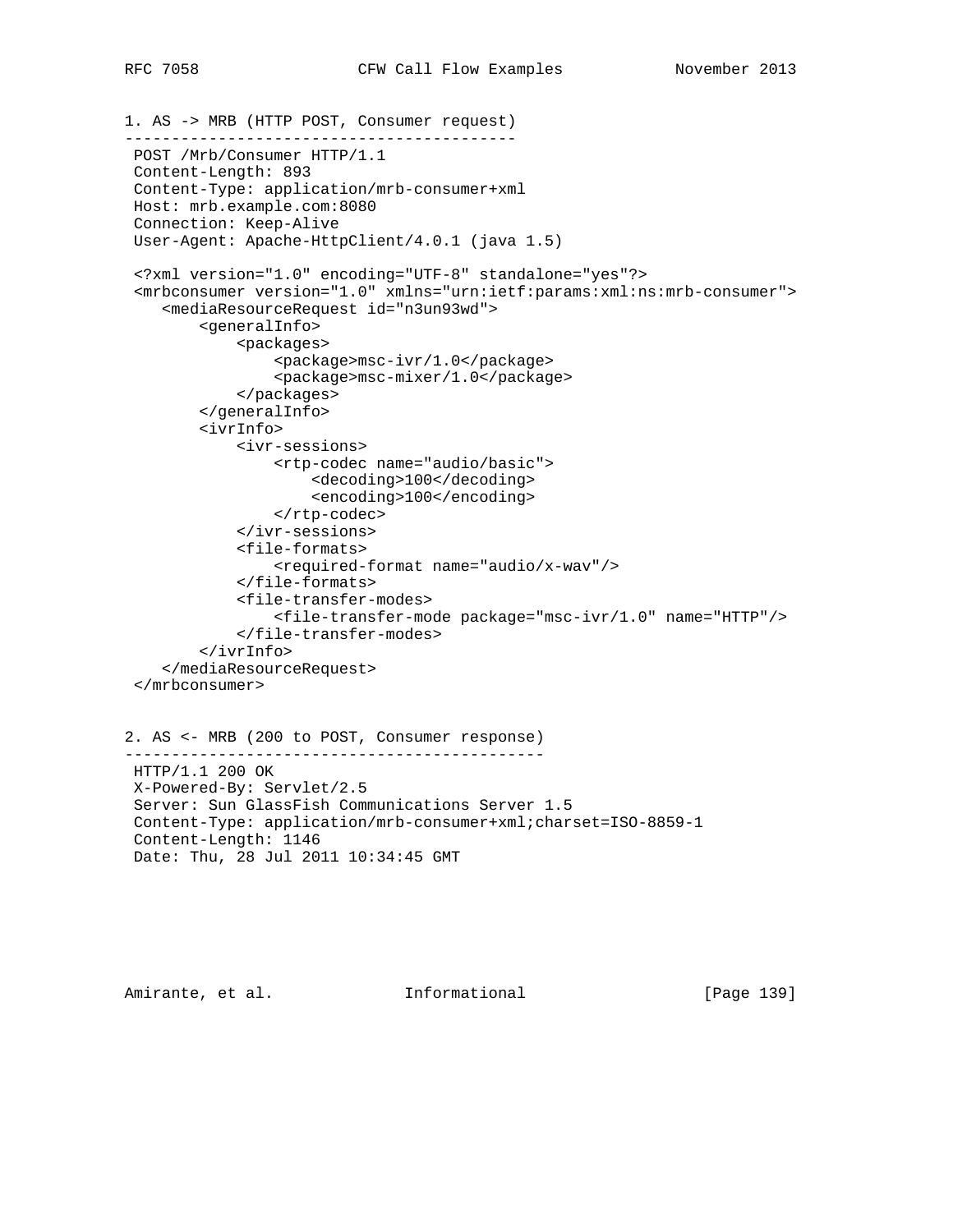```
1. AS -> MRB (HTTP POST, Consumer request)
------------------------------------------
 POST /Mrb/Consumer HTTP/1.1
 Content-Length: 893
 Content-Type: application/mrb-consumer+xml
 Host: mrb.example.com:8080
 Connection: Keep-Alive
 User-Agent: Apache-HttpClient/4.0.1 (java 1.5)

 <?xml version="1.0" encoding="UTF-8" standalone="yes"?>
 <mrbconsumer version="1.0" xmlns="urn:ietf:params:xml:ns:mrb-consumer">
    <mediaResourceRequest id="n3un93wd">
        <generalInfo>
            <packages>
                <package>msc-ivr/1.0</package>
                <package>msc-mixer/1.0</package>
            </packages>
        </generalInfo>
        <ivrInfo>
            <ivr-sessions>
                <rtp-codec name="audio/basic">
                    <decoding>100</decoding>
                    <encoding>100</encoding>
                </rtp-codec>
            </ivr-sessions>
            <file-formats>
                <required-format name="audio/x-wav"/>
            </file-formats>
            <file-transfer-modes>
                <file-transfer-mode package="msc-ivr/1.0" name="HTTP"/>
            </file-transfer-modes>
        </ivrInfo>
    </mediaResourceRequest>
 </mrbconsumer>


2. AS <- MRB (200 to POST, Consumer response)
---------------------------------------------
 HTTP/1.1 200 OK
 X-Powered-By: Servlet/2.5
 Server: Sun GlassFish Communications Server 1.5
 Content-Type: application/mrb-consumer+xml;charset=ISO-8859-1
 Content-Length: 1146
 Date: Thu, 28 Jul 2011 10:34:45 GMT
```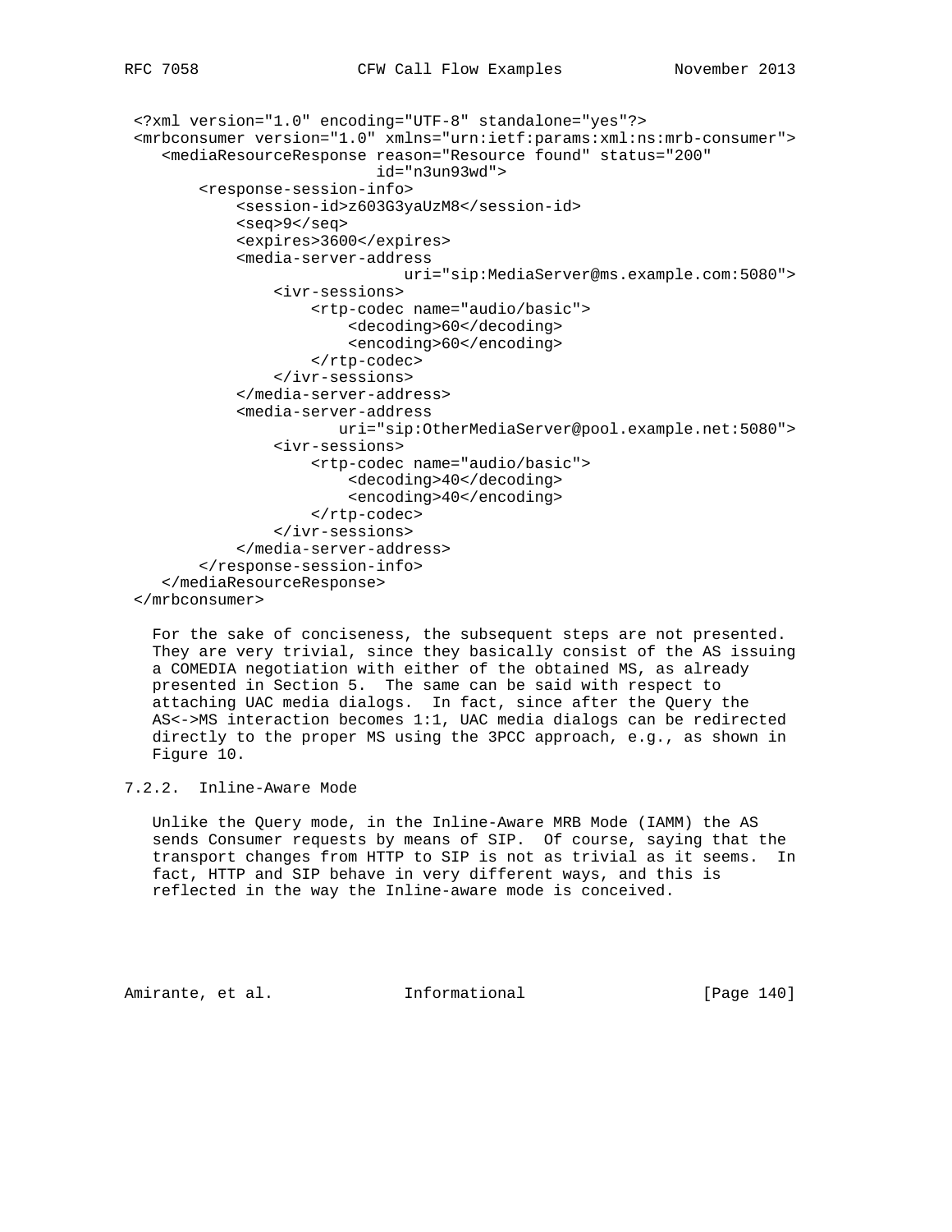```
<?xml version="1.0" encoding="UTF-8" standalone="yes"?>
<mrbconsumer version="1.0" xmlns="urn:ietf:params:xml:ns:mrb-consumer">
   <mediaResourceResponse reason="Resource found" status="200"
                          id="n3un93wd">
       <response-session-info>
           <session-id>z603G3yaUzM8</session-id>
           <seq>9</seq>
           <expires>3600</expires>
           <media-server-address
                            uri="sip:MediaServer@ms.example.com:5080">
               <ivr-sessions>
                   <rtp-codec name="audio/basic">
                       <decoding>60</decoding>
                       <encoding>60</encoding>
                   </rtp-codec>
               </ivr-sessions>
           </media-server-address>
           <media-server-address
                     uri="sip:OtherMediaServer@pool.example.net:5080">
               <ivr-sessions>
                   <rtp-codec name="audio/basic">
                       <decoding>40</decoding>
                       <encoding>40</encoding>
                   </rtp-codec>
               </ivr-sessions>
           </media-server-address>
       </response-session-info>
   </mediaResourceResponse>
</mrbconsumer>
```

For the sake of conciseness, the subsequent steps are not presented. They are very trivial, since they basically consist of the AS issuing a COMEDIA negotiation with either of the obtained MS, as already presented in Section 5. The same can be said with respect to attaching UAC media dialogs. In fact, since after the Query the AS<->MS interaction becomes 1:1, UAC media dialogs can be redirected directly to the proper MS using the 3PCC approach, e.g., as shown in Figure 10.

### 7.2.2. Inline-Aware Mode

Unlike the Query mode, in the Inline-Aware MRB Mode (IAMM) the AS sends Consumer requests by means of SIP. Of course, saying that the transport changes from HTTP to SIP is not as trivial as it seems. In fact, HTTP and SIP behave in very different ways, and this is reflected in the way the Inline-aware mode is conceived.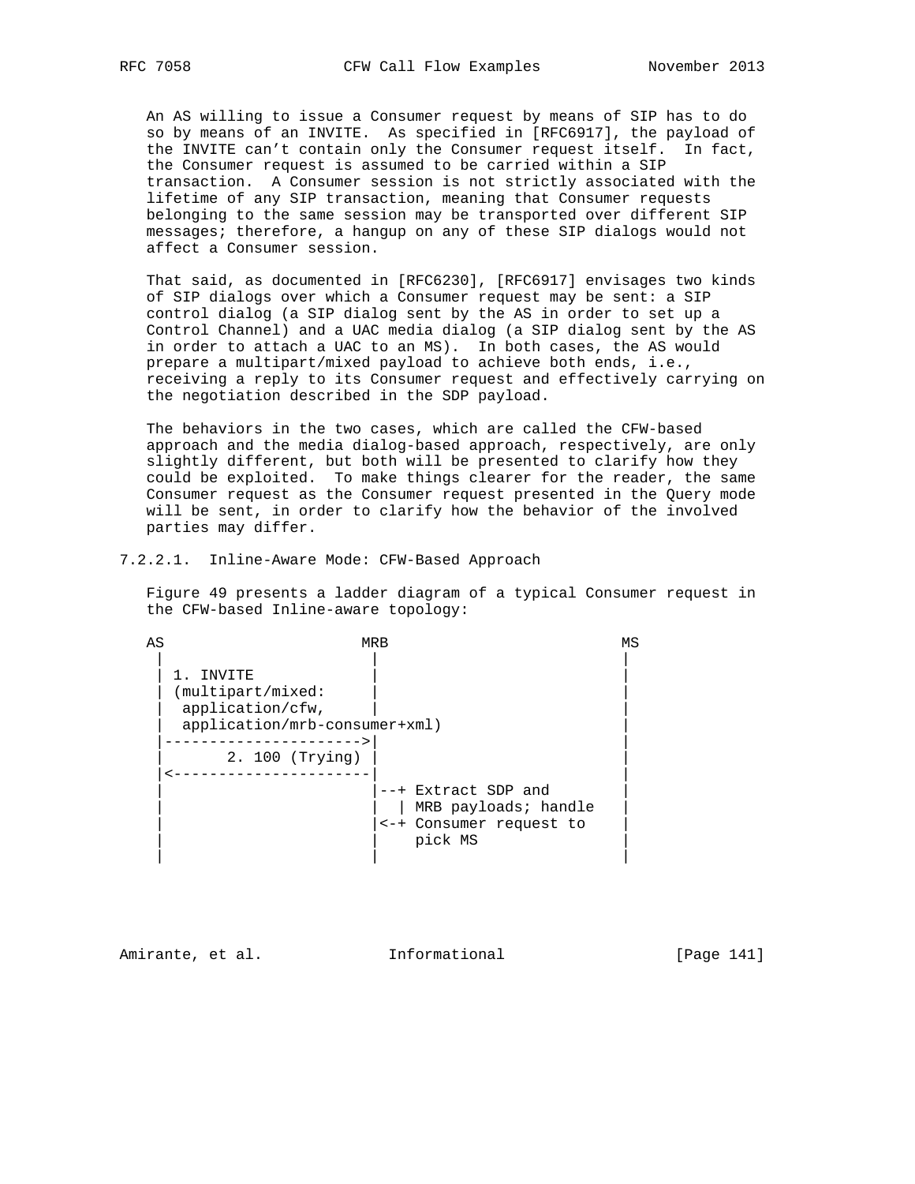An AS willing to issue a Consumer request by means of SIP has to do so by means of an INVITE. As specified in [RFC6917], the payload of the INVITE can't contain only the Consumer request itself. In fact, the Consumer request is assumed to be carried within a SIP transaction. A Consumer session is not strictly associated with the lifetime of any SIP transaction, meaning that Consumer requests belonging to the same session may be transported over different SIP messages; therefore, a hangup on any of these SIP dialogs would not affect a Consumer session.

That said, as documented in [RFC6230], [RFC6917] envisages two kinds of SIP dialogs over which a Consumer request may be sent: a SIP control dialog (a SIP dialog sent by the AS in order to set up a Control Channel) and a UAC media dialog (a SIP dialog sent by the AS in order to attach a UAC to an MS). In both cases, the AS would prepare a multipart/mixed payload to achieve both ends, i.e., receiving a reply to its Consumer request and effectively carrying on the negotiation described in the SDP payload.

The behaviors in the two cases, which are called the CFW-based approach and the media dialog-based approach, respectively, are only slightly different, but both will be presented to clarify how they could be exploited. To make things clearer for the reader, the same Consumer request as the Consumer request presented in the Query mode will be sent, in order to clarify how the behavior of the involved parties may differ.

### 7.2.2.1. Inline-Aware Mode: CFW-Based Approach

Figure 49 presents a ladder diagram of a typical Consumer request in the CFW-based Inline-aware topology:

```
AS                     MRB                           MS
 |                      |                             |
 | 1. INVITE            |                             |
 | (multipart/mixed:    |                             |
 |  application/cfw,    |                             |
 |  application/mrb-consumer+xml)                     |
 |--------------------->|                             |
 |       2. 100 (Trying) |                            |
 |<---------------------|                             |
 |                      |--+ Extract SDP and          |
 |                      |  | MRB payloads; handle     |
 |                      |<-+ Consumer request to      |
 |                      |    pick MS                  |
 |                      |                             |
```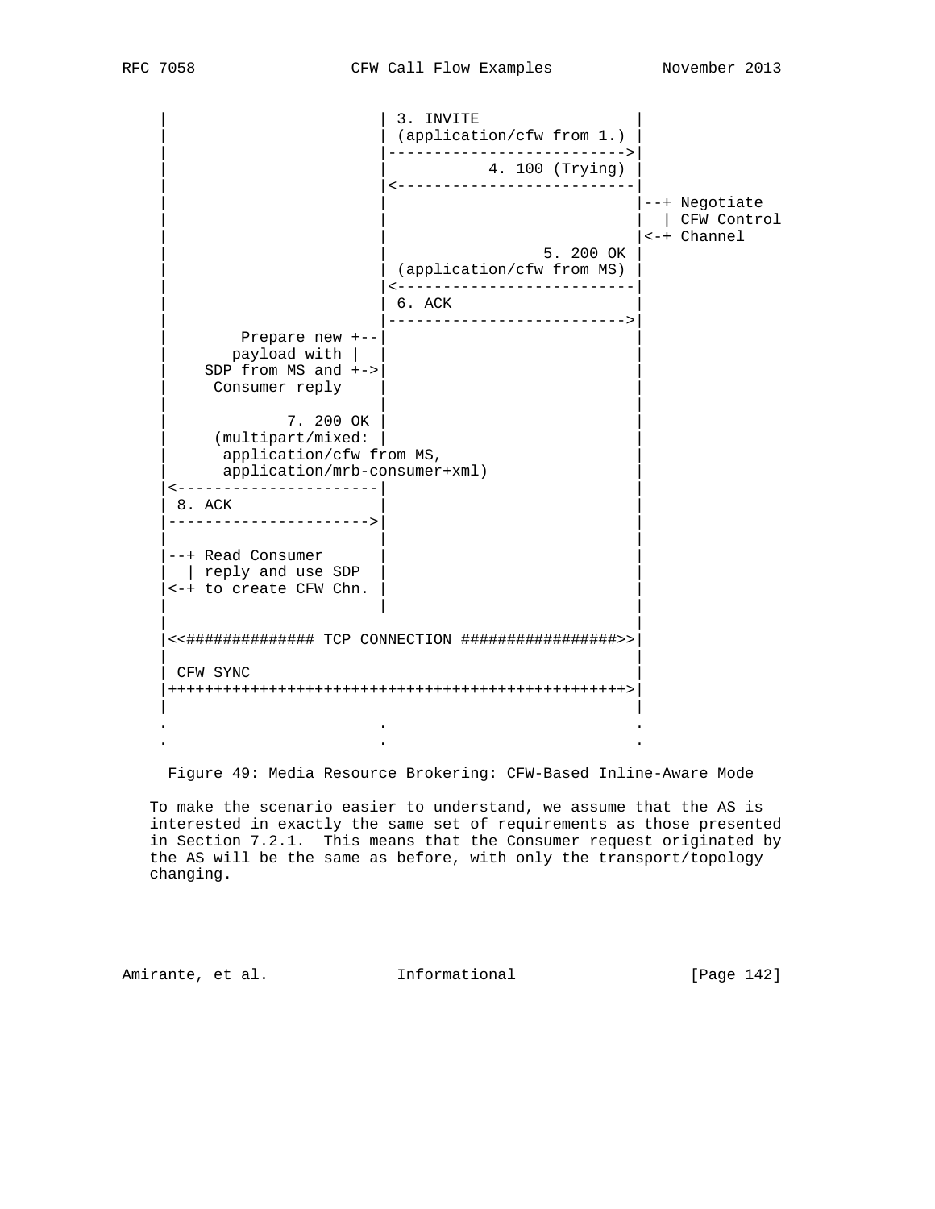```
     |                       | 3. INVITE                  |
     |                       | (application/cfw from 1.)  |
     |                       |--------------------------->|
     |                       |             4. 100 (Trying)|
     |                       |<---------------------------|
     |                       |                            |--+ Negotiate
     |                       |                            |  | CFW Control
     |                       |                            |<-+ Channel
     |                       |                    5. 200 OK |
     |                       | (application/cfw from MS)  |
     |                       |<---------------------------|
     |                       | 6. ACK                     |
     |                       |--------------------------->|
     |        Prepare new +--|                            |
     |       payload with |  |                            |
     |    SDP from MS and +->|                            |
     |     Consumer reply    |                            |
     |                       |                            |
     |             7. 200 OK |                            |
     |     (multipart/mixed: |                            |
     |      application/cfw from MS,                      |
     |      application/mrb-consumer+xml)                 |
     |<----------------------|                            |
     | 8. ACK                |                            |
     |---------------------->|                            |
     |                       |                            |
     |--+ Read Consumer      |                            |
     |  | reply and use SDP  |                            |
     |<-+ to create CFW Chn. |                            |
     |                       |                            |
     |                                                    |
     |<<############## TCP CONNECTION #################>>|
     |                                                    |
     | CFW SYNC                                           |
     |+++++++++++++++++++++++++++++++++++++++++++++++++++>|
     |                                                    |
     .                       .                            .
     .                       .                            .
```

Figure 49: Media Resource Brokering: CFW-Based Inline-Aware Mode

To make the scenario easier to understand, we assume that the AS is interested in exactly the same set of requirements as those presented in Section 7.2.1. This means that the Consumer request originated by the AS will be the same as before, with only the transport/topology changing.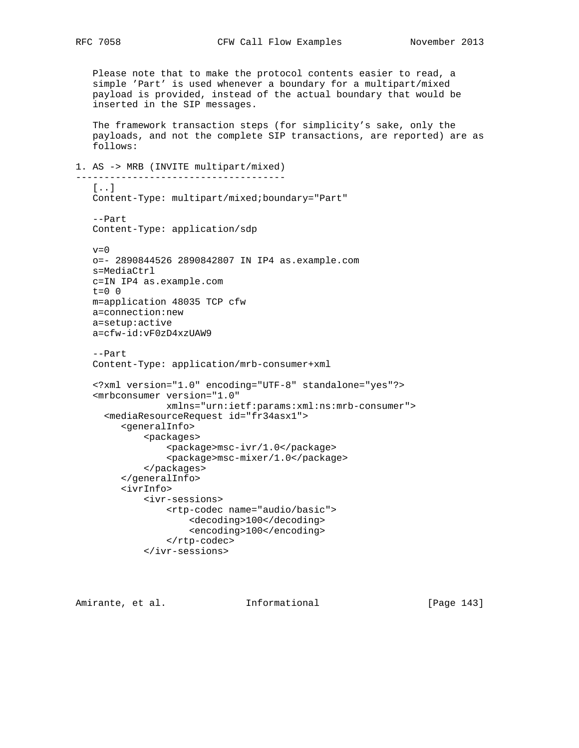Please note that to make the protocol contents easier to read, a simple 'Part' is used whenever a boundary for a multipart/mixed payload is provided, instead of the actual boundary that would be inserted in the SIP messages.

The framework transaction steps (for simplicity's sake, only the payloads, and not the complete SIP transactions, are reported) are as follows:

## 1. AS -> MRB (INVITE multipart/mixed)

```
   [..]
   Content-Type: multipart/mixed;boundary="Part"

   --Part
   Content-Type: application/sdp

   v=0
   o=- 2890844526 2890842807 IN IP4 as.example.com
   s=MediaCtrl
   c=IN IP4 as.example.com
   t=0 0
   m=application 48035 TCP cfw
   a=connection:new
   a=setup:active
   a=cfw-id:vF0zD4xzUAW9

   --Part
   Content-Type: application/mrb-consumer+xml

   <?xml version="1.0" encoding="UTF-8" standalone="yes"?>
   <mrbconsumer version="1.0"
              xmlns="urn:ietf:params:xml:ns:mrb-consumer">
     <mediaResourceRequest id="fr34asx1">
        <generalInfo>
            <packages>
                <package>msc-ivr/1.0</package>
                <package>msc-mixer/1.0</package>
            </packages>
        </generalInfo>
        <ivrInfo>
            <ivr-sessions>
                <rtp-codec name="audio/basic">
                    <decoding>100</decoding>
                    <encoding>100</encoding>
                </rtp-codec>
            </ivr-sessions>
```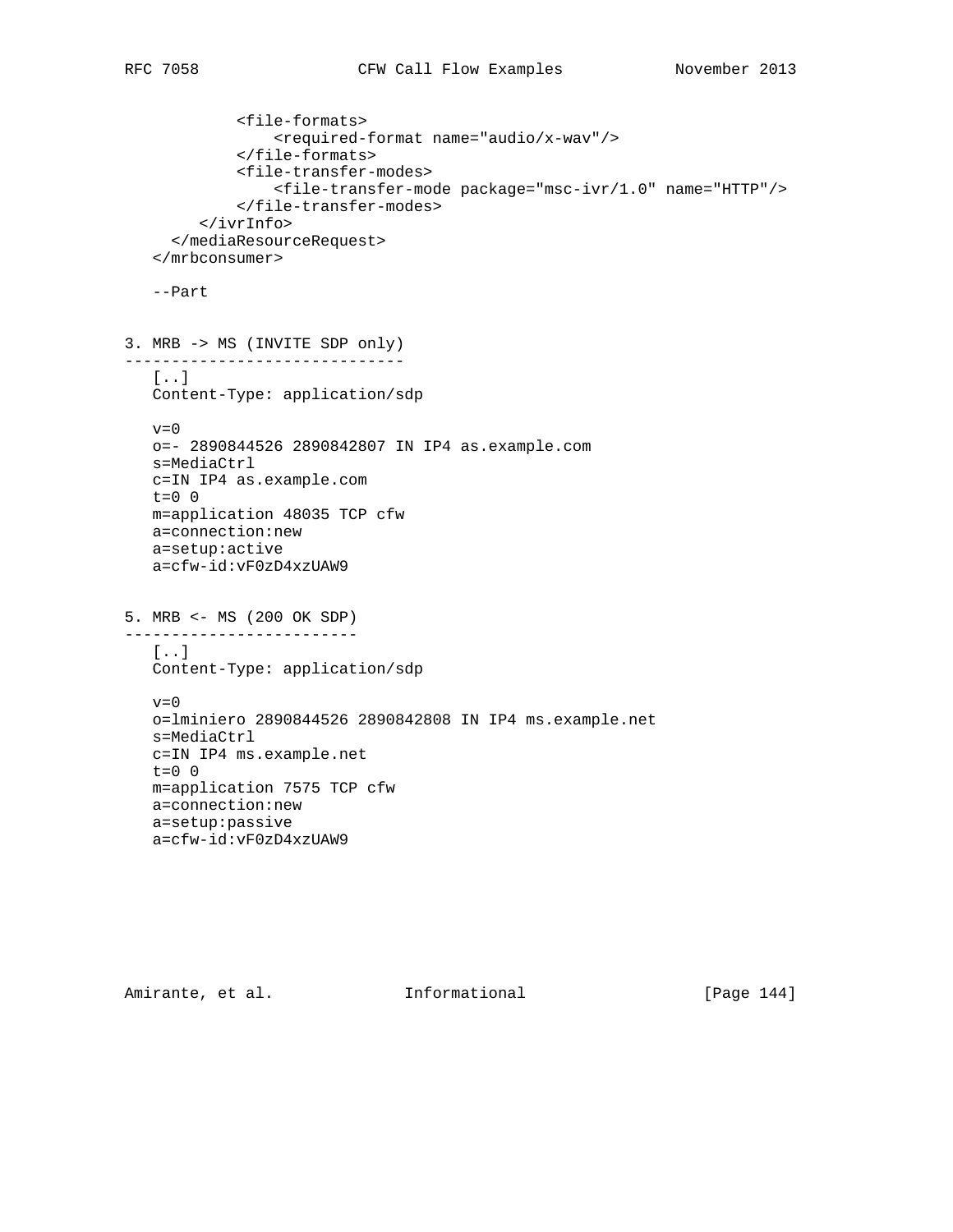```
            <file-formats>
                <required-format name="audio/x-wav"/>
            </file-formats>
            <file-transfer-modes>
                <file-transfer-mode package="msc-ivr/1.0" name="HTTP"/>
            </file-transfer-modes>
        </ivrInfo>
     </mediaResourceRequest>
   </mrbconsumer>

   --Part
```

```
3. MRB -> MS (INVITE SDP only)
------------------------------
   [..]
   Content-Type: application/sdp

   v=0
   o=- 2890844526 2890842807 IN IP4 as.example.com
   s=MediaCtrl
   c=IN IP4 as.example.com
   t=0 0
   m=application 48035 TCP cfw
   a=connection:new
   a=setup:active
   a=cfw-id:vF0zD4xzUAW9
```

```
5. MRB <- MS (200 OK SDP)
-------------------------
   [..]
   Content-Type: application/sdp

   v=0
   o=lminiero 2890844526 2890842808 IN IP4 ms.example.net
   s=MediaCtrl
   c=IN IP4 ms.example.net
   t=0 0
   m=application 7575 TCP cfw
   a=connection:new
   a=setup:passive
   a=cfw-id:vF0zD4xzUAW9
```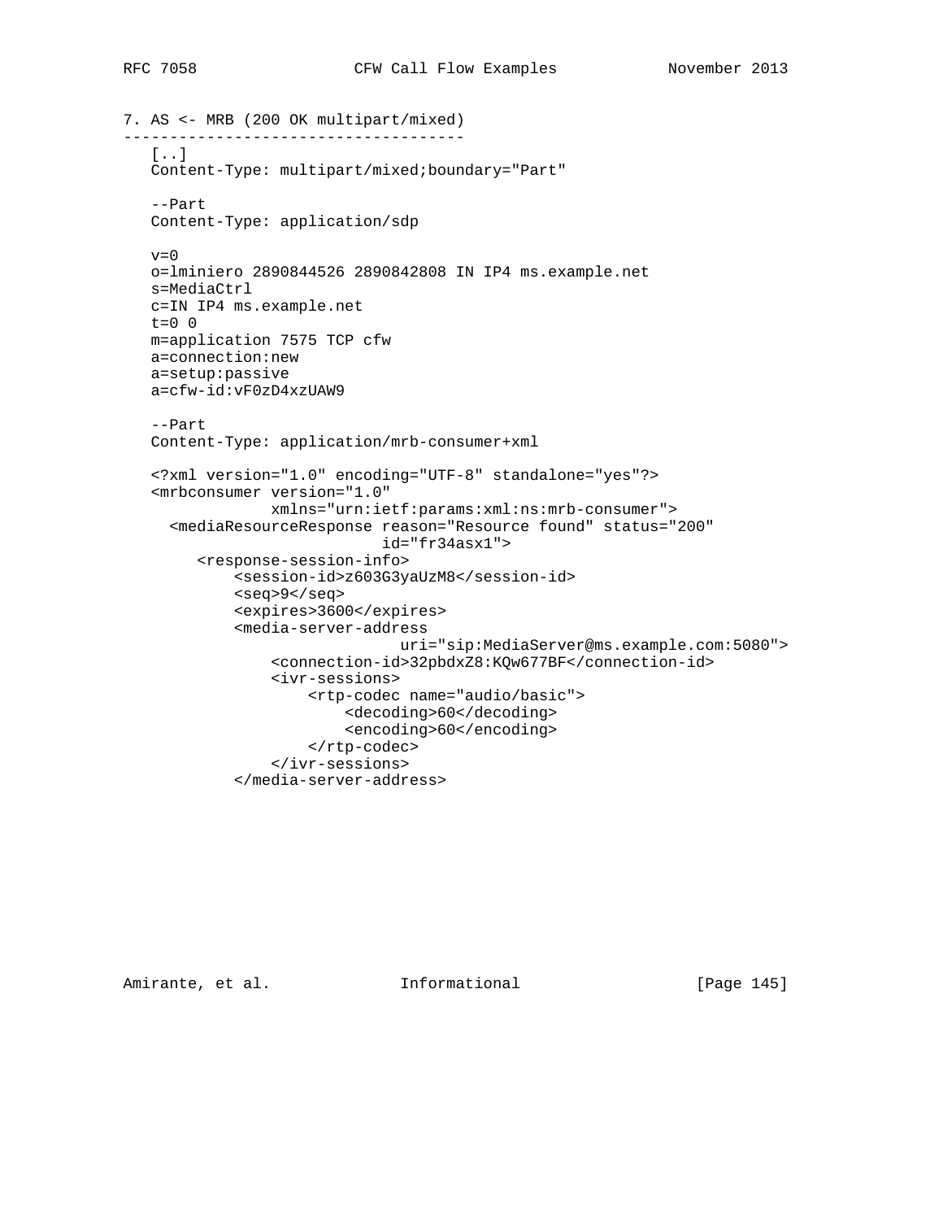7. AS <- MRB (200 OK multipart/mixed)

```
-------------------------------------
   [..]
   Content-Type: multipart/mixed;boundary="Part"

   --Part
   Content-Type: application/sdp

   v=0
   o=lminiero 2890844526 2890842808 IN IP4 ms.example.net
   s=MediaCtrl
   c=IN IP4 ms.example.net
   t=0 0
   m=application 7575 TCP cfw
   a=connection:new
   a=setup:passive
   a=cfw-id:vF0zD4xzUAW9

   --Part
   Content-Type: application/mrb-consumer+xml

   <?xml version="1.0" encoding="UTF-8" standalone="yes"?>
   <mrbconsumer version="1.0"
                xmlns="urn:ietf:params:xml:ns:mrb-consumer">
     <mediaResourceResponse reason="Resource found" status="200"
                            id="fr34asx1">
        <response-session-info>
            <session-id>z603G3yaUzM8</session-id>
            <seq>9</seq>
            <expires>3600</expires>
            <media-server-address
                               uri="sip:MediaServer@ms.example.com:5080">
                <connection-id>32pbdxZ8:KQw677BF</connection-id>
                <ivr-sessions>
                    <rtp-codec name="audio/basic">
                        <decoding>60</decoding>
                        <encoding>60</encoding>
                    </rtp-codec>
                </ivr-sessions>
            </media-server-address>
```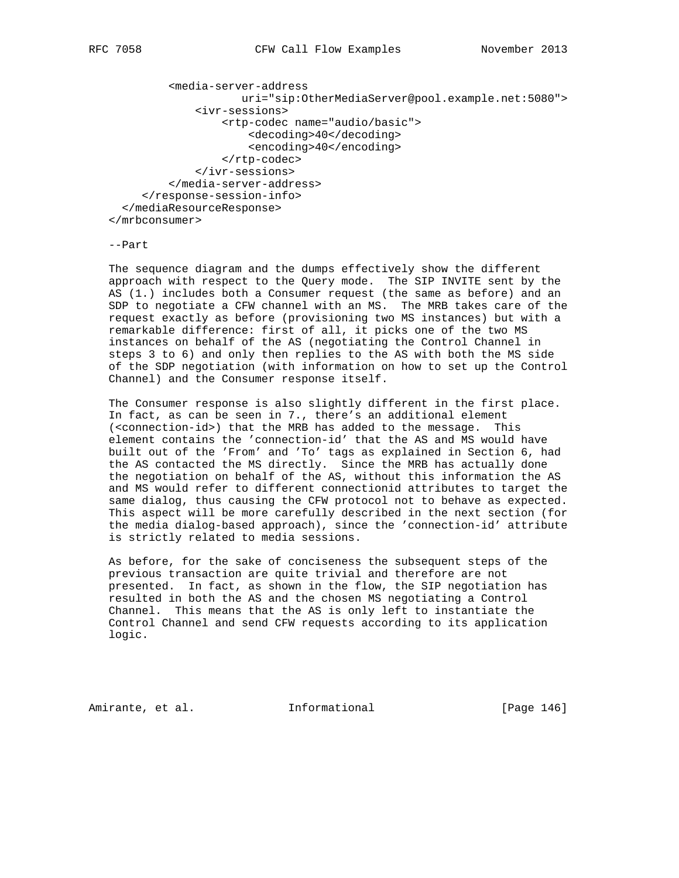```
         <media-server-address
                   uri="sip:OtherMediaServer@pool.example.net:5080">
             <ivr-sessions>
                 <rtp-codec name="audio/basic">
                     <decoding>40</decoding>
                     <encoding>40</encoding>
                 </rtp-codec>
             </ivr-sessions>
         </media-server-address>
     </response-session-info>
  </mediaResourceResponse>
</mrbconsumer>

--Part
```

The sequence diagram and the dumps effectively show the different approach with respect to the Query mode. The SIP INVITE sent by the AS (1.) includes both a Consumer request (the same as before) and an SDP to negotiate a CFW channel with an MS. The MRB takes care of the request exactly as before (provisioning two MS instances) but with a remarkable difference: first of all, it picks one of the two MS instances on behalf of the AS (negotiating the Control Channel in steps 3 to 6) and only then replies to the AS with both the MS side of the SDP negotiation (with information on how to set up the Control Channel) and the Consumer response itself.

The Consumer response is also slightly different in the first place. In fact, as can be seen in 7., there's an additional element (<connection-id>) that the MRB has added to the message. This element contains the 'connection-id' that the AS and MS would have built out of the 'From' and 'To' tags as explained in Section 6, had the AS contacted the MS directly. Since the MRB has actually done the negotiation on behalf of the AS, without this information the AS and MS would refer to different connectionid attributes to target the same dialog, thus causing the CFW protocol not to behave as expected. This aspect will be more carefully described in the next section (for the media dialog-based approach), since the 'connection-id' attribute is strictly related to media sessions.

As before, for the sake of conciseness the subsequent steps of the previous transaction are quite trivial and therefore are not presented. In fact, as shown in the flow, the SIP negotiation has resulted in both the AS and the chosen MS negotiating a Control Channel. This means that the AS is only left to instantiate the Control Channel and send CFW requests according to its application logic.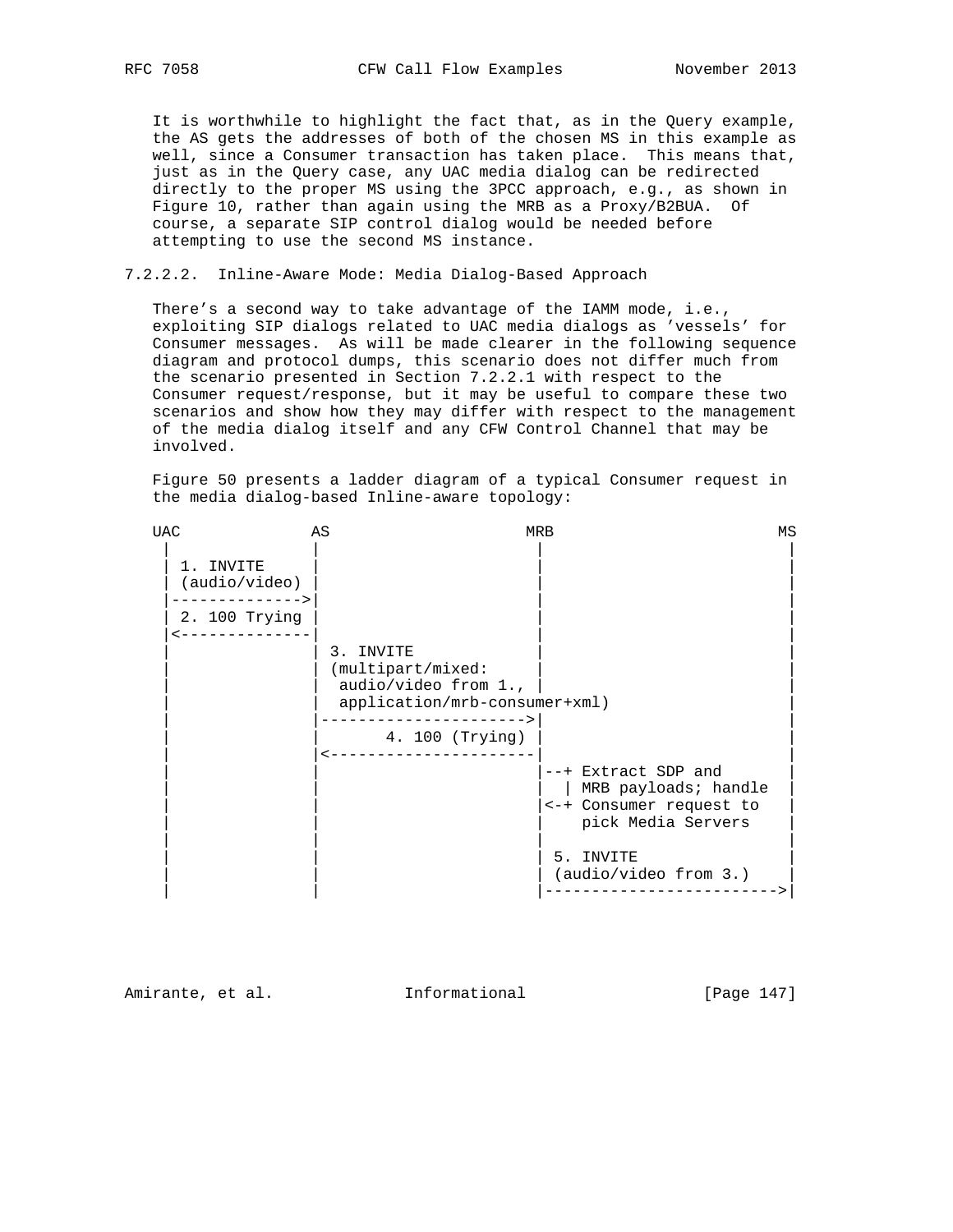It is worthwhile to highlight the fact that, as in the Query example, the AS gets the addresses of both of the chosen MS in this example as well, since a Consumer transaction has taken place. This means that, just as in the Query case, any UAC media dialog can be redirected directly to the proper MS using the 3PCC approach, e.g., as shown in Figure 10, rather than again using the MRB as a Proxy/B2BUA. Of course, a separate SIP control dialog would be needed before attempting to use the second MS instance.

#### 7.2.2.2. Inline-Aware Mode: Media Dialog-Based Approach

There's a second way to take advantage of the IAMM mode, i.e., exploiting SIP dialogs related to UAC media dialogs as 'vessels' for Consumer messages. As will be made clearer in the following sequence diagram and protocol dumps, this scenario does not differ much from the scenario presented in Section 7.2.2.1 with respect to the Consumer request/response, but it may be useful to compare these two scenarios and show how they may differ with respect to the management of the media dialog itself and any CFW Control Channel that may be involved.

Figure 50 presents a ladder diagram of a typical Consumer request in the media dialog-based Inline-aware topology:

```
UAC             AS                    MRB                        MS
 |              |                      |                          |
 | 1. INVITE    |                      |                          |
 | (audio/video) |                     |                          |
 |------------->|                      |                          |
 | 2. 100 Trying |                     |                          |
 |<-------------|                      |                          |
 |              | 3. INVITE            |                          |
 |              | (multipart/mixed:    |                          |
 |              |  audio/video from 1., |                         |
 |              |  application/mrb-consumer+xml)                  |
 |              |--------------------->|                          |
 |              |       4. 100 (Trying) |                         |
 |              |<---------------------|                          |
 |              |                      |--+ Extract SDP and       |
 |              |                      |  | MRB payloads; handle  |
 |              |                      |<-+ Consumer request to   |
 |              |                      |    pick Media Servers    |
 |              |                      |                          |
 |              |                      | 5. INVITE                |
 |              |                      | (audio/video from 3.)    |
 |              |                      |------------------------->|
```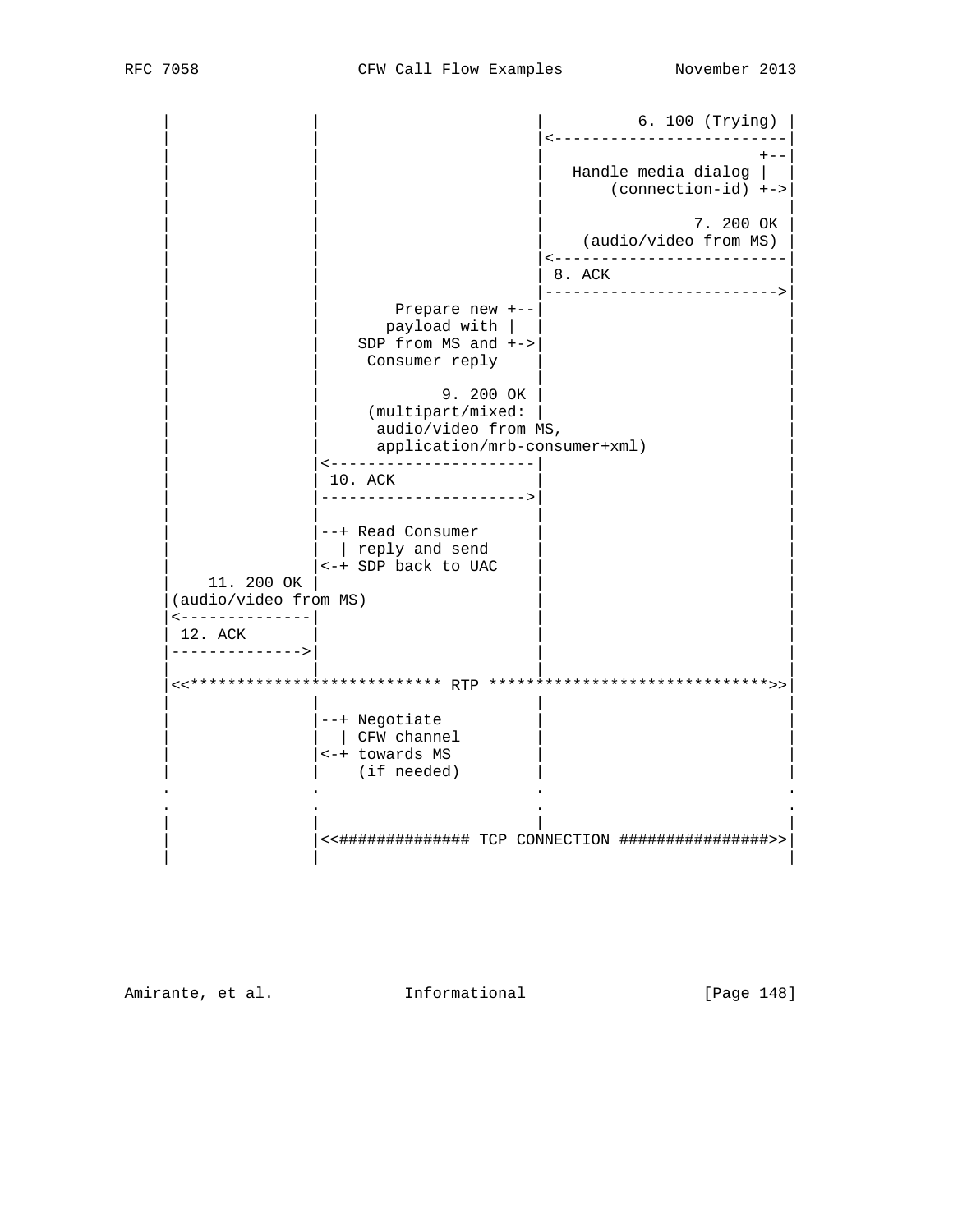```
     |              |                      |          6. 100 (Trying) |
     |              |                      |<-------------------------|
     |              |                      |                       +--|
     |              |                      |   Handle media dialog |  |
     |              |                      |       (connection-id) +->|
     |              |                      |                          |
     |              |                      |                 7. 200 OK |
     |              |                      |    (audio/video from MS) |
     |              |                      |<-------------------------|
     |              |                      | 8. ACK                   |
     |              |                      |------------------------->|
     |              |         Prepare new +--|                        |
     |              |        payload with |  |                        |
     |              |     SDP from MS and +->|                        |
     |              |      Consumer reply    |                        |
     |              |                      |                          |
     |              |             9. 200 OK |                         |
     |              |      (multipart/mixed: |                        |
     |              |       audio/video from MS,                      |
     |              |       application/mrb-consumer+xml)             |
     |              |<---------------------|                          |
     |              | 10. ACK              |                          |
     |              |--------------------->|                          |
     |              |                      |                          |
     |              |--+ Read Consumer     |                          |
     |              |  | reply and send    |                          |
     |              |<-+ SDP back to UAC   |                          |
     |    11. 200 OK |                     |                          |
     |(audio/video from MS)                |                          |
     |<-------------|                      |                          |
     | 12. ACK      |                      |                          |
     |------------->|                      |                          |
     |              |                      |                          |
     |<<*************************** RTP ******************************>>|
     |              |                      |                          |
     |              |--+ Negotiate         |                          |
     |              |  | CFW channel       |                          |
     |              |<-+ towards MS        |                          |
     |              |    (if needed)       |                          |
     .              .                      .                          .
     .              .                      .                          .
     |              |                      |                          |
     |              |<<############## TCP CONNECTION ################>>|
     |              |                                                 |
```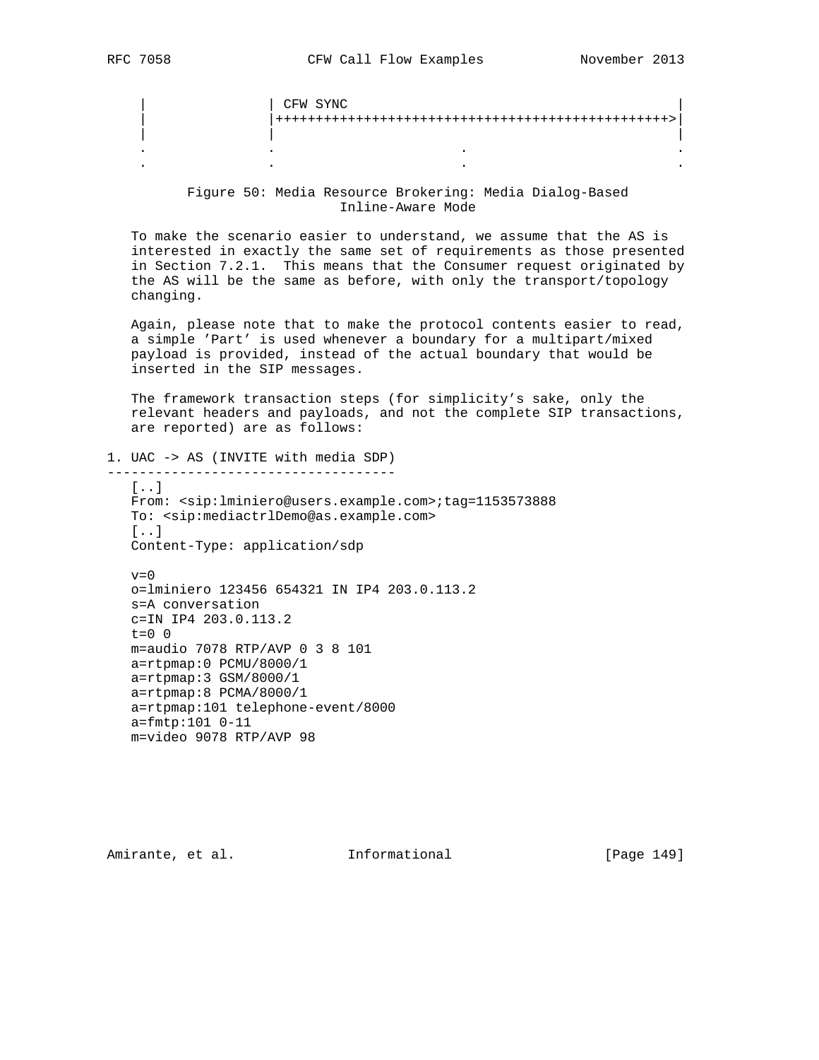```
   |              | CFW SYNC                                          |
   |              |++++++++++++++++++++++++++++++++++++++++++++++++++>|
   |              |                                                   |
   .              .                    .                              .
   .              .                    .                              .
```

Figure 50: Media Resource Brokering: Media Dialog-Based Inline-Aware Mode

To make the scenario easier to understand, we assume that the AS is interested in exactly the same set of requirements as those presented in Section 7.2.1. This means that the Consumer request originated by the AS will be the same as before, with only the transport/topology changing.

Again, please note that to make the protocol contents easier to read, a simple 'Part' is used whenever a boundary for a multipart/mixed payload is provided, instead of the actual boundary that would be inserted in the SIP messages.

The framework transaction steps (for simplicity's sake, only the relevant headers and payloads, and not the complete SIP transactions, are reported) are as follows:

1. UAC -> AS (INVITE with media SDP)

```
   [..]
   From: <sip:lminiero@users.example.com>;tag=1153573888
   To: <sip:mediactrlDemo@as.example.com>
   [..]
   Content-Type: application/sdp

   v=0
   o=lminiero 123456 654321 IN IP4 203.0.113.2
   s=A conversation
   c=IN IP4 203.0.113.2
   t=0 0
   m=audio 7078 RTP/AVP 0 3 8 101
   a=rtpmap:0 PCMU/8000/1
   a=rtpmap:3 GSM/8000/1
   a=rtpmap:8 PCMA/8000/1
   a=rtpmap:101 telephone-event/8000
   a=fmtp:101 0-11
   m=video 9078 RTP/AVP 98
```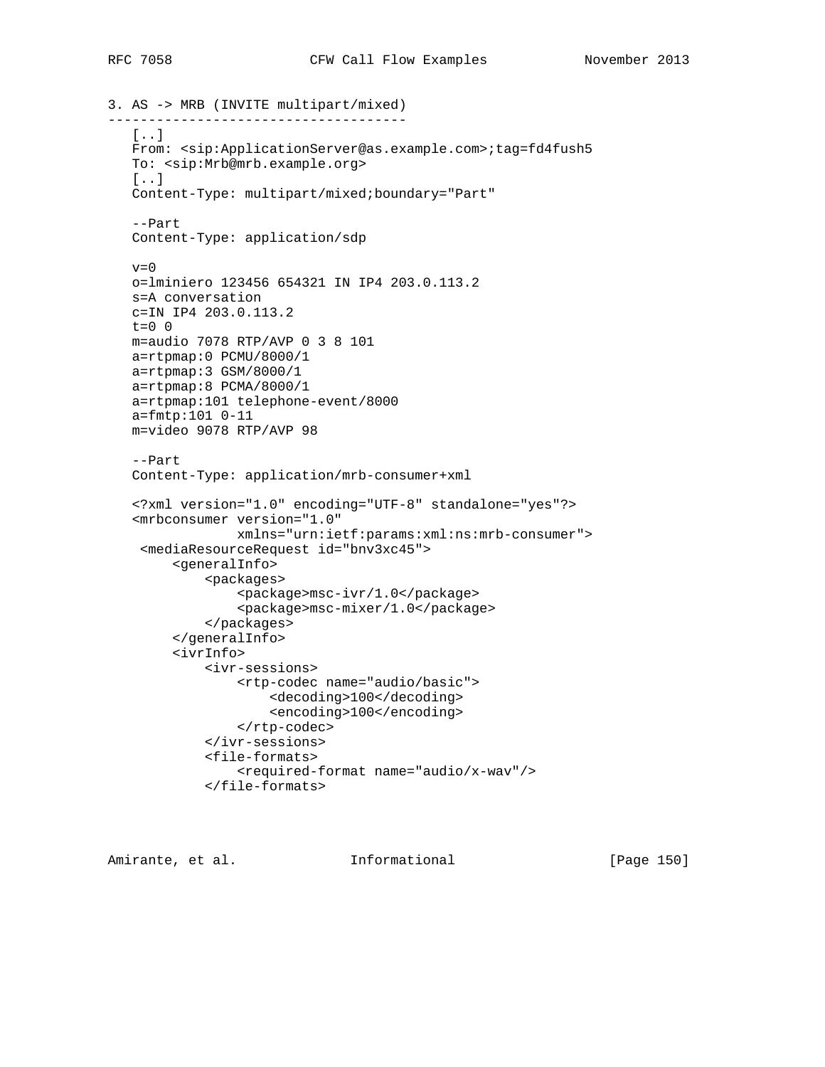```
3. AS -> MRB (INVITE multipart/mixed)
-------------------------------------
   [..]
   From: <sip:ApplicationServer@as.example.com>;tag=fd4fush5
   To: <sip:Mrb@mrb.example.org>
   [..]
   Content-Type: multipart/mixed;boundary="Part"

   --Part
   Content-Type: application/sdp

   v=0
   o=lminiero 123456 654321 IN IP4 203.0.113.2
   s=A conversation
   c=IN IP4 203.0.113.2
   t=0 0
   m=audio 7078 RTP/AVP 0 3 8 101
   a=rtpmap:0 PCMU/8000/1
   a=rtpmap:3 GSM/8000/1
   a=rtpmap:8 PCMA/8000/1
   a=rtpmap:101 telephone-event/8000
   a=fmtp:101 0-11
   m=video 9078 RTP/AVP 98

   --Part
   Content-Type: application/mrb-consumer+xml

   <?xml version="1.0" encoding="UTF-8" standalone="yes"?>
   <mrbconsumer version="1.0"
                xmlns="urn:ietf:params:xml:ns:mrb-consumer">
    <mediaResourceRequest id="bnv3xc45">
        <generalInfo>
            <packages>
                <package>msc-ivr/1.0</package>
                <package>msc-mixer/1.0</package>
            </packages>
        </generalInfo>
        <ivrInfo>
            <ivr-sessions>
                <rtp-codec name="audio/basic">
                    <decoding>100</decoding>
                    <encoding>100</encoding>
                </rtp-codec>
            </ivr-sessions>
            <file-formats>
                <required-format name="audio/x-wav"/>
            </file-formats>
```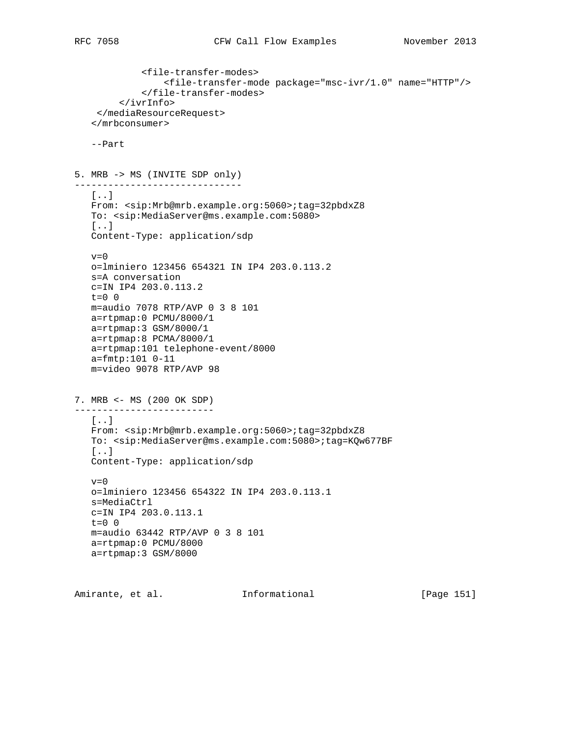```
            <file-transfer-modes>
                <file-transfer-mode package="msc-ivr/1.0" name="HTTP"/>
            </file-transfer-modes>
        </ivrInfo>
    </mediaResourceRequest>
   </mrbconsumer>

   --Part
```

5. MRB -> MS (INVITE SDP only)
------------------------------

```
   [..]
   From: <sip:Mrb@mrb.example.org:5060>;tag=32pbdxZ8
   To: <sip:MediaServer@ms.example.com:5080>
   [..]
   Content-Type: application/sdp

   v=0
   o=lminiero 123456 654321 IN IP4 203.0.113.2
   s=A conversation
   c=IN IP4 203.0.113.2
   t=0 0
   m=audio 7078 RTP/AVP 0 3 8 101
   a=rtpmap:0 PCMU/8000/1
   a=rtpmap:3 GSM/8000/1
   a=rtpmap:8 PCMA/8000/1
   a=rtpmap:101 telephone-event/8000
   a=fmtp:101 0-11
   m=video 9078 RTP/AVP 98
```

7. MRB <- MS (200 OK SDP)
-------------------------

```
   [..]
   From: <sip:Mrb@mrb.example.org:5060>;tag=32pbdxZ8
   To: <sip:MediaServer@ms.example.com:5080>;tag=KQw677BF
   [..]
   Content-Type: application/sdp

   v=0
   o=lminiero 123456 654322 IN IP4 203.0.113.1
   s=MediaCtrl
   c=IN IP4 203.0.113.1
   t=0 0
   m=audio 63442 RTP/AVP 0 3 8 101
   a=rtpmap:0 PCMU/8000
   a=rtpmap:3 GSM/8000
```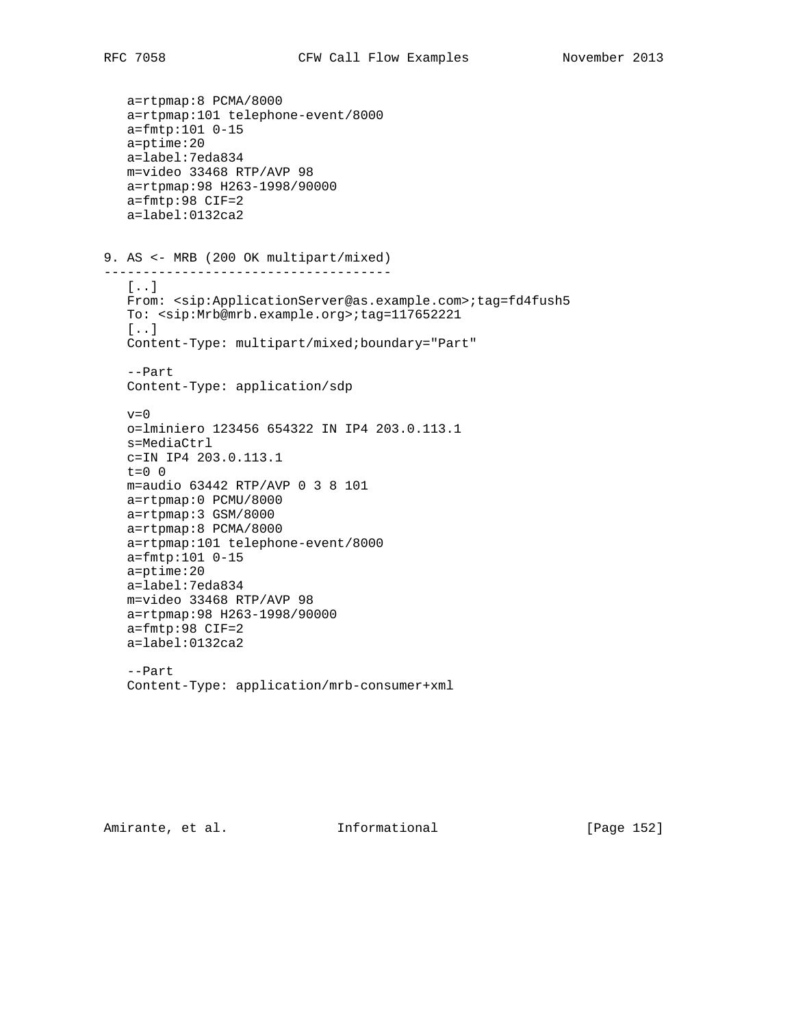```
   a=rtpmap:8 PCMA/8000
   a=rtpmap:101 telephone-event/8000
   a=fmtp:101 0-15
   a=ptime:20
   a=label:7eda834
   m=video 33468 RTP/AVP 98
   a=rtpmap:98 H263-1998/90000
   a=fmtp:98 CIF=2
   a=label:0132ca2
```

### 9. AS <- MRB (200 OK multipart/mixed)

```
   [..]
   From: <sip:ApplicationServer@as.example.com>;tag=fd4fush5
   To: <sip:Mrb@mrb.example.org>;tag=117652221
   [..]
   Content-Type: multipart/mixed;boundary="Part"

   --Part
   Content-Type: application/sdp

   v=0
   o=lminiero 123456 654322 IN IP4 203.0.113.1
   s=MediaCtrl
   c=IN IP4 203.0.113.1
   t=0 0
   m=audio 63442 RTP/AVP 0 3 8 101
   a=rtpmap:0 PCMU/8000
   a=rtpmap:3 GSM/8000
   a=rtpmap:8 PCMA/8000
   a=rtpmap:101 telephone-event/8000
   a=fmtp:101 0-15
   a=ptime:20
   a=label:7eda834
   m=video 33468 RTP/AVP 98
   a=rtpmap:98 H263-1998/90000
   a=fmtp:98 CIF=2
   a=label:0132ca2

   --Part
   Content-Type: application/mrb-consumer+xml
```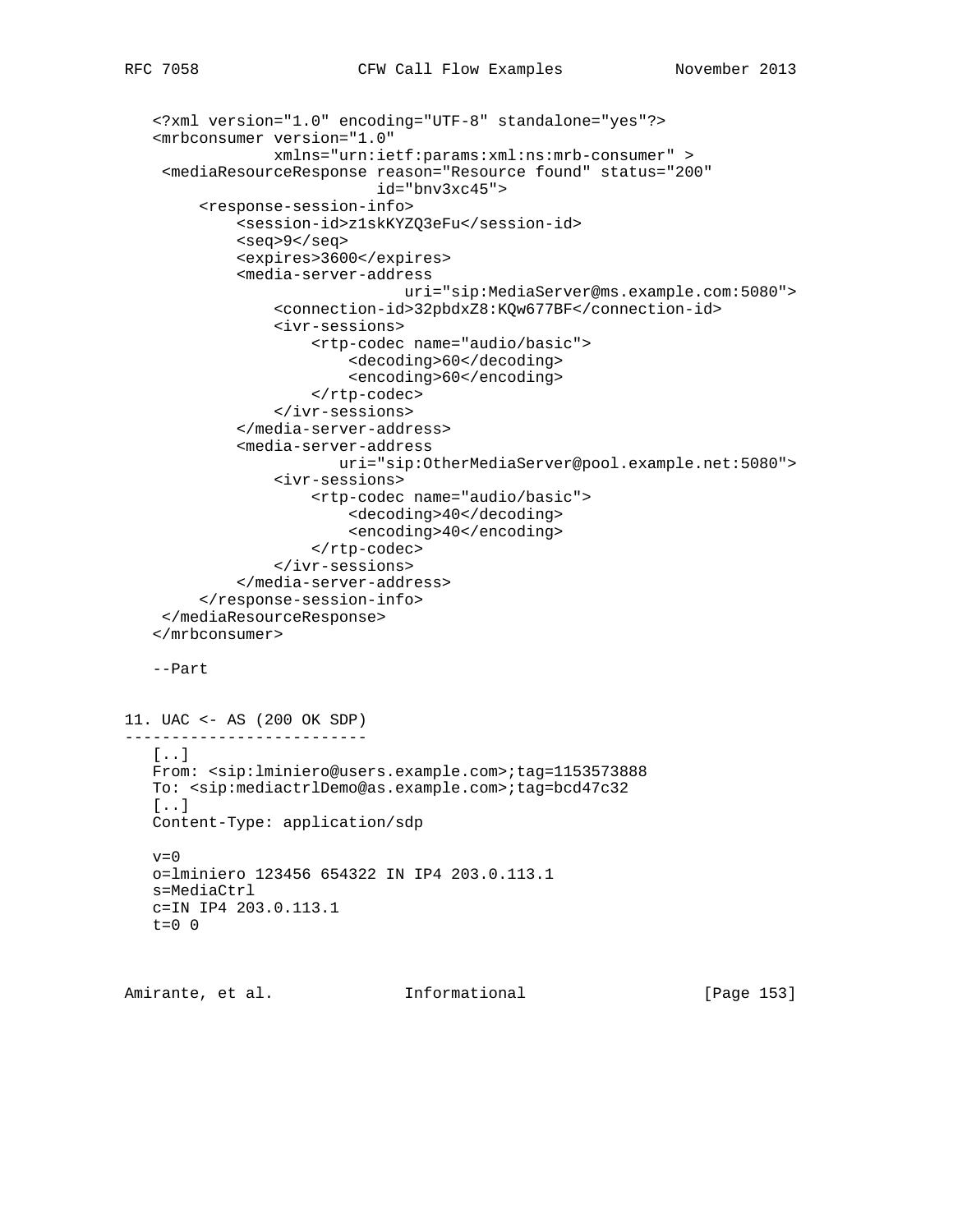```
<?xml version="1.0" encoding="UTF-8" standalone="yes"?>
<mrbconsumer version="1.0"
            xmlns="urn:ietf:params:xml:ns:mrb-consumer" >
 <mediaResourceResponse reason="Resource found" status="200"
                        id="bnv3xc45">
     <response-session-info>
         <session-id>z1skKYZQ3eFu</session-id>
         <seq>9</seq>
         <expires>3600</expires>
         <media-server-address
                          uri="sip:MediaServer@ms.example.com:5080">
             <connection-id>32pbdxZ8:KQw677BF</connection-id>
             <ivr-sessions>
                 <rtp-codec name="audio/basic">
                     <decoding>60</decoding>
                     <encoding>60</encoding>
                 </rtp-codec>
             </ivr-sessions>
         </media-server-address>
         <media-server-address
                    uri="sip:OtherMediaServer@pool.example.net:5080">
             <ivr-sessions>
                 <rtp-codec name="audio/basic">
                     <decoding>40</decoding>
                     <encoding>40</encoding>
                 </rtp-codec>
             </ivr-sessions>
         </media-server-address>
     </response-session-info>
 </mediaResourceResponse>
</mrbconsumer>

--Part
```

## 11. UAC <- AS (200 OK SDP)

```
[..]
From: <sip:lminiero@users.example.com>;tag=1153573888
To: <sip:mediactrlDemo@as.example.com>;tag=bcd47c32
[..]
Content-Type: application/sdp

v=0
o=lminiero 123456 654322 IN IP4 203.0.113.1
s=MediaCtrl
c=IN IP4 203.0.113.1
t=0 0
```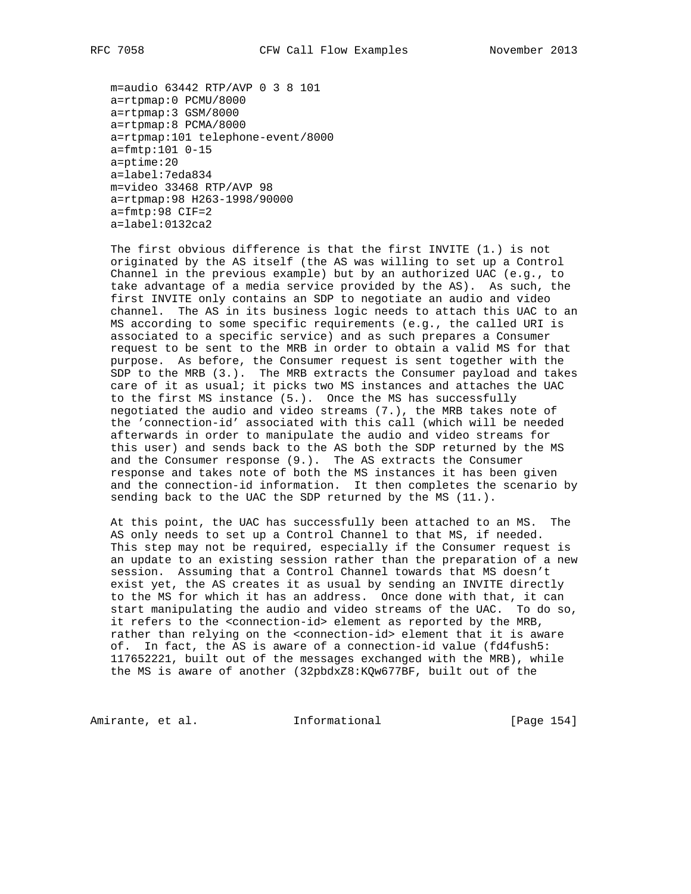```
m=audio 63442 RTP/AVP 0 3 8 101
a=rtpmap:0 PCMU/8000
a=rtpmap:3 GSM/8000
a=rtpmap:8 PCMA/8000
a=rtpmap:101 telephone-event/8000
a=fmtp:101 0-15
a=ptime:20
a=label:7eda834
m=video 33468 RTP/AVP 98
a=rtpmap:98 H263-1998/90000
a=fmtp:98 CIF=2
a=label:0132ca2
```

The first obvious difference is that the first INVITE (1.) is not originated by the AS itself (the AS was willing to set up a Control Channel in the previous example) but by an authorized UAC (e.g., to take advantage of a media service provided by the AS). As such, the first INVITE only contains an SDP to negotiate an audio and video channel. The AS in its business logic needs to attach this UAC to an MS according to some specific requirements (e.g., the called URI is associated to a specific service) and as such prepares a Consumer request to be sent to the MRB in order to obtain a valid MS for that purpose. As before, the Consumer request is sent together with the SDP to the MRB (3.). The MRB extracts the Consumer payload and takes care of it as usual; it picks two MS instances and attaches the UAC to the first MS instance (5.). Once the MS has successfully negotiated the audio and video streams (7.), the MRB takes note of the 'connection-id' associated with this call (which will be needed afterwards in order to manipulate the audio and video streams for this user) and sends back to the AS both the SDP returned by the MS and the Consumer response (9.). The AS extracts the Consumer response and takes note of both the MS instances it has been given and the connection-id information. It then completes the scenario by sending back to the UAC the SDP returned by the MS (11.).

At this point, the UAC has successfully been attached to an MS. The AS only needs to set up a Control Channel to that MS, if needed. This step may not be required, especially if the Consumer request is an update to an existing session rather than the preparation of a new session. Assuming that a Control Channel towards that MS doesn't exist yet, the AS creates it as usual by sending an INVITE directly to the MS for which it has an address. Once done with that, it can start manipulating the audio and video streams of the UAC. To do so, it refers to the <connection-id> element as reported by the MRB, rather than relying on the <connection-id> element that it is aware of. In fact, the AS is aware of a connection-id value (fd4fush5: 117652221, built out of the messages exchanged with the MRB), while the MS is aware of another (32pbdxZ8:KQw677BF, built out of the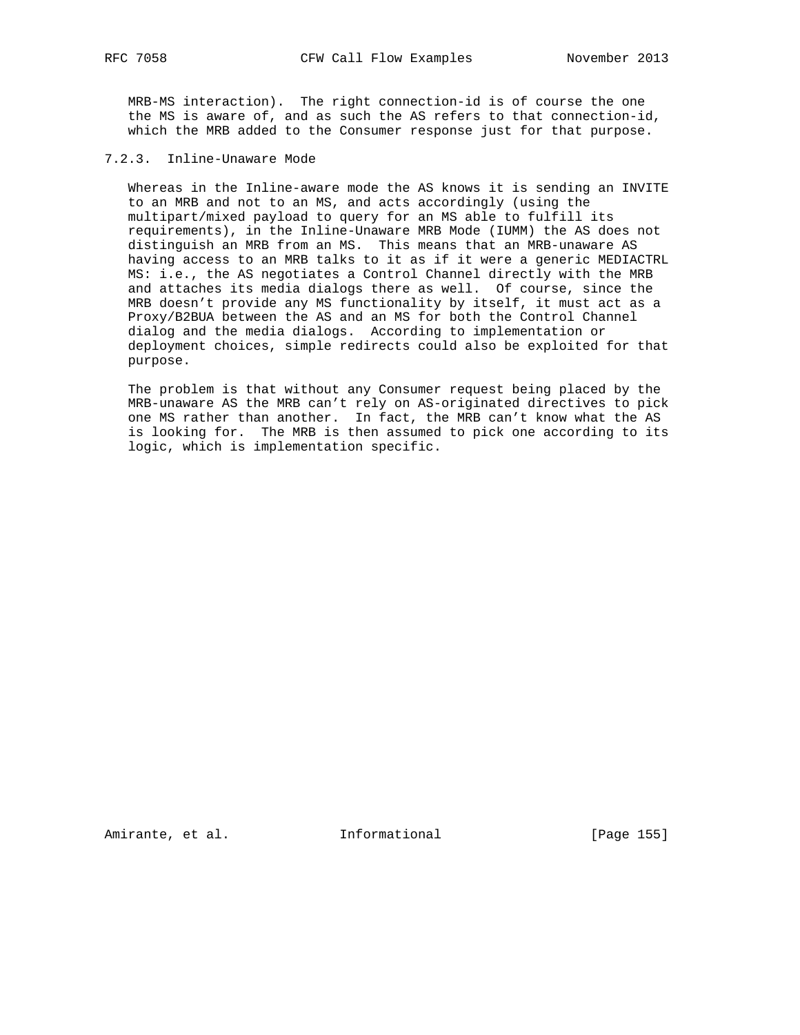MRB-MS interaction). The right connection-id is of course the one the MS is aware of, and as such the AS refers to that connection-id, which the MRB added to the Consumer response just for that purpose.

### 7.2.3. Inline-Unaware Mode

Whereas in the Inline-aware mode the AS knows it is sending an INVITE to an MRB and not to an MS, and acts accordingly (using the multipart/mixed payload to query for an MS able to fulfill its requirements), in the Inline-Unaware MRB Mode (IUMM) the AS does not distinguish an MRB from an MS. This means that an MRB-unaware AS having access to an MRB talks to it as if it were a generic MEDIACTRL MS: i.e., the AS negotiates a Control Channel directly with the MRB and attaches its media dialogs there as well. Of course, since the MRB doesn't provide any MS functionality by itself, it must act as a Proxy/B2BUA between the AS and an MS for both the Control Channel dialog and the media dialogs. According to implementation or deployment choices, simple redirects could also be exploited for that purpose.

The problem is that without any Consumer request being placed by the MRB-unaware AS the MRB can't rely on AS-originated directives to pick one MS rather than another. In fact, the MRB can't know what the AS is looking for. The MRB is then assumed to pick one according to its logic, which is implementation specific.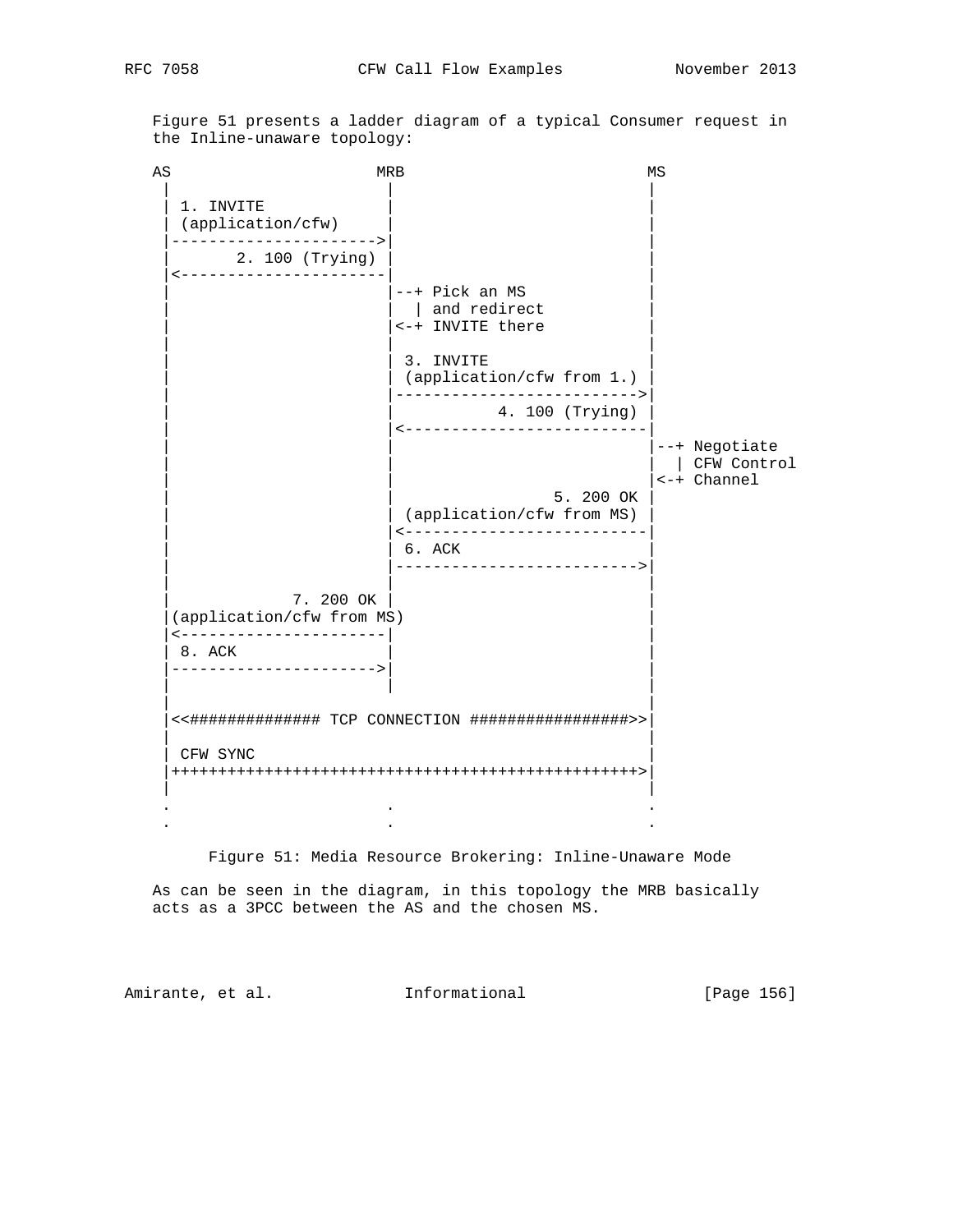Figure 51 presents a ladder diagram of a typical Consumer request in the Inline-unaware topology:

```
AS                     MRB                        MS
 |                      |                          |
 | 1. INVITE            |                          |
 | (application/cfw)    |                          |
 |--------------------->|                          |
 |       2. 100 (Trying) |                         |
 |<---------------------|                          |
 |                      |--+ Pick an MS            |
 |                      |  | and redirect          |
 |                      |<-+ INVITE there          |
 |                      |                          |
 |                      | 3. INVITE                |
 |                      | (application/cfw from 1.) |
 |                      |------------------------->|
 |                      |          4. 100 (Trying) |
 |                      |<-------------------------|
 |                      |                          |--+ Negotiate
 |                      |                          |  | CFW Control
 |                      |                          |<-+ Channel
 |                      |                 5. 200 OK |
 |                      | (application/cfw from MS) |
 |                      |<-------------------------|
 |                      | 6. ACK                   |
 |                      |------------------------->|
 |                      |                          |
 |            7. 200 OK |                          |
 |(application/cfw from MS)                        |
 |<---------------------|                          |
 | 8. ACK               |                          |
 |--------------------->|                          |
 |                      |                          |
 |                                                 |
 |<<############## TCP CONNECTION #################>>|
 |                                                 |
 | CFW SYNC                                        |
 |++++++++++++++++++++++++++++++++++++++++++++++++>|
 |                                                 |
 .                      .                          .
 .                      .                          .
```

Figure 51: Media Resource Brokering: Inline-Unaware Mode

As can be seen in the diagram, in this topology the MRB basically acts as a 3PCC between the AS and the chosen MS.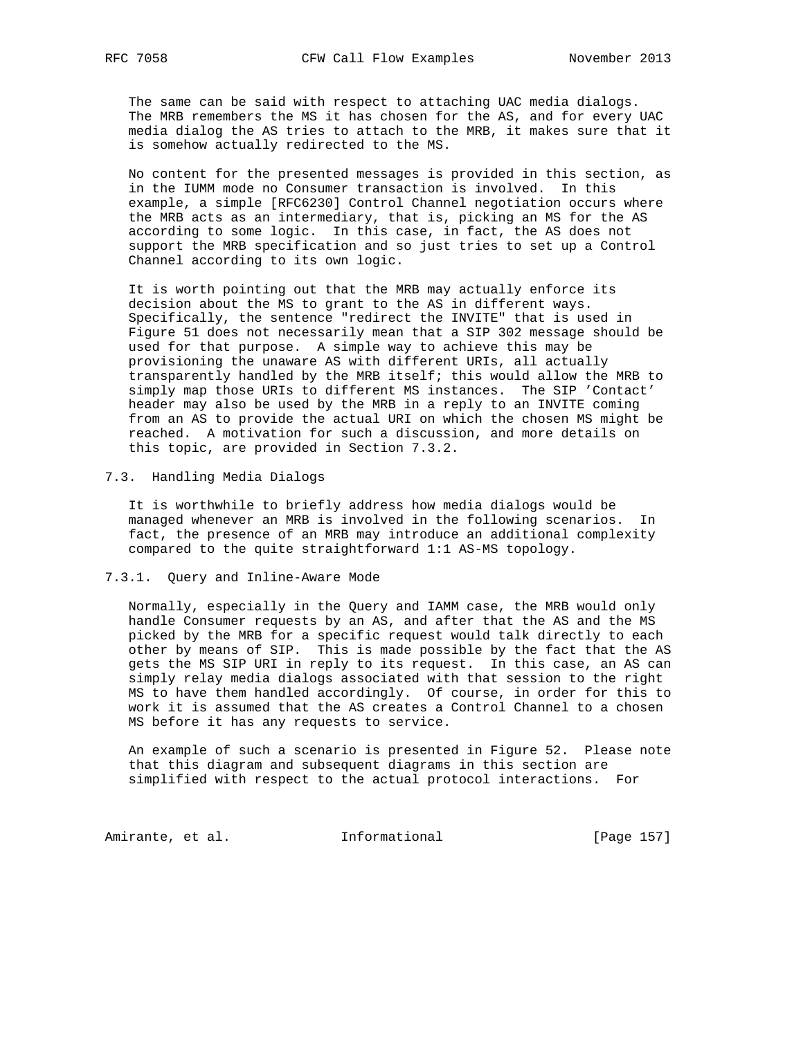The same can be said with respect to attaching UAC media dialogs. The MRB remembers the MS it has chosen for the AS, and for every UAC media dialog the AS tries to attach to the MRB, it makes sure that it is somehow actually redirected to the MS.

No content for the presented messages is provided in this section, as in the IUMM mode no Consumer transaction is involved. In this example, a simple [RFC6230] Control Channel negotiation occurs where the MRB acts as an intermediary, that is, picking an MS for the AS according to some logic. In this case, in fact, the AS does not support the MRB specification and so just tries to set up a Control Channel according to its own logic.

It is worth pointing out that the MRB may actually enforce its decision about the MS to grant to the AS in different ways. Specifically, the sentence "redirect the INVITE" that is used in Figure 51 does not necessarily mean that a SIP 302 message should be used for that purpose. A simple way to achieve this may be provisioning the unaware AS with different URIs, all actually transparently handled by the MRB itself; this would allow the MRB to simply map those URIs to different MS instances. The SIP 'Contact' header may also be used by the MRB in a reply to an INVITE coming from an AS to provide the actual URI on which the chosen MS might be reached. A motivation for such a discussion, and more details on this topic, are provided in Section 7.3.2.

## 7.3. Handling Media Dialogs

It is worthwhile to briefly address how media dialogs would be managed whenever an MRB is involved in the following scenarios. In fact, the presence of an MRB may introduce an additional complexity compared to the quite straightforward 1:1 AS-MS topology.

### 7.3.1. Query and Inline-Aware Mode

Normally, especially in the Query and IAMM case, the MRB would only handle Consumer requests by an AS, and after that the AS and the MS picked by the MRB for a specific request would talk directly to each other by means of SIP. This is made possible by the fact that the AS gets the MS SIP URI in reply to its request. In this case, an AS can simply relay media dialogs associated with that session to the right MS to have them handled accordingly. Of course, in order for this to work it is assumed that the AS creates a Control Channel to a chosen MS before it has any requests to service.

An example of such a scenario is presented in Figure 52. Please note that this diagram and subsequent diagrams in this section are simplified with respect to the actual protocol interactions. For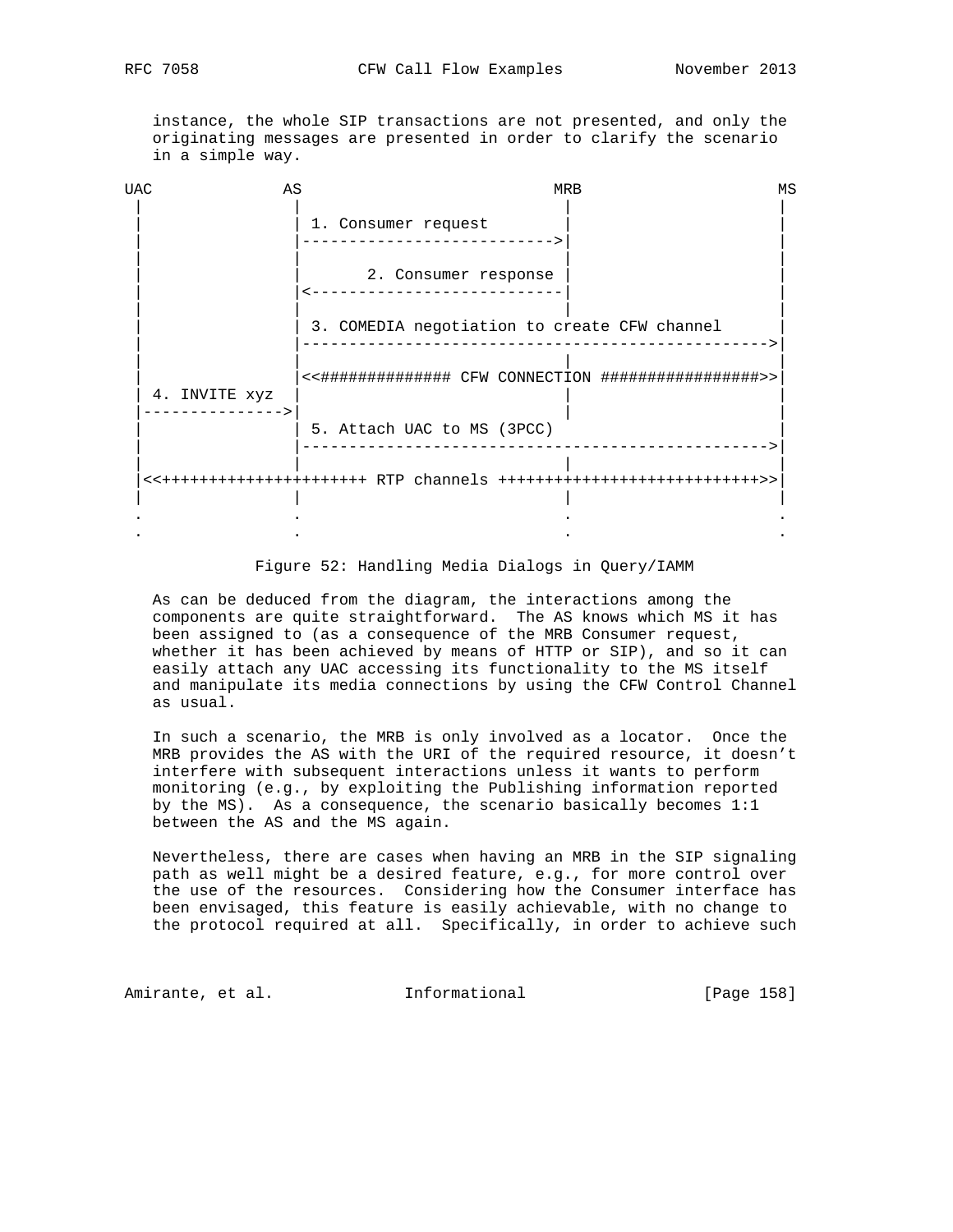instance, the whole SIP transactions are not presented, and only the originating messages are presented in order to clarify the scenario in a simple way.

```
UAC             AS                          MRB                 MS
 |               |                           |                   |
 |               | 1. Consumer request       |                   |
 |               |-------------------------->|                   |
 |               |                           |                   |
 |               |       2. Consumer response |                  |
 |               |<--------------------------|                   |
 |               |                           |                   |
 |               | 3. COMEDIA negotiation to create CFW channel  |
 |               |---------------------------------------------->|
 |               |                           |                   |
 |               |<<############## CFW CONNECTION #################>>|
 | 4. INVITE xyz |                           |                   |
 |-------------->|                           |                   |
 |               | 5. Attach UAC to MS (3PCC)                    |
 |               |---------------------------------------------->|
 |               |                           |                   |
 |<<++++++++++++++++++++++ RTP channels ++++++++++++++++++++++++++++>>|
 |               |                           |                   |
 .               .                           .                   .
 .               .                           .                   .
```

Figure 52: Handling Media Dialogs in Query/IAMM

As can be deduced from the diagram, the interactions among the components are quite straightforward. The AS knows which MS it has been assigned to (as a consequence of the MRB Consumer request, whether it has been achieved by means of HTTP or SIP), and so it can easily attach any UAC accessing its functionality to the MS itself and manipulate its media connections by using the CFW Control Channel as usual.

In such a scenario, the MRB is only involved as a locator. Once the MRB provides the AS with the URI of the required resource, it doesn't interfere with subsequent interactions unless it wants to perform monitoring (e.g., by exploiting the Publishing information reported by the MS). As a consequence, the scenario basically becomes 1:1 between the AS and the MS again.

Nevertheless, there are cases when having an MRB in the SIP signaling path as well might be a desired feature, e.g., for more control over the use of the resources. Considering how the Consumer interface has been envisaged, this feature is easily achievable, with no change to the protocol required at all. Specifically, in order to achieve such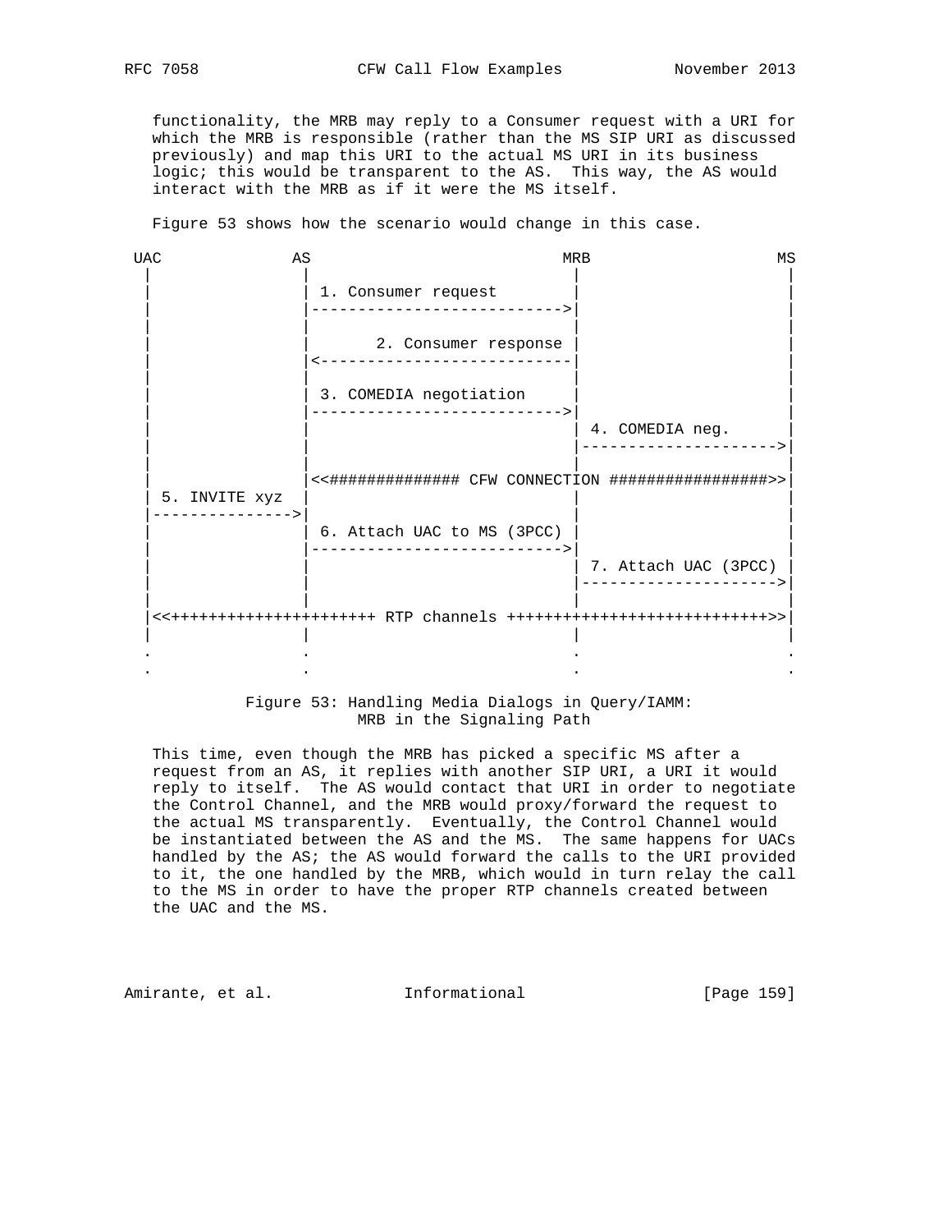functionality, the MRB may reply to a Consumer request with a URI for which the MRB is responsible (rather than the MS SIP URI as discussed previously) and map this URI to the actual MS URI in its business logic; this would be transparent to the AS. This way, the AS would interact with the MRB as if it were the MS itself.

Figure 53 shows how the scenario would change in this case.

```
 UAC            AS                          MRB                  MS
  |              |                            |                    |
  |              | 1. Consumer request        |                    |
  |              |--------------------------->|                    |
  |              |                            |                    |
  |              |       2. Consumer response |                    |
  |              |<---------------------------|                    |
  |              |                            |                    |
  |              | 3. COMEDIA negotiation     |                    |
  |              |--------------------------->|                    |
  |              |                            | 4. COMEDIA neg.    |
  |              |                            |------------------->|
  |              |                            |                    |
  |              |<<############## CFW CONNECTION #################>>|
  | 5. INVITE xyz |                           |                    |
  |-------------->|                           |                    |
  |              | 6. Attach UAC to MS (3PCC) |                    |
  |              |--------------------------->|                    |
  |              |                            | 7. Attach UAC (3PCC) |
  |              |                            |------------------->|
  |              |                            |                    |
  |<<++++++++++++++++++++++ RTP channels +++++++++++++++++++++++++++>>|
  |              |                            |                    |
  .              .                            .                    .
  .              .                            .                    .
```

Figure 53: Handling Media Dialogs in Query/IAMM: MRB in the Signaling Path

This time, even though the MRB has picked a specific MS after a request from an AS, it replies with another SIP URI, a URI it would reply to itself. The AS would contact that URI in order to negotiate the Control Channel, and the MRB would proxy/forward the request to the actual MS transparently. Eventually, the Control Channel would be instantiated between the AS and the MS. The same happens for UACs handled by the AS; the AS would forward the calls to the URI provided to it, the one handled by the MRB, which would in turn relay the call to the MS in order to have the proper RTP channels created between the UAC and the MS.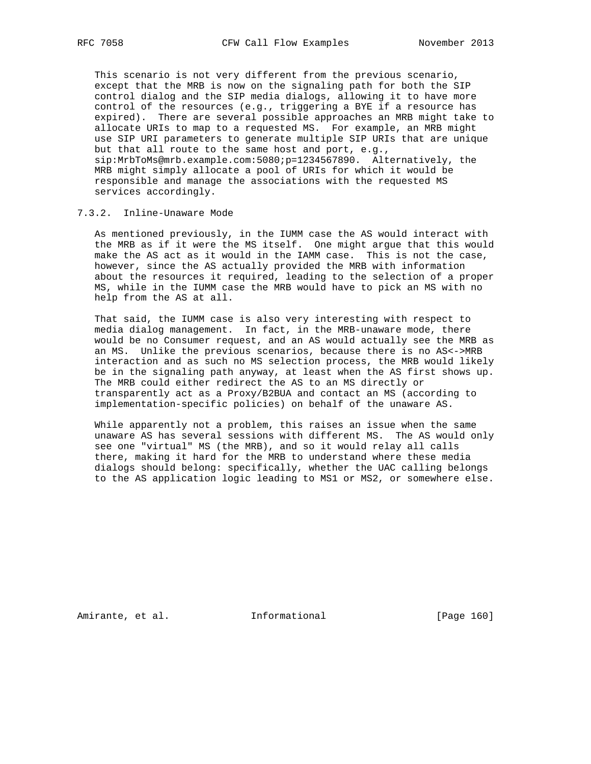This scenario is not very different from the previous scenario, except that the MRB is now on the signaling path for both the SIP control dialog and the SIP media dialogs, allowing it to have more control of the resources (e.g., triggering a BYE if a resource has expired). There are several possible approaches an MRB might take to allocate URIs to map to a requested MS. For example, an MRB might use SIP URI parameters to generate multiple SIP URIs that are unique but that all route to the same host and port, e.g., sip:MrbToMs@mrb.example.com:5080;p=1234567890. Alternatively, the MRB might simply allocate a pool of URIs for which it would be responsible and manage the associations with the requested MS services accordingly.

### 7.3.2. Inline-Unaware Mode

As mentioned previously, in the IUMM case the AS would interact with the MRB as if it were the MS itself. One might argue that this would make the AS act as it would in the IAMM case. This is not the case, however, since the AS actually provided the MRB with information about the resources it required, leading to the selection of a proper MS, while in the IUMM case the MRB would have to pick an MS with no help from the AS at all.

That said, the IUMM case is also very interesting with respect to media dialog management. In fact, in the MRB-unaware mode, there would be no Consumer request, and an AS would actually see the MRB as an MS. Unlike the previous scenarios, because there is no AS<->MRB interaction and as such no MS selection process, the MRB would likely be in the signaling path anyway, at least when the AS first shows up. The MRB could either redirect the AS to an MS directly or transparently act as a Proxy/B2BUA and contact an MS (according to implementation-specific policies) on behalf of the unaware AS.

While apparently not a problem, this raises an issue when the same unaware AS has several sessions with different MS. The AS would only see one "virtual" MS (the MRB), and so it would relay all calls there, making it hard for the MRB to understand where these media dialogs should belong: specifically, whether the UAC calling belongs to the AS application logic leading to MS1 or MS2, or somewhere else.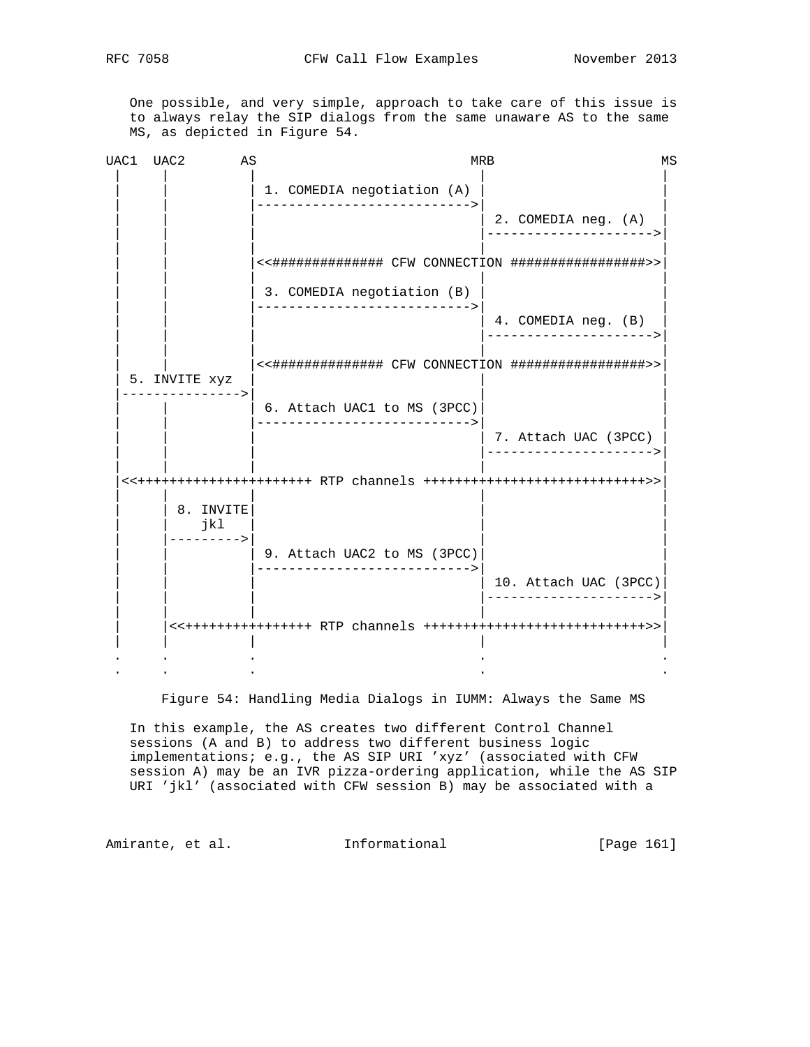One possible, and very simple, approach to take care of this issue is to always relay the SIP dialogs from the same unaware AS to the same MS, as depicted in Figure 54.

```
UAC1  UAC2       AS                                   MRB                  MS
  |     |         |                                    |                    |
  |     |         | 1. COMEDIA negotiation (A)         |                    |
  |     |         |----------------------------------->|                    |
  |     |         |                                    | 2. COMEDIA neg. (A)|
  |     |         |                                    |------------------->|
  |     |         |                                    |                    |
  |     |         |<<############## CFW CONNECTION #################>>|
  |     |         |                                    |                    |
  |     |         | 3. COMEDIA negotiation (B)         |                    |
  |     |         |----------------------------------->|                    |
  |     |         |                                    | 4. COMEDIA neg. (B)|
  |     |         |                                    |------------------->|
  |     |         |                                    |                    |
  |     |         |<<############## CFW CONNECTION #################>>|
  | 5. INVITE xyz |                                    |                    |
  |-------------->|                                    |                    |
  |     |         | 6. Attach UAC1 to MS (3PCC)        |                    |
  |     |         |----------------------------------->|                    |
  |     |         |                                    | 7. Attach UAC (3PCC)|
  |     |         |                                    |------------------->|
  |     |         |                                    |                    |
  |<<++++++++++++++++++++++ RTP channels ++++++++++++++++++++++++++++>>|
  |     |         |                                    |                    |
  |     | 8. INVITE|                                   |                    |
  |     |    jkl  |                                    |                    |
  |     |-------->|                                    |                    |
  |     |         | 9. Attach UAC2 to MS (3PCC)        |                    |
  |     |         |----------------------------------->|                    |
  |     |         |                                    | 10. Attach UAC (3PCC)|
  |     |         |                                    |------------------->|
  |     |         |                                    |                    |
  |     |<<++++++++++++++++ RTP channels +++++++++++++++++++++++++++>>|
  |     |         |                                    |                    |
  .     .         .                                    .                    .
  .     .         .                                    .                    .
```

Figure 54: Handling Media Dialogs in IUMM: Always the Same MS

In this example, the AS creates two different Control Channel sessions (A and B) to address two different business logic implementations; e.g., the AS SIP URI 'xyz' (associated with CFW session A) may be an IVR pizza-ordering application, while the AS SIP URI 'jkl' (associated with CFW session B) may be associated with a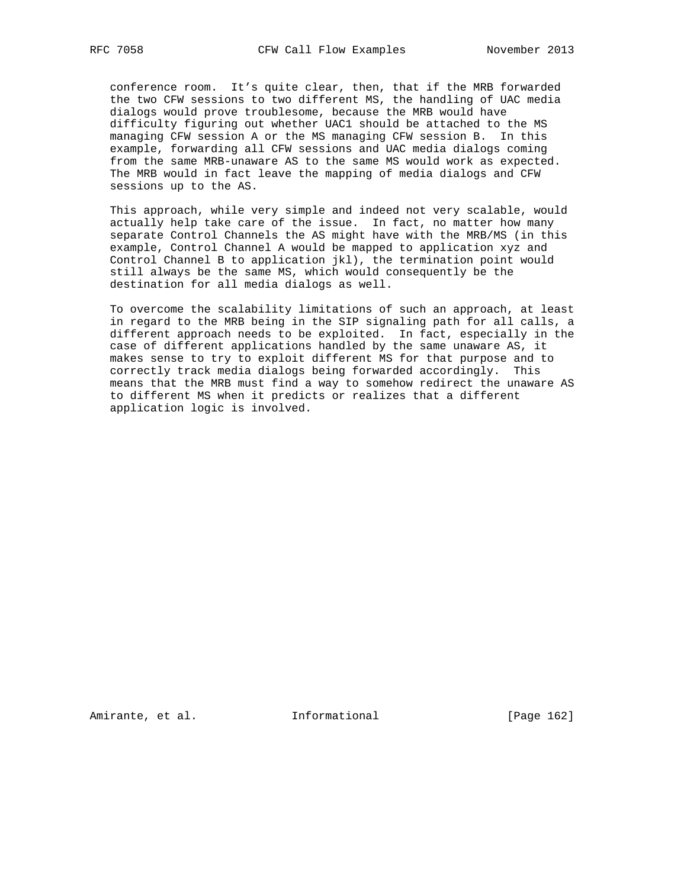conference room. It's quite clear, then, that if the MRB forwarded the two CFW sessions to two different MS, the handling of UAC media dialogs would prove troublesome, because the MRB would have difficulty figuring out whether UAC1 should be attached to the MS managing CFW session A or the MS managing CFW session B. In this example, forwarding all CFW sessions and UAC media dialogs coming from the same MRB-unaware AS to the same MS would work as expected. The MRB would in fact leave the mapping of media dialogs and CFW sessions up to the AS.

This approach, while very simple and indeed not very scalable, would actually help take care of the issue. In fact, no matter how many separate Control Channels the AS might have with the MRB/MS (in this example, Control Channel A would be mapped to application xyz and Control Channel B to application jkl), the termination point would still always be the same MS, which would consequently be the destination for all media dialogs as well.

To overcome the scalability limitations of such an approach, at least in regard to the MRB being in the SIP signaling path for all calls, a different approach needs to be exploited. In fact, especially in the case of different applications handled by the same unaware AS, it makes sense to try to exploit different MS for that purpose and to correctly track media dialogs being forwarded accordingly. This means that the MRB must find a way to somehow redirect the unaware AS to different MS when it predicts or realizes that a different application logic is involved.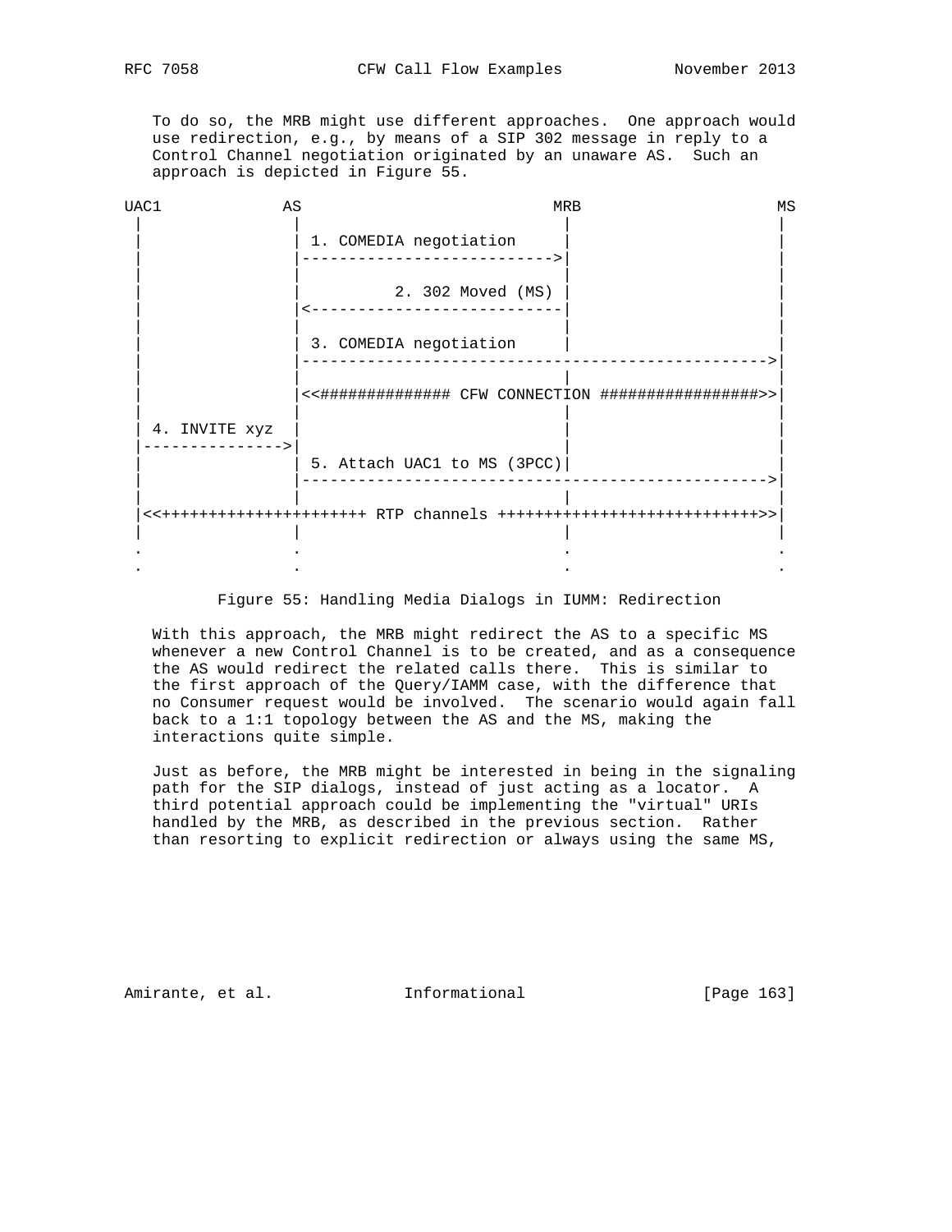To do so, the MRB might use different approaches. One approach would use redirection, e.g., by means of a SIP 302 message in reply to a Control Channel negotiation originated by an unaware AS. Such an approach is depicted in Figure 55.

```
UAC1            AS                             MRB               MS
 |               |                              |                 |
 |               | 1. COMEDIA negotiation       |                 |
 |               |----------------------------->|                 |
 |               |                              |                 |
 |               |            2. 302 Moved (MS) |                 |
 |               |<-----------------------------|                 |
 |               |                              |                 |
 |               | 3. COMEDIA negotiation       |                 |
 |               |------------------------------------------------>|
 |               |                              |                 |
 |               |<<############## CFW CONNECTION #################>>|
 |               |                              |                 |
 | 4. INVITE xyz |                              |                 |
 |-------------->|                              |                 |
 |               | 5. Attach UAC1 to MS (3PCC)  |                 |
 |               |------------------------------------------------>|
 |               |                              |                 |
 |<<++++++++++++++++++++++ RTP channels ++++++++++++++++++++++++++++>>|
 |               |                              |                 |
 .               .                              .                 .
 .               .                              .                 .
```

Figure 55: Handling Media Dialogs in IUMM: Redirection

With this approach, the MRB might redirect the AS to a specific MS whenever a new Control Channel is to be created, and as a consequence the AS would redirect the related calls there. This is similar to the first approach of the Query/IAMM case, with the difference that no Consumer request would be involved. The scenario would again fall back to a 1:1 topology between the AS and the MS, making the interactions quite simple.

Just as before, the MRB might be interested in being in the signaling path for the SIP dialogs, instead of just acting as a locator. A third potential approach could be implementing the "virtual" URIs handled by the MRB, as described in the previous section. Rather than resorting to explicit redirection or always using the same MS,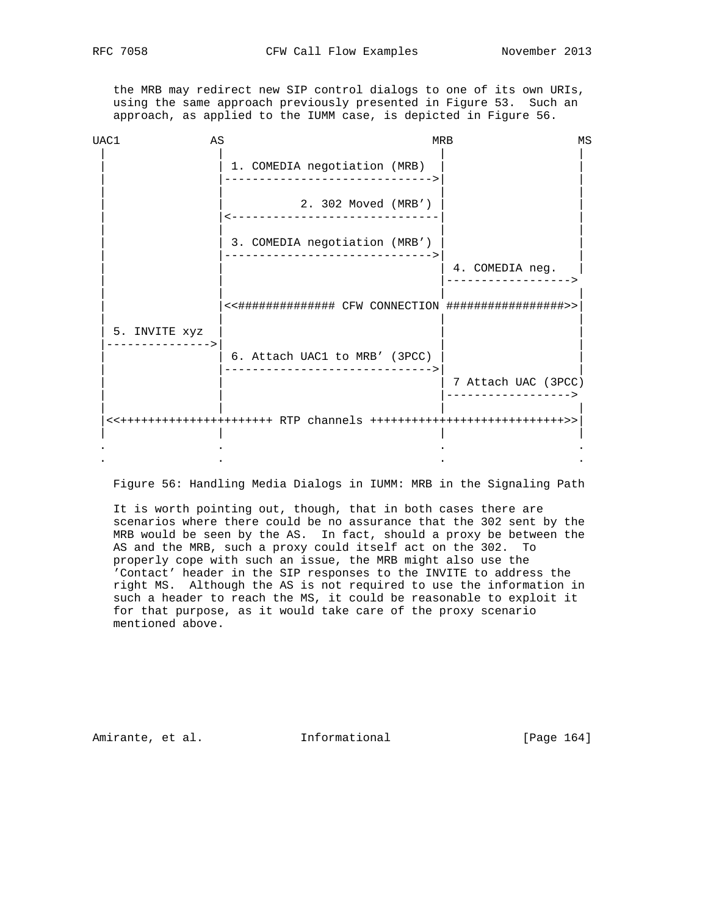the MRB may redirect new SIP control dialogs to one of its own URIs, using the same approach previously presented in Figure 53. Such an approach, as applied to the IUMM case, is depicted in Figure 56.

```
UAC1            AS                             MRB              MS
 |               |                              |                |
 |               | 1. COMEDIA negotiation (MRB)  |                |
 |               |------------------------------>|                |
 |               |                              |                |
 |               |            2. 302 Moved (MRB') |                |
 |               |<------------------------------|                |
 |               |                              |                |
 |               | 3. COMEDIA negotiation (MRB') |                |
 |               |------------------------------>|                |
 |               |                              | 4. COMEDIA neg. |
 |               |                              |------------------>
 |               |                              |                |
 |               |<<############## CFW CONNECTION #################>>|
 |               |                              |                |
 | 5. INVITE xyz |                              |                |
 |-------------->|                              |                |
 |               | 6. Attach UAC1 to MRB' (3PCC) |                |
 |               |------------------------------>|                |
 |               |                              | 7 Attach UAC (3PCC)
 |               |                              |------------------>
 |               |                              |                |
 |<<++++++++++++++++++++++ RTP channels ++++++++++++++++++++++++++++>>|
 |               |                              |                |
 .               .                              .                .
 .               .                              .                .
```

Figure 56: Handling Media Dialogs in IUMM: MRB in the Signaling Path

It is worth pointing out, though, that in both cases there are scenarios where there could be no assurance that the 302 sent by the MRB would be seen by the AS. In fact, should a proxy be between the AS and the MRB, such a proxy could itself act on the 302. To properly cope with such an issue, the MRB might also use the 'Contact' header in the SIP responses to the INVITE to address the right MS. Although the AS is not required to use the information in such a header to reach the MS, it could be reasonable to exploit it for that purpose, as it would take care of the proxy scenario mentioned above.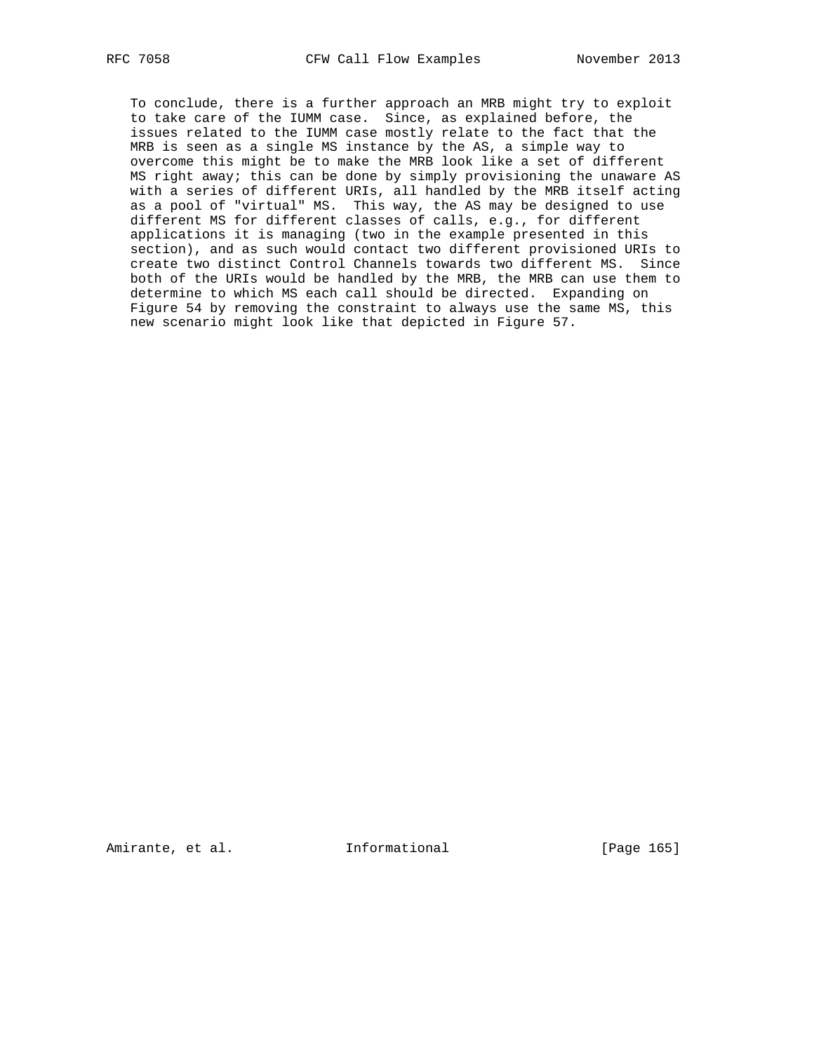To conclude, there is a further approach an MRB might try to exploit to take care of the IUMM case. Since, as explained before, the issues related to the IUMM case mostly relate to the fact that the MRB is seen as a single MS instance by the AS, a simple way to overcome this might be to make the MRB look like a set of different MS right away; this can be done by simply provisioning the unaware AS with a series of different URIs, all handled by the MRB itself acting as a pool of "virtual" MS. This way, the AS may be designed to use different MS for different classes of calls, e.g., for different applications it is managing (two in the example presented in this section), and as such would contact two different provisioned URIs to create two distinct Control Channels towards two different MS. Since both of the URIs would be handled by the MRB, the MRB can use them to determine to which MS each call should be directed. Expanding on Figure 54 by removing the constraint to always use the same MS, this new scenario might look like that depicted in Figure 57.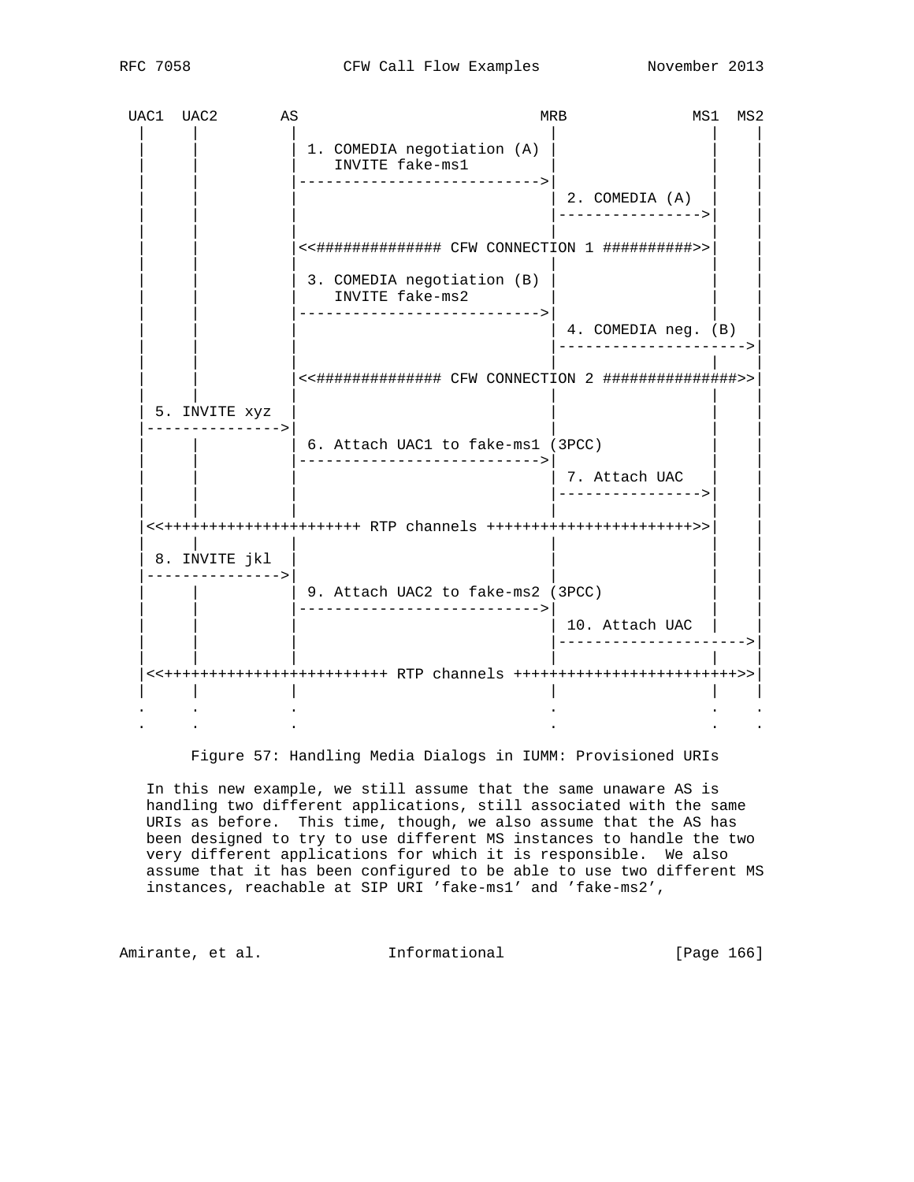```
 UAC1  UAC2       AS                            MRB             MS1  MS2
  |     |          |                             |               |    |
  |     |          | 1. COMEDIA negotiation (A)  |               |    |
  |     |          |    INVITE fake-ms1          |               |    |
  |     |          |---------------------------->|               |    |
  |     |          |                             | 2. COMEDIA (A)  |    |
  |     |          |                             |---------------->|    |
  |     |          |                             |               |    |
  |     |          |<<############## CFW CONNECTION 1 ##########>>|    |
  |     |          |                             |               |    |
  |     |          | 3. COMEDIA negotiation (B)  |               |    |
  |     |          |    INVITE fake-ms2          |               |    |
  |     |          |---------------------------->|               |    |
  |     |          |                             | 4. COMEDIA neg. (B)  |
  |     |          |                             |--------------------->|
  |     |          |                             |               |    |
  |     |          |<<############## CFW CONNECTION 2 ###############>>|
  |     |          |                             |               |    |
  | 5. INVITE xyz  |                             |               |    |
  |--------------->|                             |               |    |
  |     |          | 6. Attach UAC1 to fake-ms1 (3PCC)           |    |
  |     |          |---------------------------->|               |    |
  |     |          |                             | 7. Attach UAC   |    |
  |     |          |                             |---------------->|    |
  |     |          |                             |               |    |
  |<<++++++++++++++++++++++ RTP channels +++++++++++++++++++++++>>|    |
  |     |          |                             |               |    |
  | 8. INVITE jkl  |                             |               |    |
  |--------------->|                             |               |    |
  |     |          | 9. Attach UAC2 to fake-ms2 (3PCC)           |    |
  |     |          |---------------------------->|               |    |
  |     |          |                             | 10. Attach UAC  |    |
  |     |          |                             |--------------------->|
  |     |          |                             |               |    |
  |<<+++++++++++++++++++++++++ RTP channels ++++++++++++++++++++++++>>|
  |     |          |                             |               |    |
  .     .          .                             .               .    .
  .     .          .                             .               .    .
```

Figure 57: Handling Media Dialogs in IUMM: Provisioned URIs

In this new example, we still assume that the same unaware AS is handling two different applications, still associated with the same URIs as before. This time, though, we also assume that the AS has been designed to try to use different MS instances to handle the two very different applications for which it is responsible. We also assume that it has been configured to be able to use two different MS instances, reachable at SIP URI 'fake-ms1' and 'fake-ms2',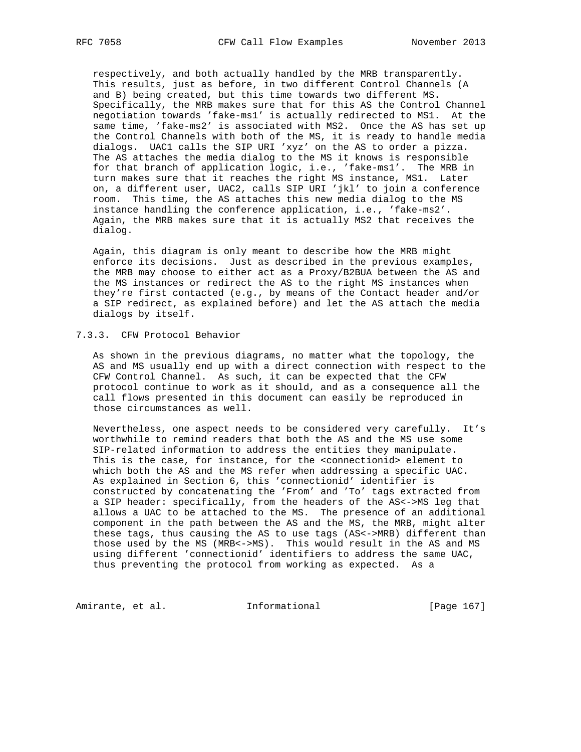respectively, and both actually handled by the MRB transparently. This results, just as before, in two different Control Channels (A and B) being created, but this time towards two different MS. Specifically, the MRB makes sure that for this AS the Control Channel negotiation towards 'fake-ms1' is actually redirected to MS1. At the same time, 'fake-ms2' is associated with MS2. Once the AS has set up the Control Channels with both of the MS, it is ready to handle media dialogs. UAC1 calls the SIP URI 'xyz' on the AS to order a pizza. The AS attaches the media dialog to the MS it knows is responsible for that branch of application logic, i.e., 'fake-ms1'. The MRB in turn makes sure that it reaches the right MS instance, MS1. Later on, a different user, UAC2, calls SIP URI 'jkl' to join a conference room. This time, the AS attaches this new media dialog to the MS instance handling the conference application, i.e., 'fake-ms2'. Again, the MRB makes sure that it is actually MS2 that receives the dialog.

Again, this diagram is only meant to describe how the MRB might enforce its decisions. Just as described in the previous examples, the MRB may choose to either act as a Proxy/B2BUA between the AS and the MS instances or redirect the AS to the right MS instances when they're first contacted (e.g., by means of the Contact header and/or a SIP redirect, as explained before) and let the AS attach the media dialogs by itself.

### 7.3.3. CFW Protocol Behavior

As shown in the previous diagrams, no matter what the topology, the AS and MS usually end up with a direct connection with respect to the CFW Control Channel. As such, it can be expected that the CFW protocol continue to work as it should, and as a consequence all the call flows presented in this document can easily be reproduced in those circumstances as well.

Nevertheless, one aspect needs to be considered very carefully. It's worthwhile to remind readers that both the AS and the MS use some SIP-related information to address the entities they manipulate. This is the case, for instance, for the <connectionid> element to which both the AS and the MS refer when addressing a specific UAC. As explained in Section 6, this 'connectionid' identifier is constructed by concatenating the 'From' and 'To' tags extracted from a SIP header: specifically, from the headers of the AS<->MS leg that allows a UAC to be attached to the MS. The presence of an additional component in the path between the AS and the MS, the MRB, might alter these tags, thus causing the AS to use tags (AS<->MRB) different than those used by the MS (MRB<->MS). This would result in the AS and MS using different 'connectionid' identifiers to address the same UAC, thus preventing the protocol from working as expected. As a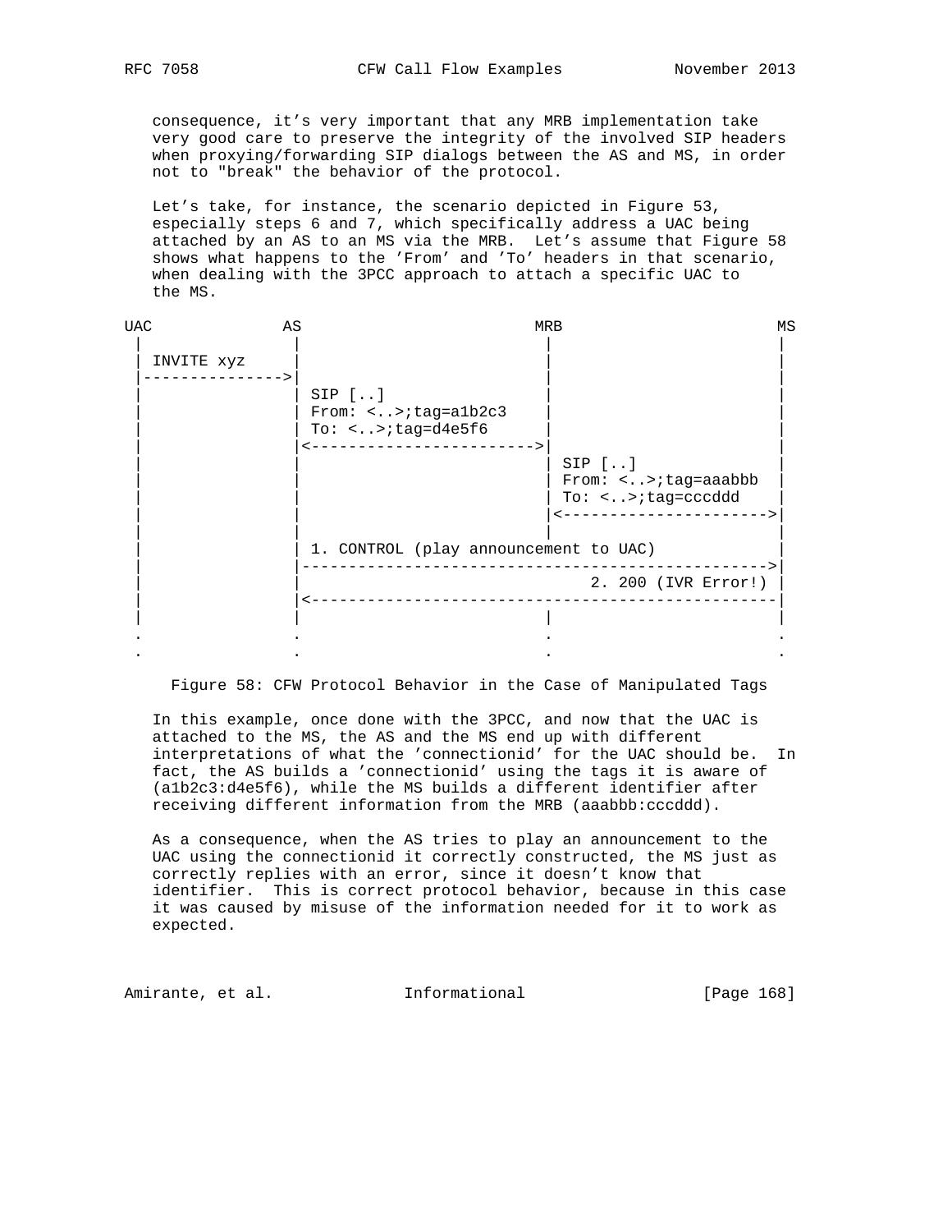consequence, it's very important that any MRB implementation take very good care to preserve the integrity of the involved SIP headers when proxying/forwarding SIP dialogs between the AS and MS, in order not to "break" the behavior of the protocol.

Let's take, for instance, the scenario depicted in Figure 53, especially steps 6 and 7, which specifically address a UAC being attached by an AS to an MS via the MRB. Let's assume that Figure 58 shows what happens to the 'From' and 'To' headers in that scenario, when dealing with the 3PCC approach to attach a specific UAC to the MS.

```
UAC            AS                          MRB                     MS
 |              |                           |                       |
 | INVITE xyz   |                           |                       |
 |------------->|                           |                       |
 |              | SIP [..]                  |                       |
 |              | From: <..>;tag=a1b2c3     |                       |
 |              | To: <..>;tag=d4e5f6       |                       |
 |              |<------------------------->|                       |
 |              |                           | SIP [..]              |
 |              |                           | From: <..>;tag=aaabbb |
 |              |                           | To: <..>;tag=cccddd   |
 |              |                           |<--------------------->|
 |              |                           |                       |
 |              | 1. CONTROL (play announcement to UAC)             |
 |              |-------------------------------------------------->|
 |              |                                2. 200 (IVR Error!) |
 |              |<--------------------------------------------------|
 |              |                           |                       |
 .              .                           .                       .
 .              .                           .                       .
```

Figure 58: CFW Protocol Behavior in the Case of Manipulated Tags

In this example, once done with the 3PCC, and now that the UAC is attached to the MS, the AS and the MS end up with different interpretations of what the 'connectionid' for the UAC should be. In fact, the AS builds a 'connectionid' using the tags it is aware of (a1b2c3:d4e5f6), while the MS builds a different identifier after receiving different information from the MRB (aaabbb:cccddd).

As a consequence, when the AS tries to play an announcement to the UAC using the connectionid it correctly constructed, the MS just as correctly replies with an error, since it doesn't know that identifier. This is correct protocol behavior, because in this case it was caused by misuse of the information needed for it to work as expected.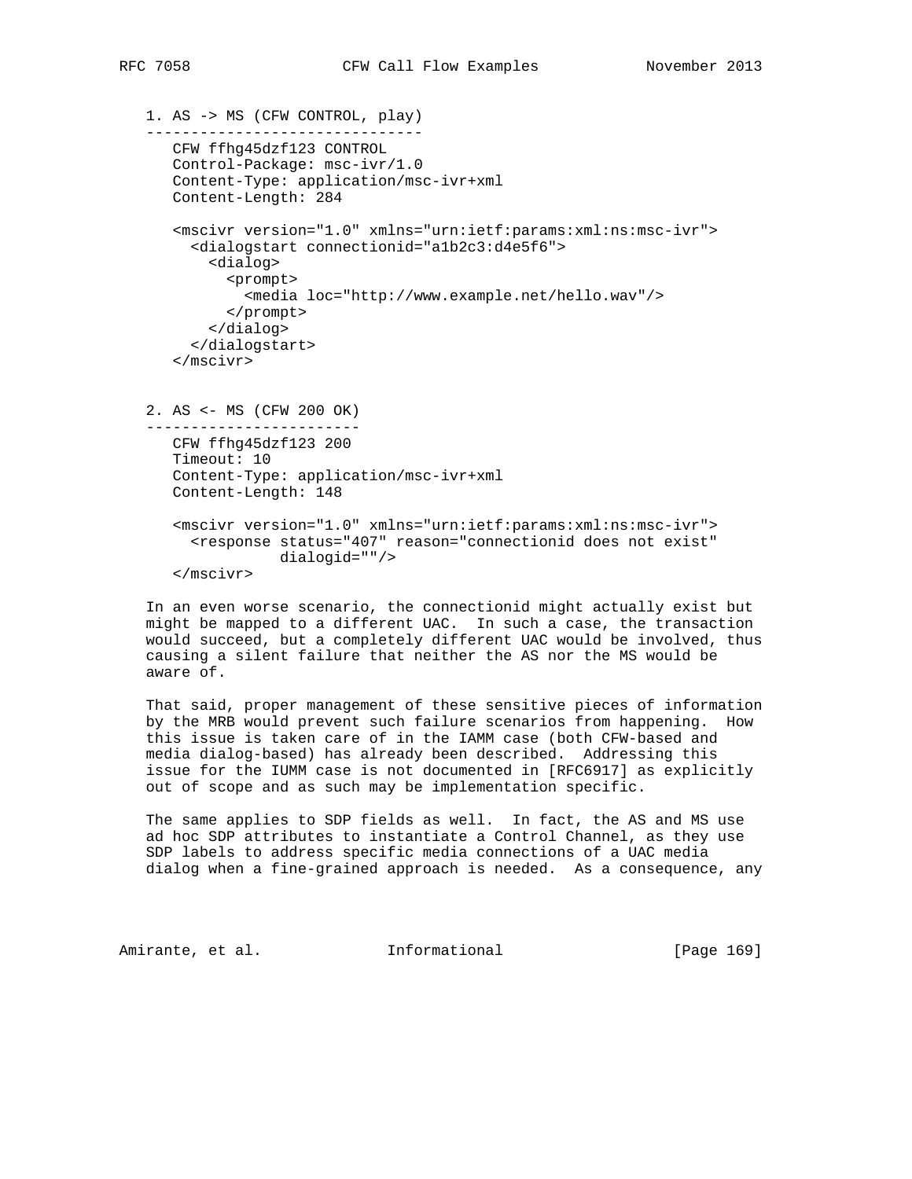1. AS -> MS (CFW CONTROL, play)

```
-------------------------------
   CFW ffhg45dzf123 CONTROL
   Control-Package: msc-ivr/1.0
   Content-Type: application/msc-ivr+xml
   Content-Length: 284

   <mscivr version="1.0" xmlns="urn:ietf:params:xml:ns:msc-ivr">
     <dialogstart connectionid="a1b2c3:d4e5f6">
       <dialog>
         <prompt>
           <media loc="http://www.example.net/hello.wav"/>
         </prompt>
       </dialog>
     </dialogstart>
   </mscivr>
```

2. AS <- MS (CFW 200 OK)

```
------------------------
   CFW ffhg45dzf123 200
   Timeout: 10
   Content-Type: application/msc-ivr+xml
   Content-Length: 148

   <mscivr version="1.0" xmlns="urn:ietf:params:xml:ns:msc-ivr">
     <response status="407" reason="connectionid does not exist"
               dialogid=""/>
   </mscivr>
```

In an even worse scenario, the connectionid might actually exist but might be mapped to a different UAC. In such a case, the transaction would succeed, but a completely different UAC would be involved, thus causing a silent failure that neither the AS nor the MS would be aware of.

That said, proper management of these sensitive pieces of information by the MRB would prevent such failure scenarios from happening. How this issue is taken care of in the IAMM case (both CFW-based and media dialog-based) has already been described. Addressing this issue for the IUMM case is not documented in [RFC6917] as explicitly out of scope and as such may be implementation specific.

The same applies to SDP fields as well. In fact, the AS and MS use ad hoc SDP attributes to instantiate a Control Channel, as they use SDP labels to address specific media connections of a UAC media dialog when a fine-grained approach is needed. As a consequence, any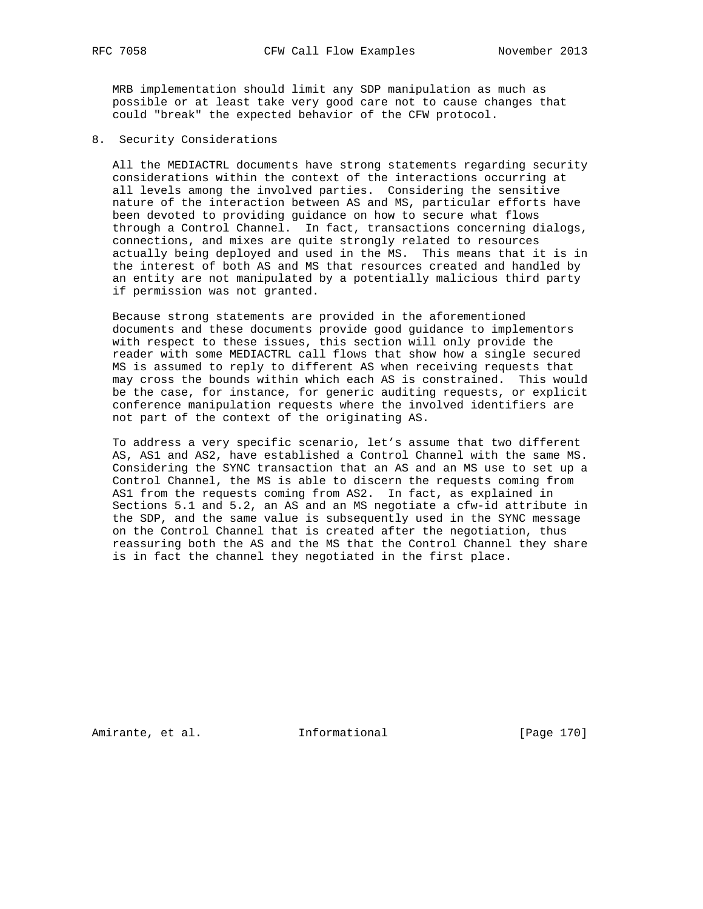MRB implementation should limit any SDP manipulation as much as possible or at least take very good care not to cause changes that could "break" the expected behavior of the CFW protocol.

## 8. Security Considerations

All the MEDIACTRL documents have strong statements regarding security considerations within the context of the interactions occurring at all levels among the involved parties. Considering the sensitive nature of the interaction between AS and MS, particular efforts have been devoted to providing guidance on how to secure what flows through a Control Channel. In fact, transactions concerning dialogs, connections, and mixes are quite strongly related to resources actually being deployed and used in the MS. This means that it is in the interest of both AS and MS that resources created and handled by an entity are not manipulated by a potentially malicious third party if permission was not granted.

Because strong statements are provided in the aforementioned documents and these documents provide good guidance to implementors with respect to these issues, this section will only provide the reader with some MEDIACTRL call flows that show how a single secured MS is assumed to reply to different AS when receiving requests that may cross the bounds within which each AS is constrained. This would be the case, for instance, for generic auditing requests, or explicit conference manipulation requests where the involved identifiers are not part of the context of the originating AS.

To address a very specific scenario, let’s assume that two different AS, AS1 and AS2, have established a Control Channel with the same MS. Considering the SYNC transaction that an AS and an MS use to set up a Control Channel, the MS is able to discern the requests coming from AS1 from the requests coming from AS2. In fact, as explained in Sections 5.1 and 5.2, an AS and an MS negotiate a cfw-id attribute in the SDP, and the same value is subsequently used in the SYNC message on the Control Channel that is created after the negotiation, thus reassuring both the AS and the MS that the Control Channel they share is in fact the channel they negotiated in the first place.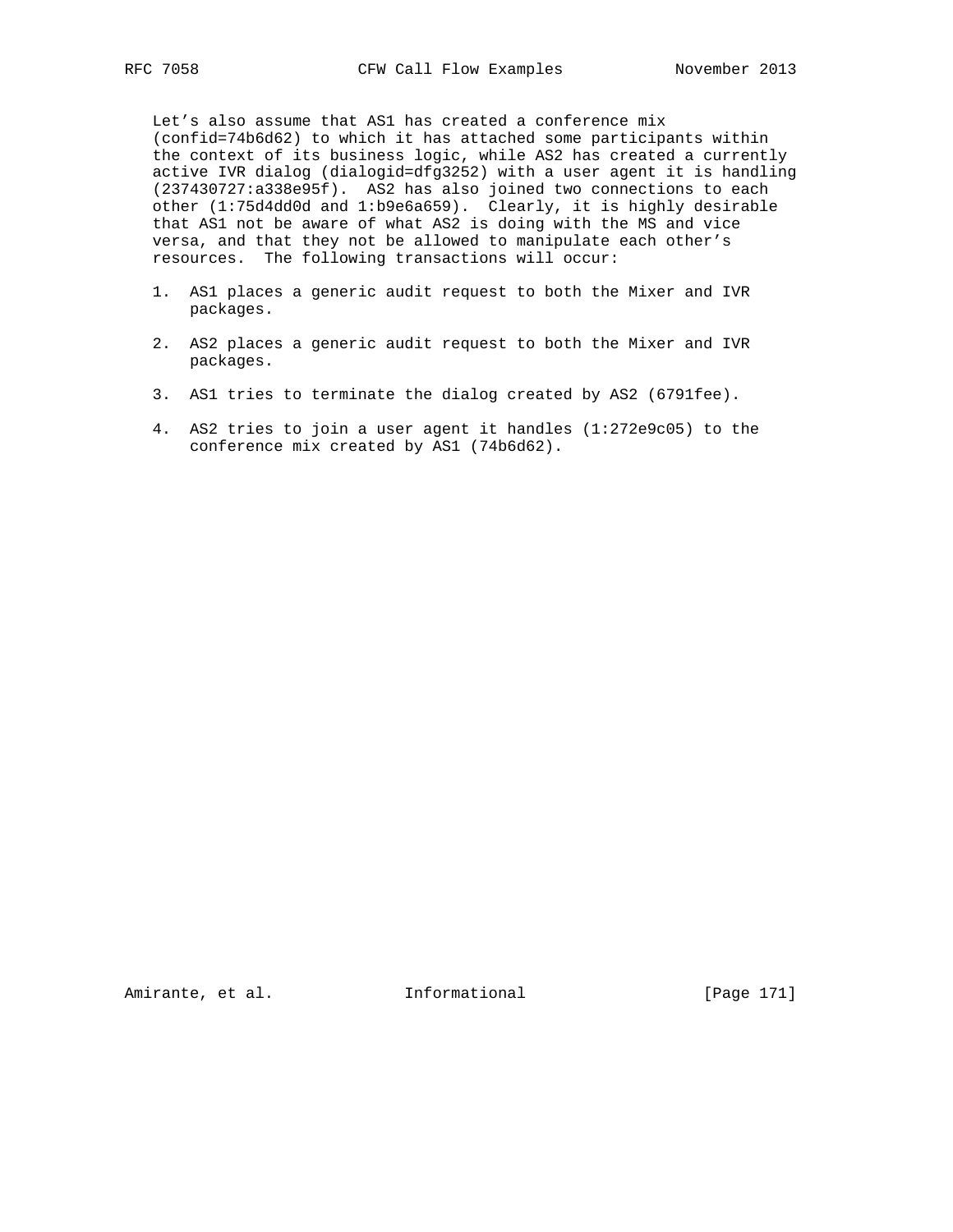Let's also assume that AS1 has created a conference mix (confid=74b6d62) to which it has attached some participants within the context of its business logic, while AS2 has created a currently active IVR dialog (dialogid=dfg3252) with a user agent it is handling (237430727:a338e95f). AS2 has also joined two connections to each other (1:75d4dd0d and 1:b9e6a659). Clearly, it is highly desirable that AS1 not be aware of what AS2 is doing with the MS and vice versa, and that they not be allowed to manipulate each other's resources. The following transactions will occur:

1. AS1 places a generic audit request to both the Mixer and IVR packages.

2. AS2 places a generic audit request to both the Mixer and IVR packages.

3. AS1 tries to terminate the dialog created by AS2 (6791fee).

4. AS2 tries to join a user agent it handles (1:272e9c05) to the conference mix created by AS1 (74b6d62).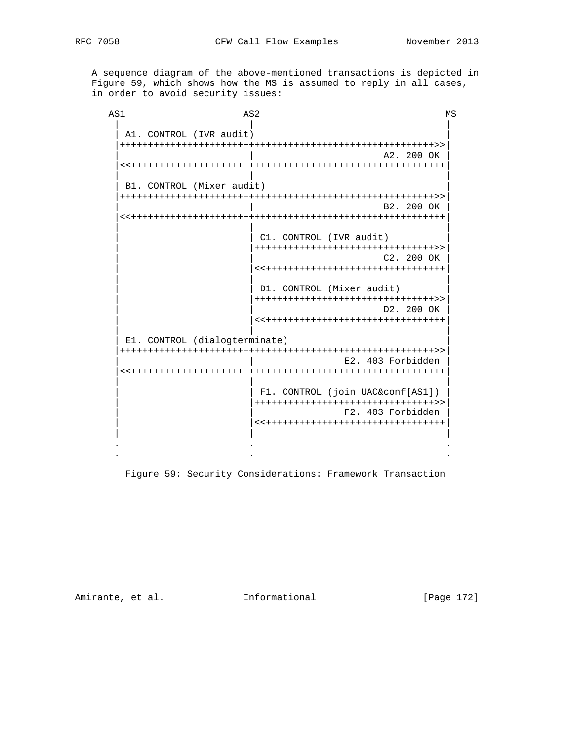A sequence diagram of the above-mentioned transactions is depicted in Figure 59, which shows how the MS is assumed to reply in all cases, in order to avoid security issues:

```
AS1                    AS2                                 MS
 |                      |                                   |
 | A1. CONTROL (IVR audit)                                  |
 |++++++++++++++++++++++++++++++++++++++++++++++++++++++++>>|
 |                      |                        A2. 200 OK |
 |<<++++++++++++++++++++++++++++++++++++++++++++++++++++++++|
 |                      |                                   |
 | B1. CONTROL (Mixer audit)                                |
 |++++++++++++++++++++++++++++++++++++++++++++++++++++++++>>|
 |                      |                        B2. 200 OK |
 |<<++++++++++++++++++++++++++++++++++++++++++++++++++++++++|
 |                      |                                   |
 |                      | C1. CONTROL (IVR audit)           |
 |                      |++++++++++++++++++++++++++++++++>>|
 |                      |                        C2. 200 OK |
 |                      |<<++++++++++++++++++++++++++++++++|
 |                      |                                   |
 |                      | D1. CONTROL (Mixer audit)         |
 |                      |++++++++++++++++++++++++++++++++>>|
 |                      |                        D2. 200 OK |
 |                      |<<++++++++++++++++++++++++++++++++|
 |                      |                                   |
 | E1. CONTROL (dialogterminate)                            |
 |++++++++++++++++++++++++++++++++++++++++++++++++++++++++>>|
 |                      |                 E2. 403 Forbidden |
 |<<++++++++++++++++++++++++++++++++++++++++++++++++++++++++|
 |                      |                                   |
 |                      | F1. CONTROL (join UAC&conf[AS1])  |
 |                      |++++++++++++++++++++++++++++++++>>|
 |                      |                 F2. 403 Forbidden |
 |                      |<<++++++++++++++++++++++++++++++++|
 |                      |                                   |
 .                      .                                   .
 .                      .                                   .
```

Figure 59: Security Considerations: Framework Transaction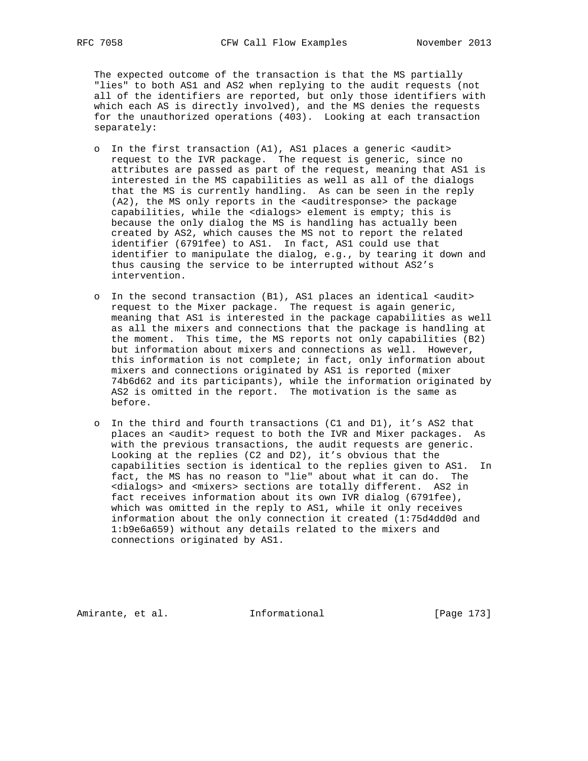The expected outcome of the transaction is that the MS partially "lies" to both AS1 and AS2 when replying to the audit requests (not all of the identifiers are reported, but only those identifiers with which each AS is directly involved), and the MS denies the requests for the unauthorized operations (403). Looking at each transaction separately:

- In the first transaction (A1), AS1 places a generic <audit> request to the IVR package. The request is generic, since no attributes are passed as part of the request, meaning that AS1 is interested in the MS capabilities as well as all of the dialogs that the MS is currently handling. As can be seen in the reply (A2), the MS only reports in the <auditresponse> the package capabilities, while the <dialogs> element is empty; this is because the only dialog the MS is handling has actually been created by AS2, which causes the MS not to report the related identifier (6791fee) to AS1. In fact, AS1 could use that identifier to manipulate the dialog, e.g., by tearing it down and thus causing the service to be interrupted without AS2's intervention.

- In the second transaction (B1), AS1 places an identical <audit> request to the Mixer package. The request is again generic, meaning that AS1 is interested in the package capabilities as well as all the mixers and connections that the package is handling at the moment. This time, the MS reports not only capabilities (B2) but information about mixers and connections as well. However, this information is not complete; in fact, only information about mixers and connections originated by AS1 is reported (mixer 74b6d62 and its participants), while the information originated by AS2 is omitted in the report. The motivation is the same as before.

- In the third and fourth transactions (C1 and D1), it's AS2 that places an <audit> request to both the IVR and Mixer packages. As with the previous transactions, the audit requests are generic. Looking at the replies (C2 and D2), it's obvious that the capabilities section is identical to the replies given to AS1. In fact, the MS has no reason to "lie" about what it can do. The <dialogs> and <mixers> sections are totally different. AS2 in fact receives information about its own IVR dialog (6791fee), which was omitted in the reply to AS1, while it only receives information about the only connection it created (1:75d4dd0d and 1:b9e6a659) without any details related to the mixers and connections originated by AS1.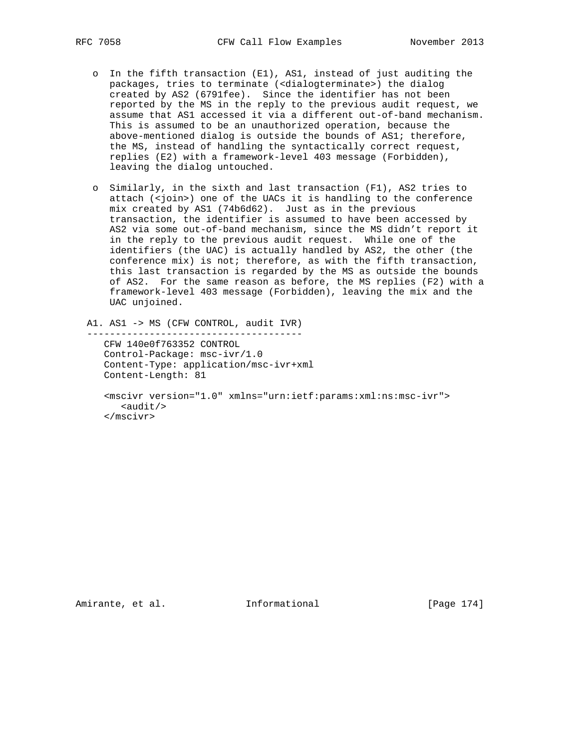- In the fifth transaction (E1), AS1, instead of just auditing the packages, tries to terminate (<dialogterminate>) the dialog created by AS2 (6791fee). Since the identifier has not been reported by the MS in the reply to the previous audit request, we assume that AS1 accessed it via a different out-of-band mechanism. This is assumed to be an unauthorized operation, because the above-mentioned dialog is outside the bounds of AS1; therefore, the MS, instead of handling the syntactically correct request, replies (E2) with a framework-level 403 message (Forbidden), leaving the dialog untouched.

- Similarly, in the sixth and last transaction (F1), AS2 tries to attach (<join>) one of the UACs it is handling to the conference mix created by AS1 (74b6d62). Just as in the previous transaction, the identifier is assumed to have been accessed by AS2 via some out-of-band mechanism, since the MS didn't report it in the reply to the previous audit request. While one of the identifiers (the UAC) is actually handled by AS2, the other (the conference mix) is not; therefore, as with the fifth transaction, this last transaction is regarded by the MS as outside the bounds of AS2. For the same reason as before, the MS replies (F2) with a framework-level 403 message (Forbidden), leaving the mix and the UAC unjoined.

```
A1. AS1 -> MS (CFW CONTROL, audit IVR)
--------------------------------------
   CFW 140e0f763352 CONTROL
   Control-Package: msc-ivr/1.0
   Content-Type: application/msc-ivr+xml
   Content-Length: 81

   <mscivr version="1.0" xmlns="urn:ietf:params:xml:ns:msc-ivr">
      <audit/>
   </mscivr>
```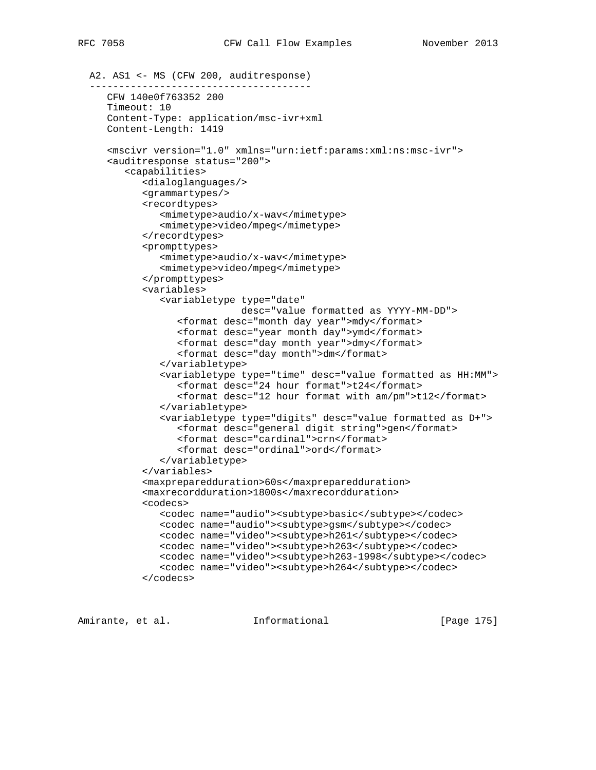A2. AS1 <- MS (CFW 200, auditresponse)

```
   CFW 140e0f763352 200
   Timeout: 10
   Content-Type: application/msc-ivr+xml
   Content-Length: 1419

   <mscivr version="1.0" xmlns="urn:ietf:params:xml:ns:msc-ivr">
   <auditresponse status="200">
      <capabilities>
         <dialoglanguages/>
         <grammartypes/>
         <recordtypes>
            <mimetype>audio/x-wav</mimetype>
            <mimetype>video/mpeg</mimetype>
         </recordtypes>
         <prompttypes>
            <mimetype>audio/x-wav</mimetype>
            <mimetype>video/mpeg</mimetype>
         </prompttypes>
         <variables>
            <variabletype type="date"
                          desc="value formatted as YYYY-MM-DD">
               <format desc="month day year">mdy</format>
               <format desc="year month day">ymd</format>
               <format desc="day month year">dmy</format>
               <format desc="day month">dm</format>
            </variabletype>
            <variabletype type="time" desc="value formatted as HH:MM">
               <format desc="24 hour format">t24</format>
               <format desc="12 hour format with am/pm">t12</format>
            </variabletype>
            <variabletype type="digits" desc="value formatted as D+">
               <format desc="general digit string">gen</format>
               <format desc="cardinal">crn</format>
               <format desc="ordinal">ord</format>
            </variabletype>
         </variables>
         <maxpreparedduration>60s</maxpreparedduration>
         <maxrecordduration>1800s</maxrecordduration>
         <codecs>
            <codec name="audio"><subtype>basic</subtype></codec>
            <codec name="audio"><subtype>gsm</subtype></codec>
            <codec name="video"><subtype>h261</subtype></codec>
            <codec name="video"><subtype>h263</subtype></codec>
            <codec name="video"><subtype>h263-1998</subtype></codec>
            <codec name="video"><subtype>h264</subtype></codec>
         </codecs>
```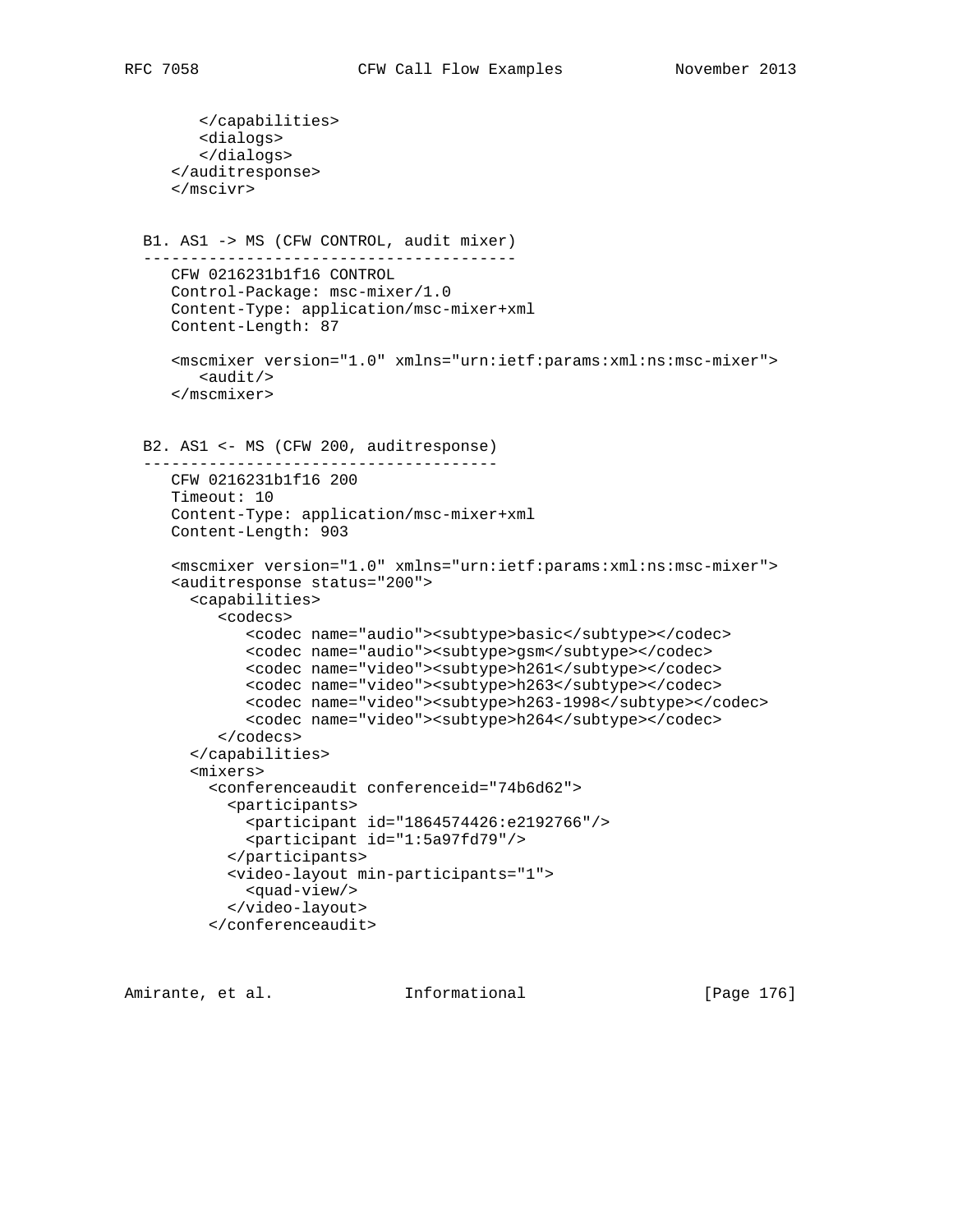```
       </capabilities>
       <dialogs>
       </dialogs>
    </auditresponse>
    </mscivr>
```

B1. AS1 -> MS (CFW CONTROL, audit mixer)

```
    CFW 0216231b1f16 CONTROL
    Control-Package: msc-mixer/1.0
    Content-Type: application/msc-mixer+xml
    Content-Length: 87

    <mscmixer version="1.0" xmlns="urn:ietf:params:xml:ns:msc-mixer">
       <audit/>
    </mscmixer>
```

B2. AS1 <- MS (CFW 200, auditresponse)

```
    CFW 0216231b1f16 200
    Timeout: 10
    Content-Type: application/msc-mixer+xml
    Content-Length: 903

    <mscmixer version="1.0" xmlns="urn:ietf:params:xml:ns:msc-mixer">
    <auditresponse status="200">
      <capabilities>
         <codecs>
            <codec name="audio"><subtype>basic</subtype></codec>
            <codec name="audio"><subtype>gsm</subtype></codec>
            <codec name="video"><subtype>h261</subtype></codec>
            <codec name="video"><subtype>h263</subtype></codec>
            <codec name="video"><subtype>h263-1998</subtype></codec>
            <codec name="video"><subtype>h264</subtype></codec>
         </codecs>
      </capabilities>
      <mixers>
        <conferenceaudit conferenceid="74b6d62">
          <participants>
            <participant id="1864574426:e2192766"/>
            <participant id="1:5a97fd79"/>
          </participants>
          <video-layout min-participants="1">
            <quad-view/>
          </video-layout>
        </conferenceaudit>
```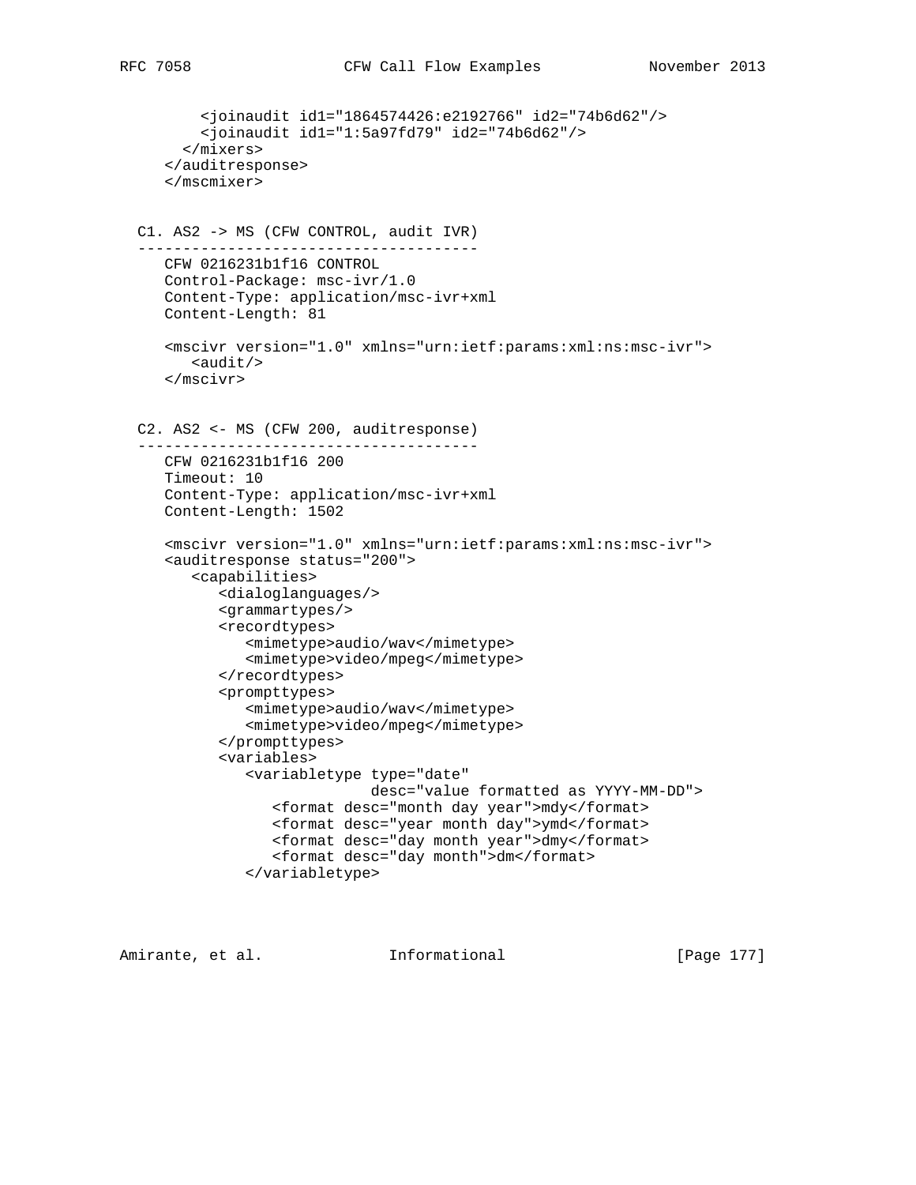```
        <joinaudit id1="1864574426:e2192766" id2="74b6d62"/>
        <joinaudit id1="1:5a97fd79" id2="74b6d62"/>
      </mixers>
    </auditresponse>
    </mscmixer>
```

C1. AS2 -> MS (CFW CONTROL, audit IVR)

```
   CFW 0216231b1f16 CONTROL
   Control-Package: msc-ivr/1.0
   Content-Type: application/msc-ivr+xml
   Content-Length: 81

   <mscivr version="1.0" xmlns="urn:ietf:params:xml:ns:msc-ivr">
      <audit/>
   </mscivr>
```

C2. AS2 <- MS (CFW 200, auditresponse)

```
   CFW 0216231b1f16 200
   Timeout: 10
   Content-Type: application/msc-ivr+xml
   Content-Length: 1502

   <mscivr version="1.0" xmlns="urn:ietf:params:xml:ns:msc-ivr">
   <auditresponse status="200">
      <capabilities>
         <dialoglanguages/>
         <grammartypes/>
         <recordtypes>
            <mimetype>audio/wav</mimetype>
            <mimetype>video/mpeg</mimetype>
         </recordtypes>
         <prompttypes>
            <mimetype>audio/wav</mimetype>
            <mimetype>video/mpeg</mimetype>
         </prompttypes>
         <variables>
            <variabletype type="date"
                          desc="value formatted as YYYY-MM-DD">
               <format desc="month day year">mdy</format>
               <format desc="year month day">ymd</format>
               <format desc="day month year">dmy</format>
               <format desc="day month">dm</format>
            </variabletype>
```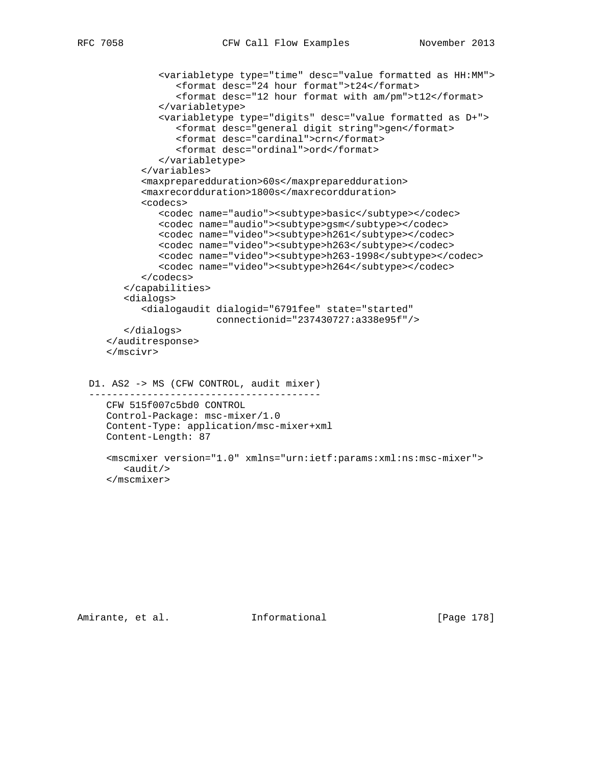```
            <variabletype type="time" desc="value formatted as HH:MM">
               <format desc="24 hour format">t24</format>
               <format desc="12 hour format with am/pm">t12</format>
            </variabletype>
            <variabletype type="digits" desc="value formatted as D+">
               <format desc="general digit string">gen</format>
               <format desc="cardinal">crn</format>
               <format desc="ordinal">ord</format>
            </variabletype>
         </variables>
         <maxpreparedduration>60s</maxpreparedduration>
         <maxrecordduration>1800s</maxrecordduration>
         <codecs>
            <codec name="audio"><subtype>basic</subtype></codec>
            <codec name="audio"><subtype>gsm</subtype></codec>
            <codec name="video"><subtype>h261</subtype></codec>
            <codec name="video"><subtype>h263</subtype></codec>
            <codec name="video"><subtype>h263-1998</subtype></codec>
            <codec name="video"><subtype>h264</subtype></codec>
         </codecs>
      </capabilities>
      <dialogs>
         <dialogaudit dialogid="6791fee" state="started"
                      connectionid="237430727:a338e95f"/>
      </dialogs>
   </auditresponse>
   </mscivr>
```

D1. AS2 -> MS (CFW CONTROL, audit mixer)

```
   CFW 515f007c5bd0 CONTROL
   Control-Package: msc-mixer/1.0
   Content-Type: application/msc-mixer+xml
   Content-Length: 87

   <mscmixer version="1.0" xmlns="urn:ietf:params:xml:ns:msc-mixer">
      <audit/>
   </mscmixer>
```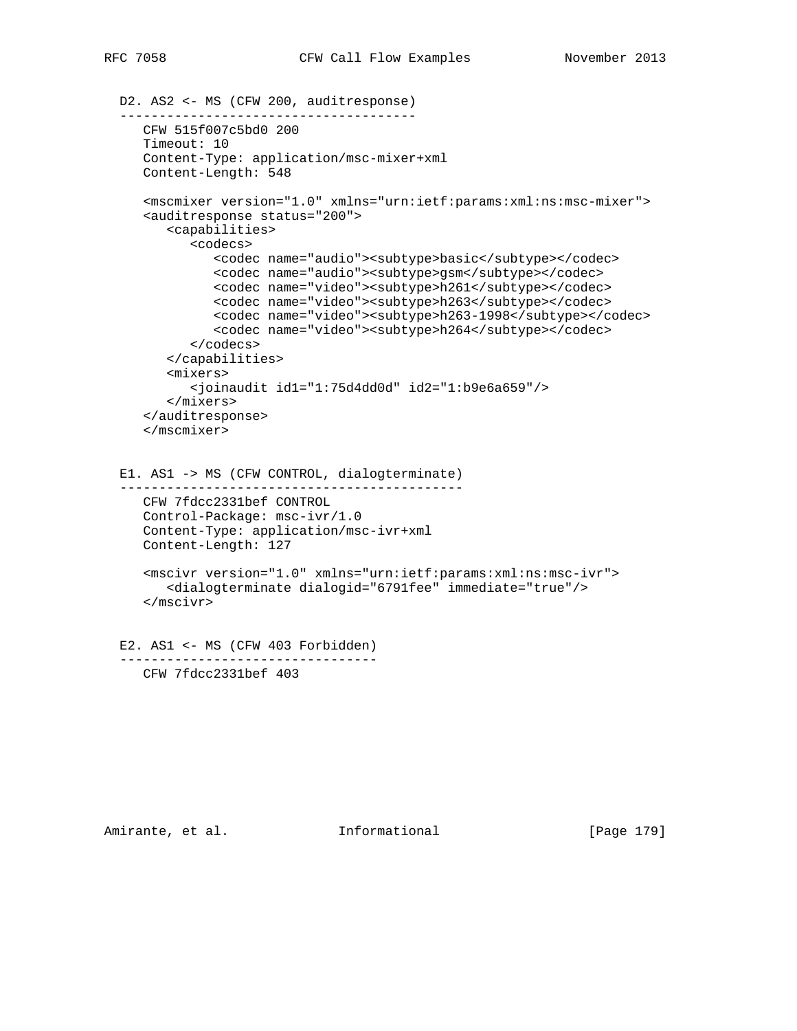D2. AS2 <- MS (CFW 200, auditresponse)

```
CFW 515f007c5bd0 200
Timeout: 10
Content-Type: application/msc-mixer+xml
Content-Length: 548

<mscmixer version="1.0" xmlns="urn:ietf:params:xml:ns:msc-mixer">
<auditresponse status="200">
   <capabilities>
      <codecs>
         <codec name="audio"><subtype>basic</subtype></codec>
         <codec name="audio"><subtype>gsm</subtype></codec>
         <codec name="video"><subtype>h261</subtype></codec>
         <codec name="video"><subtype>h263</subtype></codec>
         <codec name="video"><subtype>h263-1998</subtype></codec>
         <codec name="video"><subtype>h264</subtype></codec>
      </codecs>
   </capabilities>
   <mixers>
      <joinaudit id1="1:75d4dd0d" id2="1:b9e6a659"/>
   </mixers>
</auditresponse>
</mscmixer>
```

E1. AS1 -> MS (CFW CONTROL, dialogterminate)

```
CFW 7fdcc2331bef CONTROL
Control-Package: msc-ivr/1.0
Content-Type: application/msc-ivr+xml
Content-Length: 127

<mscivr version="1.0" xmlns="urn:ietf:params:xml:ns:msc-ivr">
   <dialogterminate dialogid="6791fee" immediate="true"/>
</mscivr>
```

E2. AS1 <- MS (CFW 403 Forbidden)

```
CFW 7fdcc2331bef 403
```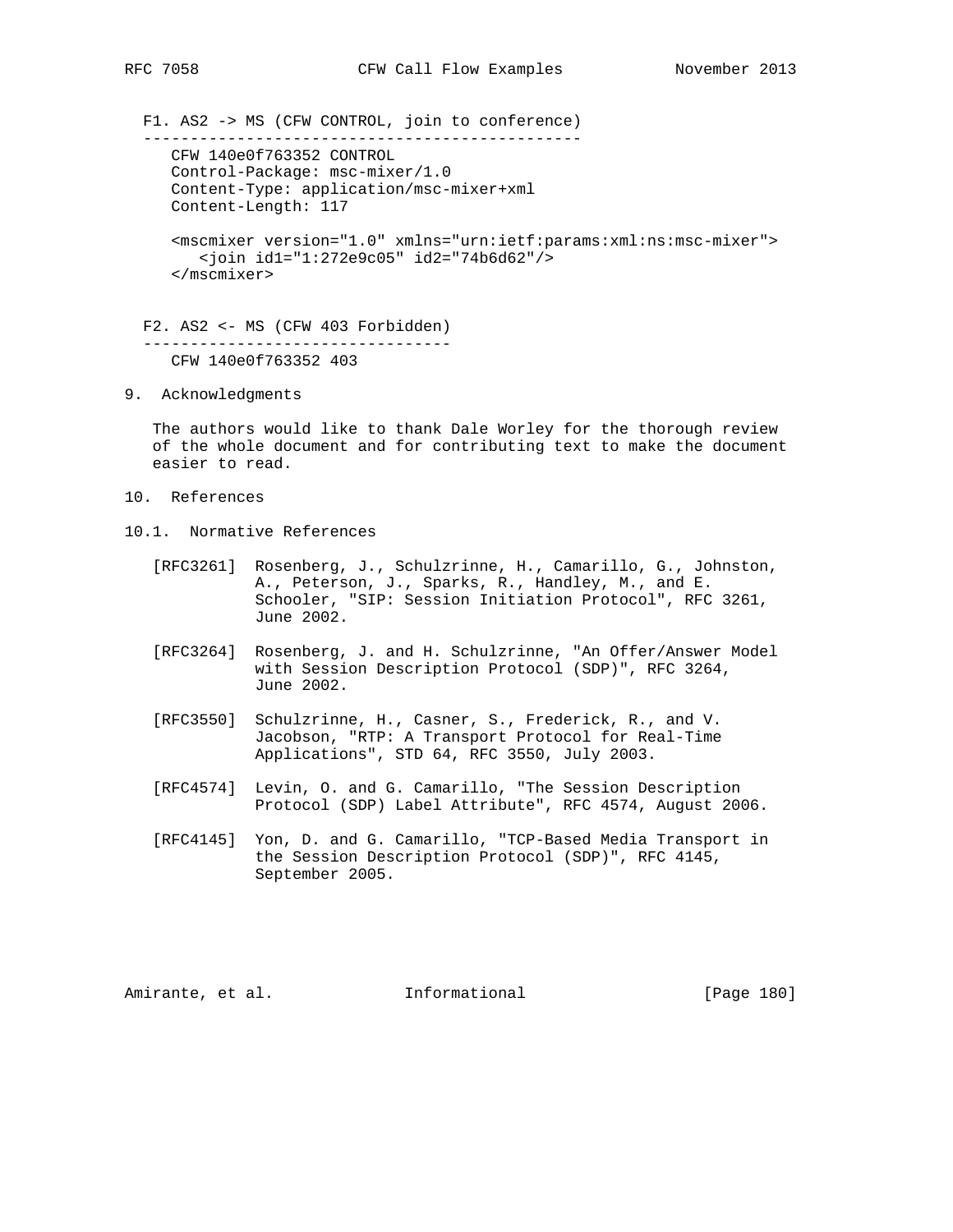F1. AS2 -> MS (CFW CONTROL, join to conference)

```
CFW 140e0f763352 CONTROL
Control-Package: msc-mixer/1.0
Content-Type: application/msc-mixer+xml
Content-Length: 117

<mscmixer version="1.0" xmlns="urn:ietf:params:xml:ns:msc-mixer">
   <join id1="1:272e9c05" id2="74b6d62"/>
</mscmixer>
```

F2. AS2 <- MS (CFW 403 Forbidden)

```
CFW 140e0f763352 403
```

## 9. Acknowledgments

The authors would like to thank Dale Worley for the thorough review of the whole document and for contributing text to make the document easier to read.

## 10. References

### 10.1. Normative References

[RFC3261] Rosenberg, J., Schulzrinne, H., Camarillo, G., Johnston, A., Peterson, J., Sparks, R., Handley, M., and E. Schooler, "SIP: Session Initiation Protocol", RFC 3261, June 2002.

[RFC3264] Rosenberg, J. and H. Schulzrinne, "An Offer/Answer Model with Session Description Protocol (SDP)", RFC 3264, June 2002.

[RFC3550] Schulzrinne, H., Casner, S., Frederick, R., and V. Jacobson, "RTP: A Transport Protocol for Real-Time Applications", STD 64, RFC 3550, July 2003.

[RFC4574] Levin, O. and G. Camarillo, "The Session Description Protocol (SDP) Label Attribute", RFC 4574, August 2006.

[RFC4145] Yon, D. and G. Camarillo, "TCP-Based Media Transport in the Session Description Protocol (SDP)", RFC 4145, September 2005.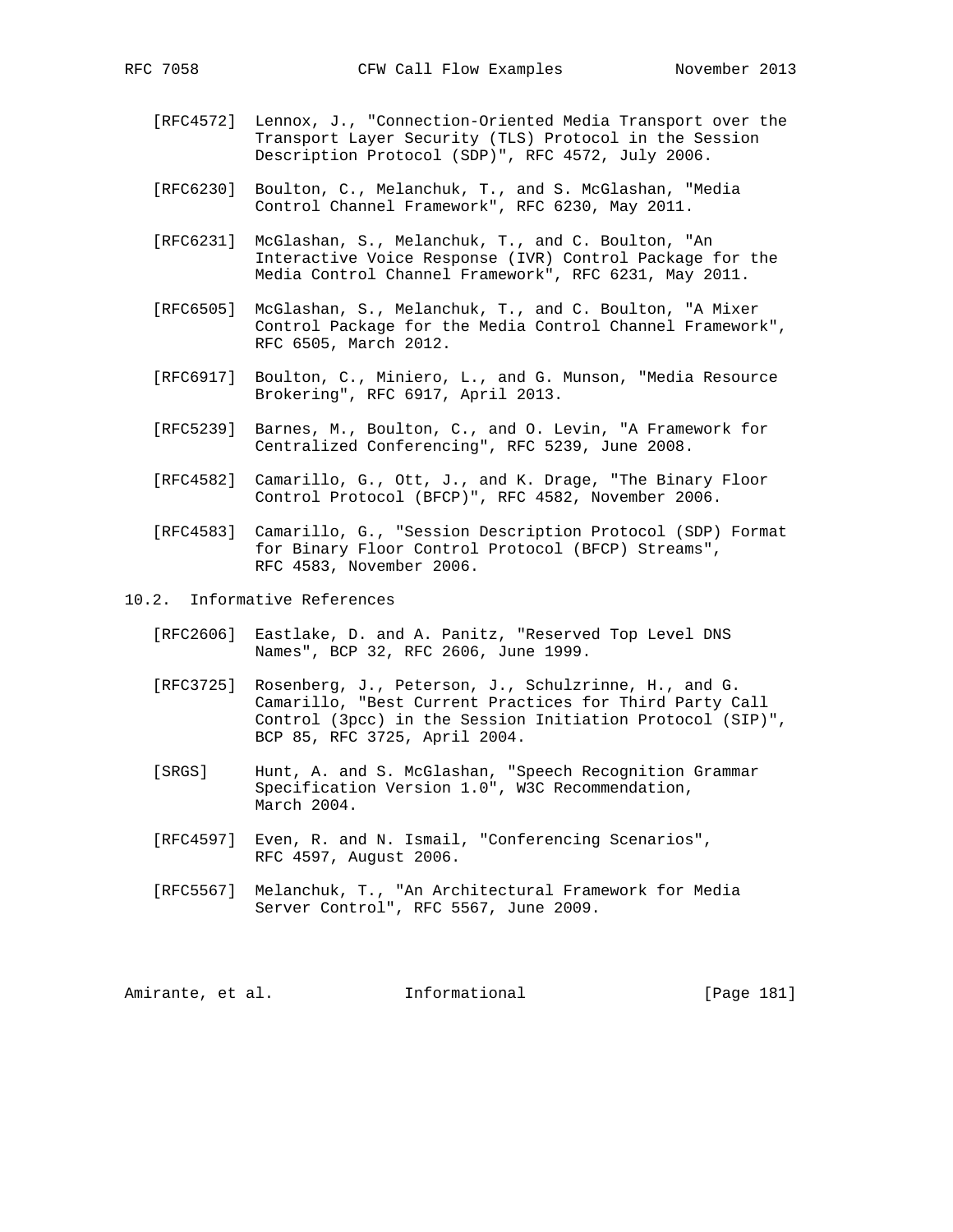[RFC4572] Lennox, J., "Connection-Oriented Media Transport over the Transport Layer Security (TLS) Protocol in the Session Description Protocol (SDP)", RFC 4572, July 2006.

[RFC6230] Boulton, C., Melanchuk, T., and S. McGlashan, "Media Control Channel Framework", RFC 6230, May 2011.

[RFC6231] McGlashan, S., Melanchuk, T., and C. Boulton, "An Interactive Voice Response (IVR) Control Package for the Media Control Channel Framework", RFC 6231, May 2011.

[RFC6505] McGlashan, S., Melanchuk, T., and C. Boulton, "A Mixer Control Package for the Media Control Channel Framework", RFC 6505, March 2012.

[RFC6917] Boulton, C., Miniero, L., and G. Munson, "Media Resource Brokering", RFC 6917, April 2013.

[RFC5239] Barnes, M., Boulton, C., and O. Levin, "A Framework for Centralized Conferencing", RFC 5239, June 2008.

[RFC4582] Camarillo, G., Ott, J., and K. Drage, "The Binary Floor Control Protocol (BFCP)", RFC 4582, November 2006.

[RFC4583] Camarillo, G., "Session Description Protocol (SDP) Format for Binary Floor Control Protocol (BFCP) Streams", RFC 4583, November 2006.

## 10.2. Informative References

[RFC2606] Eastlake, D. and A. Panitz, "Reserved Top Level DNS Names", BCP 32, RFC 2606, June 1999.

[RFC3725] Rosenberg, J., Peterson, J., Schulzrinne, H., and G. Camarillo, "Best Current Practices for Third Party Call Control (3pcc) in the Session Initiation Protocol (SIP)", BCP 85, RFC 3725, April 2004.

[SRGS] Hunt, A. and S. McGlashan, "Speech Recognition Grammar Specification Version 1.0", W3C Recommendation, March 2004.

[RFC4597] Even, R. and N. Ismail, "Conferencing Scenarios", RFC 4597, August 2006.

[RFC5567] Melanchuk, T., "An Architectural Framework for Media Server Control", RFC 5567, June 2009.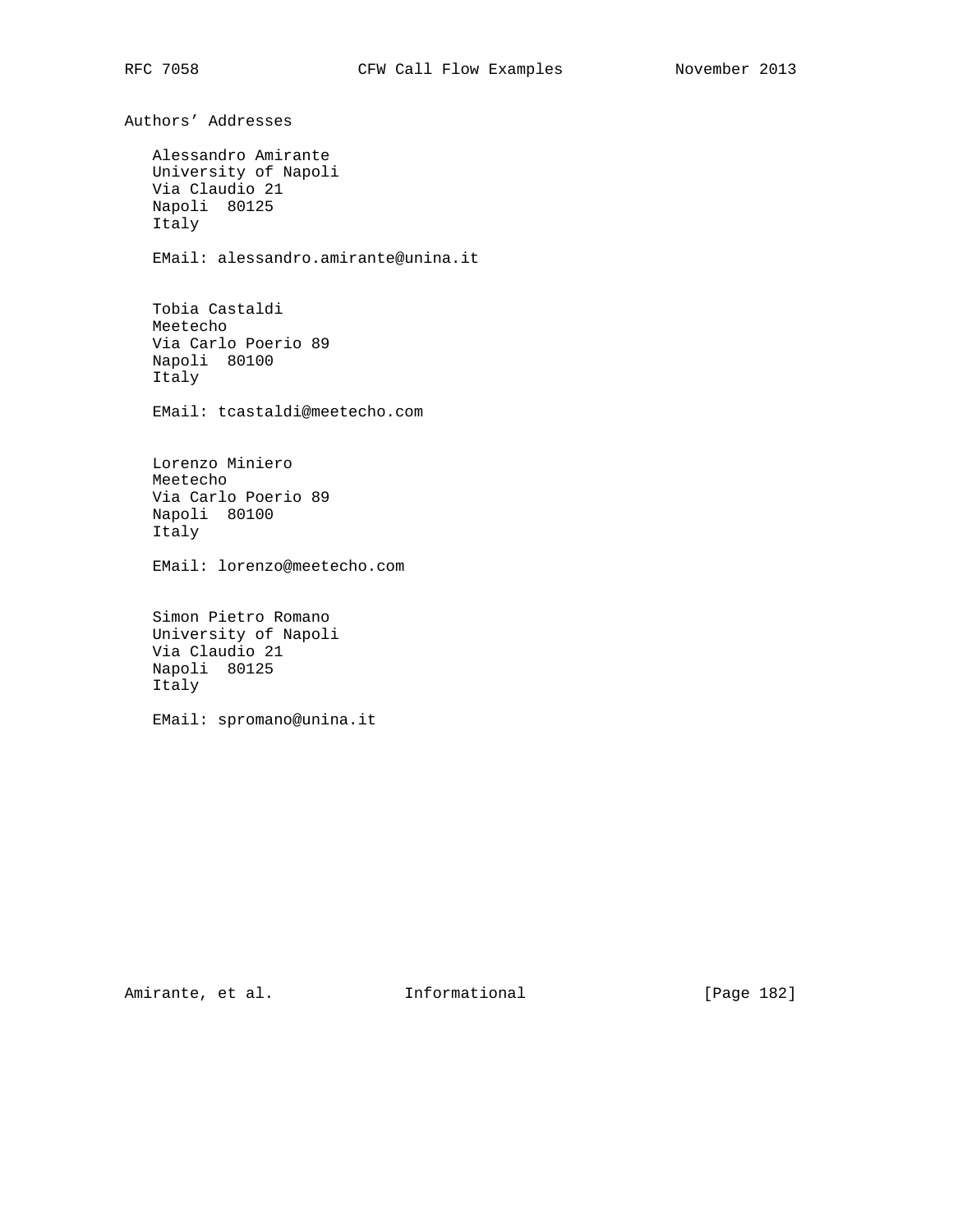## Authors' Addresses

Alessandro Amirante
University of Napoli
Via Claudio 21
Napoli  80125
Italy

EMail: alessandro.amirante@unina.it

Tobia Castaldi
Meetecho
Via Carlo Poerio 89
Napoli  80100
Italy

EMail: tcastaldi@meetecho.com

Lorenzo Miniero
Meetecho
Via Carlo Poerio 89
Napoli  80100
Italy

EMail: lorenzo@meetecho.com

Simon Pietro Romano
University of Napoli
Via Claudio 21
Napoli  80125
Italy

EMail: spromano@unina.it